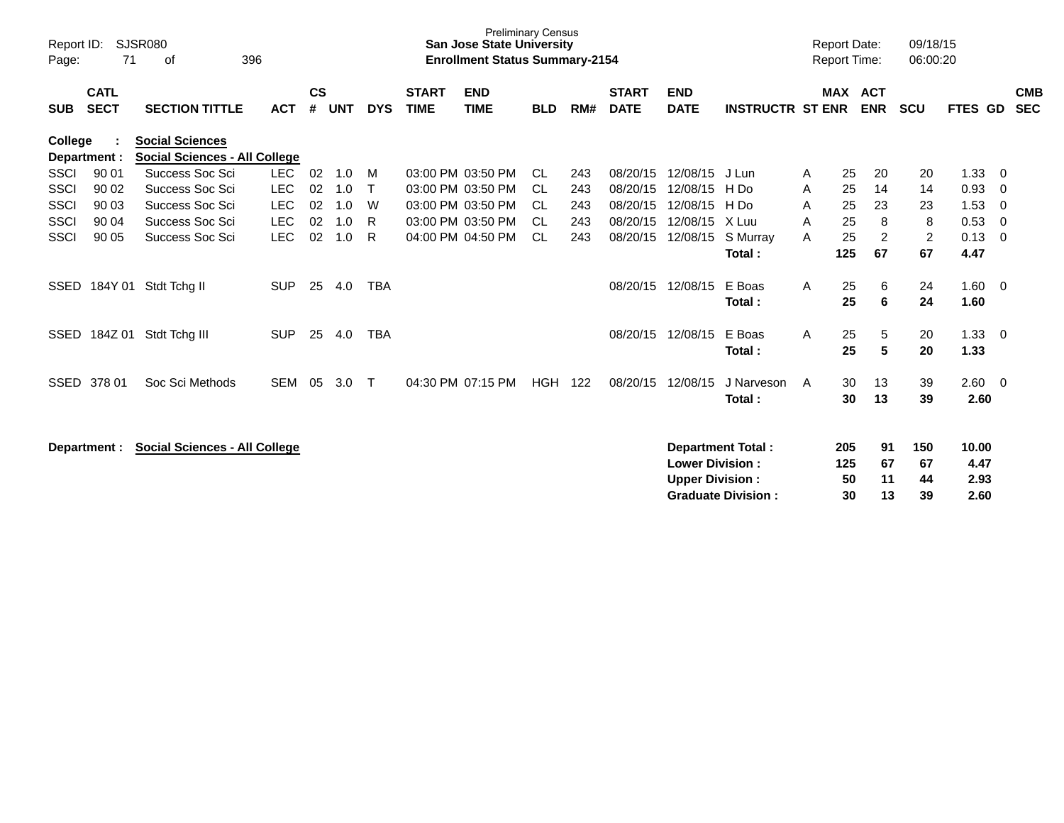Preliminary Census
**San Jose State University**
**Enrollment Status Summary-2154**

Report ID: SJSR080
Report Date: 09/18/15
Report Time: 06:00:20

| SUB | CATL SECT | SECTION TITTLE | ACT | CS # | UNT | DYS | START TIME | END TIME | BLD | RM# | START DATE | END DATE | INSTRUCTR | ST | MAX ENR | ACT ENR | SCU | FTES | GD | CMB SEC |
|---|---|---|---|---|---|---|---|---|---|---|---|---|---|---|---|---|---|---|---|---|
| **College :** | | **Social Sciences** | | | | | | | | | | | | | | | | | | |
| **Department :** | | **Social Sciences - All College** | | | | | | | | | | | | | | | | | | |
| SSCI | 90 01 | Success Soc Sci | LEC | 02 | 1.0 | M | 03:00 PM | 03:50 PM | CL | 243 | 08/20/15 | 12/08/15 | J Lun | A | 25 | 20 | 20 | 1.33 | 0 | |
| SSCI | 90 02 | Success Soc Sci | LEC | 02 | 1.0 | T | 03:00 PM | 03:50 PM | CL | 243 | 08/20/15 | 12/08/15 | H Do | A | 25 | 14 | 14 | 0.93 | 0 | |
| SSCI | 90 03 | Success Soc Sci | LEC | 02 | 1.0 | W | 03:00 PM | 03:50 PM | CL | 243 | 08/20/15 | 12/08/15 | H Do | A | 25 | 23 | 23 | 1.53 | 0 | |
| SSCI | 90 04 | Success Soc Sci | LEC | 02 | 1.0 | R | 03:00 PM | 03:50 PM | CL | 243 | 08/20/15 | 12/08/15 | X Luu | A | 25 | 8 | 8 | 0.53 | 0 | |
| SSCI | 90 05 | Success Soc Sci | LEC | 02 | 1.0 | R | 04:00 PM | 04:50 PM | CL | 243 | 08/20/15 | 12/08/15 | S Murray | A | 25 | 2 | 2 | 0.13 | 0 | |
| | | | | | | | | | | | | | **Total :** | | **125** | **67** | **67** | **4.47** | | |
| SSED | 184Y 01 | Stdt Tchg II | SUP | 25 | 4.0 | TBA | | | | | 08/20/15 | 12/08/15 | E Boas | A | 25 | 6 | 24 | 1.60 | 0 | |
| | | | | | | | | | | | | | **Total :** | | **25** | **6** | **24** | **1.60** | | |
| SSED | 184Z 01 | Stdt Tchg III | SUP | 25 | 4.0 | TBA | | | | | 08/20/15 | 12/08/15 | E Boas | A | 25 | 5 | 20 | 1.33 | 0 | |
| | | | | | | | | | | | | | **Total :** | | **25** | **5** | **20** | **1.33** | | |
| SSED | 378 01 | Soc Sci Methods | SEM | 05 | 3.0 | T | 04:30 PM | 07:15 PM | HGH | 122 | 08/20/15 | 12/08/15 | J Narveson | A | 30 | 13 | 39 | 2.60 | 0 | |
| | | | | | | | | | | | | | **Total :** | | **30** | **13** | **39** | **2.60** | | |

**Department : Social Sciences - All College**

| | MAX ENR | ACT ENR | SCU | FTES |
|---|---|---|---|---|
| **Department Total :** | **205** | **91** | **150** | **10.00** |
| **Lower Division :** | **125** | **67** | **67** | **4.47** |
| **Upper Division :** | **50** | **11** | **44** | **2.93** |
| **Graduate Division :** | **30** | **13** | **39** | **2.60** |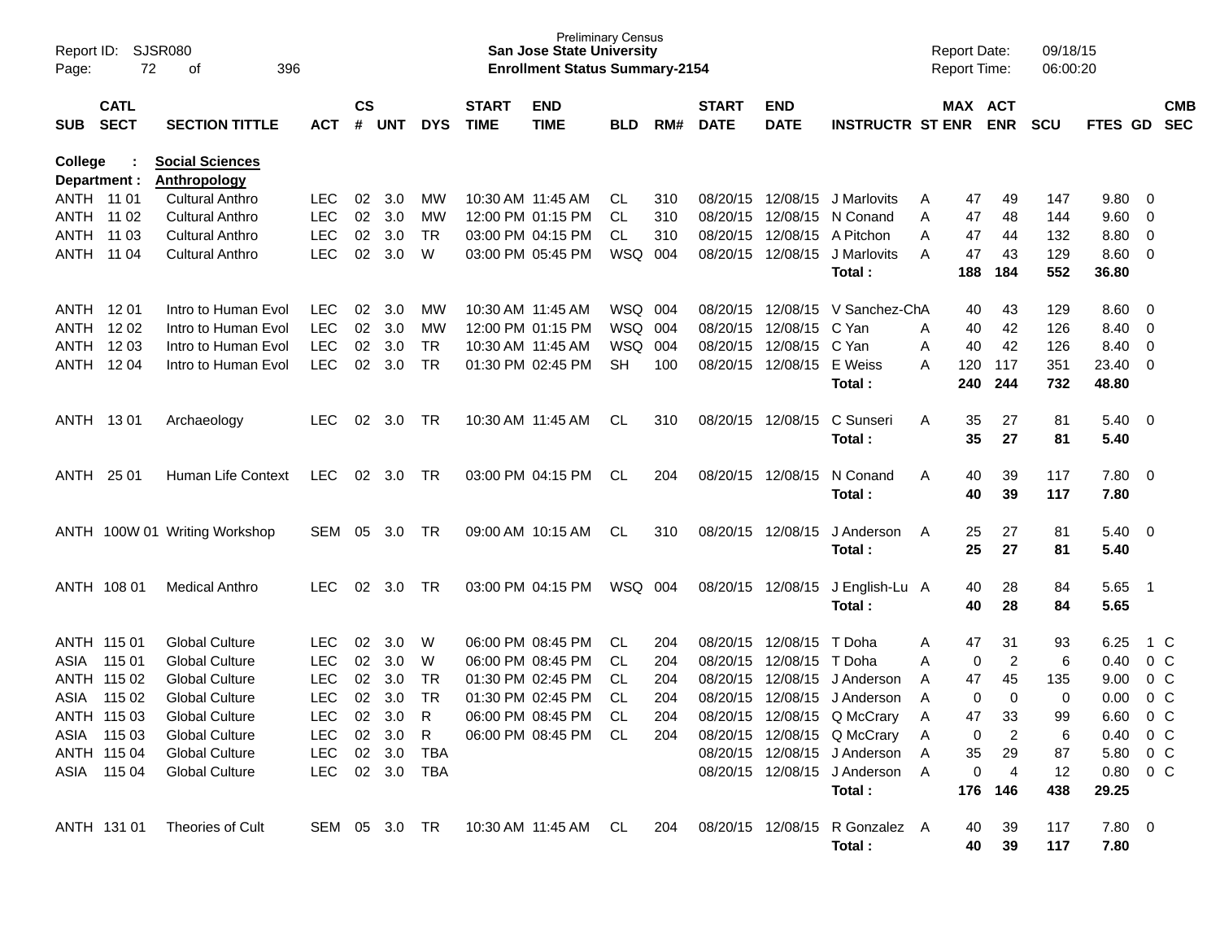Preliminary Census
**San Jose State University**
**Enrollment Status Summary-2154**

Report ID: SJSR080
Report Date: 09/18/15
Report Time: 06:00:20

| SUB | CATL SECT | SECTION TITTLE | ACT | CS # | UNT | DYS | START TIME | END TIME | BLD | RM# | START DATE | END DATE | INSTRUCTR | ST | MAX ENR | ACT ENR | SCU | FTES | GD | CMB SEC |
|---|---|---|---|---|---|---|---|---|---|---|---|---|---|---|---|---|---|---|---|---|
| **College :** | | **Social Sciences** | | | | | | | | | | | | | | | | | | |
| **Department :** | | **Anthropology** | | | | | | | | | | | | | | | | | | |
| ANTH | 11 01 | Cultural Anthro | LEC | 02 | 3.0 | MW | 10:30 AM | 11:45 AM | CL | 310 | 08/20/15 | 12/08/15 | J Marlovits | A | 47 | 49 | 147 | 9.80 | 0 | |
| ANTH | 11 02 | Cultural Anthro | LEC | 02 | 3.0 | MW | 12:00 PM | 01:15 PM | CL | 310 | 08/20/15 | 12/08/15 | N Conand | A | 47 | 48 | 144 | 9.60 | 0 | |
| ANTH | 11 03 | Cultural Anthro | LEC | 02 | 3.0 | TR | 03:00 PM | 04:15 PM | CL | 310 | 08/20/15 | 12/08/15 | A Pitchon | A | 47 | 44 | 132 | 8.80 | 0 | |
| ANTH | 11 04 | Cultural Anthro | LEC | 02 | 3.0 | W | 03:00 PM | 05:45 PM | WSQ | 004 | 08/20/15 | 12/08/15 | J Marlovits | A | 47 | 43 | 129 | 8.60 | 0 | |
| | | | | | | | | | | | | | **Total :** | | **188** | **184** | **552** | **36.80** | | |
| ANTH | 12 01 | Intro to Human Evol | LEC | 02 | 3.0 | MW | 10:30 AM | 11:45 AM | WSQ | 004 | 08/20/15 | 12/08/15 | V Sanchez-Ch | A | 40 | 43 | 129 | 8.60 | 0 | |
| ANTH | 12 02 | Intro to Human Evol | LEC | 02 | 3.0 | MW | 12:00 PM | 01:15 PM | WSQ | 004 | 08/20/15 | 12/08/15 | C Yan | A | 40 | 42 | 126 | 8.40 | 0 | |
| ANTH | 12 03 | Intro to Human Evol | LEC | 02 | 3.0 | TR | 10:30 AM | 11:45 AM | WSQ | 004 | 08/20/15 | 12/08/15 | C Yan | A | 40 | 42 | 126 | 8.40 | 0 | |
| ANTH | 12 04 | Intro to Human Evol | LEC | 02 | 3.0 | TR | 01:30 PM | 02:45 PM | SH | 100 | 08/20/15 | 12/08/15 | E Weiss | A | 120 | 117 | 351 | 23.40 | 0 | |
| | | | | | | | | | | | | | **Total :** | | **240** | **244** | **732** | **48.80** | | |
| ANTH | 13 01 | Archaeology | LEC | 02 | 3.0 | TR | 10:30 AM | 11:45 AM | CL | 310 | 08/20/15 | 12/08/15 | C Sunseri | A | 35 | 27 | 81 | 5.40 | 0 | |
| | | | | | | | | | | | | | **Total :** | | **35** | **27** | **81** | **5.40** | | |
| ANTH | 25 01 | Human Life Context | LEC | 02 | 3.0 | TR | 03:00 PM | 04:15 PM | CL | 204 | 08/20/15 | 12/08/15 | N Conand | A | 40 | 39 | 117 | 7.80 | 0 | |
| | | | | | | | | | | | | | **Total :** | | **40** | **39** | **117** | **7.80** | | |
| ANTH | 100W 01 | Writing Workshop | SEM | 05 | 3.0 | TR | 09:00 AM | 10:15 AM | CL | 310 | 08/20/15 | 12/08/15 | J Anderson | A | 25 | 27 | 81 | 5.40 | 0 | |
| | | | | | | | | | | | | | **Total :** | | **25** | **27** | **81** | **5.40** | | |
| ANTH | 108 01 | Medical Anthro | LEC | 02 | 3.0 | TR | 03:00 PM | 04:15 PM | WSQ | 004 | 08/20/15 | 12/08/15 | J English-Lu | A | 40 | 28 | 84 | 5.65 | 1 | |
| | | | | | | | | | | | | | **Total :** | | **40** | **28** | **84** | **5.65** | | |
| ANTH | 115 01 | Global Culture | LEC | 02 | 3.0 | W | 06:00 PM | 08:45 PM | CL | 204 | 08/20/15 | 12/08/15 | T Doha | A | 47 | 31 | 93 | 6.25 | 1 | C |
| ASIA | 115 01 | Global Culture | LEC | 02 | 3.0 | W | 06:00 PM | 08:45 PM | CL | 204 | 08/20/15 | 12/08/15 | T Doha | A | 0 | 2 | 6 | 0.40 | 0 | C |
| ANTH | 115 02 | Global Culture | LEC | 02 | 3.0 | TR | 01:30 PM | 02:45 PM | CL | 204 | 08/20/15 | 12/08/15 | J Anderson | A | 47 | 45 | 135 | 9.00 | 0 | C |
| ASIA | 115 02 | Global Culture | LEC | 02 | 3.0 | TR | 01:30 PM | 02:45 PM | CL | 204 | 08/20/15 | 12/08/15 | J Anderson | A | 0 | 0 | 0 | 0.00 | 0 | C |
| ANTH | 115 03 | Global Culture | LEC | 02 | 3.0 | R | 06:00 PM | 08:45 PM | CL | 204 | 08/20/15 | 12/08/15 | Q McCrary | A | 47 | 33 | 99 | 6.60 | 0 | C |
| ASIA | 115 03 | Global Culture | LEC | 02 | 3.0 | R | 06:00 PM | 08:45 PM | CL | 204 | 08/20/15 | 12/08/15 | Q McCrary | A | 0 | 2 | 6 | 0.40 | 0 | C |
| ANTH | 115 04 | Global Culture | LEC | 02 | 3.0 | TBA | | | | | 08/20/15 | 12/08/15 | J Anderson | A | 35 | 29 | 87 | 5.80 | 0 | C |
| ASIA | 115 04 | Global Culture | LEC | 02 | 3.0 | TBA | | | | | 08/20/15 | 12/08/15 | J Anderson | A | 0 | 4 | 12 | 0.80 | 0 | C |
| | | | | | | | | | | | | | **Total :** | | **176** | **146** | **438** | **29.25** | | |
| ANTH | 131 01 | Theories of Cult | SEM | 05 | 3.0 | TR | 10:30 AM | 11:45 AM | CL | 204 | 08/20/15 | 12/08/15 | R Gonzalez | A | 40 | 39 | 117 | 7.80 | 0 | |
| | | | | | | | | | | | | | **Total :** | | **40** | **39** | **117** | **7.80** | | |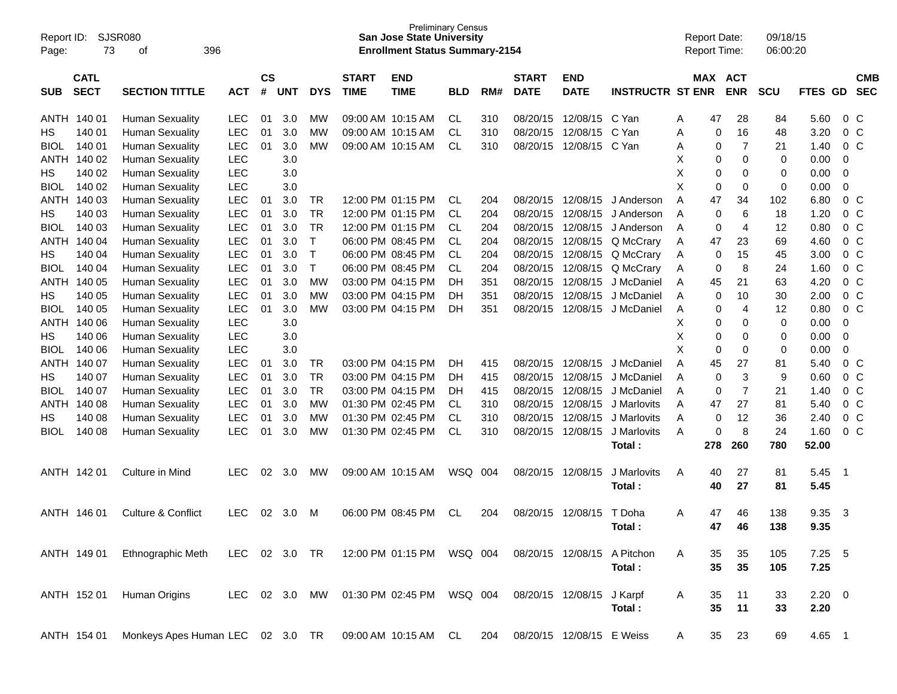Preliminary Census
**San Jose State University**
**Enrollment Status Summary-2154**

Report ID: SJSR080
Report Date: 09/18/15
Report Time: 06:00:20

| SUB | CATL SECT | SECTION TITTLE | ACT | CS # | UNT | DYS | START TIME | END TIME | BLD | RM# | START DATE | END DATE | INSTRUCTR | ST | MAX ENR | ACT ENR | SCU | FTES | GD | CMB SEC |
|---|---|---|---|---|---|---|---|---|---|---|---|---|---|---|---|---|---|---|---|---|
| ANTH | 140 01 | Human Sexuality | LEC | 01 | 3.0 | MW | 09:00 AM | 10:15 AM | CL | 310 | 08/20/15 | 12/08/15 | C Yan | A | 47 | 28 | 84 | 5.60 | 0 | C |
| HS | 140 01 | Human Sexuality | LEC | 01 | 3.0 | MW | 09:00 AM | 10:15 AM | CL | 310 | 08/20/15 | 12/08/15 | C Yan | A | 0 | 16 | 48 | 3.20 | 0 | C |
| BIOL | 140 01 | Human Sexuality | LEC | 01 | 3.0 | MW | 09:00 AM | 10:15 AM | CL | 310 | 08/20/15 | 12/08/15 | C Yan | A | 0 | 7 | 21 | 1.40 | 0 | C |
| ANTH | 140 02 | Human Sexuality | LEC | | 3.0 | | | | | | | | | X | 0 | 0 | 0 | 0.00 | 0 | |
| HS | 140 02 | Human Sexuality | LEC | | 3.0 | | | | | | | | | X | 0 | 0 | 0 | 0.00 | 0 | |
| BIOL | 140 02 | Human Sexuality | LEC | | 3.0 | | | | | | | | | X | 0 | 0 | 0 | 0.00 | 0 | |
| ANTH | 140 03 | Human Sexuality | LEC | 01 | 3.0 | TR | 12:00 PM | 01:15 PM | CL | 204 | 08/20/15 | 12/08/15 | J Anderson | A | 47 | 34 | 102 | 6.80 | 0 | C |
| HS | 140 03 | Human Sexuality | LEC | 01 | 3.0 | TR | 12:00 PM | 01:15 PM | CL | 204 | 08/20/15 | 12/08/15 | J Anderson | A | 0 | 6 | 18 | 1.20 | 0 | C |
| BIOL | 140 03 | Human Sexuality | LEC | 01 | 3.0 | TR | 12:00 PM | 01:15 PM | CL | 204 | 08/20/15 | 12/08/15 | J Anderson | A | 0 | 4 | 12 | 0.80 | 0 | C |
| ANTH | 140 04 | Human Sexuality | LEC | 01 | 3.0 | T | 06:00 PM | 08:45 PM | CL | 204 | 08/20/15 | 12/08/15 | Q McCrary | A | 47 | 23 | 69 | 4.60 | 0 | C |
| HS | 140 04 | Human Sexuality | LEC | 01 | 3.0 | T | 06:00 PM | 08:45 PM | CL | 204 | 08/20/15 | 12/08/15 | Q McCrary | A | 0 | 15 | 45 | 3.00 | 0 | C |
| BIOL | 140 04 | Human Sexuality | LEC | 01 | 3.0 | T | 06:00 PM | 08:45 PM | CL | 204 | 08/20/15 | 12/08/15 | Q McCrary | A | 0 | 8 | 24 | 1.60 | 0 | C |
| ANTH | 140 05 | Human Sexuality | LEC | 01 | 3.0 | MW | 03:00 PM | 04:15 PM | DH | 351 | 08/20/15 | 12/08/15 | J McDaniel | A | 45 | 21 | 63 | 4.20 | 0 | C |
| HS | 140 05 | Human Sexuality | LEC | 01 | 3.0 | MW | 03:00 PM | 04:15 PM | DH | 351 | 08/20/15 | 12/08/15 | J McDaniel | A | 0 | 10 | 30 | 2.00 | 0 | C |
| BIOL | 140 05 | Human Sexuality | LEC | 01 | 3.0 | MW | 03:00 PM | 04:15 PM | DH | 351 | 08/20/15 | 12/08/15 | J McDaniel | A | 0 | 4 | 12 | 0.80 | 0 | C |
| ANTH | 140 06 | Human Sexuality | LEC | | 3.0 | | | | | | | | | X | 0 | 0 | 0 | 0.00 | 0 | |
| HS | 140 06 | Human Sexuality | LEC | | 3.0 | | | | | | | | | X | 0 | 0 | 0 | 0.00 | 0 | |
| BIOL | 140 06 | Human Sexuality | LEC | | 3.0 | | | | | | | | | X | 0 | 0 | 0 | 0.00 | 0 | |
| ANTH | 140 07 | Human Sexuality | LEC | 01 | 3.0 | TR | 03:00 PM | 04:15 PM | DH | 415 | 08/20/15 | 12/08/15 | J McDaniel | A | 45 | 27 | 81 | 5.40 | 0 | C |
| HS | 140 07 | Human Sexuality | LEC | 01 | 3.0 | TR | 03:00 PM | 04:15 PM | DH | 415 | 08/20/15 | 12/08/15 | J McDaniel | A | 0 | 3 | 9 | 0.60 | 0 | C |
| BIOL | 140 07 | Human Sexuality | LEC | 01 | 3.0 | TR | 03:00 PM | 04:15 PM | DH | 415 | 08/20/15 | 12/08/15 | J McDaniel | A | 0 | 7 | 21 | 1.40 | 0 | C |
| ANTH | 140 08 | Human Sexuality | LEC | 01 | 3.0 | MW | 01:30 PM | 02:45 PM | CL | 310 | 08/20/15 | 12/08/15 | J Marlovits | A | 47 | 27 | 81 | 5.40 | 0 | C |
| HS | 140 08 | Human Sexuality | LEC | 01 | 3.0 | MW | 01:30 PM | 02:45 PM | CL | 310 | 08/20/15 | 12/08/15 | J Marlovits | A | 0 | 12 | 36 | 2.40 | 0 | C |
| BIOL | 140 08 | Human Sexuality | LEC | 01 | 3.0 | MW | 01:30 PM | 02:45 PM | CL | 310 | 08/20/15 | 12/08/15 | J Marlovits | A | 0 | 8 | 24 | 1.60 | 0 | C |
| | | | | | | | | | | | | | **Total :** | | **278** | **260** | **780** | **52.00** | | |
| ANTH | 142 01 | Culture in Mind | LEC | 02 | 3.0 | MW | 09:00 AM | 10:15 AM | WSQ | 004 | 08/20/15 | 12/08/15 | J Marlovits | A | 40 | 27 | 81 | 5.45 | 1 | |
| | | | | | | | | | | | | | **Total :** | | **40** | **27** | **81** | **5.45** | | |
| ANTH | 146 01 | Culture & Conflict | LEC | 02 | 3.0 | M | 06:00 PM | 08:45 PM | CL | 204 | 08/20/15 | 12/08/15 | T Doha | A | 47 | 46 | 138 | 9.35 | 3 | |
| | | | | | | | | | | | | | **Total :** | | **47** | **46** | **138** | **9.35** | | |
| ANTH | 149 01 | Ethnographic Meth | LEC | 02 | 3.0 | TR | 12:00 PM | 01:15 PM | WSQ | 004 | 08/20/15 | 12/08/15 | A Pitchon | A | 35 | 35 | 105 | 7.25 | 5 | |
| | | | | | | | | | | | | | **Total :** | | **35** | **35** | **105** | **7.25** | | |
| ANTH | 152 01 | Human Origins | LEC | 02 | 3.0 | MW | 01:30 PM | 02:45 PM | WSQ | 004 | 08/20/15 | 12/08/15 | J Karpf | A | 35 | 11 | 33 | 2.20 | 0 | |
| | | | | | | | | | | | | | **Total :** | | **35** | **11** | **33** | **2.20** | | |
| ANTH | 154 01 | Monkeys Apes Human | LEC | 02 | 3.0 | TR | 09:00 AM | 10:15 AM | CL | 204 | 08/20/15 | 12/08/15 | E Weiss | A | 35 | 23 | 69 | 4.65 | 1 | |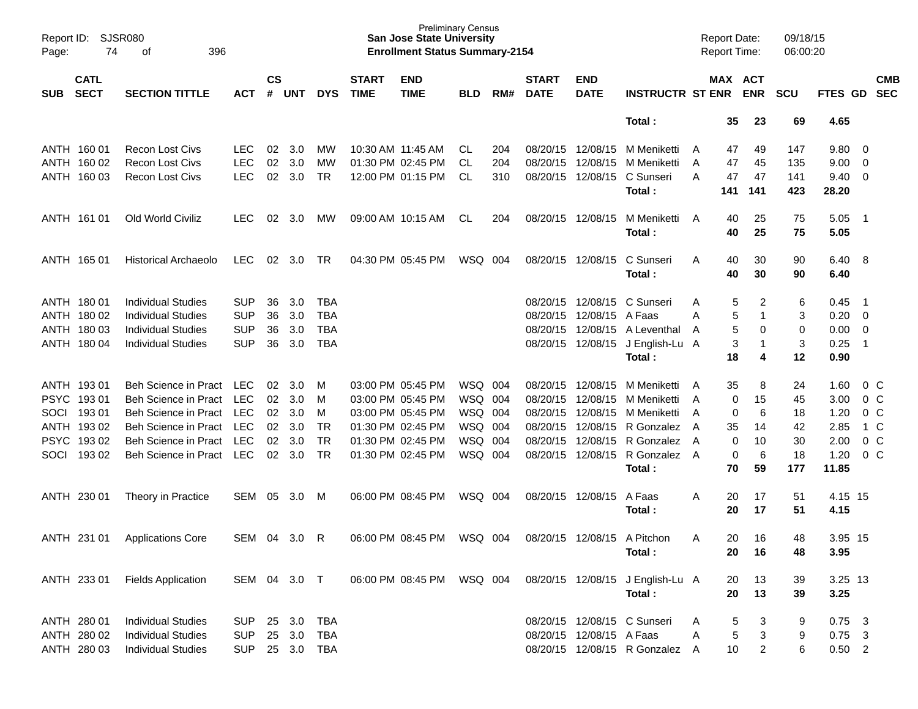Preliminary Census
**San Jose State University**
**Enrollment Status Summary-2154**

Report ID: SJSR080
Report Date: 09/18/15
Report Time: 06:00:20

| SUB | CATL SECT | SECTION TITTLE | ACT | CS # | UNT | DYS | START TIME | END TIME | BLD | RM# | START DATE | END DATE | INSTRUCTR | ST | MAX ENR | ACT ENR | SCU | FTES | GD | CMB SEC |
|---|---|---|---|---|---|---|---|---|---|---|---|---|---|---|---|---|---|---|---|---|
| | | | | | | | | | | | | | **Total :** | | **35** | **23** | **69** | **4.65** | | |
| ANTH | 160 01 | Recon Lost Civs | LEC | 02 | 3.0 | MW | 10:30 AM | 11:45 AM | CL | 204 | 08/20/15 | 12/08/15 | M Meniketti | A | 47 | 49 | 147 | 9.80 | 0 | |
| ANTH | 160 02 | Recon Lost Civs | LEC | 02 | 3.0 | MW | 01:30 PM | 02:45 PM | CL | 204 | 08/20/15 | 12/08/15 | M Meniketti | A | 47 | 45 | 135 | 9.00 | 0 | |
| ANTH | 160 03 | Recon Lost Civs | LEC | 02 | 3.0 | TR | 12:00 PM | 01:15 PM | CL | 310 | 08/20/15 | 12/08/15 | C Sunseri | A | 47 | 47 | 141 | 9.40 | 0 | |
| | | | | | | | | | | | | | **Total :** | | **141** | **141** | **423** | **28.20** | | |
| ANTH | 161 01 | Old World Civiliz | LEC | 02 | 3.0 | MW | 09:00 AM | 10:15 AM | CL | 204 | 08/20/15 | 12/08/15 | M Meniketti | A | 40 | 25 | 75 | 5.05 | 1 | |
| | | | | | | | | | | | | | **Total :** | | **40** | **25** | **75** | **5.05** | | |
| ANTH | 165 01 | Historical Archaeolo | LEC | 02 | 3.0 | TR | 04:30 PM | 05:45 PM | WSQ | 004 | 08/20/15 | 12/08/15 | C Sunseri | A | 40 | 30 | 90 | 6.40 | 8 | |
| | | | | | | | | | | | | | **Total :** | | **40** | **30** | **90** | **6.40** | | |
| ANTH | 180 01 | Individual Studies | SUP | 36 | 3.0 | TBA | | | | | 08/20/15 | 12/08/15 | C Sunseri | A | 5 | 2 | 6 | 0.45 | 1 | |
| ANTH | 180 02 | Individual Studies | SUP | 36 | 3.0 | TBA | | | | | 08/20/15 | 12/08/15 | A Faas | A | 5 | 1 | 3 | 0.20 | 0 | |
| ANTH | 180 03 | Individual Studies | SUP | 36 | 3.0 | TBA | | | | | 08/20/15 | 12/08/15 | A Leventhal | A | 5 | 0 | 0 | 0.00 | 0 | |
| ANTH | 180 04 | Individual Studies | SUP | 36 | 3.0 | TBA | | | | | 08/20/15 | 12/08/15 | J English-Lu | A | 3 | 1 | 3 | 0.25 | 1 | |
| | | | | | | | | | | | | | **Total :** | | **18** | **4** | **12** | **0.90** | | |
| ANTH | 193 01 | Beh Science in Pract | LEC | 02 | 3.0 | M | 03:00 PM | 05:45 PM | WSQ | 004 | 08/20/15 | 12/08/15 | M Meniketti | A | 35 | 8 | 24 | 1.60 | 0 | C |
| PSYC | 193 01 | Beh Science in Pract | LEC | 02 | 3.0 | M | 03:00 PM | 05:45 PM | WSQ | 004 | 08/20/15 | 12/08/15 | M Meniketti | A | 0 | 15 | 45 | 3.00 | 0 | C |
| SOCI | 193 01 | Beh Science in Pract | LEC | 02 | 3.0 | M | 03:00 PM | 05:45 PM | WSQ | 004 | 08/20/15 | 12/08/15 | M Meniketti | A | 0 | 6 | 18 | 1.20 | 0 | C |
| ANTH | 193 02 | Beh Science in Pract | LEC | 02 | 3.0 | TR | 01:30 PM | 02:45 PM | WSQ | 004 | 08/20/15 | 12/08/15 | R Gonzalez | A | 35 | 14 | 42 | 2.85 | 1 | C |
| PSYC | 193 02 | Beh Science in Pract | LEC | 02 | 3.0 | TR | 01:30 PM | 02:45 PM | WSQ | 004 | 08/20/15 | 12/08/15 | R Gonzalez | A | 0 | 10 | 30 | 2.00 | 0 | C |
| SOCI | 193 02 | Beh Science in Pract | LEC | 02 | 3.0 | TR | 01:30 PM | 02:45 PM | WSQ | 004 | 08/20/15 | 12/08/15 | R Gonzalez | A | 0 | 6 | 18 | 1.20 | 0 | C |
| | | | | | | | | | | | | | **Total :** | | **70** | **59** | **177** | **11.85** | | |
| ANTH | 230 01 | Theory in Practice | SEM | 05 | 3.0 | M | 06:00 PM | 08:45 PM | WSQ | 004 | 08/20/15 | 12/08/15 | A Faas | A | 20 | 17 | 51 | 4.15 | 15 | |
| | | | | | | | | | | | | | **Total :** | | **20** | **17** | **51** | **4.15** | | |
| ANTH | 231 01 | Applications Core | SEM | 04 | 3.0 | R | 06:00 PM | 08:45 PM | WSQ | 004 | 08/20/15 | 12/08/15 | A Pitchon | A | 20 | 16 | 48 | 3.95 | 15 | |
| | | | | | | | | | | | | | **Total :** | | **20** | **16** | **48** | **3.95** | | |
| ANTH | 233 01 | Fields Application | SEM | 04 | 3.0 | T | 06:00 PM | 08:45 PM | WSQ | 004 | 08/20/15 | 12/08/15 | J English-Lu | A | 20 | 13 | 39 | 3.25 | 13 | |
| | | | | | | | | | | | | | **Total :** | | **20** | **13** | **39** | **3.25** | | |
| ANTH | 280 01 | Individual Studies | SUP | 25 | 3.0 | TBA | | | | | 08/20/15 | 12/08/15 | C Sunseri | A | 5 | 3 | 9 | 0.75 | 3 | |
| ANTH | 280 02 | Individual Studies | SUP | 25 | 3.0 | TBA | | | | | 08/20/15 | 12/08/15 | A Faas | A | 5 | 3 | 9 | 0.75 | 3 | |
| ANTH | 280 03 | Individual Studies | SUP | 25 | 3.0 | TBA | | | | | 08/20/15 | 12/08/15 | R Gonzalez | A | 10 | 2 | 6 | 0.50 | 2 | |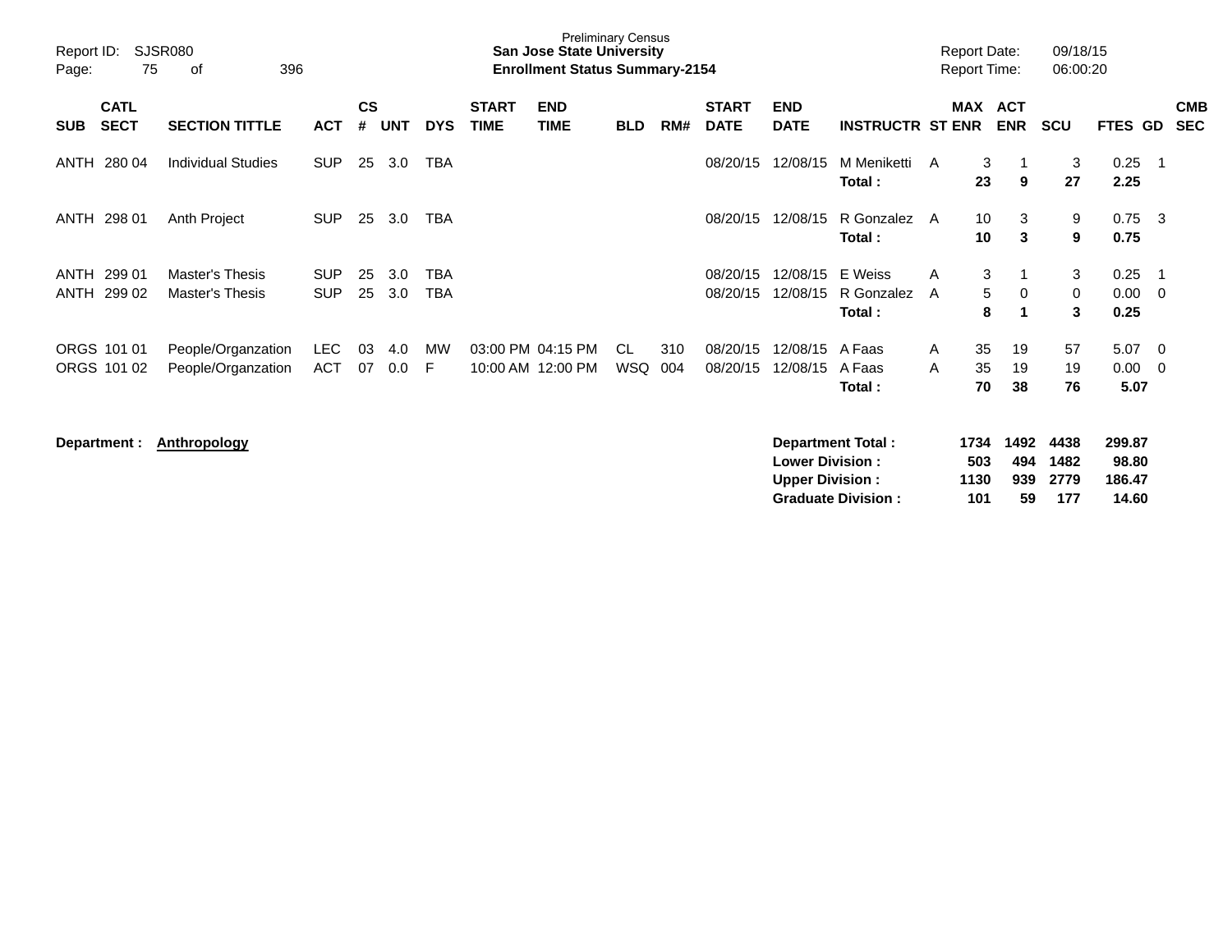Preliminary Census
**San Jose State University**
**Enrollment Status Summary-2154**

| SUB | CATL SECT | SECTION TITTLE | ACT | CS # | UNT | DYS | START TIME | END TIME | BLD | RM# | START DATE | END DATE | INSTRUCTR | ST | MAX ENR | ACT ENR | SCU | FTES | GD | CMB SEC |
|---|---|---|---|---|---|---|---|---|---|---|---|---|---|---|---|---|---|---|---|---|
| ANTH | 280 04 | Individual Studies | SUP | 25 | 3.0 | TBA | | | | | 08/20/15 | 12/08/15 | M Meniketti | A | 3 | 1 | 3 | 0.25 | 1 | |
| | | | | | | | | | | | | | **Total :** | | **23** | **9** | **27** | **2.25** | | |
| ANTH | 298 01 | Anth Project | SUP | 25 | 3.0 | TBA | | | | | 08/20/15 | 12/08/15 | R Gonzalez | A | 10 | 3 | 9 | 0.75 | 3 | |
| | | | | | | | | | | | | | **Total :** | | **10** | **3** | **9** | **0.75** | | |
| ANTH | 299 01 | Master's Thesis | SUP | 25 | 3.0 | TBA | | | | | 08/20/15 | 12/08/15 | E Weiss | A | 3 | 1 | 3 | 0.25 | 1 | |
| ANTH | 299 02 | Master's Thesis | SUP | 25 | 3.0 | TBA | | | | | 08/20/15 | 12/08/15 | R Gonzalez | A | 5 | 0 | 0 | 0.00 | 0 | |
| | | | | | | | | | | | | | **Total :** | | **8** | **1** | **3** | **0.25** | | |
| ORGS | 101 01 | People/Organzation | LEC | 03 | 4.0 | MW | 03:00 PM | 04:15 PM | CL | 310 | 08/20/15 | 12/08/15 | A Faas | A | 35 | 19 | 57 | 5.07 | 0 | |
| ORGS | 101 02 | People/Organzation | ACT | 07 | 0.0 | F | 10:00 AM | 12:00 PM | WSQ | 004 | 08/20/15 | 12/08/15 | A Faas | A | 35 | 19 | 19 | 0.00 | 0 | |
| | | | | | | | | | | | | | **Total :** | | **70** | **38** | **76** | **5.07** | | |

**Department :** **Anthropology**

| | MAX ENR | ACT ENR | SCU | FTES |
|---|---|---|---|---|
| **Department Total :** | **1734** | **1492** | **4438** | **299.87** |
| **Lower Division :** | **503** | **494** | **1482** | **98.80** |
| **Upper Division :** | **1130** | **939** | **2779** | **186.47** |
| **Graduate Division :** | **101** | **59** | **177** | **14.60** |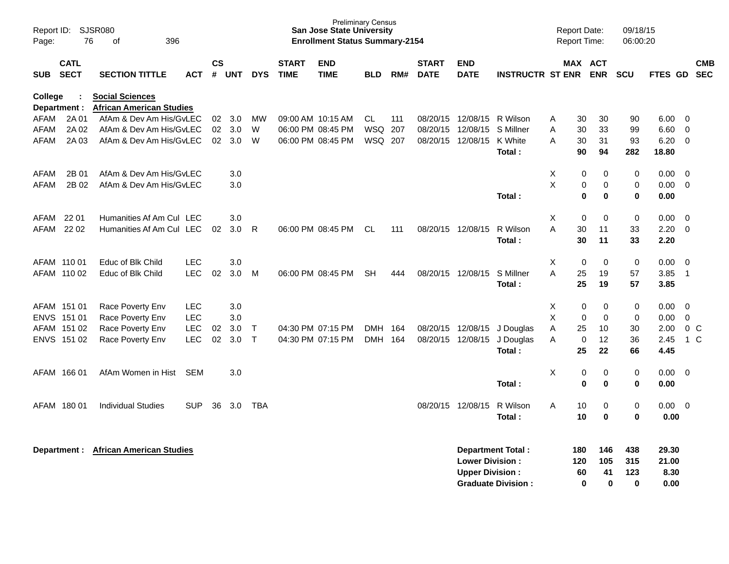Preliminary Census
**San Jose State University**
**Enrollment Status Summary-2154**

Report ID: SJSR080
Report Date: 09/18/15
Report Time: 06:00:20

| SUB | CATL SECT | SECTION TITTLE | ACT | CS # | UNT | DYS | START TIME | END TIME | BLD | RM# | START DATE | END DATE | INSTRUCTR | ST | MAX ENR | ACT ENR | SCU | FTES | GD | CMB SEC |
|---|---|---|---|---|---|---|---|---|---|---|---|---|---|---|---|---|---|---|---|---|
| **College** | **:** | **Social Sciences** | | | | | | | | | | | | | | | | | | |
| **Department :** | | **African American Studies** | | | | | | | | | | | | | | | | | | |
| AFAM | 2A 01 | AfAm & Dev Am His/Gv | LEC | 02 | 3.0 | MW | 09:00 AM | 10:15 AM | CL | 111 | 08/20/15 | 12/08/15 | R Wilson | A | 30 | 30 | 90 | 6.00 | 0 | |
| AFAM | 2A 02 | AfAm & Dev Am His/Gv | LEC | 02 | 3.0 | W | 06:00 PM | 08:45 PM | WSQ | 207 | 08/20/15 | 12/08/15 | S Millner | A | 30 | 33 | 99 | 6.60 | 0 | |
| AFAM | 2A 03 | AfAm & Dev Am His/Gv | LEC | 02 | 3.0 | W | 06:00 PM | 08:45 PM | WSQ | 207 | 08/20/15 | 12/08/15 | K White | A | 30 | 31 | 93 | 6.20 | 0 | |
| | | | | | | | | | | | | | **Total :** | | **90** | **94** | **282** | **18.80** | | |
| AFAM | 2B 01 | AfAm & Dev Am His/Gv | LEC | | 3.0 | | | | | | | | | X | 0 | 0 | 0 | 0.00 | 0 | |
| AFAM | 2B 02 | AfAm & Dev Am His/Gv | LEC | | 3.0 | | | | | | | | | X | 0 | 0 | 0 | 0.00 | 0 | |
| | | | | | | | | | | | | | **Total :** | | **0** | **0** | **0** | **0.00** | | |
| AFAM | 22 01 | Humanities Af Am Cul | LEC | | 3.0 | | | | | | | | | X | 0 | 0 | 0 | 0.00 | 0 | |
| AFAM | 22 02 | Humanities Af Am Cul | LEC | 02 | 3.0 | R | 06:00 PM | 08:45 PM | CL | 111 | 08/20/15 | 12/08/15 | R Wilson | A | 30 | 11 | 33 | 2.20 | 0 | |
| | | | | | | | | | | | | | **Total :** | | **30** | **11** | **33** | **2.20** | | |
| AFAM | 110 01 | Educ of Blk Child | LEC | | 3.0 | | | | | | | | | X | 0 | 0 | 0 | 0.00 | 0 | |
| AFAM | 110 02 | Educ of Blk Child | LEC | 02 | 3.0 | M | 06:00 PM | 08:45 PM | SH | 444 | 08/20/15 | 12/08/15 | S Millner | A | 25 | 19 | 57 | 3.85 | 1 | |
| | | | | | | | | | | | | | **Total :** | | **25** | **19** | **57** | **3.85** | | |
| AFAM | 151 01 | Race Poverty Env | LEC | | 3.0 | | | | | | | | | X | 0 | 0 | 0 | 0.00 | 0 | |
| ENVS | 151 01 | Race Poverty Env | LEC | | 3.0 | | | | | | | | | X | 0 | 0 | 0 | 0.00 | 0 | |
| AFAM | 151 02 | Race Poverty Env | LEC | 02 | 3.0 | T | 04:30 PM | 07:15 PM | DMH | 164 | 08/20/15 | 12/08/15 | J Douglas | A | 25 | 10 | 30 | 2.00 | 0 | C |
| ENVS | 151 02 | Race Poverty Env | LEC | 02 | 3.0 | T | 04:30 PM | 07:15 PM | DMH | 164 | 08/20/15 | 12/08/15 | J Douglas | A | 0 | 12 | 36 | 2.45 | 1 | C |
| | | | | | | | | | | | | | **Total :** | | **25** | **22** | **66** | **4.45** | | |
| AFAM | 166 01 | AfAm Women in Hist | SEM | | 3.0 | | | | | | | | | X | 0 | 0 | 0 | 0.00 | 0 | |
| | | | | | | | | | | | | | **Total :** | | **0** | **0** | **0** | **0.00** | | |
| AFAM | 180 01 | Individual Studies | SUP | 36 | 3.0 | TBA | | | | | 08/20/15 | 12/08/15 | R Wilson | A | 10 | 0 | 0 | 0.00 | 0 | |
| | | | | | | | | | | | | | **Total :** | | **10** | **0** | **0** | **0.00** | | |

| **Department :** | **African American Studies** | | MAX ENR | ACT ENR | SCU | FTES |
|---|---|---|---|---|---|---|
| | | **Department Total :** | **180** | **146** | **438** | **29.30** |
| | | **Lower Division :** | **120** | **105** | **315** | **21.00** |
| | | **Upper Division :** | **60** | **41** | **123** | **8.30** |
| | | **Graduate Division :** | **0** | **0** | **0** | **0.00** |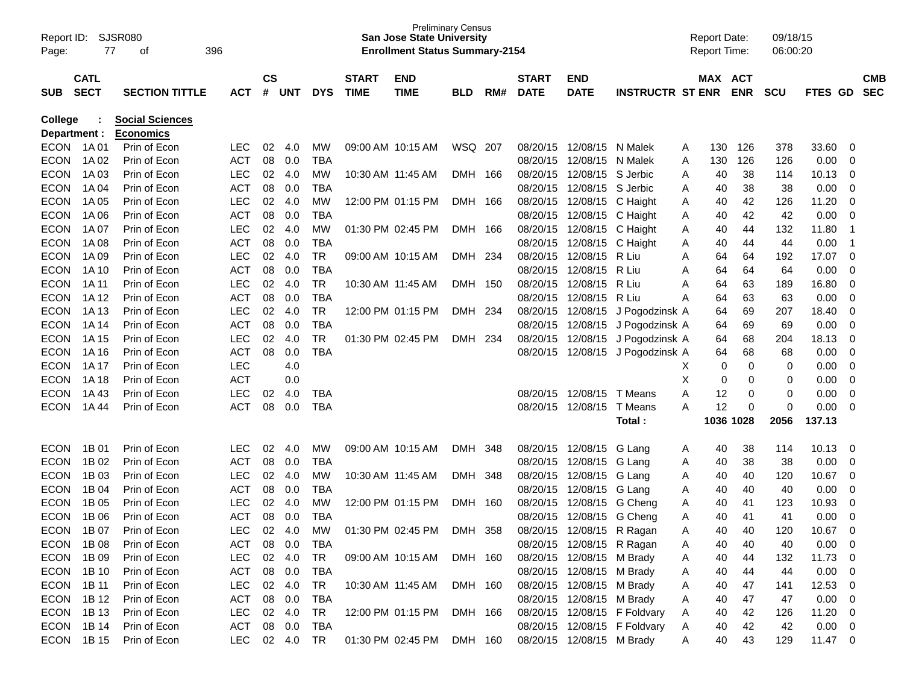Preliminary Census
**San Jose State University**
**Enrollment Status Summary-2154**

Report ID: SJSR080
Report Date: 09/18/15
Report Time: 06:00:20

**College : Social Sciences**
**Department : Economics**

| SUB | CATL SECT | SECTION TITTLE | ACT | CS # | UNT | DYS | START TIME | END TIME | BLD | RM# | START DATE | END DATE | INSTRUCTR | ST | MAX ENR | ACT ENR | SCU | FTES | GD | CMB SEC |
|---|---|---|---|---|---|---|---|---|---|---|---|---|---|---|---|---|---|---|---|---|
| ECON | 1A 01 | Prin of Econ | LEC | 02 | 4.0 | MW | 09:00 AM | 10:15 AM | WSQ | 207 | 08/20/15 | 12/08/15 | N Malek | A | 130 | 126 | 378 | 33.60 | 0 | |
| ECON | 1A 02 | Prin of Econ | ACT | 08 | 0.0 | TBA | | | | | 08/20/15 | 12/08/15 | N Malek | A | 130 | 126 | 126 | 0.00 | 0 | |
| ECON | 1A 03 | Prin of Econ | LEC | 02 | 4.0 | MW | 10:30 AM | 11:45 AM | DMH | 166 | 08/20/15 | 12/08/15 | S Jerbic | A | 40 | 38 | 114 | 10.13 | 0 | |
| ECON | 1A 04 | Prin of Econ | ACT | 08 | 0.0 | TBA | | | | | 08/20/15 | 12/08/15 | S Jerbic | A | 40 | 38 | 38 | 0.00 | 0 | |
| ECON | 1A 05 | Prin of Econ | LEC | 02 | 4.0 | MW | 12:00 PM | 01:15 PM | DMH | 166 | 08/20/15 | 12/08/15 | C Haight | A | 40 | 42 | 126 | 11.20 | 0 | |
| ECON | 1A 06 | Prin of Econ | ACT | 08 | 0.0 | TBA | | | | | 08/20/15 | 12/08/15 | C Haight | A | 40 | 42 | 42 | 0.00 | 0 | |
| ECON | 1A 07 | Prin of Econ | LEC | 02 | 4.0 | MW | 01:30 PM | 02:45 PM | DMH | 166 | 08/20/15 | 12/08/15 | C Haight | A | 40 | 44 | 132 | 11.80 | 1 | |
| ECON | 1A 08 | Prin of Econ | ACT | 08 | 0.0 | TBA | | | | | 08/20/15 | 12/08/15 | C Haight | A | 40 | 44 | 44 | 0.00 | 1 | |
| ECON | 1A 09 | Prin of Econ | LEC | 02 | 4.0 | TR | 09:00 AM | 10:15 AM | DMH | 234 | 08/20/15 | 12/08/15 | R Liu | A | 64 | 64 | 192 | 17.07 | 0 | |
| ECON | 1A 10 | Prin of Econ | ACT | 08 | 0.0 | TBA | | | | | 08/20/15 | 12/08/15 | R Liu | A | 64 | 64 | 64 | 0.00 | 0 | |
| ECON | 1A 11 | Prin of Econ | LEC | 02 | 4.0 | TR | 10:30 AM | 11:45 AM | DMH | 150 | 08/20/15 | 12/08/15 | R Liu | A | 64 | 63 | 189 | 16.80 | 0 | |
| ECON | 1A 12 | Prin of Econ | ACT | 08 | 0.0 | TBA | | | | | 08/20/15 | 12/08/15 | R Liu | A | 64 | 63 | 63 | 0.00 | 0 | |
| ECON | 1A 13 | Prin of Econ | LEC | 02 | 4.0 | TR | 12:00 PM | 01:15 PM | DMH | 234 | 08/20/15 | 12/08/15 | J Pogodzinsk | A | 64 | 69 | 207 | 18.40 | 0 | |
| ECON | 1A 14 | Prin of Econ | ACT | 08 | 0.0 | TBA | | | | | 08/20/15 | 12/08/15 | J Pogodzinsk | A | 64 | 69 | 69 | 0.00 | 0 | |
| ECON | 1A 15 | Prin of Econ | LEC | 02 | 4.0 | TR | 01:30 PM | 02:45 PM | DMH | 234 | 08/20/15 | 12/08/15 | J Pogodzinsk | A | 64 | 68 | 204 | 18.13 | 0 | |
| ECON | 1A 16 | Prin of Econ | ACT | 08 | 0.0 | TBA | | | | | 08/20/15 | 12/08/15 | J Pogodzinsk | A | 64 | 68 | 68 | 0.00 | 0 | |
| ECON | 1A 17 | Prin of Econ | LEC | | 4.0 | | | | | | | | | X | 0 | 0 | 0 | 0.00 | 0 | |
| ECON | 1A 18 | Prin of Econ | ACT | | 0.0 | | | | | | | | | X | 0 | 0 | 0 | 0.00 | 0 | |
| ECON | 1A 43 | Prin of Econ | LEC | 02 | 4.0 | TBA | | | | | 08/20/15 | 12/08/15 | T Means | A | 12 | 0 | 0 | 0.00 | 0 | |
| ECON | 1A 44 | Prin of Econ | ACT | 08 | 0.0 | TBA | | | | | 08/20/15 | 12/08/15 | T Means | A | 12 | 0 | 0 | 0.00 | 0 | |
| | | | | | | | | | | | | | **Total :** | | **1036** | **1028** | **2056** | **137.13** | | |
| ECON | 1B 01 | Prin of Econ | LEC | 02 | 4.0 | MW | 09:00 AM | 10:15 AM | DMH | 348 | 08/20/15 | 12/08/15 | G Lang | A | 40 | 38 | 114 | 10.13 | 0 | |
| ECON | 1B 02 | Prin of Econ | ACT | 08 | 0.0 | TBA | | | | | 08/20/15 | 12/08/15 | G Lang | A | 40 | 38 | 38 | 0.00 | 0 | |
| ECON | 1B 03 | Prin of Econ | LEC | 02 | 4.0 | MW | 10:30 AM | 11:45 AM | DMH | 348 | 08/20/15 | 12/08/15 | G Lang | A | 40 | 40 | 120 | 10.67 | 0 | |
| ECON | 1B 04 | Prin of Econ | ACT | 08 | 0.0 | TBA | | | | | 08/20/15 | 12/08/15 | G Lang | A | 40 | 40 | 40 | 0.00 | 0 | |
| ECON | 1B 05 | Prin of Econ | LEC | 02 | 4.0 | MW | 12:00 PM | 01:15 PM | DMH | 160 | 08/20/15 | 12/08/15 | G Cheng | A | 40 | 41 | 123 | 10.93 | 0 | |
| ECON | 1B 06 | Prin of Econ | ACT | 08 | 0.0 | TBA | | | | | 08/20/15 | 12/08/15 | G Cheng | A | 40 | 41 | 41 | 0.00 | 0 | |
| ECON | 1B 07 | Prin of Econ | LEC | 02 | 4.0 | MW | 01:30 PM | 02:45 PM | DMH | 358 | 08/20/15 | 12/08/15 | R Ragan | A | 40 | 40 | 120 | 10.67 | 0 | |
| ECON | 1B 08 | Prin of Econ | ACT | 08 | 0.0 | TBA | | | | | 08/20/15 | 12/08/15 | R Ragan | A | 40 | 40 | 40 | 0.00 | 0 | |
| ECON | 1B 09 | Prin of Econ | LEC | 02 | 4.0 | TR | 09:00 AM | 10:15 AM | DMH | 160 | 08/20/15 | 12/08/15 | M Brady | A | 40 | 44 | 132 | 11.73 | 0 | |
| ECON | 1B 10 | Prin of Econ | ACT | 08 | 0.0 | TBA | | | | | 08/20/15 | 12/08/15 | M Brady | A | 40 | 44 | 44 | 0.00 | 0 | |
| ECON | 1B 11 | Prin of Econ | LEC | 02 | 4.0 | TR | 10:30 AM | 11:45 AM | DMH | 160 | 08/20/15 | 12/08/15 | M Brady | A | 40 | 47 | 141 | 12.53 | 0 | |
| ECON | 1B 12 | Prin of Econ | ACT | 08 | 0.0 | TBA | | | | | 08/20/15 | 12/08/15 | M Brady | A | 40 | 47 | 47 | 0.00 | 0 | |
| ECON | 1B 13 | Prin of Econ | LEC | 02 | 4.0 | TR | 12:00 PM | 01:15 PM | DMH | 166 | 08/20/15 | 12/08/15 | F Foldvary | A | 40 | 42 | 126 | 11.20 | 0 | |
| ECON | 1B 14 | Prin of Econ | ACT | 08 | 0.0 | TBA | | | | | 08/20/15 | 12/08/15 | F Foldvary | A | 40 | 42 | 42 | 0.00 | 0 | |
| ECON | 1B 15 | Prin of Econ | LEC | 02 | 4.0 | TR | 01:30 PM | 02:45 PM | DMH | 160 | 08/20/15 | 12/08/15 | M Brady | A | 40 | 43 | 129 | 11.47 | 0 | |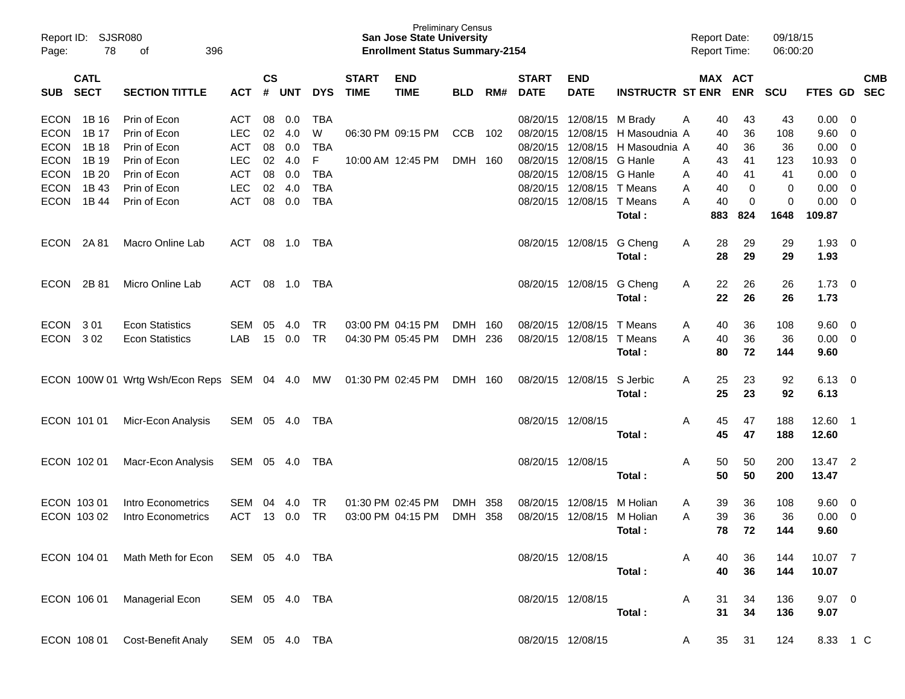| SUB | CATL SECT | SECTION TITTLE | ACT | CS # | UNT | DYS | START TIME | END TIME | BLD | RM# | START DATE | END DATE | INSTRUCTR | ST | MAX ENR | ACT ENR | SCU | FTES | GD | CMB SEC |
|---|---|---|---|---|---|---|---|---|---|---|---|---|---|---|---|---|---|---|---|---|
| ECON | 1B 16 | Prin of Econ | ACT | 08 | 0.0 | TBA | | | | | 08/20/15 | 12/08/15 | M Brady | A | 40 | 43 | 43 | 0.00 | 0 | |
| ECON | 1B 17 | Prin of Econ | LEC | 02 | 4.0 | W | 06:30 PM | 09:15 PM | CCB | 102 | 08/20/15 | 12/08/15 | H Masoudnia | A | 40 | 36 | 108 | 9.60 | 0 | |
| ECON | 1B 18 | Prin of Econ | ACT | 08 | 0.0 | TBA | | | | | 08/20/15 | 12/08/15 | H Masoudnia | A | 40 | 36 | 36 | 0.00 | 0 | |
| ECON | 1B 19 | Prin of Econ | LEC | 02 | 4.0 | F | 10:00 AM | 12:45 PM | DMH | 160 | 08/20/15 | 12/08/15 | G Hanle | A | 43 | 41 | 123 | 10.93 | 0 | |
| ECON | 1B 20 | Prin of Econ | ACT | 08 | 0.0 | TBA | | | | | 08/20/15 | 12/08/15 | G Hanle | A | 40 | 41 | 41 | 0.00 | 0 | |
| ECON | 1B 43 | Prin of Econ | LEC | 02 | 4.0 | TBA | | | | | 08/20/15 | 12/08/15 | T Means | A | 40 | 0 | 0 | 0.00 | 0 | |
| ECON | 1B 44 | Prin of Econ | ACT | 08 | 0.0 | TBA | | | | | 08/20/15 | 12/08/15 | T Means | A | 40 | 0 | 0 | 0.00 | 0 | |
| | | | | | | | | | | | | | **Total :** | | **883** | **824** | **1648** | **109.87** | | |
| ECON | 2A 81 | Macro Online Lab | ACT | 08 | 1.0 | TBA | | | | | 08/20/15 | 12/08/15 | G Cheng | A | 28 | 29 | 29 | 1.93 | 0 | |
| | | | | | | | | | | | | | **Total :** | | **28** | **29** | **29** | **1.93** | | |
| ECON | 2B 81 | Micro Online Lab | ACT | 08 | 1.0 | TBA | | | | | 08/20/15 | 12/08/15 | G Cheng | A | 22 | 26 | 26 | 1.73 | 0 | |
| | | | | | | | | | | | | | **Total :** | | **22** | **26** | **26** | **1.73** | | |
| ECON | 3 01 | Econ Statistics | SEM | 05 | 4.0 | TR | 03:00 PM | 04:15 PM | DMH | 160 | 08/20/15 | 12/08/15 | T Means | A | 40 | 36 | 108 | 9.60 | 0 | |
| ECON | 3 02 | Econ Statistics | LAB | 15 | 0.0 | TR | 04:30 PM | 05:45 PM | DMH | 236 | 08/20/15 | 12/08/15 | T Means | A | 40 | 36 | 36 | 0.00 | 0 | |
| | | | | | | | | | | | | | **Total :** | | **80** | **72** | **144** | **9.60** | | |
| ECON | 100W 01 | Wrtg Wsh/Econ Reps | SEM | 04 | 4.0 | MW | 01:30 PM | 02:45 PM | DMH | 160 | 08/20/15 | 12/08/15 | S Jerbic | A | 25 | 23 | 92 | 6.13 | 0 | |
| | | | | | | | | | | | | | **Total :** | | **25** | **23** | **92** | **6.13** | | |
| ECON | 101 01 | Micr-Econ Analysis | SEM | 05 | 4.0 | TBA | | | | | 08/20/15 | 12/08/15 | | A | 45 | 47 | 188 | 12.60 | 1 | |
| | | | | | | | | | | | | | **Total :** | | **45** | **47** | **188** | **12.60** | | |
| ECON | 102 01 | Macr-Econ Analysis | SEM | 05 | 4.0 | TBA | | | | | 08/20/15 | 12/08/15 | | A | 50 | 50 | 200 | 13.47 | 2 | |
| | | | | | | | | | | | | | **Total :** | | **50** | **50** | **200** | **13.47** | | |
| ECON | 103 01 | Intro Econometrics | SEM | 04 | 4.0 | TR | 01:30 PM | 02:45 PM | DMH | 358 | 08/20/15 | 12/08/15 | M Holian | A | 39 | 36 | 108 | 9.60 | 0 | |
| ECON | 103 02 | Intro Econometrics | ACT | 13 | 0.0 | TR | 03:00 PM | 04:15 PM | DMH | 358 | 08/20/15 | 12/08/15 | M Holian | A | 39 | 36 | 36 | 0.00 | 0 | |
| | | | | | | | | | | | | | **Total :** | | **78** | **72** | **144** | **9.60** | | |
| ECON | 104 01 | Math Meth for Econ | SEM | 05 | 4.0 | TBA | | | | | 08/20/15 | 12/08/15 | | A | 40 | 36 | 144 | 10.07 | 7 | |
| | | | | | | | | | | | | | **Total :** | | **40** | **36** | **144** | **10.07** | | |
| ECON | 106 01 | Managerial Econ | SEM | 05 | 4.0 | TBA | | | | | 08/20/15 | 12/08/15 | | A | 31 | 34 | 136 | 9.07 | 0 | |
| | | | | | | | | | | | | | **Total :** | | **31** | **34** | **136** | **9.07** | | |
| ECON | 108 01 | Cost-Benefit Analy | SEM | 05 | 4.0 | TBA | | | | | 08/20/15 | 12/08/15 | | A | 35 | 31 | 124 | 8.33 | 1 | C |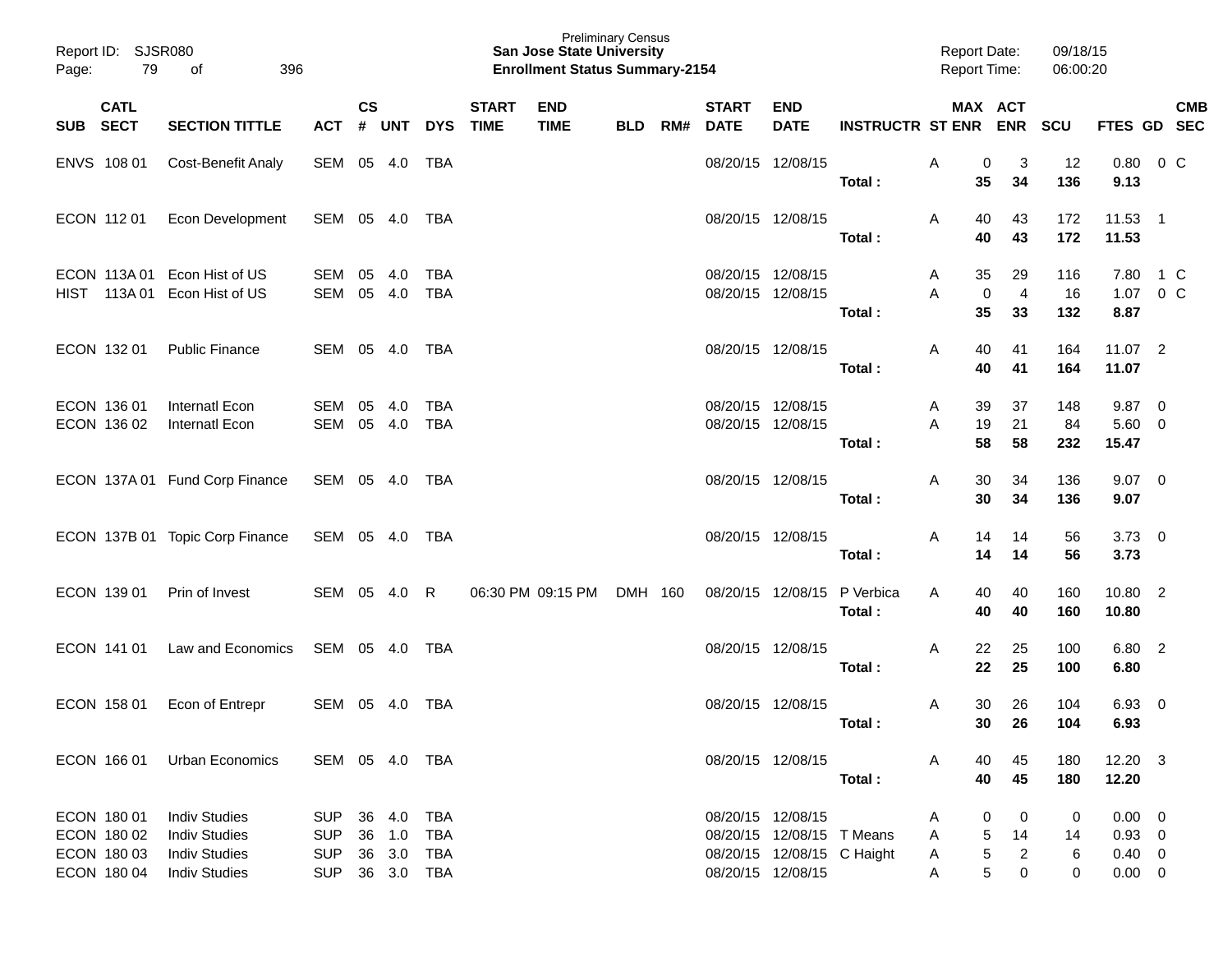| SUB | CATL SECT | SECTION TITTLE | ACT | CS # | UNT | DYS | START TIME | END TIME | BLD | RM# | START DATE | END DATE | INSTRUCTR | ST | MAX ENR | ACT ENR | SCU | FTES | GD | CMB SEC |
|---|---|---|---|---|---|---|---|---|---|---|---|---|---|---|---|---|---|---|---|---|
| ENVS | 108 01 | Cost-Benefit Analy | SEM | 05 | 4.0 | TBA | | | | | 08/20/15 | 12/08/15 | | A | 0 | 3 | 12 | 0.80 | 0 | C |
| | | | | | | | | | | | | | **Total :** | | **35** | **34** | **136** | **9.13** | | |
| ECON | 112 01 | Econ Development | SEM | 05 | 4.0 | TBA | | | | | 08/20/15 | 12/08/15 | | A | 40 | 43 | 172 | 11.53 | 1 | |
| | | | | | | | | | | | | | **Total :** | | **40** | **43** | **172** | **11.53** | | |
| ECON | 113A 01 | Econ Hist of US | SEM | 05 | 4.0 | TBA | | | | | 08/20/15 | 12/08/15 | | A | 35 | 29 | 116 | 7.80 | 1 | C |
| HIST | 113A 01 | Econ Hist of US | SEM | 05 | 4.0 | TBA | | | | | 08/20/15 | 12/08/15 | | A | 0 | 4 | 16 | 1.07 | 0 | C |
| | | | | | | | | | | | | | **Total :** | | **35** | **33** | **132** | **8.87** | | |
| ECON | 132 01 | Public Finance | SEM | 05 | 4.0 | TBA | | | | | 08/20/15 | 12/08/15 | | A | 40 | 41 | 164 | 11.07 | 2 | |
| | | | | | | | | | | | | | **Total :** | | **40** | **41** | **164** | **11.07** | | |
| ECON | 136 01 | Internatl Econ | SEM | 05 | 4.0 | TBA | | | | | 08/20/15 | 12/08/15 | | A | 39 | 37 | 148 | 9.87 | 0 | |
| ECON | 136 02 | Internatl Econ | SEM | 05 | 4.0 | TBA | | | | | 08/20/15 | 12/08/15 | | A | 19 | 21 | 84 | 5.60 | 0 | |
| | | | | | | | | | | | | | **Total :** | | **58** | **58** | **232** | **15.47** | | |
| ECON | 137A 01 | Fund Corp Finance | SEM | 05 | 4.0 | TBA | | | | | 08/20/15 | 12/08/15 | | A | 30 | 34 | 136 | 9.07 | 0 | |
| | | | | | | | | | | | | | **Total :** | | **30** | **34** | **136** | **9.07** | | |
| ECON | 137B 01 | Topic Corp Finance | SEM | 05 | 4.0 | TBA | | | | | 08/20/15 | 12/08/15 | | A | 14 | 14 | 56 | 3.73 | 0 | |
| | | | | | | | | | | | | | **Total :** | | **14** | **14** | **56** | **3.73** | | |
| ECON | 139 01 | Prin of Invest | SEM | 05 | 4.0 | R | 06:30 PM | 09:15 PM | DMH | 160 | 08/20/15 | 12/08/15 | P Verbica | A | 40 | 40 | 160 | 10.80 | 2 | |
| | | | | | | | | | | | | | **Total :** | | **40** | **40** | **160** | **10.80** | | |
| ECON | 141 01 | Law and Economics | SEM | 05 | 4.0 | TBA | | | | | 08/20/15 | 12/08/15 | | A | 22 | 25 | 100 | 6.80 | 2 | |
| | | | | | | | | | | | | | **Total :** | | **22** | **25** | **100** | **6.80** | | |
| ECON | 158 01 | Econ of Entrepr | SEM | 05 | 4.0 | TBA | | | | | 08/20/15 | 12/08/15 | | A | 30 | 26 | 104 | 6.93 | 0 | |
| | | | | | | | | | | | | | **Total :** | | **30** | **26** | **104** | **6.93** | | |
| ECON | 166 01 | Urban Economics | SEM | 05 | 4.0 | TBA | | | | | 08/20/15 | 12/08/15 | | A | 40 | 45 | 180 | 12.20 | 3 | |
| | | | | | | | | | | | | | **Total :** | | **40** | **45** | **180** | **12.20** | | |
| ECON | 180 01 | Indiv Studies | SUP | 36 | 4.0 | TBA | | | | | 08/20/15 | 12/08/15 | | A | 0 | 0 | 0 | 0.00 | 0 | |
| ECON | 180 02 | Indiv Studies | SUP | 36 | 1.0 | TBA | | | | | 08/20/15 | 12/08/15 | T Means | A | 5 | 14 | 14 | 0.93 | 0 | |
| ECON | 180 03 | Indiv Studies | SUP | 36 | 3.0 | TBA | | | | | 08/20/15 | 12/08/15 | C Haight | A | 5 | 2 | 6 | 0.40 | 0 | |
| ECON | 180 04 | Indiv Studies | SUP | 36 | 3.0 | TBA | | | | | 08/20/15 | 12/08/15 | | A | 5 | 0 | 0 | 0.00 | 0 | |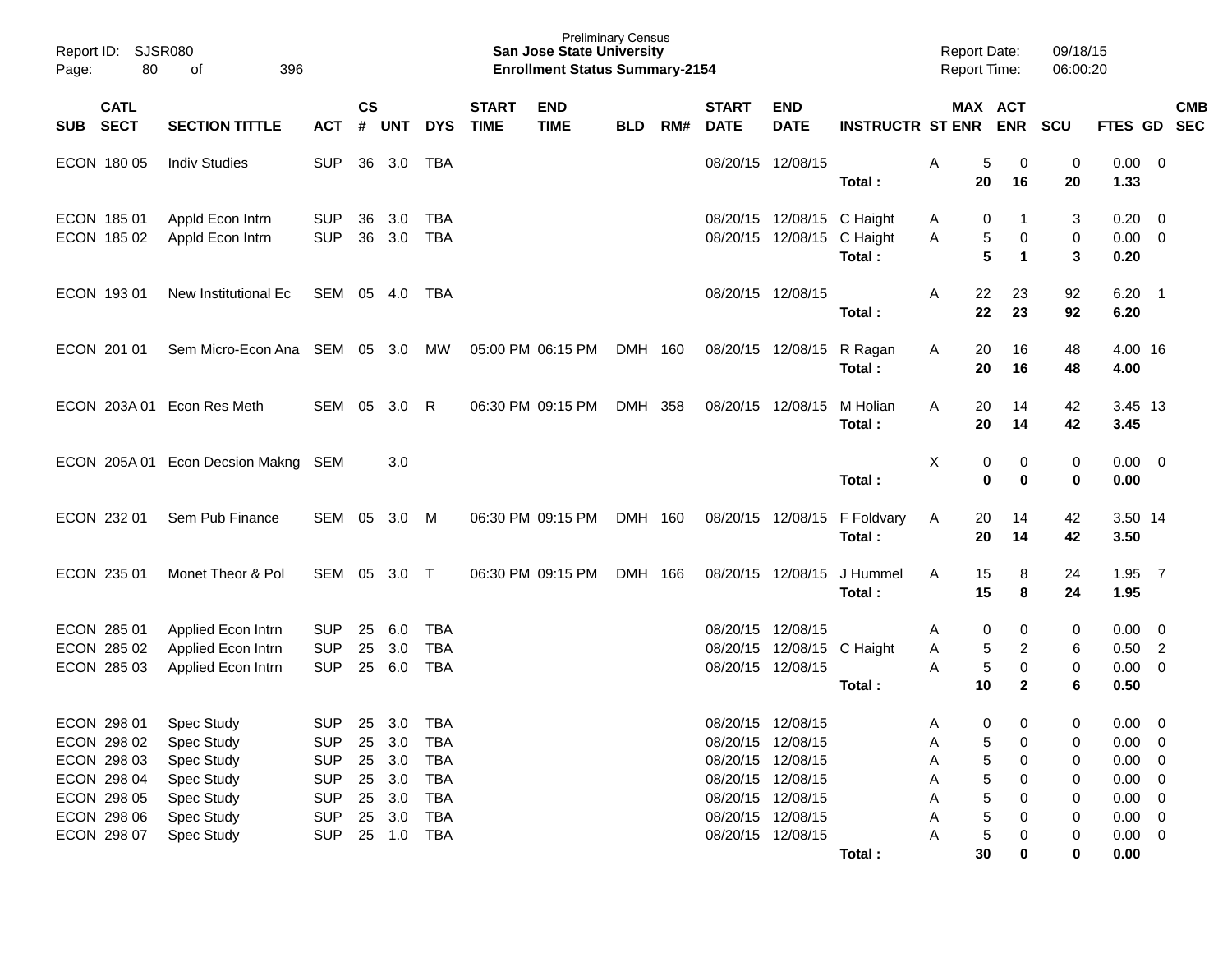| SUB | CATL SECT | SECTION TITTLE | ACT | CS # | UNT | DYS | START TIME | END TIME | BLD | RM# | START DATE | END DATE | INSTRUCTR | ST | MAX ENR | ACT ENR | SCU | FTES | GD | CMB SEC |
|---|---|---|---|---|---|---|---|---|---|---|---|---|---|---|---|---|---|---|---|---|
| ECON | 180 05 | Indiv Studies | SUP | 36 | 3.0 | TBA | | | | | 08/20/15 | 12/08/15 | | A | 5 | 0 | 0 | 0.00 | 0 | |
| | | | | | | | | | | | | | **Total :** | | **20** | **16** | **20** | **1.33** | | |
| ECON | 185 01 | Appld Econ Intrn | SUP | 36 | 3.0 | TBA | | | | | 08/20/15 | 12/08/15 | C Haight | A | 0 | 1 | 3 | 0.20 | 0 | |
| ECON | 185 02 | Appld Econ Intrn | SUP | 36 | 3.0 | TBA | | | | | 08/20/15 | 12/08/15 | C Haight | A | 5 | 0 | 0 | 0.00 | 0 | |
| | | | | | | | | | | | | | **Total :** | | **5** | **1** | **3** | **0.20** | | |
| ECON | 193 01 | New Institutional Ec | SEM | 05 | 4.0 | TBA | | | | | 08/20/15 | 12/08/15 | | A | 22 | 23 | 92 | 6.20 | 1 | |
| | | | | | | | | | | | | | **Total :** | | **22** | **23** | **92** | **6.20** | | |
| ECON | 201 01 | Sem Micro-Econ Ana | SEM | 05 | 3.0 | MW | 05:00 PM | 06:15 PM | DMH | 160 | 08/20/15 | 12/08/15 | R Ragan | A | 20 | 16 | 48 | 4.00 | 16 | |
| | | | | | | | | | | | | | **Total :** | | **20** | **16** | **48** | **4.00** | | |
| ECON | 203A 01 | Econ Res Meth | SEM | 05 | 3.0 | R | 06:30 PM | 09:15 PM | DMH | 358 | 08/20/15 | 12/08/15 | M Holian | A | 20 | 14 | 42 | 3.45 | 13 | |
| | | | | | | | | | | | | | **Total :** | | **20** | **14** | **42** | **3.45** | | |
| ECON | 205A 01 | Econ Decsion Makng | SEM | | 3.0 | | | | | | | | | X | 0 | 0 | 0 | 0.00 | 0 | |
| | | | | | | | | | | | | | **Total :** | | **0** | **0** | **0** | **0.00** | | |
| ECON | 232 01 | Sem Pub Finance | SEM | 05 | 3.0 | M | 06:30 PM | 09:15 PM | DMH | 160 | 08/20/15 | 12/08/15 | F Foldvary | A | 20 | 14 | 42 | 3.50 | 14 | |
| | | | | | | | | | | | | | **Total :** | | **20** | **14** | **42** | **3.50** | | |
| ECON | 235 01 | Monet Theor & Pol | SEM | 05 | 3.0 | T | 06:30 PM | 09:15 PM | DMH | 166 | 08/20/15 | 12/08/15 | J Hummel | A | 15 | 8 | 24 | 1.95 | 7 | |
| | | | | | | | | | | | | | **Total :** | | **15** | **8** | **24** | **1.95** | | |
| ECON | 285 01 | Applied Econ Intrn | SUP | 25 | 6.0 | TBA | | | | | 08/20/15 | 12/08/15 | | A | 0 | 0 | 0 | 0.00 | 0 | |
| ECON | 285 02 | Applied Econ Intrn | SUP | 25 | 3.0 | TBA | | | | | 08/20/15 | 12/08/15 | C Haight | A | 5 | 2 | 6 | 0.50 | 2 | |
| ECON | 285 03 | Applied Econ Intrn | SUP | 25 | 6.0 | TBA | | | | | 08/20/15 | 12/08/15 | | A | 5 | 0 | 0 | 0.00 | 0 | |
| | | | | | | | | | | | | | **Total :** | | **10** | **2** | **6** | **0.50** | | |
| ECON | 298 01 | Spec Study | SUP | 25 | 3.0 | TBA | | | | | 08/20/15 | 12/08/15 | | A | 0 | 0 | 0 | 0.00 | 0 | |
| ECON | 298 02 | Spec Study | SUP | 25 | 3.0 | TBA | | | | | 08/20/15 | 12/08/15 | | A | 5 | 0 | 0 | 0.00 | 0 | |
| ECON | 298 03 | Spec Study | SUP | 25 | 3.0 | TBA | | | | | 08/20/15 | 12/08/15 | | A | 5 | 0 | 0 | 0.00 | 0 | |
| ECON | 298 04 | Spec Study | SUP | 25 | 3.0 | TBA | | | | | 08/20/15 | 12/08/15 | | A | 5 | 0 | 0 | 0.00 | 0 | |
| ECON | 298 05 | Spec Study | SUP | 25 | 3.0 | TBA | | | | | 08/20/15 | 12/08/15 | | A | 5 | 0 | 0 | 0.00 | 0 | |
| ECON | 298 06 | Spec Study | SUP | 25 | 3.0 | TBA | | | | | 08/20/15 | 12/08/15 | | A | 5 | 0 | 0 | 0.00 | 0 | |
| ECON | 298 07 | Spec Study | SUP | 25 | 1.0 | TBA | | | | | 08/20/15 | 12/08/15 | | A | 5 | 0 | 0 | 0.00 | 0 | |
| | | | | | | | | | | | | | **Total :** | | **30** | **0** | **0** | **0.00** | | |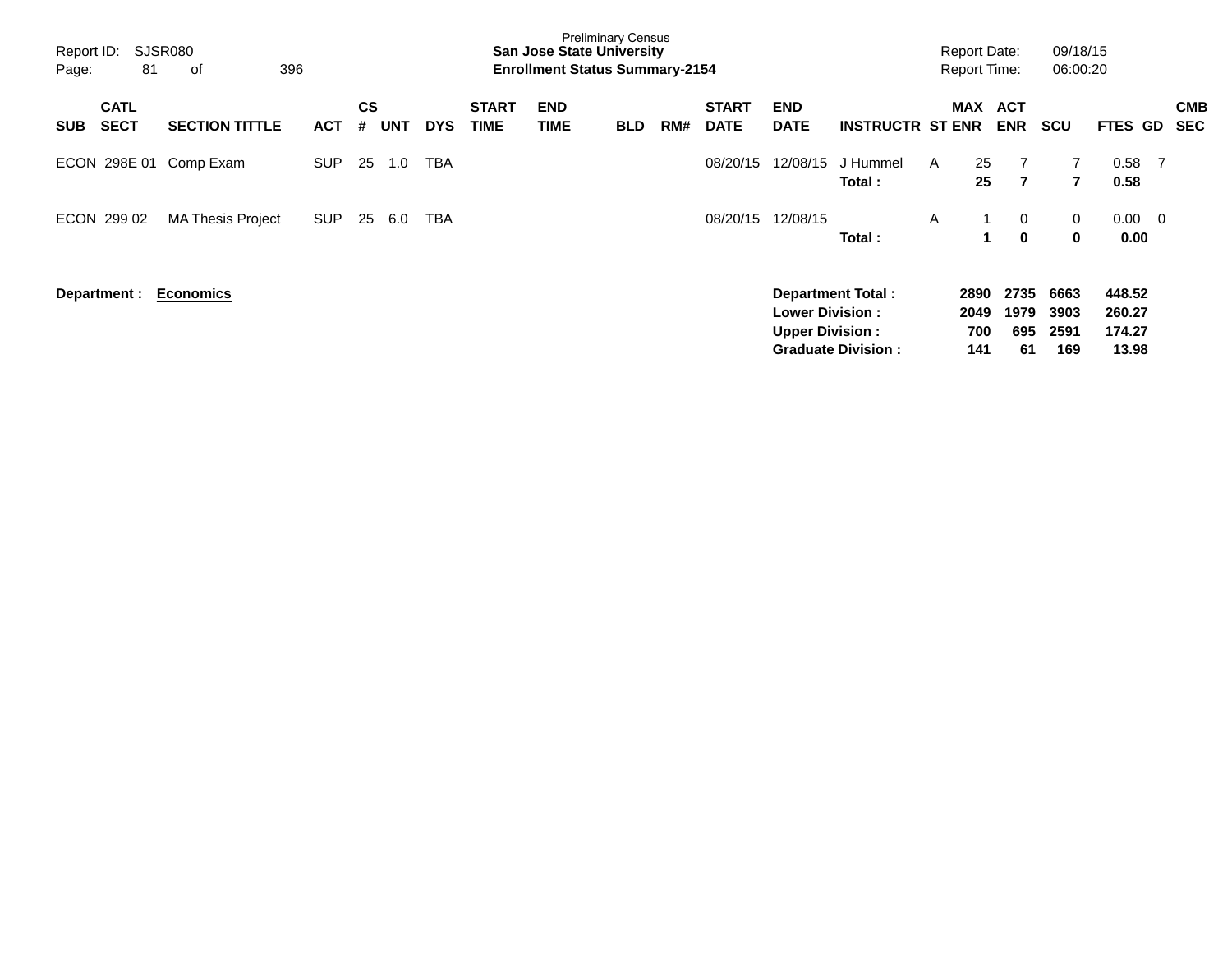Preliminary Census
**San Jose State University**
**Enrollment Status Summary-2154**

Report ID: SJSR080
Report Date: 09/18/15
Report Time: 06:00:20

| SUB | CATL SECT | SECTION TITTLE | ACT | CS # | UNT | DYS | START TIME | END TIME | BLD | RM# | START DATE | END DATE | INSTRUCTR | ST | MAX ENR | ACT ENR | SCU | FTES | GD | CMB SEC |
|---|---|---|---|---|---|---|---|---|---|---|---|---|---|---|---|---|---|---|---|---|
| ECON | 298E 01 | Comp Exam | SUP | 25 | 1.0 | TBA | | | | | 08/20/15 | 12/08/15 | J Hummel | A | 25 | 7 | 7 | 0.58 | 7 | |
| | | | | | | | | | | | | | **Total :** | | **25** | **7** | **7** | **0.58** | | |
| ECON | 299 02 | MA Thesis Project | SUP | 25 | 6.0 | TBA | | | | | 08/20/15 | 12/08/15 | | A | 1 | 0 | 0 | 0.00 | 0 | |
| | | | | | | | | | | | | | **Total :** | | **1** | **0** | **0** | **0.00** | | |

**Department :** **Economics**

| | MAX ENR | ACT ENR | SCU | FTES |
|---|---|---|---|---|
| **Department Total :** | **2890** | **2735** | **6663** | **448.52** |
| **Lower Division :** | **2049** | **1979** | **3903** | **260.27** |
| **Upper Division :** | **700** | **695** | **2591** | **174.27** |
| **Graduate Division :** | **141** | **61** | **169** | **13.98** |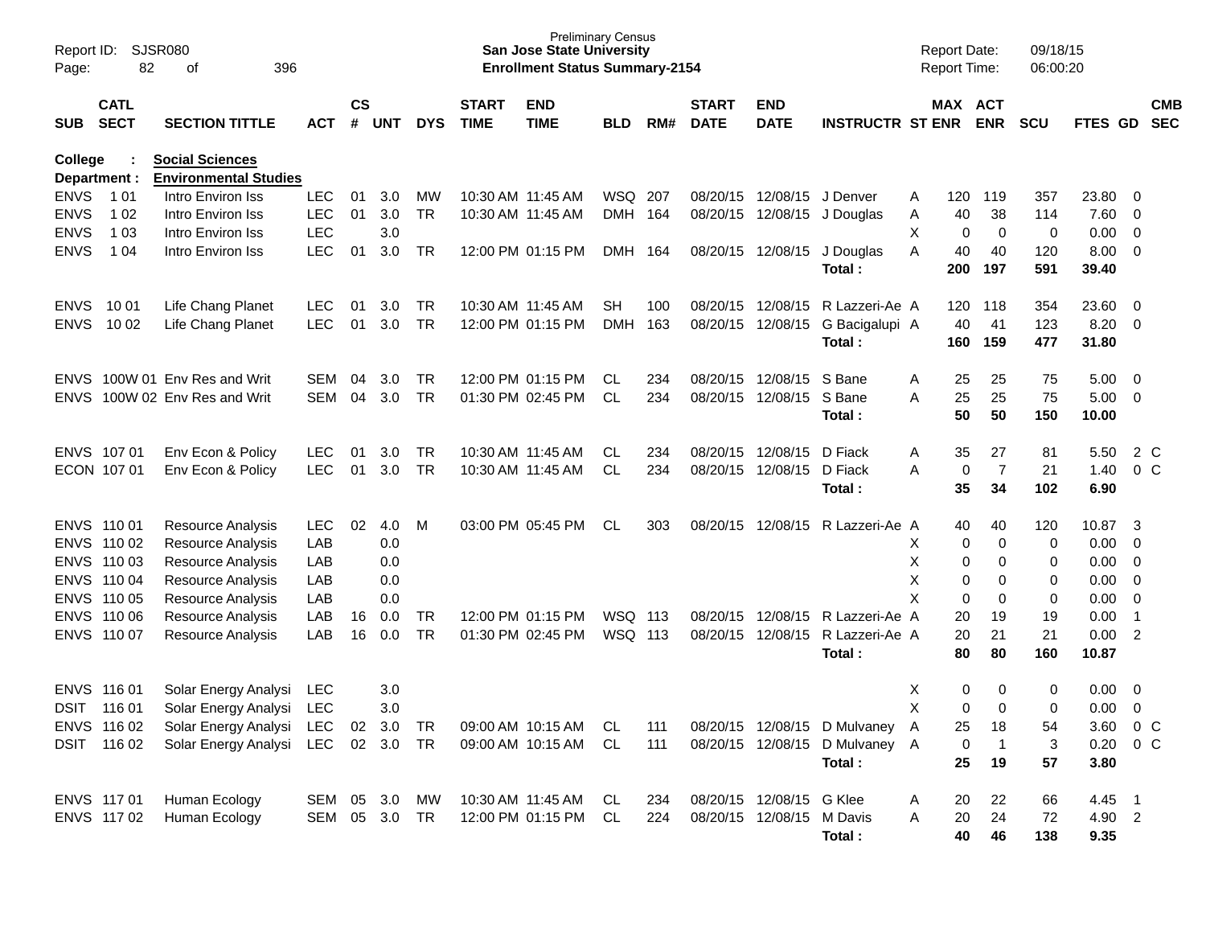Preliminary Census
**San Jose State University**
**Enrollment Status Summary-2154**

Report ID: SJSR080
Report Date: 09/18/15
Report Time: 06:00:20

**College : Social Sciences**
**Department : Environmental Studies**

| SUB | CATL SECT | SECTION TITTLE | ACT | CS # | UNT | DYS | START TIME | END TIME | BLD | RM# | START DATE | END DATE | INSTRUCTR | ST | MAX ENR | ACT ENR | SCU | FTES | GD | CMB SEC |
|---|---|---|---|---|---|---|---|---|---|---|---|---|---|---|---|---|---|---|---|---|
| ENVS | 1 01 | Intro Environ Iss | LEC | 01 | 3.0 | MW | 10:30 AM | 11:45 AM | WSQ | 207 | 08/20/15 | 12/08/15 | J Denver | A | 120 | 119 | 357 | 23.80 | 0 | |
| ENVS | 1 02 | Intro Environ Iss | LEC | 01 | 3.0 | TR | 10:30 AM | 11:45 AM | DMH | 164 | 08/20/15 | 12/08/15 | J Douglas | A | 40 | 38 | 114 | 7.60 | 0 | |
| ENVS | 1 03 | Intro Environ Iss | LEC | | 3.0 | | | | | | | | | X | 0 | 0 | 0 | 0.00 | 0 | |
| ENVS | 1 04 | Intro Environ Iss | LEC | 01 | 3.0 | TR | 12:00 PM | 01:15 PM | DMH | 164 | 08/20/15 | 12/08/15 | J Douglas | A | 40 | 40 | 120 | 8.00 | 0 | |
| | | | | | | | | | | | | | **Total :** | | **200** | **197** | **591** | **39.40** | | |
| ENVS | 10 01 | Life Chang Planet | LEC | 01 | 3.0 | TR | 10:30 AM | 11:45 AM | SH | 100 | 08/20/15 | 12/08/15 | R Lazzeri-Ae | A | 120 | 118 | 354 | 23.60 | 0 | |
| ENVS | 10 02 | Life Chang Planet | LEC | 01 | 3.0 | TR | 12:00 PM | 01:15 PM | DMH | 163 | 08/20/15 | 12/08/15 | G Bacigalupi | A | 40 | 41 | 123 | 8.20 | 0 | |
| | | | | | | | | | | | | | **Total :** | | **160** | **159** | **477** | **31.80** | | |
| ENVS | 100W 01 | Env Res and Writ | SEM | 04 | 3.0 | TR | 12:00 PM | 01:15 PM | CL | 234 | 08/20/15 | 12/08/15 | S Bane | A | 25 | 25 | 75 | 5.00 | 0 | |
| ENVS | 100W 02 | Env Res and Writ | SEM | 04 | 3.0 | TR | 01:30 PM | 02:45 PM | CL | 234 | 08/20/15 | 12/08/15 | S Bane | A | 25 | 25 | 75 | 5.00 | 0 | |
| | | | | | | | | | | | | | **Total :** | | **50** | **50** | **150** | **10.00** | | |
| ENVS | 107 01 | Env Econ & Policy | LEC | 01 | 3.0 | TR | 10:30 AM | 11:45 AM | CL | 234 | 08/20/15 | 12/08/15 | D Fiack | A | 35 | 27 | 81 | 5.50 | 2 | C |
| ECON | 107 01 | Env Econ & Policy | LEC | 01 | 3.0 | TR | 10:30 AM | 11:45 AM | CL | 234 | 08/20/15 | 12/08/15 | D Fiack | A | 0 | 7 | 21 | 1.40 | 0 | C |
| | | | | | | | | | | | | | **Total :** | | **35** | **34** | **102** | **6.90** | | |
| ENVS | 110 01 | Resource Analysis | LEC | 02 | 4.0 | M | 03:00 PM | 05:45 PM | CL | 303 | 08/20/15 | 12/08/15 | R Lazzeri-Ae | A | 40 | 40 | 120 | 10.87 | 3 | |
| ENVS | 110 02 | Resource Analysis | LAB | | 0.0 | | | | | | | | | X | 0 | 0 | 0 | 0.00 | 0 | |
| ENVS | 110 03 | Resource Analysis | LAB | | 0.0 | | | | | | | | | X | 0 | 0 | 0 | 0.00 | 0 | |
| ENVS | 110 04 | Resource Analysis | LAB | | 0.0 | | | | | | | | | X | 0 | 0 | 0 | 0.00 | 0 | |
| ENVS | 110 05 | Resource Analysis | LAB | | 0.0 | | | | | | | | | X | 0 | 0 | 0 | 0.00 | 0 | |
| ENVS | 110 06 | Resource Analysis | LAB | 16 | 0.0 | TR | 12:00 PM | 01:15 PM | WSQ | 113 | 08/20/15 | 12/08/15 | R Lazzeri-Ae | A | 20 | 19 | 19 | 0.00 | 1 | |
| ENVS | 110 07 | Resource Analysis | LAB | 16 | 0.0 | TR | 01:30 PM | 02:45 PM | WSQ | 113 | 08/20/15 | 12/08/15 | R Lazzeri-Ae | A | 20 | 21 | 21 | 0.00 | 2 | |
| | | | | | | | | | | | | | **Total :** | | **80** | **80** | **160** | **10.87** | | |
| ENVS | 116 01 | Solar Energy Analysi | LEC | | 3.0 | | | | | | | | | X | 0 | 0 | 0 | 0.00 | 0 | |
| DSIT | 116 01 | Solar Energy Analysi | LEC | | 3.0 | | | | | | | | | X | 0 | 0 | 0 | 0.00 | 0 | |
| ENVS | 116 02 | Solar Energy Analysi | LEC | 02 | 3.0 | TR | 09:00 AM | 10:15 AM | CL | 111 | 08/20/15 | 12/08/15 | D Mulvaney | A | 25 | 18 | 54 | 3.60 | 0 | C |
| DSIT | 116 02 | Solar Energy Analysi | LEC | 02 | 3.0 | TR | 09:00 AM | 10:15 AM | CL | 111 | 08/20/15 | 12/08/15 | D Mulvaney | A | 0 | 1 | 3 | 0.20 | 0 | C |
| | | | | | | | | | | | | | **Total :** | | **25** | **19** | **57** | **3.80** | | |
| ENVS | 117 01 | Human Ecology | SEM | 05 | 3.0 | MW | 10:30 AM | 11:45 AM | CL | 234 | 08/20/15 | 12/08/15 | G Klee | A | 20 | 22 | 66 | 4.45 | 1 | |
| ENVS | 117 02 | Human Ecology | SEM | 05 | 3.0 | TR | 12:00 PM | 01:15 PM | CL | 224 | 08/20/15 | 12/08/15 | M Davis | A | 20 | 24 | 72 | 4.90 | 2 | |
| | | | | | | | | | | | | | **Total :** | | **40** | **46** | **138** | **9.35** | | |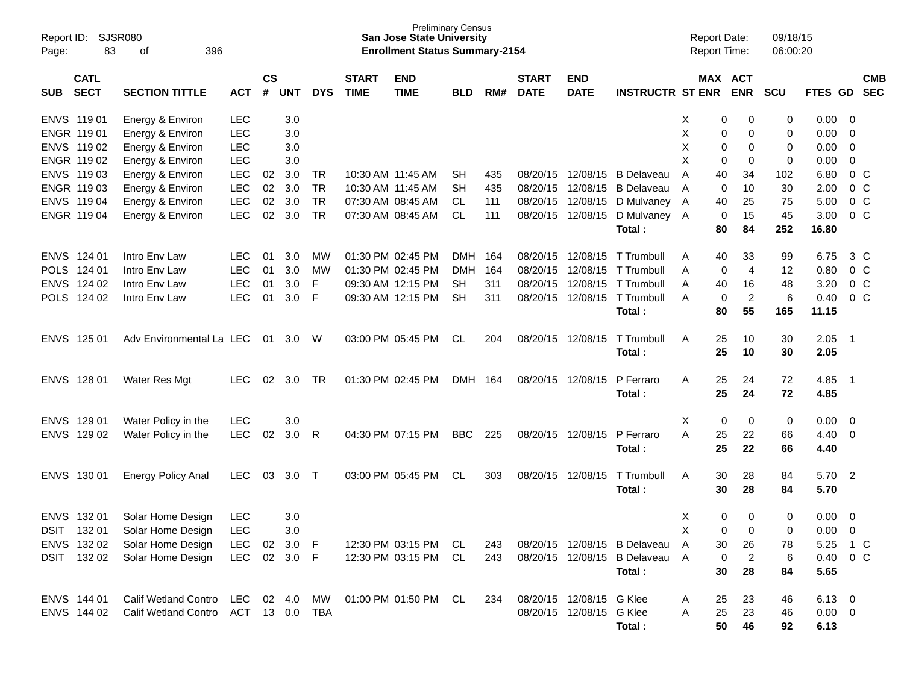Report ID: SJSR080

Preliminary Census
**San Jose State University**
**Enrollment Status Summary-2154**

Report Date: 09/18/15
Report Time: 06:00:20

| SUB | CATL SECT | SECTION TITTLE | ACT | CS # | UNT | DYS | START TIME | END TIME | BLD | RM# | START DATE | END DATE | INSTRUCTR | ST | MAX ENR | ACT ENR | SCU | FTES | GD | CMB SEC |
|---|---|---|---|---|---|---|---|---|---|---|---|---|---|---|---|---|---|---|---|---|
| ENVS | 119 01 | Energy & Environ | LEC | | 3.0 | | | | | | | | | X | 0 | 0 | 0 | 0.00 | 0 | |
| ENGR | 119 01 | Energy & Environ | LEC | | 3.0 | | | | | | | | | X | 0 | 0 | 0 | 0.00 | 0 | |
| ENVS | 119 02 | Energy & Environ | LEC | | 3.0 | | | | | | | | | X | 0 | 0 | 0 | 0.00 | 0 | |
| ENGR | 119 02 | Energy & Environ | LEC | | 3.0 | | | | | | | | | X | 0 | 0 | 0 | 0.00 | 0 | |
| ENVS | 119 03 | Energy & Environ | LEC | 02 | 3.0 | TR | 10:30 AM | 11:45 AM | SH | 435 | 08/20/15 | 12/08/15 | B Delaveau | A | 40 | 34 | 102 | 6.80 | 0 | C |
| ENGR | 119 03 | Energy & Environ | LEC | 02 | 3.0 | TR | 10:30 AM | 11:45 AM | SH | 435 | 08/20/15 | 12/08/15 | B Delaveau | A | 0 | 10 | 30 | 2.00 | 0 | C |
| ENVS | 119 04 | Energy & Environ | LEC | 02 | 3.0 | TR | 07:30 AM | 08:45 AM | CL | 111 | 08/20/15 | 12/08/15 | D Mulvaney | A | 40 | 25 | 75 | 5.00 | 0 | C |
| ENGR | 119 04 | Energy & Environ | LEC | 02 | 3.0 | TR | 07:30 AM | 08:45 AM | CL | 111 | 08/20/15 | 12/08/15 | D Mulvaney | A | 0 | 15 | 45 | 3.00 | 0 | C |
| | | | | | | | | | | | | | **Total :** | | **80** | **84** | **252** | **16.80** | | |
| ENVS | 124 01 | Intro Env Law | LEC | 01 | 3.0 | MW | 01:30 PM | 02:45 PM | DMH | 164 | 08/20/15 | 12/08/15 | T Trumbull | A | 40 | 33 | 99 | 6.75 | 3 | C |
| POLS | 124 01 | Intro Env Law | LEC | 01 | 3.0 | MW | 01:30 PM | 02:45 PM | DMH | 164 | 08/20/15 | 12/08/15 | T Trumbull | A | 0 | 4 | 12 | 0.80 | 0 | C |
| ENVS | 124 02 | Intro Env Law | LEC | 01 | 3.0 | F | 09:30 AM | 12:15 PM | SH | 311 | 08/20/15 | 12/08/15 | T Trumbull | A | 40 | 16 | 48 | 3.20 | 0 | C |
| POLS | 124 02 | Intro Env Law | LEC | 01 | 3.0 | F | 09:30 AM | 12:15 PM | SH | 311 | 08/20/15 | 12/08/15 | T Trumbull | A | 0 | 2 | 6 | 0.40 | 0 | C |
| | | | | | | | | | | | | | **Total :** | | **80** | **55** | **165** | **11.15** | | |
| ENVS | 125 01 | Adv Environmental La | LEC | 01 | 3.0 | W | 03:00 PM | 05:45 PM | CL | 204 | 08/20/15 | 12/08/15 | T Trumbull | A | 25 | 10 | 30 | 2.05 | 1 | |
| | | | | | | | | | | | | | **Total :** | | **25** | **10** | **30** | **2.05** | | |
| ENVS | 128 01 | Water Res Mgt | LEC | 02 | 3.0 | TR | 01:30 PM | 02:45 PM | DMH | 164 | 08/20/15 | 12/08/15 | P Ferraro | A | 25 | 24 | 72 | 4.85 | 1 | |
| | | | | | | | | | | | | | **Total :** | | **25** | **24** | **72** | **4.85** | | |
| ENVS | 129 01 | Water Policy in the | LEC | | 3.0 | | | | | | | | | X | 0 | 0 | 0 | 0.00 | 0 | |
| ENVS | 129 02 | Water Policy in the | LEC | 02 | 3.0 | R | 04:30 PM | 07:15 PM | BBC | 225 | 08/20/15 | 12/08/15 | P Ferraro | A | 25 | 22 | 66 | 4.40 | 0 | |
| | | | | | | | | | | | | | **Total :** | | **25** | **22** | **66** | **4.40** | | |
| ENVS | 130 01 | Energy Policy Anal | LEC | 03 | 3.0 | T | 03:00 PM | 05:45 PM | CL | 303 | 08/20/15 | 12/08/15 | T Trumbull | A | 30 | 28 | 84 | 5.70 | 2 | |
| | | | | | | | | | | | | | **Total :** | | **30** | **28** | **84** | **5.70** | | |
| ENVS | 132 01 | Solar Home Design | LEC | | 3.0 | | | | | | | | | X | 0 | 0 | 0 | 0.00 | 0 | |
| DSIT | 132 01 | Solar Home Design | LEC | | 3.0 | | | | | | | | | X | 0 | 0 | 0 | 0.00 | 0 | |
| ENVS | 132 02 | Solar Home Design | LEC | 02 | 3.0 | F | 12:30 PM | 03:15 PM | CL | 243 | 08/20/15 | 12/08/15 | B Delaveau | A | 30 | 26 | 78 | 5.25 | 1 | C |
| DSIT | 132 02 | Solar Home Design | LEC | 02 | 3.0 | F | 12:30 PM | 03:15 PM | CL | 243 | 08/20/15 | 12/08/15 | B Delaveau | A | 0 | 2 | 6 | 0.40 | 0 | C |
| | | | | | | | | | | | | | **Total :** | | **30** | **28** | **84** | **5.65** | | |
| ENVS | 144 01 | Calif Wetland Contro | LEC | 02 | 4.0 | MW | 01:00 PM | 01:50 PM | CL | 234 | 08/20/15 | 12/08/15 | G Klee | A | 25 | 23 | 46 | 6.13 | 0 | |
| ENVS | 144 02 | Calif Wetland Contro | ACT | 13 | 0.0 | TBA | | | | | 08/20/15 | 12/08/15 | G Klee | A | 25 | 23 | 46 | 0.00 | 0 | |
| | | | | | | | | | | | | | **Total :** | | **50** | **46** | **92** | **6.13** | | |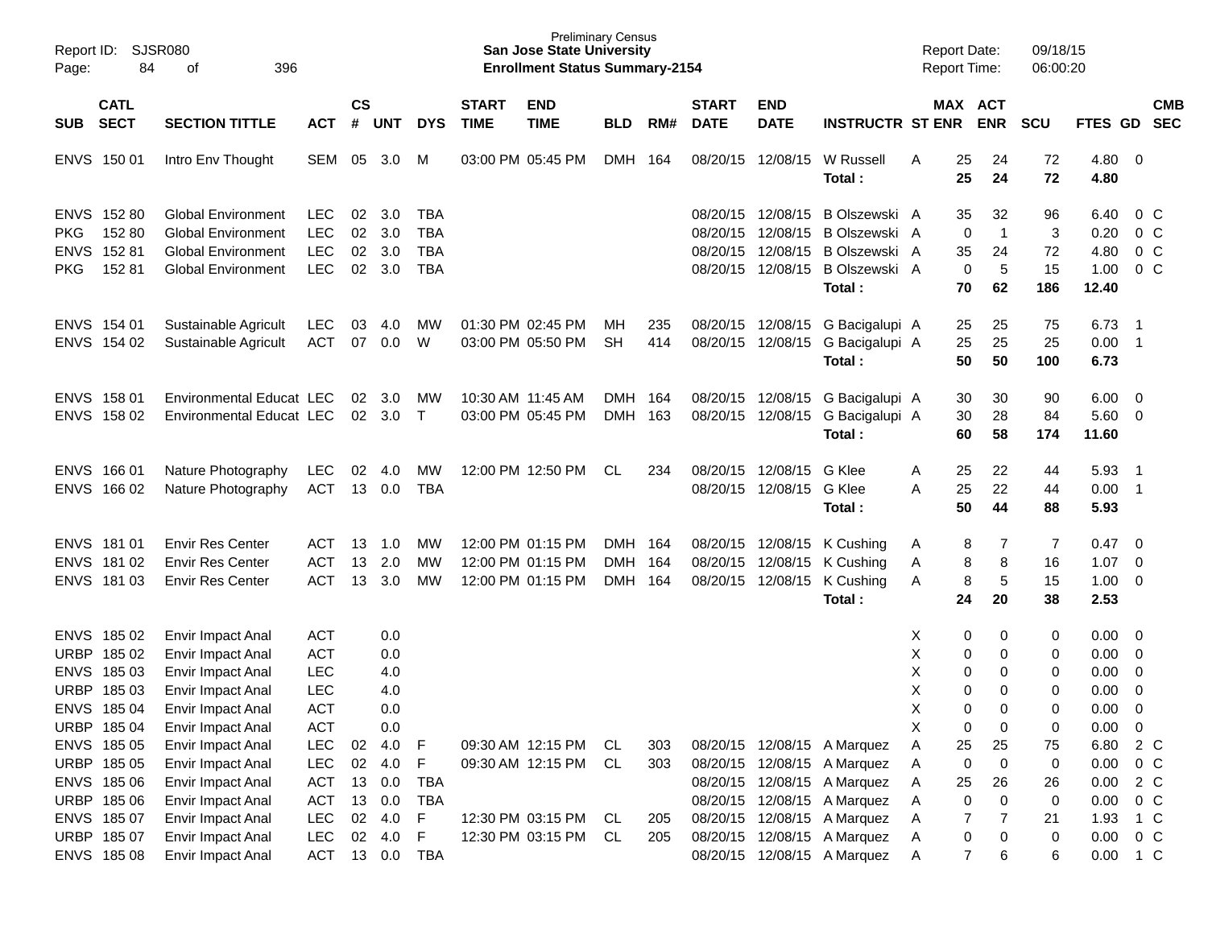Preliminary Census
**San Jose State University**
**Enrollment Status Summary-2154**

Report ID: SJSR080
Report Date: 09/18/15
Report Time: 06:00:20

| SUB | CATL SECT | SECTION TITTLE | ACT | CS # | UNT | DYS | START TIME | END TIME | BLD | RM# | START DATE | END DATE | INSTRUCTR | ST | MAX ENR | ACT ENR | SCU | FTES | GD | CMB SEC |
|---|---|---|---|---|---|---|---|---|---|---|---|---|---|---|---|---|---|---|---|---|
| ENVS | 150 01 | Intro Env Thought | SEM | 05 | 3.0 | M | 03:00 PM | 05:45 PM | DMH | 164 | 08/20/15 | 12/08/15 | W Russell | A | 25 | 24 | 72 | 4.80 | 0 | |
| | | | | | | | | | | | | | **Total :** | | **25** | **24** | **72** | **4.80** | | |
| ENVS | 152 80 | Global Environment | LEC | 02 | 3.0 | TBA | | | | | 08/20/15 | 12/08/15 | B Olszewski | A | 35 | 32 | 96 | 6.40 | 0 | C |
| PKG | 152 80 | Global Environment | LEC | 02 | 3.0 | TBA | | | | | 08/20/15 | 12/08/15 | B Olszewski | A | 0 | 1 | 3 | 0.20 | 0 | C |
| ENVS | 152 81 | Global Environment | LEC | 02 | 3.0 | TBA | | | | | 08/20/15 | 12/08/15 | B Olszewski | A | 35 | 24 | 72 | 4.80 | 0 | C |
| PKG | 152 81 | Global Environment | LEC | 02 | 3.0 | TBA | | | | | 08/20/15 | 12/08/15 | B Olszewski | A | 0 | 5 | 15 | 1.00 | 0 | C |
| | | | | | | | | | | | | | **Total :** | | **70** | **62** | **186** | **12.40** | | |
| ENVS | 154 01 | Sustainable Agricult | LEC | 03 | 4.0 | MW | 01:30 PM | 02:45 PM | MH | 235 | 08/20/15 | 12/08/15 | G Bacigalupi | A | 25 | 25 | 75 | 6.73 | 1 | |
| ENVS | 154 02 | Sustainable Agricult | ACT | 07 | 0.0 | W | 03:00 PM | 05:50 PM | SH | 414 | 08/20/15 | 12/08/15 | G Bacigalupi | A | 25 | 25 | 25 | 0.00 | 1 | |
| | | | | | | | | | | | | | **Total :** | | **50** | **50** | **100** | **6.73** | | |
| ENVS | 158 01 | Environmental Educat | LEC | 02 | 3.0 | MW | 10:30 AM | 11:45 AM | DMH | 164 | 08/20/15 | 12/08/15 | G Bacigalupi | A | 30 | 30 | 90 | 6.00 | 0 | |
| ENVS | 158 02 | Environmental Educat | LEC | 02 | 3.0 | T | 03:00 PM | 05:45 PM | DMH | 163 | 08/20/15 | 12/08/15 | G Bacigalupi | A | 30 | 28 | 84 | 5.60 | 0 | |
| | | | | | | | | | | | | | **Total :** | | **60** | **58** | **174** | **11.60** | | |
| ENVS | 166 01 | Nature Photography | LEC | 02 | 4.0 | MW | 12:00 PM | 12:50 PM | CL | 234 | 08/20/15 | 12/08/15 | G Klee | A | 25 | 22 | 44 | 5.93 | 1 | |
| ENVS | 166 02 | Nature Photography | ACT | 13 | 0.0 | TBA | | | | | 08/20/15 | 12/08/15 | G Klee | A | 25 | 22 | 44 | 0.00 | 1 | |
| | | | | | | | | | | | | | **Total :** | | **50** | **44** | **88** | **5.93** | | |
| ENVS | 181 01 | Envir Res Center | ACT | 13 | 1.0 | MW | 12:00 PM | 01:15 PM | DMH | 164 | 08/20/15 | 12/08/15 | K Cushing | A | 8 | 7 | 7 | 0.47 | 0 | |
| ENVS | 181 02 | Envir Res Center | ACT | 13 | 2.0 | MW | 12:00 PM | 01:15 PM | DMH | 164 | 08/20/15 | 12/08/15 | K Cushing | A | 8 | 8 | 16 | 1.07 | 0 | |
| ENVS | 181 03 | Envir Res Center | ACT | 13 | 3.0 | MW | 12:00 PM | 01:15 PM | DMH | 164 | 08/20/15 | 12/08/15 | K Cushing | A | 8 | 5 | 15 | 1.00 | 0 | |
| | | | | | | | | | | | | | **Total :** | | **24** | **20** | **38** | **2.53** | | |
| ENVS | 185 02 | Envir Impact Anal | ACT | | 0.0 | | | | | | | | | X | 0 | 0 | 0 | 0.00 | 0 | |
| URBP | 185 02 | Envir Impact Anal | ACT | | 0.0 | | | | | | | | | X | 0 | 0 | 0 | 0.00 | 0 | |
| ENVS | 185 03 | Envir Impact Anal | LEC | | 4.0 | | | | | | | | | X | 0 | 0 | 0 | 0.00 | 0 | |
| URBP | 185 03 | Envir Impact Anal | LEC | | 4.0 | | | | | | | | | X | 0 | 0 | 0 | 0.00 | 0 | |
| ENVS | 185 04 | Envir Impact Anal | ACT | | 0.0 | | | | | | | | | X | 0 | 0 | 0 | 0.00 | 0 | |
| URBP | 185 04 | Envir Impact Anal | ACT | | 0.0 | | | | | | | | | X | 0 | 0 | 0 | 0.00 | 0 | |
| ENVS | 185 05 | Envir Impact Anal | LEC | 02 | 4.0 | F | 09:30 AM | 12:15 PM | CL | 303 | 08/20/15 | 12/08/15 | A Marquez | A | 25 | 25 | 75 | 6.80 | 2 | C |
| URBP | 185 05 | Envir Impact Anal | LEC | 02 | 4.0 | F | 09:30 AM | 12:15 PM | CL | 303 | 08/20/15 | 12/08/15 | A Marquez | A | 0 | 0 | 0 | 0.00 | 0 | C |
| ENVS | 185 06 | Envir Impact Anal | ACT | 13 | 0.0 | TBA | | | | | 08/20/15 | 12/08/15 | A Marquez | A | 25 | 26 | 26 | 0.00 | 2 | C |
| URBP | 185 06 | Envir Impact Anal | ACT | 13 | 0.0 | TBA | | | | | 08/20/15 | 12/08/15 | A Marquez | A | 0 | 0 | 0 | 0.00 | 0 | C |
| ENVS | 185 07 | Envir Impact Anal | LEC | 02 | 4.0 | F | 12:30 PM | 03:15 PM | CL | 205 | 08/20/15 | 12/08/15 | A Marquez | A | 7 | 7 | 21 | 1.93 | 1 | C |
| URBP | 185 07 | Envir Impact Anal | LEC | 02 | 4.0 | F | 12:30 PM | 03:15 PM | CL | 205 | 08/20/15 | 12/08/15 | A Marquez | A | 0 | 0 | 0 | 0.00 | 0 | C |
| ENVS | 185 08 | Envir Impact Anal | ACT | 13 | 0.0 | TBA | | | | | 08/20/15 | 12/08/15 | A Marquez | A | 7 | 6 | 6 | 0.00 | 1 | C |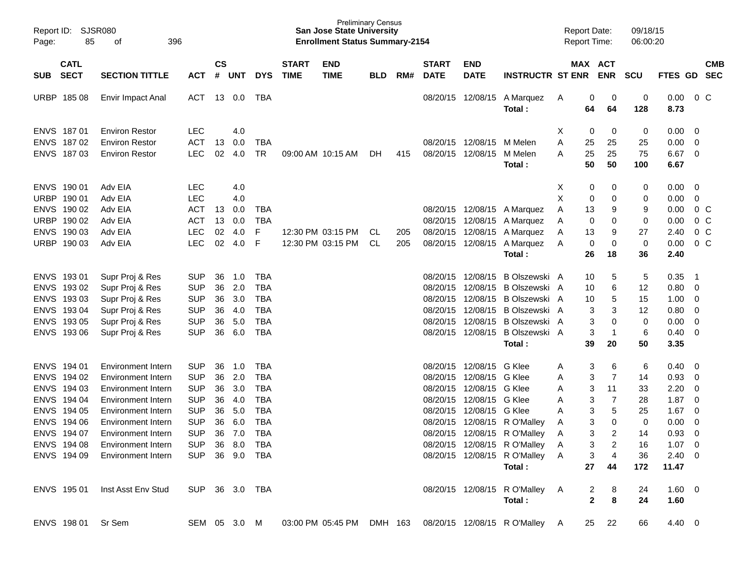Preliminary Census
**San Jose State University**
**Enrollment Status Summary-2154**

Report ID: SJSR080
Report Date: 09/18/15
Report Time: 06:00:20

| SUB | CATL SECT | SECTION TITTLE | ACT | CS # | UNT | DYS | START TIME | END TIME | BLD | RM# | START DATE | END DATE | INSTRUCTR | ST | MAX ENR | ACT ENR | SCU | FTES | GD | CMB SEC |
|---|---|---|---|---|---|---|---|---|---|---|---|---|---|---|---|---|---|---|---|---|
| URBP | 185 08 | Envir Impact Anal | ACT | 13 | 0.0 | TBA | | | | | 08/20/15 | 12/08/15 | A Marquez | A | 0 | 0 | 0 | 0.00 | 0 | C |
| | | | | | | | | | | | | | **Total :** | | **64** | **64** | **128** | **8.73** | | |
| ENVS | 187 01 | Environ Restor | LEC | | 4.0 | | | | | | | | | X | 0 | 0 | 0 | 0.00 | 0 | |
| ENVS | 187 02 | Environ Restor | ACT | 13 | 0.0 | TBA | | | | | 08/20/15 | 12/08/15 | M Melen | A | 25 | 25 | 25 | 0.00 | 0 | |
| ENVS | 187 03 | Environ Restor | LEC | 02 | 4.0 | TR | 09:00 AM | 10:15 AM | DH | 415 | 08/20/15 | 12/08/15 | M Melen | A | 25 | 25 | 75 | 6.67 | 0 | |
| | | | | | | | | | | | | | **Total :** | | **50** | **50** | **100** | **6.67** | | |
| ENVS | 190 01 | Adv EIA | LEC | | 4.0 | | | | | | | | | X | 0 | 0 | 0 | 0.00 | 0 | |
| URBP | 190 01 | Adv EIA | LEC | | 4.0 | | | | | | | | | X | 0 | 0 | 0 | 0.00 | 0 | |
| ENVS | 190 02 | Adv EIA | ACT | 13 | 0.0 | TBA | | | | | 08/20/15 | 12/08/15 | A Marquez | A | 13 | 9 | 9 | 0.00 | 0 | C |
| URBP | 190 02 | Adv EIA | ACT | 13 | 0.0 | TBA | | | | | 08/20/15 | 12/08/15 | A Marquez | A | 0 | 0 | 0 | 0.00 | 0 | C |
| ENVS | 190 03 | Adv EIA | LEC | 02 | 4.0 | F | 12:30 PM | 03:15 PM | CL | 205 | 08/20/15 | 12/08/15 | A Marquez | A | 13 | 9 | 27 | 2.40 | 0 | C |
| URBP | 190 03 | Adv EIA | LEC | 02 | 4.0 | F | 12:30 PM | 03:15 PM | CL | 205 | 08/20/15 | 12/08/15 | A Marquez | A | 0 | 0 | 0 | 0.00 | 0 | C |
| | | | | | | | | | | | | | **Total :** | | **26** | **18** | **36** | **2.40** | | |
| ENVS | 193 01 | Supr Proj & Res | SUP | 36 | 1.0 | TBA | | | | | 08/20/15 | 12/08/15 | B Olszewski | A | 10 | 5 | 5 | 0.35 | 1 | |
| ENVS | 193 02 | Supr Proj & Res | SUP | 36 | 2.0 | TBA | | | | | 08/20/15 | 12/08/15 | B Olszewski | A | 10 | 6 | 12 | 0.80 | 0 | |
| ENVS | 193 03 | Supr Proj & Res | SUP | 36 | 3.0 | TBA | | | | | 08/20/15 | 12/08/15 | B Olszewski | A | 10 | 5 | 15 | 1.00 | 0 | |
| ENVS | 193 04 | Supr Proj & Res | SUP | 36 | 4.0 | TBA | | | | | 08/20/15 | 12/08/15 | B Olszewski | A | 3 | 3 | 12 | 0.80 | 0 | |
| ENVS | 193 05 | Supr Proj & Res | SUP | 36 | 5.0 | TBA | | | | | 08/20/15 | 12/08/15 | B Olszewski | A | 3 | 0 | 0 | 0.00 | 0 | |
| ENVS | 193 06 | Supr Proj & Res | SUP | 36 | 6.0 | TBA | | | | | 08/20/15 | 12/08/15 | B Olszewski | A | 3 | 1 | 6 | 0.40 | 0 | |
| | | | | | | | | | | | | | **Total :** | | **39** | **20** | **50** | **3.35** | | |
| ENVS | 194 01 | Environment Intern | SUP | 36 | 1.0 | TBA | | | | | 08/20/15 | 12/08/15 | G Klee | A | 3 | 6 | 6 | 0.40 | 0 | |
| ENVS | 194 02 | Environment Intern | SUP | 36 | 2.0 | TBA | | | | | 08/20/15 | 12/08/15 | G Klee | A | 3 | 7 | 14 | 0.93 | 0 | |
| ENVS | 194 03 | Environment Intern | SUP | 36 | 3.0 | TBA | | | | | 08/20/15 | 12/08/15 | G Klee | A | 3 | 11 | 33 | 2.20 | 0 | |
| ENVS | 194 04 | Environment Intern | SUP | 36 | 4.0 | TBA | | | | | 08/20/15 | 12/08/15 | G Klee | A | 3 | 7 | 28 | 1.87 | 0 | |
| ENVS | 194 05 | Environment Intern | SUP | 36 | 5.0 | TBA | | | | | 08/20/15 | 12/08/15 | G Klee | A | 3 | 5 | 25 | 1.67 | 0 | |
| ENVS | 194 06 | Environment Intern | SUP | 36 | 6.0 | TBA | | | | | 08/20/15 | 12/08/15 | R O'Malley | A | 3 | 0 | 0 | 0.00 | 0 | |
| ENVS | 194 07 | Environment Intern | SUP | 36 | 7.0 | TBA | | | | | 08/20/15 | 12/08/15 | R O'Malley | A | 3 | 2 | 14 | 0.93 | 0 | |
| ENVS | 194 08 | Environment Intern | SUP | 36 | 8.0 | TBA | | | | | 08/20/15 | 12/08/15 | R O'Malley | A | 3 | 2 | 16 | 1.07 | 0 | |
| ENVS | 194 09 | Environment Intern | SUP | 36 | 9.0 | TBA | | | | | 08/20/15 | 12/08/15 | R O'Malley | A | 3 | 4 | 36 | 2.40 | 0 | |
| | | | | | | | | | | | | | **Total :** | | **27** | **44** | **172** | **11.47** | | |
| ENVS | 195 01 | Inst Asst Env Stud | SUP | 36 | 3.0 | TBA | | | | | 08/20/15 | 12/08/15 | R O'Malley | A | 2 | 8 | 24 | 1.60 | 0 | |
| | | | | | | | | | | | | | **Total :** | | **2** | **8** | **24** | **1.60** | | |
| ENVS | 198 01 | Sr Sem | SEM | 05 | 3.0 | M | 03:00 PM | 05:45 PM | DMH | 163 | 08/20/15 | 12/08/15 | R O'Malley | A | 25 | 22 | 66 | 4.40 | 0 | |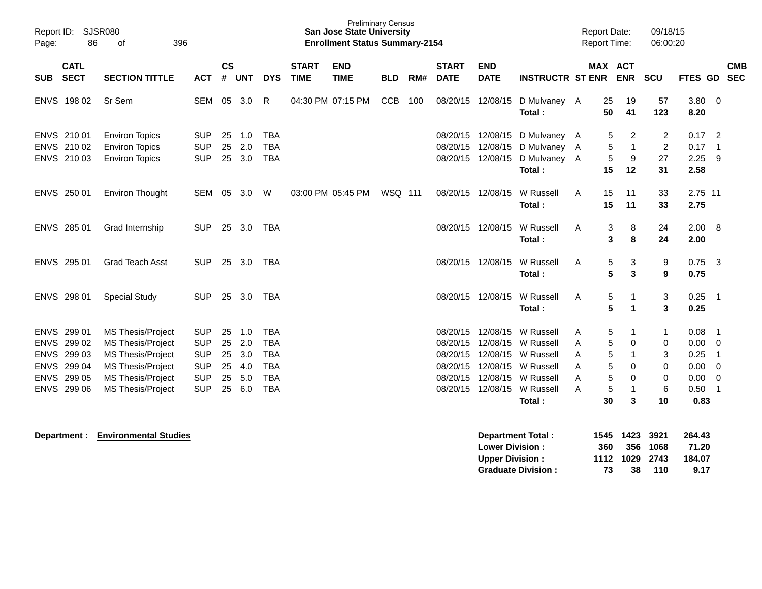Preliminary Census
**San Jose State University**
**Enrollment Status Summary-2154**

Report ID: SJSR080
Report Date: 09/18/15
Report Time: 06:00:20

| SUB | CATL SECT | SECTION TITTLE | ACT | CS # | UNT | DYS | START TIME | END TIME | BLD | RM# | START DATE | END DATE | INSTRUCTR | ST | MAX ENR | ACT ENR | SCU | FTES | GD | CMB SEC |
|---|---|---|---|---|---|---|---|---|---|---|---|---|---|---|---|---|---|---|---|---|
| ENVS | 198 02 | Sr Sem | SEM | 05 | 3.0 | R | 04:30 PM | 07:15 PM | CCB | 100 | 08/20/15 | 12/08/15 | D Mulvaney | A | 25 | 19 | 57 | 3.80 | 0 | |
| | | | | | | | | | | | | | **Total :** | | **50** | **41** | **123** | **8.20** | | |
| ENVS | 210 01 | Environ Topics | SUP | 25 | 1.0 | TBA | | | | | 08/20/15 | 12/08/15 | D Mulvaney | A | 5 | 2 | 2 | 0.17 | 2 | |
| ENVS | 210 02 | Environ Topics | SUP | 25 | 2.0 | TBA | | | | | 08/20/15 | 12/08/15 | D Mulvaney | A | 5 | 1 | 2 | 0.17 | 1 | |
| ENVS | 210 03 | Environ Topics | SUP | 25 | 3.0 | TBA | | | | | 08/20/15 | 12/08/15 | D Mulvaney | A | 5 | 9 | 27 | 2.25 | 9 | |
| | | | | | | | | | | | | | **Total :** | | **15** | **12** | **31** | **2.58** | | |
| ENVS | 250 01 | Environ Thought | SEM | 05 | 3.0 | W | 03:00 PM | 05:45 PM | WSQ | 111 | 08/20/15 | 12/08/15 | W Russell | A | 15 | 11 | 33 | 2.75 | 11 | |
| | | | | | | | | | | | | | **Total :** | | **15** | **11** | **33** | **2.75** | | |
| ENVS | 285 01 | Grad Internship | SUP | 25 | 3.0 | TBA | | | | | 08/20/15 | 12/08/15 | W Russell | A | 3 | 8 | 24 | 2.00 | 8 | |
| | | | | | | | | | | | | | **Total :** | | **3** | **8** | **24** | **2.00** | | |
| ENVS | 295 01 | Grad Teach Asst | SUP | 25 | 3.0 | TBA | | | | | 08/20/15 | 12/08/15 | W Russell | A | 5 | 3 | 9 | 0.75 | 3 | |
| | | | | | | | | | | | | | **Total :** | | **5** | **3** | **9** | **0.75** | | |
| ENVS | 298 01 | Special Study | SUP | 25 | 3.0 | TBA | | | | | 08/20/15 | 12/08/15 | W Russell | A | 5 | 1 | 3 | 0.25 | 1 | |
| | | | | | | | | | | | | | **Total :** | | **5** | **1** | **3** | **0.25** | | |
| ENVS | 299 01 | MS Thesis/Project | SUP | 25 | 1.0 | TBA | | | | | 08/20/15 | 12/08/15 | W Russell | A | 5 | 1 | 1 | 0.08 | 1 | |
| ENVS | 299 02 | MS Thesis/Project | SUP | 25 | 2.0 | TBA | | | | | 08/20/15 | 12/08/15 | W Russell | A | 5 | 0 | 0 | 0.00 | 0 | |
| ENVS | 299 03 | MS Thesis/Project | SUP | 25 | 3.0 | TBA | | | | | 08/20/15 | 12/08/15 | W Russell | A | 5 | 1 | 3 | 0.25 | 1 | |
| ENVS | 299 04 | MS Thesis/Project | SUP | 25 | 4.0 | TBA | | | | | 08/20/15 | 12/08/15 | W Russell | A | 5 | 0 | 0 | 0.00 | 0 | |
| ENVS | 299 05 | MS Thesis/Project | SUP | 25 | 5.0 | TBA | | | | | 08/20/15 | 12/08/15 | W Russell | A | 5 | 0 | 0 | 0.00 | 0 | |
| ENVS | 299 06 | MS Thesis/Project | SUP | 25 | 6.0 | TBA | | | | | 08/20/15 | 12/08/15 | W Russell | A | 5 | 1 | 6 | 0.50 | 1 | |
| | | | | | | | | | | | | | **Total :** | | **30** | **3** | **10** | **0.83** | | |

**Department : Environmental Studies**

| | MAX ENR | ACT ENR | SCU | FTES |
|---|---|---|---|---|
| **Department Total :** | **1545** | **1423** | **3921** | **264.43** |
| **Lower Division :** | **360** | **356** | **1068** | **71.20** |
| **Upper Division :** | **1112** | **1029** | **2743** | **184.07** |
| **Graduate Division :** | **73** | **38** | **110** | **9.17** |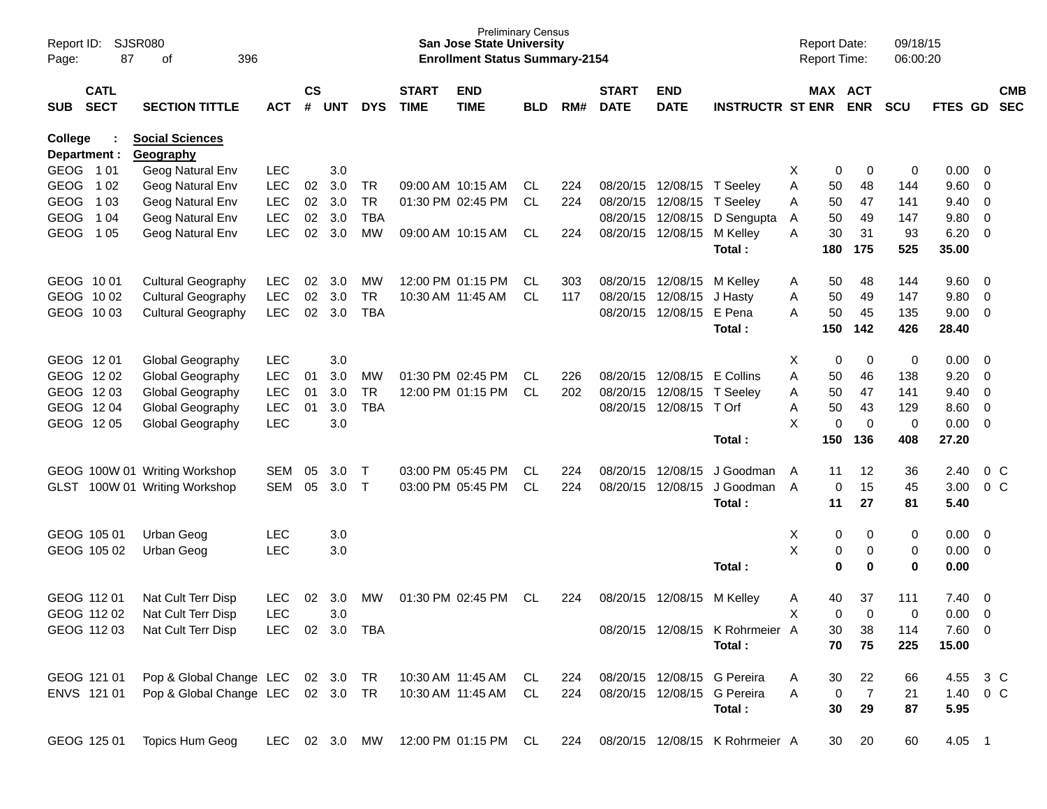Preliminary Census
**San Jose State University**
**Enrollment Status Summary-2154**

Report ID: SJSR080
Report Date: 09/18/15
Report Time: 06:00:20

**College : Social Sciences**
**Department : Geography**

| SUB | CATL SECT | SECTION TITTLE | ACT | CS # | UNT | DYS | START TIME | END TIME | BLD | RM# | START DATE | END DATE | INSTRUCTR | ST | MAX ENR | ACT ENR | SCU | FTES | GD | CMB SEC |
|---|---|---|---|---|---|---|---|---|---|---|---|---|---|---|---|---|---|---|---|---|
| GEOG | 1 01 | Geog Natural Env | LEC | | 3.0 | | | | | | | | | X | 0 | 0 | 0 | 0.00 | 0 | |
| GEOG | 1 02 | Geog Natural Env | LEC | 02 | 3.0 | TR | 09:00 AM | 10:15 AM | CL | 224 | 08/20/15 | 12/08/15 | T Seeley | A | 50 | 48 | 144 | 9.60 | 0 | |
| GEOG | 1 03 | Geog Natural Env | LEC | 02 | 3.0 | TR | 01:30 PM | 02:45 PM | CL | 224 | 08/20/15 | 12/08/15 | T Seeley | A | 50 | 47 | 141 | 9.40 | 0 | |
| GEOG | 1 04 | Geog Natural Env | LEC | 02 | 3.0 | TBA | | | | | 08/20/15 | 12/08/15 | D Sengupta | A | 50 | 49 | 147 | 9.80 | 0 | |
| GEOG | 1 05 | Geog Natural Env | LEC | 02 | 3.0 | MW | 09:00 AM | 10:15 AM | CL | 224 | 08/20/15 | 12/08/15 | M Kelley | A | 30 | 31 | 93 | 6.20 | 0 | |
| | | | | | | | | | | | | | **Total :** | | **180** | **175** | **525** | **35.00** | | |
| GEOG | 10 01 | Cultural Geography | LEC | 02 | 3.0 | MW | 12:00 PM | 01:15 PM | CL | 303 | 08/20/15 | 12/08/15 | M Kelley | A | 50 | 48 | 144 | 9.60 | 0 | |
| GEOG | 10 02 | Cultural Geography | LEC | 02 | 3.0 | TR | 10:30 AM | 11:45 AM | CL | 117 | 08/20/15 | 12/08/15 | J Hasty | A | 50 | 49 | 147 | 9.80 | 0 | |
| GEOG | 10 03 | Cultural Geography | LEC | 02 | 3.0 | TBA | | | | | 08/20/15 | 12/08/15 | E Pena | A | 50 | 45 | 135 | 9.00 | 0 | |
| | | | | | | | | | | | | | **Total :** | | **150** | **142** | **426** | **28.40** | | |
| GEOG | 12 01 | Global Geography | LEC | | 3.0 | | | | | | | | | X | 0 | 0 | 0 | 0.00 | 0 | |
| GEOG | 12 02 | Global Geography | LEC | 01 | 3.0 | MW | 01:30 PM | 02:45 PM | CL | 226 | 08/20/15 | 12/08/15 | E Collins | A | 50 | 46 | 138 | 9.20 | 0 | |
| GEOG | 12 03 | Global Geography | LEC | 01 | 3.0 | TR | 12:00 PM | 01:15 PM | CL | 202 | 08/20/15 | 12/08/15 | T Seeley | A | 50 | 47 | 141 | 9.40 | 0 | |
| GEOG | 12 04 | Global Geography | LEC | 01 | 3.0 | TBA | | | | | 08/20/15 | 12/08/15 | T Orf | A | 50 | 43 | 129 | 8.60 | 0 | |
| GEOG | 12 05 | Global Geography | LEC | | 3.0 | | | | | | | | | X | 0 | 0 | 0 | 0.00 | 0 | |
| | | | | | | | | | | | | | **Total :** | | **150** | **136** | **408** | **27.20** | | |
| GEOG | 100W 01 | Writing Workshop | SEM | 05 | 3.0 | T | 03:00 PM | 05:45 PM | CL | 224 | 08/20/15 | 12/08/15 | J Goodman | A | 11 | 12 | 36 | 2.40 | 0 | C |
| GLST | 100W 01 | Writing Workshop | SEM | 05 | 3.0 | T | 03:00 PM | 05:45 PM | CL | 224 | 08/20/15 | 12/08/15 | J Goodman | A | 0 | 15 | 45 | 3.00 | 0 | C |
| | | | | | | | | | | | | | **Total :** | | **11** | **27** | **81** | **5.40** | | |
| GEOG | 105 01 | Urban Geog | LEC | | 3.0 | | | | | | | | | X | 0 | 0 | 0 | 0.00 | 0 | |
| GEOG | 105 02 | Urban Geog | LEC | | 3.0 | | | | | | | | | X | 0 | 0 | 0 | 0.00 | 0 | |
| | | | | | | | | | | | | | **Total :** | | **0** | **0** | **0** | **0.00** | | |
| GEOG | 112 01 | Nat Cult Terr Disp | LEC | 02 | 3.0 | MW | 01:30 PM | 02:45 PM | CL | 224 | 08/20/15 | 12/08/15 | M Kelley | A | 40 | 37 | 111 | 7.40 | 0 | |
| GEOG | 112 02 | Nat Cult Terr Disp | LEC | | 3.0 | | | | | | | | | X | 0 | 0 | 0 | 0.00 | 0 | |
| GEOG | 112 03 | Nat Cult Terr Disp | LEC | 02 | 3.0 | TBA | | | | | 08/20/15 | 12/08/15 | K Rohrmeier | A | 30 | 38 | 114 | 7.60 | 0 | |
| | | | | | | | | | | | | | **Total :** | | **70** | **75** | **225** | **15.00** | | |
| GEOG | 121 01 | Pop & Global Change | LEC | 02 | 3.0 | TR | 10:30 AM | 11:45 AM | CL | 224 | 08/20/15 | 12/08/15 | G Pereira | A | 30 | 22 | 66 | 4.55 | 3 | C |
| ENVS | 121 01 | Pop & Global Change | LEC | 02 | 3.0 | TR | 10:30 AM | 11:45 AM | CL | 224 | 08/20/15 | 12/08/15 | G Pereira | A | 0 | 7 | 21 | 1.40 | 0 | C |
| | | | | | | | | | | | | | **Total :** | | **30** | **29** | **87** | **5.95** | | |
| GEOG | 125 01 | Topics Hum Geog | LEC | 02 | 3.0 | MW | 12:00 PM | 01:15 PM | CL | 224 | 08/20/15 | 12/08/15 | K Rohrmeier | A | 30 | 20 | 60 | 4.05 | 1 | |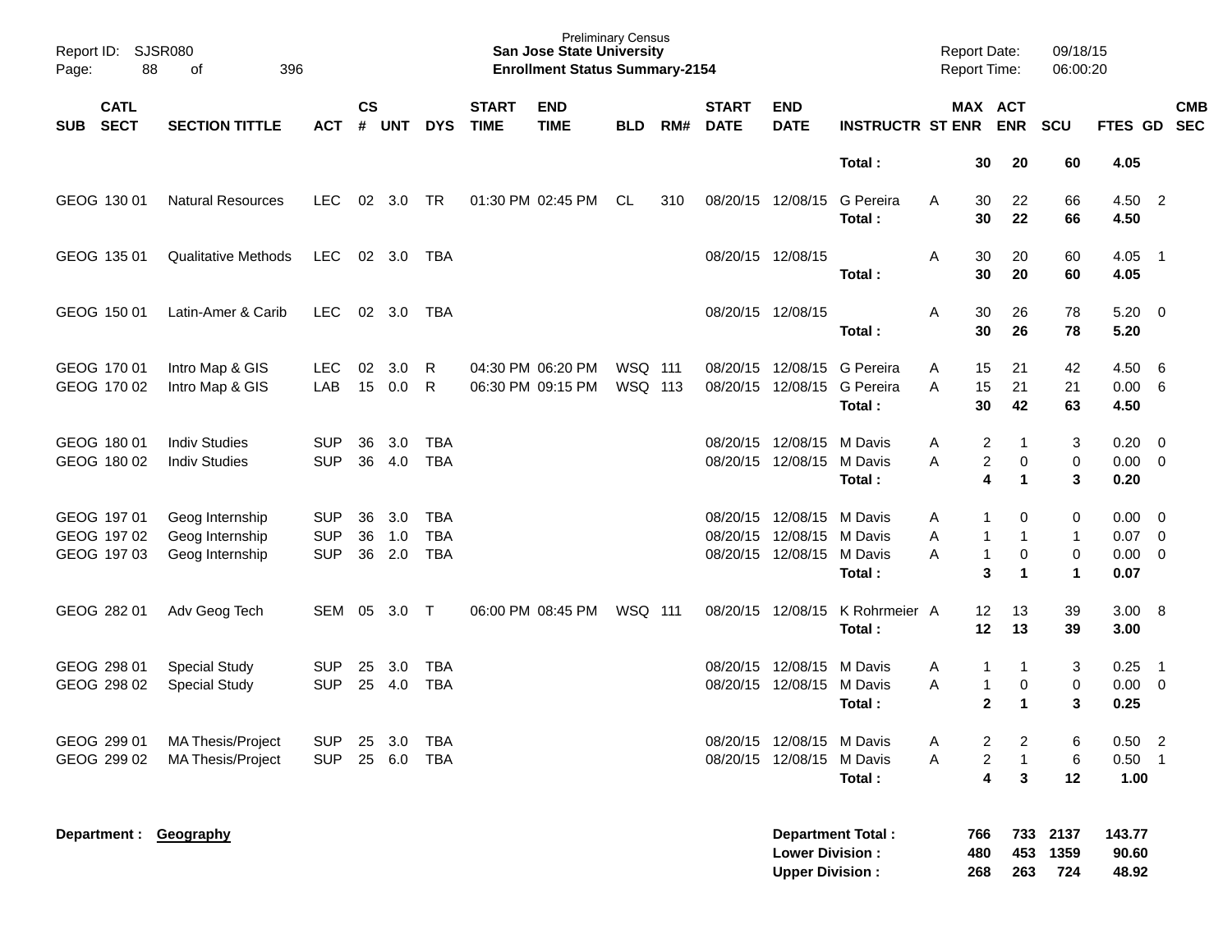| SUB | CATL SECT | SECTION TITTLE | ACT | CS # | UNT | DYS | START TIME | END TIME | BLD | RM# | START DATE | END DATE | INSTRUCTR | ST | MAX ENR | ACT ENR | SCU | FTES | GD | CMB SEC |
|---|---|---|---|---|---|---|---|---|---|---|---|---|---|---|---|---|---|---|---|---|
| | | | | | | | | | | | | | **Total :** | | **30** | **20** | **60** | **4.05** | | |
| GEOG | 130 01 | Natural Resources | LEC | 02 | 3.0 | TR | 01:30 PM | 02:45 PM | CL | 310 | 08/20/15 | 12/08/15 | G Pereira | A | 30 | 22 | 66 | 4.50 | 2 | |
| | | | | | | | | | | | | | **Total :** | | **30** | **22** | **66** | **4.50** | | |
| GEOG | 135 01 | Qualitative Methods | LEC | 02 | 3.0 | TBA | | | | | 08/20/15 | 12/08/15 | | A | 30 | 20 | 60 | 4.05 | 1 | |
| | | | | | | | | | | | | | **Total :** | | **30** | **20** | **60** | **4.05** | | |
| GEOG | 150 01 | Latin-Amer & Carib | LEC | 02 | 3.0 | TBA | | | | | 08/20/15 | 12/08/15 | | A | 30 | 26 | 78 | 5.20 | 0 | |
| | | | | | | | | | | | | | **Total :** | | **30** | **26** | **78** | **5.20** | | |
| GEOG | 170 01 | Intro Map & GIS | LEC | 02 | 3.0 | R | 04:30 PM | 06:20 PM | WSQ | 111 | 08/20/15 | 12/08/15 | G Pereira | A | 15 | 21 | 42 | 4.50 | 6 | |
| GEOG | 170 02 | Intro Map & GIS | LAB | 15 | 0.0 | R | 06:30 PM | 09:15 PM | WSQ | 113 | 08/20/15 | 12/08/15 | G Pereira | A | 15 | 21 | 21 | 0.00 | 6 | |
| | | | | | | | | | | | | | **Total :** | | **30** | **42** | **63** | **4.50** | | |
| GEOG | 180 01 | Indiv Studies | SUP | 36 | 3.0 | TBA | | | | | 08/20/15 | 12/08/15 | M Davis | A | 2 | 1 | 3 | 0.20 | 0 | |
| GEOG | 180 02 | Indiv Studies | SUP | 36 | 4.0 | TBA | | | | | 08/20/15 | 12/08/15 | M Davis | A | 2 | 0 | 0 | 0.00 | 0 | |
| | | | | | | | | | | | | | **Total :** | | **4** | **1** | **3** | **0.20** | | |
| GEOG | 197 01 | Geog Internship | SUP | 36 | 3.0 | TBA | | | | | 08/20/15 | 12/08/15 | M Davis | A | 1 | 0 | 0 | 0.00 | 0 | |
| GEOG | 197 02 | Geog Internship | SUP | 36 | 1.0 | TBA | | | | | 08/20/15 | 12/08/15 | M Davis | A | 1 | 1 | 1 | 0.07 | 0 | |
| GEOG | 197 03 | Geog Internship | SUP | 36 | 2.0 | TBA | | | | | 08/20/15 | 12/08/15 | M Davis | A | 1 | 0 | 0 | 0.00 | 0 | |
| | | | | | | | | | | | | | **Total :** | | **3** | **1** | **1** | **0.07** | | |
| GEOG | 282 01 | Adv Geog Tech | SEM | 05 | 3.0 | T | 06:00 PM | 08:45 PM | WSQ | 111 | 08/20/15 | 12/08/15 | K Rohrmeier | A | 12 | 13 | 39 | 3.00 | 8 | |
| | | | | | | | | | | | | | **Total :** | | **12** | **13** | **39** | **3.00** | | |
| GEOG | 298 01 | Special Study | SUP | 25 | 3.0 | TBA | | | | | 08/20/15 | 12/08/15 | M Davis | A | 1 | 1 | 3 | 0.25 | 1 | |
| GEOG | 298 02 | Special Study | SUP | 25 | 4.0 | TBA | | | | | 08/20/15 | 12/08/15 | M Davis | A | 1 | 0 | 0 | 0.00 | 0 | |
| | | | | | | | | | | | | | **Total :** | | **2** | **1** | **3** | **0.25** | | |
| GEOG | 299 01 | MA Thesis/Project | SUP | 25 | 3.0 | TBA | | | | | 08/20/15 | 12/08/15 | M Davis | A | 2 | 2 | 6 | 0.50 | 2 | |
| GEOG | 299 02 | MA Thesis/Project | SUP | 25 | 6.0 | TBA | | | | | 08/20/15 | 12/08/15 | M Davis | A | 2 | 1 | 6 | 0.50 | 1 | |
| | | | | | | | | | | | | | **Total :** | | **4** | **3** | **12** | **1.00** | | |

**Department : Geography**

| | MAX ENR | ACT ENR | SCU | FTES |
|---|---|---|---|---|
| **Department Total :** | **766** | **733** | **2137** | **143.77** |
| **Lower Division :** | **480** | **453** | **1359** | **90.60** |
| **Upper Division :** | **268** | **263** | **724** | **48.92** |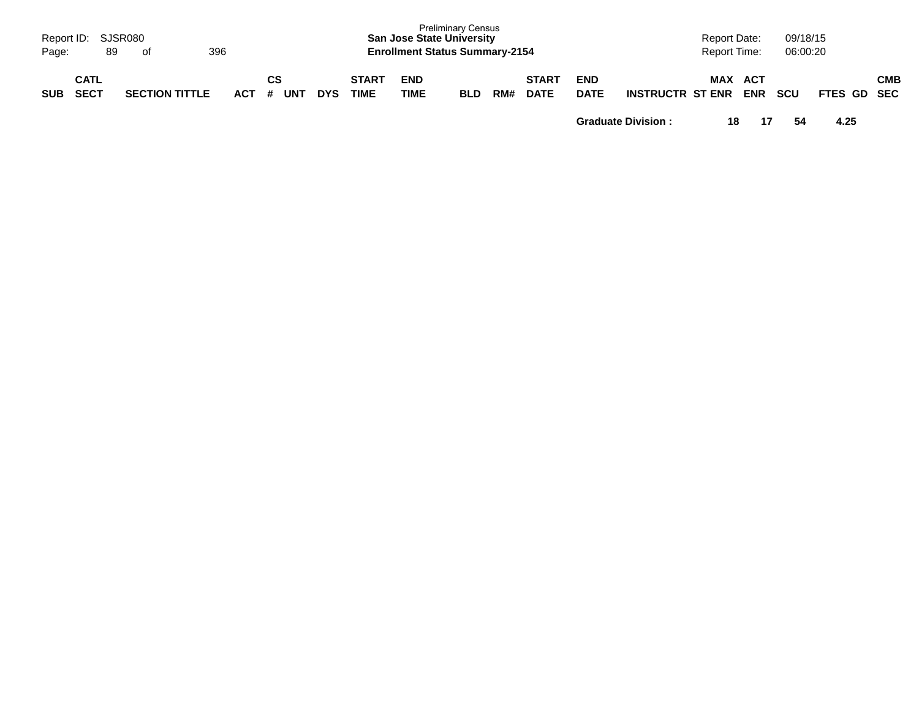| SUB | CATL SECT | SECTION TITTLE | ACT | CS # | UNT | DYS | START TIME | END TIME | BLD | RM# | START DATE | END DATE | INSTRUCTR | ST | MAX ENR | ACT ENR | SCU | FTES | GD | CMB SEC |
|---|---|---|---|---|---|---|---|---|---|---|---|---|---|---|---|---|---|---|---|---|
| | | | | | | | | | | | | **Graduate Division :** | | | **18** | **17** | **54** | **4.25** | | |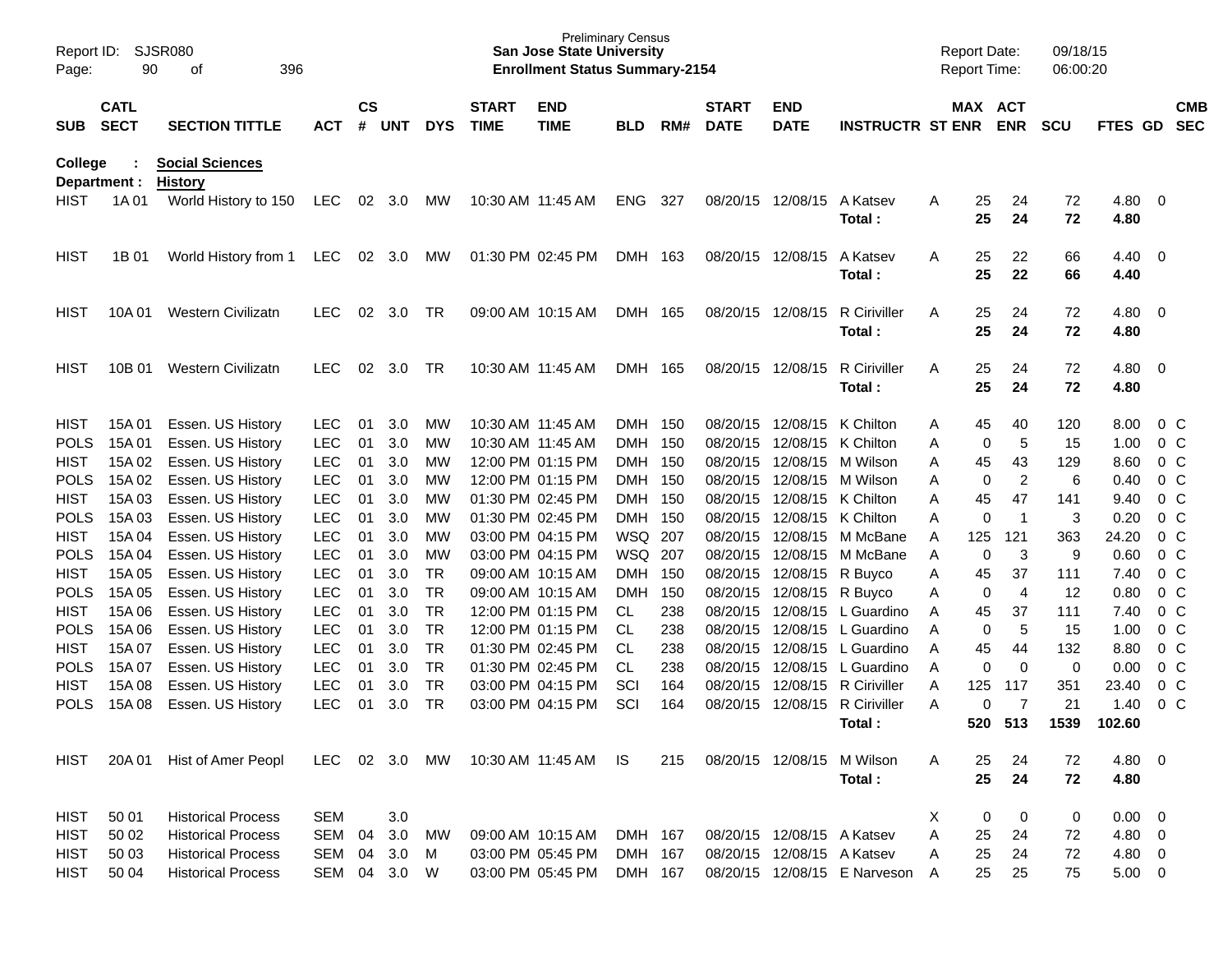Preliminary Census
**San Jose State University**
**Enrollment Status Summary-2154**

Report ID: SJSR080
Report Date: 09/18/15
Report Time: 06:00:20

**College : Social Sciences**
**Department : History**

| SUB | CATL SECT | SECTION TITTLE | ACT | CS # | UNT | DYS | START TIME | END TIME | BLD | RM# | START DATE | END DATE | INSTRUCTR | ST | MAX ENR | ACT ENR | SCU | FTES | GD | CMB SEC |
|---|---|---|---|---|---|---|---|---|---|---|---|---|---|---|---|---|---|---|---|---|
| HIST | 1A 01 | World History to 150 | LEC | 02 | 3.0 | MW | 10:30 AM | 11:45 AM | ENG | 327 | 08/20/15 | 12/08/15 | A Katsev | A | 25 | 24 | 72 | 4.80 | 0 | |
| | | | | | | | | | | | | | **Total :** | | **25** | **24** | **72** | **4.80** | | |
| HIST | 1B 01 | World History from 1 | LEC | 02 | 3.0 | MW | 01:30 PM | 02:45 PM | DMH | 163 | 08/20/15 | 12/08/15 | A Katsev | A | 25 | 22 | 66 | 4.40 | 0 | |
| | | | | | | | | | | | | | **Total :** | | **25** | **22** | **66** | **4.40** | | |
| HIST | 10A 01 | Western Civilizatn | LEC | 02 | 3.0 | TR | 09:00 AM | 10:15 AM | DMH | 165 | 08/20/15 | 12/08/15 | R Ciriviller | A | 25 | 24 | 72 | 4.80 | 0 | |
| | | | | | | | | | | | | | **Total :** | | **25** | **24** | **72** | **4.80** | | |
| HIST | 10B 01 | Western Civilizatn | LEC | 02 | 3.0 | TR | 10:30 AM | 11:45 AM | DMH | 165 | 08/20/15 | 12/08/15 | R Ciriviller | A | 25 | 24 | 72 | 4.80 | 0 | |
| | | | | | | | | | | | | | **Total :** | | **25** | **24** | **72** | **4.80** | | |
| HIST | 15A 01 | Essen. US History | LEC | 01 | 3.0 | MW | 10:30 AM | 11:45 AM | DMH | 150 | 08/20/15 | 12/08/15 | K Chilton | A | 45 | 40 | 120 | 8.00 | 0 | C |
| POLS | 15A 01 | Essen. US History | LEC | 01 | 3.0 | MW | 10:30 AM | 11:45 AM | DMH | 150 | 08/20/15 | 12/08/15 | K Chilton | A | 0 | 5 | 15 | 1.00 | 0 | C |
| HIST | 15A 02 | Essen. US History | LEC | 01 | 3.0 | MW | 12:00 PM | 01:15 PM | DMH | 150 | 08/20/15 | 12/08/15 | M Wilson | A | 45 | 43 | 129 | 8.60 | 0 | C |
| POLS | 15A 02 | Essen. US History | LEC | 01 | 3.0 | MW | 12:00 PM | 01:15 PM | DMH | 150 | 08/20/15 | 12/08/15 | M Wilson | A | 0 | 2 | 6 | 0.40 | 0 | C |
| HIST | 15A 03 | Essen. US History | LEC | 01 | 3.0 | MW | 01:30 PM | 02:45 PM | DMH | 150 | 08/20/15 | 12/08/15 | K Chilton | A | 45 | 47 | 141 | 9.40 | 0 | C |
| POLS | 15A 03 | Essen. US History | LEC | 01 | 3.0 | MW | 01:30 PM | 02:45 PM | DMH | 150 | 08/20/15 | 12/08/15 | K Chilton | A | 0 | 1 | 3 | 0.20 | 0 | C |
| HIST | 15A 04 | Essen. US History | LEC | 01 | 3.0 | MW | 03:00 PM | 04:15 PM | WSQ | 207 | 08/20/15 | 12/08/15 | M McBane | A | 125 | 121 | 363 | 24.20 | 0 | C |
| POLS | 15A 04 | Essen. US History | LEC | 01 | 3.0 | MW | 03:00 PM | 04:15 PM | WSQ | 207 | 08/20/15 | 12/08/15 | M McBane | A | 0 | 3 | 9 | 0.60 | 0 | C |
| HIST | 15A 05 | Essen. US History | LEC | 01 | 3.0 | TR | 09:00 AM | 10:15 AM | DMH | 150 | 08/20/15 | 12/08/15 | R Buyco | A | 45 | 37 | 111 | 7.40 | 0 | C |
| POLS | 15A 05 | Essen. US History | LEC | 01 | 3.0 | TR | 09:00 AM | 10:15 AM | DMH | 150 | 08/20/15 | 12/08/15 | R Buyco | A | 0 | 4 | 12 | 0.80 | 0 | C |
| HIST | 15A 06 | Essen. US History | LEC | 01 | 3.0 | TR | 12:00 PM | 01:15 PM | CL | 238 | 08/20/15 | 12/08/15 | L Guardino | A | 45 | 37 | 111 | 7.40 | 0 | C |
| POLS | 15A 06 | Essen. US History | LEC | 01 | 3.0 | TR | 12:00 PM | 01:15 PM | CL | 238 | 08/20/15 | 12/08/15 | L Guardino | A | 0 | 5 | 15 | 1.00 | 0 | C |
| HIST | 15A 07 | Essen. US History | LEC | 01 | 3.0 | TR | 01:30 PM | 02:45 PM | CL | 238 | 08/20/15 | 12/08/15 | L Guardino | A | 45 | 44 | 132 | 8.80 | 0 | C |
| POLS | 15A 07 | Essen. US History | LEC | 01 | 3.0 | TR | 01:30 PM | 02:45 PM | CL | 238 | 08/20/15 | 12/08/15 | L Guardino | A | 0 | 0 | 0 | 0.00 | 0 | C |
| HIST | 15A 08 | Essen. US History | LEC | 01 | 3.0 | TR | 03:00 PM | 04:15 PM | SCI | 164 | 08/20/15 | 12/08/15 | R Ciriviller | A | 125 | 117 | 351 | 23.40 | 0 | C |
| POLS | 15A 08 | Essen. US History | LEC | 01 | 3.0 | TR | 03:00 PM | 04:15 PM | SCI | 164 | 08/20/15 | 12/08/15 | R Ciriviller | A | 0 | 7 | 21 | 1.40 | 0 | C |
| | | | | | | | | | | | | | **Total :** | | **520** | **513** | **1539** | **102.60** | | |
| HIST | 20A 01 | Hist of Amer Peopl | LEC | 02 | 3.0 | MW | 10:30 AM | 11:45 AM | IS | 215 | 08/20/15 | 12/08/15 | M Wilson | A | 25 | 24 | 72 | 4.80 | 0 | |
| | | | | | | | | | | | | | **Total :** | | **25** | **24** | **72** | **4.80** | | |
| HIST | 50 01 | Historical Process | SEM | | 3.0 | | | | | | | | | X | 0 | 0 | 0 | 0.00 | 0 | |
| HIST | 50 02 | Historical Process | SEM | 04 | 3.0 | MW | 09:00 AM | 10:15 AM | DMH | 167 | 08/20/15 | 12/08/15 | A Katsev | A | 25 | 24 | 72 | 4.80 | 0 | |
| HIST | 50 03 | Historical Process | SEM | 04 | 3.0 | M | 03:00 PM | 05:45 PM | DMH | 167 | 08/20/15 | 12/08/15 | A Katsev | A | 25 | 24 | 72 | 4.80 | 0 | |
| HIST | 50 04 | Historical Process | SEM | 04 | 3.0 | W | 03:00 PM | 05:45 PM | DMH | 167 | 08/20/15 | 12/08/15 | E Narveson | A | 25 | 25 | 75 | 5.00 | 0 | |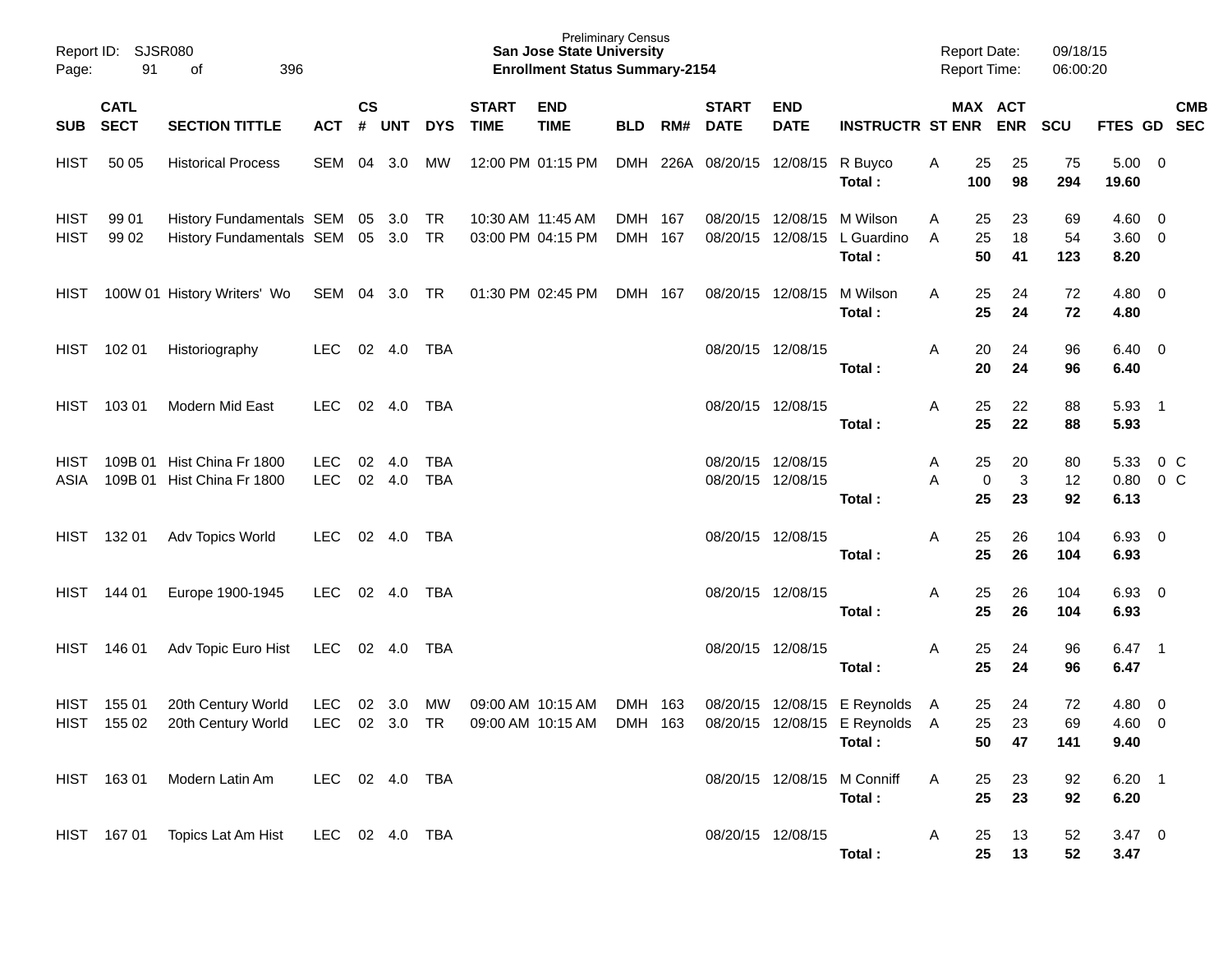Preliminary Census
**San Jose State University**
**Enrollment Status Summary-2154**

Report ID: SJSR080
Report Date: 09/18/15
Report Time: 06:00:20

| SUB | CATL SECT | SECTION TITTLE | ACT | CS # | UNT | DYS | START TIME | END TIME | BLD | RM# | START DATE | END DATE | INSTRUCTR | ST | MAX ENR | ACT ENR | SCU | FTES | GD | CMB SEC |
|---|---|---|---|---|---|---|---|---|---|---|---|---|---|---|---|---|---|---|---|---|
| HIST | 50 05 | Historical Process | SEM | 04 | 3.0 | MW | 12:00 PM | 01:15 PM | DMH | 226A | 08/20/15 | 12/08/15 | R Buyco | A | 25 | 25 | 75 | 5.00 | 0 | |
| | | | | | | | | | | | | | **Total :** | | **100** | **98** | **294** | **19.60** | | |
| HIST | 99 01 | History Fundamentals | SEM | 05 | 3.0 | TR | 10:30 AM | 11:45 AM | DMH | 167 | 08/20/15 | 12/08/15 | M Wilson | A | 25 | 23 | 69 | 4.60 | 0 | |
| HIST | 99 02 | History Fundamentals | SEM | 05 | 3.0 | TR | 03:00 PM | 04:15 PM | DMH | 167 | 08/20/15 | 12/08/15 | L Guardino | A | 25 | 18 | 54 | 3.60 | 0 | |
| | | | | | | | | | | | | | **Total :** | | **50** | **41** | **123** | **8.20** | | |
| HIST | 100W 01 | History Writers' Wo | SEM | 04 | 3.0 | TR | 01:30 PM | 02:45 PM | DMH | 167 | 08/20/15 | 12/08/15 | M Wilson | A | 25 | 24 | 72 | 4.80 | 0 | |
| | | | | | | | | | | | | | **Total :** | | **25** | **24** | **72** | **4.80** | | |
| HIST | 102 01 | Historiography | LEC | 02 | 4.0 | TBA | | | | | 08/20/15 | 12/08/15 | | A | 20 | 24 | 96 | 6.40 | 0 | |
| | | | | | | | | | | | | | **Total :** | | **20** | **24** | **96** | **6.40** | | |
| HIST | 103 01 | Modern Mid East | LEC | 02 | 4.0 | TBA | | | | | 08/20/15 | 12/08/15 | | A | 25 | 22 | 88 | 5.93 | 1 | |
| | | | | | | | | | | | | | **Total :** | | **25** | **22** | **88** | **5.93** | | |
| HIST | 109B 01 | Hist China Fr 1800 | LEC | 02 | 4.0 | TBA | | | | | 08/20/15 | 12/08/15 | | A | 25 | 20 | 80 | 5.33 | 0 | C |
| ASIA | 109B 01 | Hist China Fr 1800 | LEC | 02 | 4.0 | TBA | | | | | 08/20/15 | 12/08/15 | | A | 0 | 3 | 12 | 0.80 | 0 | C |
| | | | | | | | | | | | | | **Total :** | | **25** | **23** | **92** | **6.13** | | |
| HIST | 132 01 | Adv Topics World | LEC | 02 | 4.0 | TBA | | | | | 08/20/15 | 12/08/15 | | A | 25 | 26 | 104 | 6.93 | 0 | |
| | | | | | | | | | | | | | **Total :** | | **25** | **26** | **104** | **6.93** | | |
| HIST | 144 01 | Europe 1900-1945 | LEC | 02 | 4.0 | TBA | | | | | 08/20/15 | 12/08/15 | | A | 25 | 26 | 104 | 6.93 | 0 | |
| | | | | | | | | | | | | | **Total :** | | **25** | **26** | **104** | **6.93** | | |
| HIST | 146 01 | Adv Topic Euro Hist | LEC | 02 | 4.0 | TBA | | | | | 08/20/15 | 12/08/15 | | A | 25 | 24 | 96 | 6.47 | 1 | |
| | | | | | | | | | | | | | **Total :** | | **25** | **24** | **96** | **6.47** | | |
| HIST | 155 01 | 20th Century World | LEC | 02 | 3.0 | MW | 09:00 AM | 10:15 AM | DMH | 163 | 08/20/15 | 12/08/15 | E Reynolds | A | 25 | 24 | 72 | 4.80 | 0 | |
| HIST | 155 02 | 20th Century World | LEC | 02 | 3.0 | TR | 09:00 AM | 10:15 AM | DMH | 163 | 08/20/15 | 12/08/15 | E Reynolds | A | 25 | 23 | 69 | 4.60 | 0 | |
| | | | | | | | | | | | | | **Total :** | | **50** | **47** | **141** | **9.40** | | |
| HIST | 163 01 | Modern Latin Am | LEC | 02 | 4.0 | TBA | | | | | 08/20/15 | 12/08/15 | M Conniff | A | 25 | 23 | 92 | 6.20 | 1 | |
| | | | | | | | | | | | | | **Total :** | | **25** | **23** | **92** | **6.20** | | |
| HIST | 167 01 | Topics Lat Am Hist | LEC | 02 | 4.0 | TBA | | | | | 08/20/15 | 12/08/15 | | A | 25 | 13 | 52 | 3.47 | 0 | |
| | | | | | | | | | | | | | **Total :** | | **25** | **13** | **52** | **3.47** | | |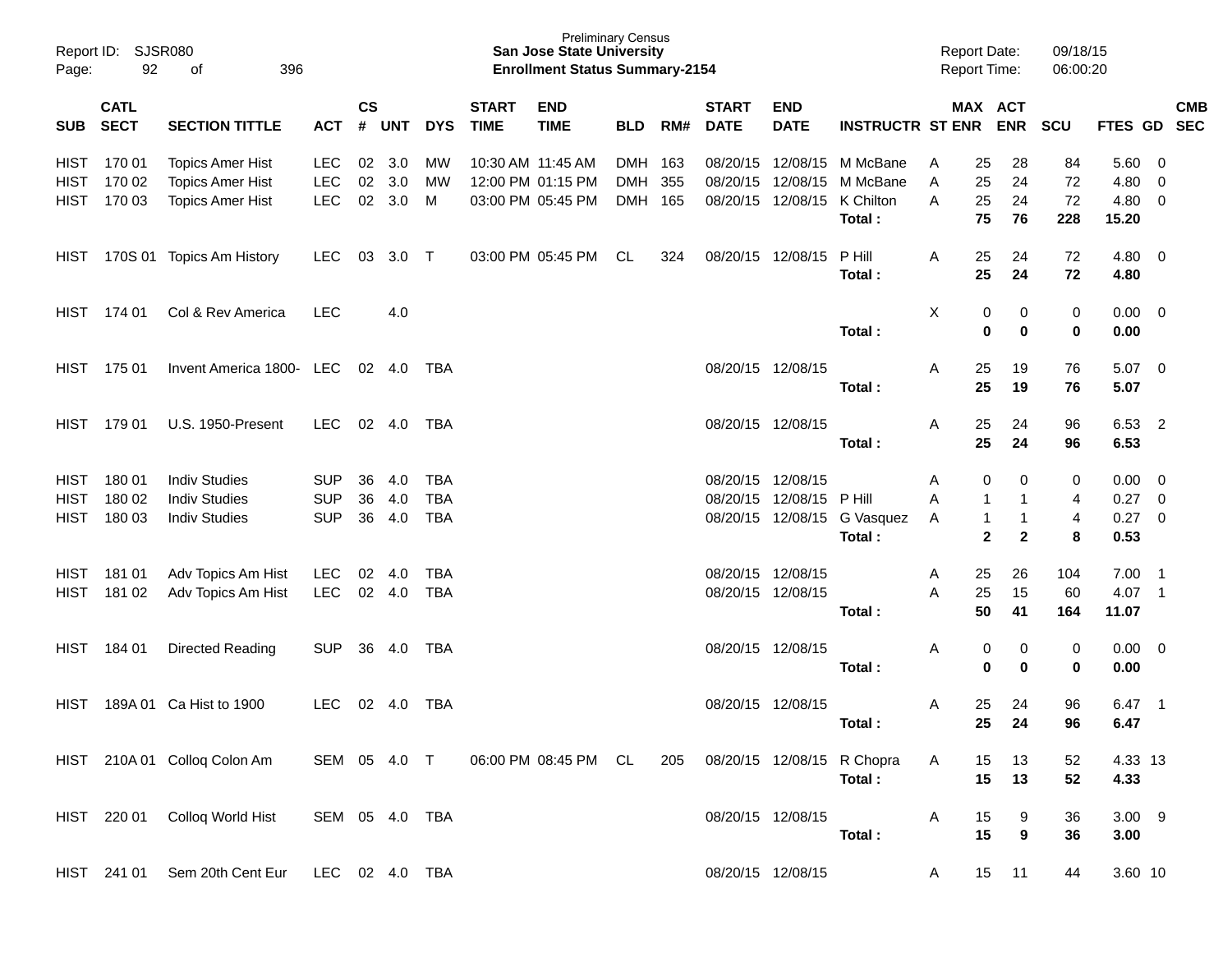Preliminary Census
**San Jose State University**
**Enrollment Status Summary-2154**

Report ID: SJSR080
Report Date: 09/18/15
Report Time: 06:00:20

| SUB | CATL SECT | SECTION TITTLE | ACT | CS # | UNT | DYS | START TIME | END TIME | BLD | RM# | START DATE | END DATE | INSTRUCTR | ST | MAX ENR | ACT ENR | SCU | FTES | GD | CMB SEC |
|---|---|---|---|---|---|---|---|---|---|---|---|---|---|---|---|---|---|---|---|---|
| HIST | 170 01 | Topics Amer Hist | LEC | 02 | 3.0 | MW | 10:30 AM | 11:45 AM | DMH | 163 | 08/20/15 | 12/08/15 | M McBane | A | 25 | 28 | 84 | 5.60 | 0 | |
| HIST | 170 02 | Topics Amer Hist | LEC | 02 | 3.0 | MW | 12:00 PM | 01:15 PM | DMH | 355 | 08/20/15 | 12/08/15 | M McBane | A | 25 | 24 | 72 | 4.80 | 0 | |
| HIST | 170 03 | Topics Amer Hist | LEC | 02 | 3.0 | M | 03:00 PM | 05:45 PM | DMH | 165 | 08/20/15 | 12/08/15 | K Chilton | A | 25 | 24 | 72 | 4.80 | 0 | |
| | | | | | | | | | | | | | **Total :** | | **75** | **76** | **228** | **15.20** | | |
| HIST | 170S 01 | Topics Am History | LEC | 03 | 3.0 | T | 03:00 PM | 05:45 PM | CL | 324 | 08/20/15 | 12/08/15 | P Hill | A | 25 | 24 | 72 | 4.80 | 0 | |
| | | | | | | | | | | | | | **Total :** | | **25** | **24** | **72** | **4.80** | | |
| HIST | 174 01 | Col & Rev America | LEC | | 4.0 | | | | | | | | | X | 0 | 0 | 0 | 0.00 | 0 | |
| | | | | | | | | | | | | | **Total :** | | **0** | **0** | **0** | **0.00** | | |
| HIST | 175 01 | Invent America 1800- | LEC | 02 | 4.0 | TBA | | | | | 08/20/15 | 12/08/15 | | A | 25 | 19 | 76 | 5.07 | 0 | |
| | | | | | | | | | | | | | **Total :** | | **25** | **19** | **76** | **5.07** | | |
| HIST | 179 01 | U.S. 1950-Present | LEC | 02 | 4.0 | TBA | | | | | 08/20/15 | 12/08/15 | | A | 25 | 24 | 96 | 6.53 | 2 | |
| | | | | | | | | | | | | | **Total :** | | **25** | **24** | **96** | **6.53** | | |
| HIST | 180 01 | Indiv Studies | SUP | 36 | 4.0 | TBA | | | | | 08/20/15 | 12/08/15 | | A | 0 | 0 | 0 | 0.00 | 0 | |
| HIST | 180 02 | Indiv Studies | SUP | 36 | 4.0 | TBA | | | | | 08/20/15 | 12/08/15 | P Hill | A | 1 | 1 | 4 | 0.27 | 0 | |
| HIST | 180 03 | Indiv Studies | SUP | 36 | 4.0 | TBA | | | | | 08/20/15 | 12/08/15 | G Vasquez | A | 1 | 1 | 4 | 0.27 | 0 | |
| | | | | | | | | | | | | | **Total :** | | **2** | **2** | **8** | **0.53** | | |
| HIST | 181 01 | Adv Topics Am Hist | LEC | 02 | 4.0 | TBA | | | | | 08/20/15 | 12/08/15 | | A | 25 | 26 | 104 | 7.00 | 1 | |
| HIST | 181 02 | Adv Topics Am Hist | LEC | 02 | 4.0 | TBA | | | | | 08/20/15 | 12/08/15 | | A | 25 | 15 | 60 | 4.07 | 1 | |
| | | | | | | | | | | | | | **Total :** | | **50** | **41** | **164** | **11.07** | | |
| HIST | 184 01 | Directed Reading | SUP | 36 | 4.0 | TBA | | | | | 08/20/15 | 12/08/15 | | A | 0 | 0 | 0 | 0.00 | 0 | |
| | | | | | | | | | | | | | **Total :** | | **0** | **0** | **0** | **0.00** | | |
| HIST | 189A 01 | Ca Hist to 1900 | LEC | 02 | 4.0 | TBA | | | | | 08/20/15 | 12/08/15 | | A | 25 | 24 | 96 | 6.47 | 1 | |
| | | | | | | | | | | | | | **Total :** | | **25** | **24** | **96** | **6.47** | | |
| HIST | 210A 01 | Colloq Colon Am | SEM | 05 | 4.0 | T | 06:00 PM | 08:45 PM | CL | 205 | 08/20/15 | 12/08/15 | R Chopra | A | 15 | 13 | 52 | 4.33 | 13 | |
| | | | | | | | | | | | | | **Total :** | | **15** | **13** | **52** | **4.33** | | |
| HIST | 220 01 | Colloq World Hist | SEM | 05 | 4.0 | TBA | | | | | 08/20/15 | 12/08/15 | | A | 15 | 9 | 36 | 3.00 | 9 | |
| | | | | | | | | | | | | | **Total :** | | **15** | **9** | **36** | **3.00** | | |
| HIST | 241 01 | Sem 20th Cent Eur | LEC | 02 | 4.0 | TBA | | | | | 08/20/15 | 12/08/15 | | A | 15 | 11 | 44 | 3.60 | 10 | |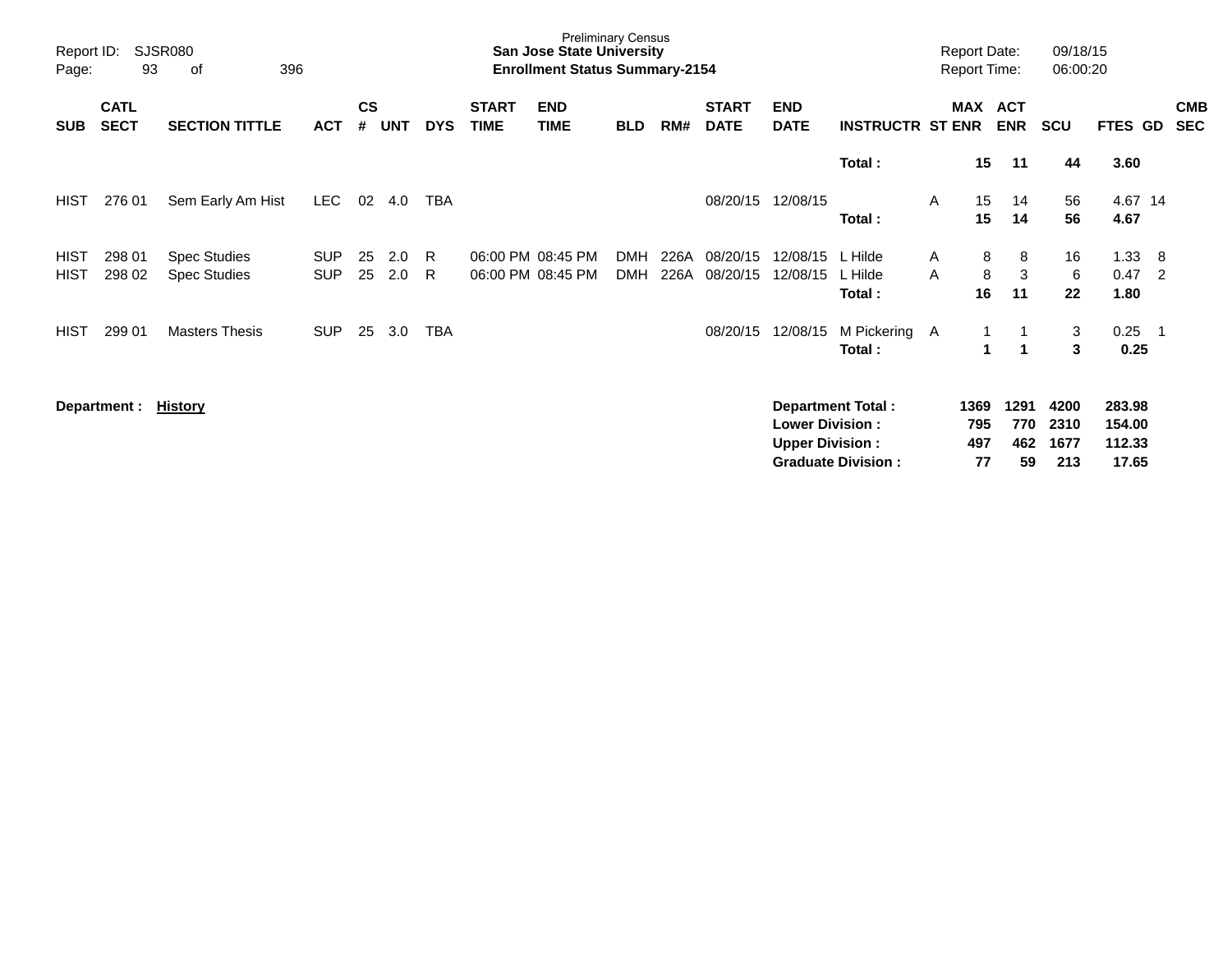Preliminary Census

**San Jose State University**

**Enrollment Status Summary-2154**

| SUB | CATL SECT | SECTION TITTLE | ACT | CS # | UNT | DYS | START TIME | END TIME | BLD | RM# | START DATE | END DATE | INSTRUCTR | ST | MAX ENR | ACT ENR | SCU | FTES | GD | CMB SEC |
|---|---|---|---|---|---|---|---|---|---|---|---|---|---|---|---|---|---|---|---|---|
| | | | | | | | | | | | | | **Total :** | | **15** | **11** | **44** | **3.60** | | |
| HIST | 276 01 | Sem Early Am Hist | LEC | 02 | 4.0 | TBA | | | | | 08/20/15 | 12/08/15 | | A | 15 | 14 | 56 | 4.67 | 14 | |
| | | | | | | | | | | | | | **Total :** | | **15** | **14** | **56** | **4.67** | | |
| HIST | 298 01 | Spec Studies | SUP | 25 | 2.0 | R | 06:00 PM | 08:45 PM | DMH | 226A | 08/20/15 | 12/08/15 | L Hilde | A | 8 | 8 | 16 | 1.33 | 8 | |
| HIST | 298 02 | Spec Studies | SUP | 25 | 2.0 | R | 06:00 PM | 08:45 PM | DMH | 226A | 08/20/15 | 12/08/15 | L Hilde | A | 8 | 3 | 6 | 0.47 | 2 | |
| | | | | | | | | | | | | | **Total :** | | **16** | **11** | **22** | **1.80** | | |
| HIST | 299 01 | Masters Thesis | SUP | 25 | 3.0 | TBA | | | | | 08/20/15 | 12/08/15 | M Pickering | A | 1 | 1 | 3 | 0.25 | 1 | |
| | | | | | | | | | | | | | **Total :** | | **1** | **1** | **3** | **0.25** | | |

**Department :** **History**

| | MAX ENR | ACT ENR | SCU | FTES |
|---|---|---|---|---|
| **Department Total :** | **1369** | **1291** | **4200** | **283.98** |
| **Lower Division :** | **795** | **770** | **2310** | **154.00** |
| **Upper Division :** | **497** | **462** | **1677** | **112.33** |
| **Graduate Division :** | **77** | **59** | **213** | **17.65** |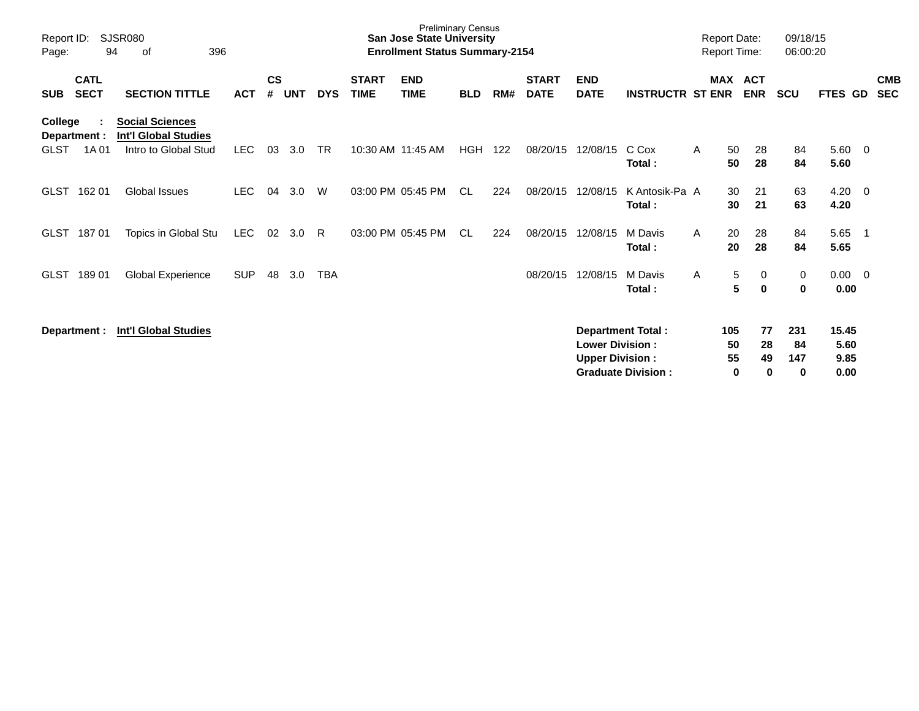Preliminary Census

**San Jose State University**

**Enrollment Status Summary-2154**

Report ID: SJSR080

Report Date: 09/18/15

Report Time: 06:00:20

| SUB | CATL SECT | SECTION TITTLE | ACT | CS # | UNT | DYS | START TIME | END TIME | BLD | RM# | START DATE | END DATE | INSTRUCTR | ST | MAX ENR | ACT ENR | SCU | FTES | GD | CMB SEC |
|---|---|---|---|---|---|---|---|---|---|---|---|---|---|---|---|---|---|---|---|---|
| **College :** | | **Social Sciences** | | | | | | | | | | | | | | | | | | |
| **Department :** | | **Int'l Global Studies** | | | | | | | | | | | | | | | | | | |
| GLST | 1A 01 | Intro to Global Stud | LEC | 03 | 3.0 | TR | 10:30 AM | 11:45 AM | HGH | 122 | 08/20/15 | 12/08/15 | C Cox | A | 50 | 28 | 84 | 5.60 | 0 | |
| | | | | | | | | | | | | | **Total :** | | **50** | **28** | **84** | **5.60** | | |
| GLST | 162 01 | Global Issues | LEC | 04 | 3.0 | W | 03:00 PM | 05:45 PM | CL | 224 | 08/20/15 | 12/08/15 | K Antosik-Pa | A | 30 | 21 | 63 | 4.20 | 0 | |
| | | | | | | | | | | | | | **Total :** | | **30** | **21** | **63** | **4.20** | | |
| GLST | 187 01 | Topics in Global Stu | LEC | 02 | 3.0 | R | 03:00 PM | 05:45 PM | CL | 224 | 08/20/15 | 12/08/15 | M Davis | A | 20 | 28 | 84 | 5.65 | 1 | |
| | | | | | | | | | | | | | **Total :** | | **20** | **28** | **84** | **5.65** | | |
| GLST | 189 01 | Global Experience | SUP | 48 | 3.0 | TBA | | | | | 08/20/15 | 12/08/15 | M Davis | A | 5 | 0 | 0 | 0.00 | 0 | |
| | | | | | | | | | | | | | **Total :** | | **5** | **0** | **0** | **0.00** | | |

**Department : Int'l Global Studies**

| | MAX ENR | ACT ENR | SCU | FTES |
|---|---|---|---|---|
| **Department Total :** | **105** | **77** | **231** | **15.45** |
| **Lower Division :** | **50** | **28** | **84** | **5.60** |
| **Upper Division :** | **55** | **49** | **147** | **9.85** |
| **Graduate Division :** | **0** | **0** | **0** | **0.00** |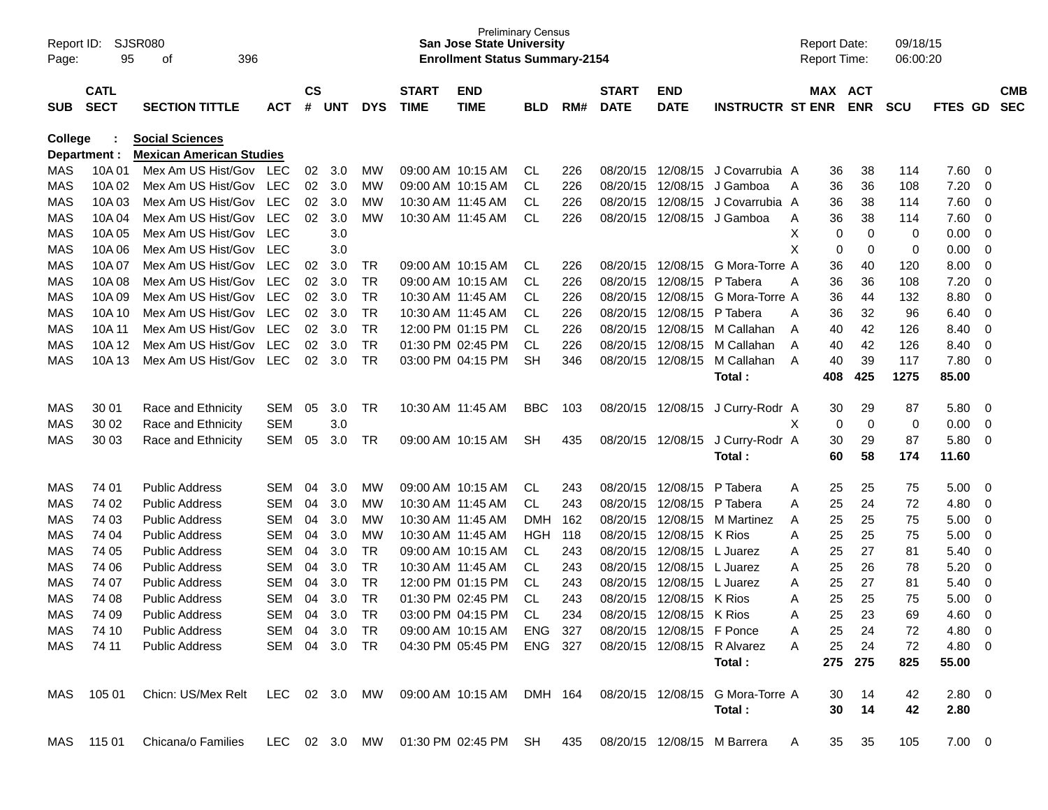Preliminary Census
**San Jose State University**
**Enrollment Status Summary-2154**

Report ID: SJSR080
Report Date: 09/18/15
Report Time: 06:00:20

**College : Social Sciences**
**Department : Mexican American Studies**

| SUB | CATL SECT | SECTION TITTLE | ACT | CS # | UNT | DYS | START TIME | END TIME | BLD | RM# | START DATE | END DATE | INSTRUCTR | ST | MAX ENR | ACT ENR | SCU | FTES | GD | CMB SEC |
|---|---|---|---|---|---|---|---|---|---|---|---|---|---|---|---|---|---|---|---|---|
| MAS | 10A 01 | Mex Am US Hist/Gov | LEC | 02 | 3.0 | MW | 09:00 AM | 10:15 AM | CL | 226 | 08/20/15 | 12/08/15 | J Covarrubia | A | 36 | 38 | 114 | 7.60 | 0 | |
| MAS | 10A 02 | Mex Am US Hist/Gov | LEC | 02 | 3.0 | MW | 09:00 AM | 10:15 AM | CL | 226 | 08/20/15 | 12/08/15 | J Gamboa | A | 36 | 36 | 108 | 7.20 | 0 | |
| MAS | 10A 03 | Mex Am US Hist/Gov | LEC | 02 | 3.0 | MW | 10:30 AM | 11:45 AM | CL | 226 | 08/20/15 | 12/08/15 | J Covarrubia | A | 36 | 38 | 114 | 7.60 | 0 | |
| MAS | 10A 04 | Mex Am US Hist/Gov | LEC | 02 | 3.0 | MW | 10:30 AM | 11:45 AM | CL | 226 | 08/20/15 | 12/08/15 | J Gamboa | A | 36 | 38 | 114 | 7.60 | 0 | |
| MAS | 10A 05 | Mex Am US Hist/Gov | LEC | | 3.0 | | | | | | | | | X | 0 | 0 | 0 | 0.00 | 0 | |
| MAS | 10A 06 | Mex Am US Hist/Gov | LEC | | 3.0 | | | | | | | | | X | 0 | 0 | 0 | 0.00 | 0 | |
| MAS | 10A 07 | Mex Am US Hist/Gov | LEC | 02 | 3.0 | TR | 09:00 AM | 10:15 AM | CL | 226 | 08/20/15 | 12/08/15 | G Mora-Torre | A | 36 | 40 | 120 | 8.00 | 0 | |
| MAS | 10A 08 | Mex Am US Hist/Gov | LEC | 02 | 3.0 | TR | 09:00 AM | 10:15 AM | CL | 226 | 08/20/15 | 12/08/15 | P Tabera | A | 36 | 36 | 108 | 7.20 | 0 | |
| MAS | 10A 09 | Mex Am US Hist/Gov | LEC | 02 | 3.0 | TR | 10:30 AM | 11:45 AM | CL | 226 | 08/20/15 | 12/08/15 | G Mora-Torre | A | 36 | 44 | 132 | 8.80 | 0 | |
| MAS | 10A 10 | Mex Am US Hist/Gov | LEC | 02 | 3.0 | TR | 10:30 AM | 11:45 AM | CL | 226 | 08/20/15 | 12/08/15 | P Tabera | A | 36 | 32 | 96 | 6.40 | 0 | |
| MAS | 10A 11 | Mex Am US Hist/Gov | LEC | 02 | 3.0 | TR | 12:00 PM | 01:15 PM | CL | 226 | 08/20/15 | 12/08/15 | M Callahan | A | 40 | 42 | 126 | 8.40 | 0 | |
| MAS | 10A 12 | Mex Am US Hist/Gov | LEC | 02 | 3.0 | TR | 01:30 PM | 02:45 PM | CL | 226 | 08/20/15 | 12/08/15 | M Callahan | A | 40 | 42 | 126 | 8.40 | 0 | |
| MAS | 10A 13 | Mex Am US Hist/Gov | LEC | 02 | 3.0 | TR | 03:00 PM | 04:15 PM | SH | 346 | 08/20/15 | 12/08/15 | M Callahan | A | 40 | 39 | 117 | 7.80 | 0 | |
| | | | | | | | | | | | | | **Total :** | | **408** | **425** | **1275** | **85.00** | | |
| MAS | 30 01 | Race and Ethnicity | SEM | 05 | 3.0 | TR | 10:30 AM | 11:45 AM | BBC | 103 | 08/20/15 | 12/08/15 | J Curry-Rodr | A | 30 | 29 | 87 | 5.80 | 0 | |
| MAS | 30 02 | Race and Ethnicity | SEM | | 3.0 | | | | | | | | | X | 0 | 0 | 0 | 0.00 | 0 | |
| MAS | 30 03 | Race and Ethnicity | SEM | 05 | 3.0 | TR | 09:00 AM | 10:15 AM | SH | 435 | 08/20/15 | 12/08/15 | J Curry-Rodr | A | 30 | 29 | 87 | 5.80 | 0 | |
| | | | | | | | | | | | | | **Total :** | | **60** | **58** | **174** | **11.60** | | |
| MAS | 74 01 | Public Address | SEM | 04 | 3.0 | MW | 09:00 AM | 10:15 AM | CL | 243 | 08/20/15 | 12/08/15 | P Tabera | A | 25 | 25 | 75 | 5.00 | 0 | |
| MAS | 74 02 | Public Address | SEM | 04 | 3.0 | MW | 10:30 AM | 11:45 AM | CL | 243 | 08/20/15 | 12/08/15 | P Tabera | A | 25 | 24 | 72 | 4.80 | 0 | |
| MAS | 74 03 | Public Address | SEM | 04 | 3.0 | MW | 10:30 AM | 11:45 AM | DMH | 162 | 08/20/15 | 12/08/15 | M Martinez | A | 25 | 25 | 75 | 5.00 | 0 | |
| MAS | 74 04 | Public Address | SEM | 04 | 3.0 | MW | 10:30 AM | 11:45 AM | HGH | 118 | 08/20/15 | 12/08/15 | K Rios | A | 25 | 25 | 75 | 5.00 | 0 | |
| MAS | 74 05 | Public Address | SEM | 04 | 3.0 | TR | 09:00 AM | 10:15 AM | CL | 243 | 08/20/15 | 12/08/15 | L Juarez | A | 25 | 27 | 81 | 5.40 | 0 | |
| MAS | 74 06 | Public Address | SEM | 04 | 3.0 | TR | 10:30 AM | 11:45 AM | CL | 243 | 08/20/15 | 12/08/15 | L Juarez | A | 25 | 26 | 78 | 5.20 | 0 | |
| MAS | 74 07 | Public Address | SEM | 04 | 3.0 | TR | 12:00 PM | 01:15 PM | CL | 243 | 08/20/15 | 12/08/15 | L Juarez | A | 25 | 27 | 81 | 5.40 | 0 | |
| MAS | 74 08 | Public Address | SEM | 04 | 3.0 | TR | 01:30 PM | 02:45 PM | CL | 243 | 08/20/15 | 12/08/15 | K Rios | A | 25 | 25 | 75 | 5.00 | 0 | |
| MAS | 74 09 | Public Address | SEM | 04 | 3.0 | TR | 03:00 PM | 04:15 PM | CL | 234 | 08/20/15 | 12/08/15 | K Rios | A | 25 | 23 | 69 | 4.60 | 0 | |
| MAS | 74 10 | Public Address | SEM | 04 | 3.0 | TR | 09:00 AM | 10:15 AM | ENG | 327 | 08/20/15 | 12/08/15 | F Ponce | A | 25 | 24 | 72 | 4.80 | 0 | |
| MAS | 74 11 | Public Address | SEM | 04 | 3.0 | TR | 04:30 PM | 05:45 PM | ENG | 327 | 08/20/15 | 12/08/15 | R Alvarez | A | 25 | 24 | 72 | 4.80 | 0 | |
| | | | | | | | | | | | | | **Total :** | | **275** | **275** | **825** | **55.00** | | |
| MAS | 105 01 | Chicn: US/Mex Relt | LEC | 02 | 3.0 | MW | 09:00 AM | 10:15 AM | DMH | 164 | 08/20/15 | 12/08/15 | G Mora-Torre | A | 30 | 14 | 42 | 2.80 | 0 | |
| | | | | | | | | | | | | | **Total :** | | **30** | **14** | **42** | **2.80** | | |
| MAS | 115 01 | Chicana/o Families | LEC | 02 | 3.0 | MW | 01:30 PM | 02:45 PM | SH | 435 | 08/20/15 | 12/08/15 | M Barrera | A | 35 | 35 | 105 | 7.00 | 0 | |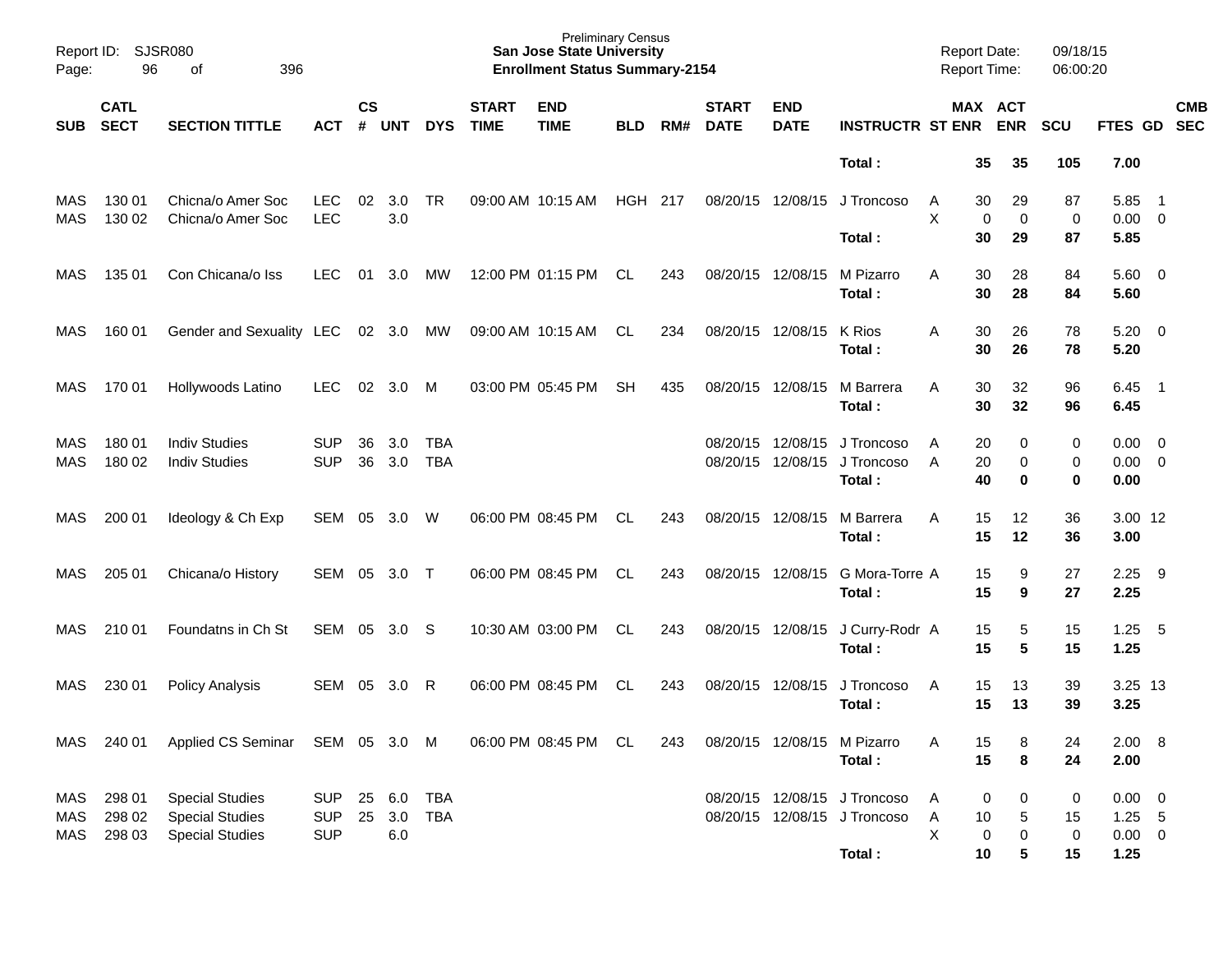| SUB | CATL SECT | SECTION TITTLE | ACT | CS # | UNT | DYS | START TIME | END TIME | BLD | RM# | START DATE | END DATE | INSTRUCTR | ST | MAX ENR | ACT ENR | SCU | FTES | GD | CMB SEC |
|---|---|---|---|---|---|---|---|---|---|---|---|---|---|---|---|---|---|---|---|---|
| | | | | | | | | | | | | | **Total :** | | **35** | **35** | **105** | **7.00** | | |
| MAS | 130 01 | Chicna/o Amer Soc | LEC | 02 | 3.0 | TR | 09:00 AM | 10:15 AM | HGH | 217 | 08/20/15 | 12/08/15 | J Troncoso | A | 30 | 29 | 87 | 5.85 | 1 | |
| MAS | 130 02 | Chicna/o Amer Soc | LEC | | 3.0 | | | | | | | | | X | 0 | 0 | 0 | 0.00 | 0 | |
| | | | | | | | | | | | | | **Total :** | | **30** | **29** | **87** | **5.85** | | |
| MAS | 135 01 | Con Chicana/o Iss | LEC | 01 | 3.0 | MW | 12:00 PM | 01:15 PM | CL | 243 | 08/20/15 | 12/08/15 | M Pizarro | A | 30 | 28 | 84 | 5.60 | 0 | |
| | | | | | | | | | | | | | **Total :** | | **30** | **28** | **84** | **5.60** | | |
| MAS | 160 01 | Gender and Sexuality | LEC | 02 | 3.0 | MW | 09:00 AM | 10:15 AM | CL | 234 | 08/20/15 | 12/08/15 | K Rios | A | 30 | 26 | 78 | 5.20 | 0 | |
| | | | | | | | | | | | | | **Total :** | | **30** | **26** | **78** | **5.20** | | |
| MAS | 170 01 | Hollywoods Latino | LEC | 02 | 3.0 | M | 03:00 PM | 05:45 PM | SH | 435 | 08/20/15 | 12/08/15 | M Barrera | A | 30 | 32 | 96 | 6.45 | 1 | |
| | | | | | | | | | | | | | **Total :** | | **30** | **32** | **96** | **6.45** | | |
| MAS | 180 01 | Indiv Studies | SUP | 36 | 3.0 | TBA | | | | | 08/20/15 | 12/08/15 | J Troncoso | A | 20 | 0 | 0 | 0.00 | 0 | |
| MAS | 180 02 | Indiv Studies | SUP | 36 | 3.0 | TBA | | | | | 08/20/15 | 12/08/15 | J Troncoso | A | 20 | 0 | 0 | 0.00 | 0 | |
| | | | | | | | | | | | | | **Total :** | | **40** | **0** | **0** | **0.00** | | |
| MAS | 200 01 | Ideology & Ch Exp | SEM | 05 | 3.0 | W | 06:00 PM | 08:45 PM | CL | 243 | 08/20/15 | 12/08/15 | M Barrera | A | 15 | 12 | 36 | 3.00 | 12 | |
| | | | | | | | | | | | | | **Total :** | | **15** | **12** | **36** | **3.00** | | |
| MAS | 205 01 | Chicana/o History | SEM | 05 | 3.0 | T | 06:00 PM | 08:45 PM | CL | 243 | 08/20/15 | 12/08/15 | G Mora-Torre | A | 15 | 9 | 27 | 2.25 | 9 | |
| | | | | | | | | | | | | | **Total :** | | **15** | **9** | **27** | **2.25** | | |
| MAS | 210 01 | Foundatns in Ch St | SEM | 05 | 3.0 | S | 10:30 AM | 03:00 PM | CL | 243 | 08/20/15 | 12/08/15 | J Curry-Rodr | A | 15 | 5 | 15 | 1.25 | 5 | |
| | | | | | | | | | | | | | **Total :** | | **15** | **5** | **15** | **1.25** | | |
| MAS | 230 01 | Policy Analysis | SEM | 05 | 3.0 | R | 06:00 PM | 08:45 PM | CL | 243 | 08/20/15 | 12/08/15 | J Troncoso | A | 15 | 13 | 39 | 3.25 | 13 | |
| | | | | | | | | | | | | | **Total :** | | **15** | **13** | **39** | **3.25** | | |
| MAS | 240 01 | Applied CS Seminar | SEM | 05 | 3.0 | M | 06:00 PM | 08:45 PM | CL | 243 | 08/20/15 | 12/08/15 | M Pizarro | A | 15 | 8 | 24 | 2.00 | 8 | |
| | | | | | | | | | | | | | **Total :** | | **15** | **8** | **24** | **2.00** | | |
| MAS | 298 01 | Special Studies | SUP | 25 | 6.0 | TBA | | | | | 08/20/15 | 12/08/15 | J Troncoso | A | 0 | 0 | 0 | 0.00 | 0 | |
| MAS | 298 02 | Special Studies | SUP | 25 | 3.0 | TBA | | | | | 08/20/15 | 12/08/15 | J Troncoso | A | 10 | 5 | 15 | 1.25 | 5 | |
| MAS | 298 03 | Special Studies | SUP | | 6.0 | | | | | | | | | X | 0 | 0 | 0 | 0.00 | 0 | |
| | | | | | | | | | | | | | **Total :** | | **10** | **5** | **15** | **1.25** | | |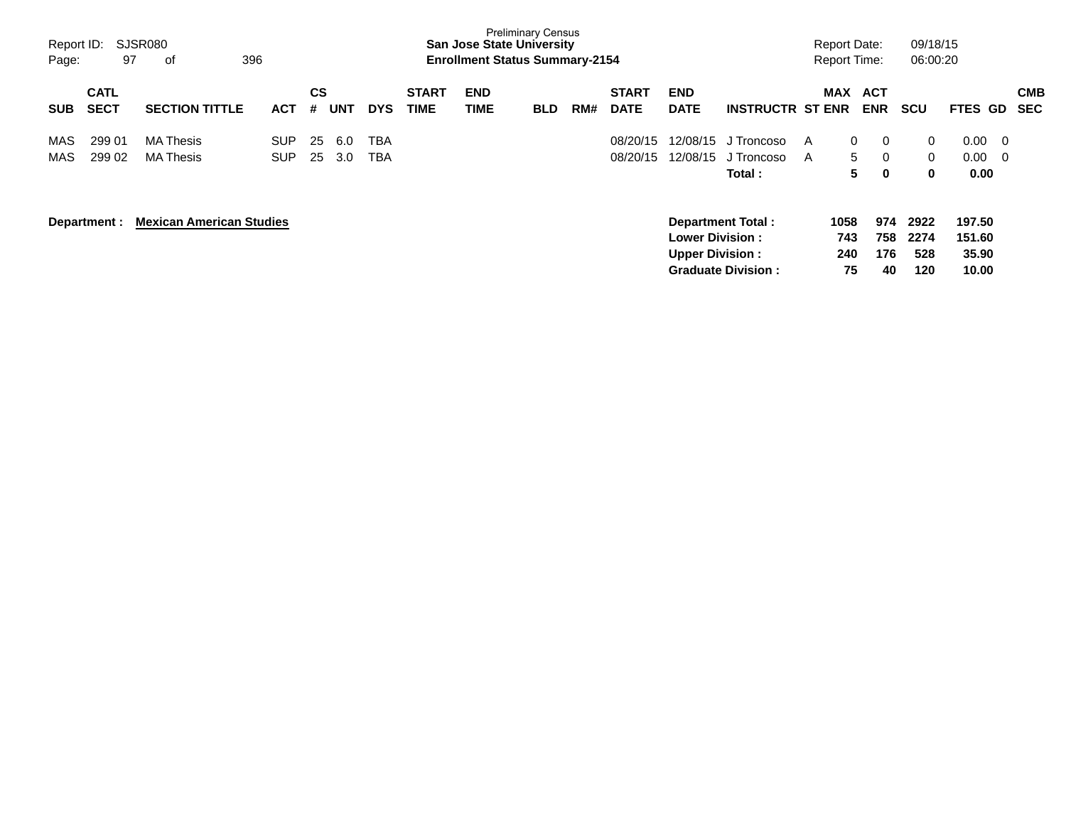Preliminary Census
**San Jose State University**
**Enrollment Status Summary-2154**

Report ID: SJSR080
Report Date: 09/18/15
Report Time: 06:00:20

| SUB | CATL SECT | SECTION TITTLE | ACT | CS # | UNT | DYS | START TIME | END TIME | BLD | RM# | START DATE | END DATE | INSTRUCTR | ST | MAX ENR | ACT ENR | SCU | FTES | GD | CMB SEC |
|---|---|---|---|---|---|---|---|---|---|---|---|---|---|---|---|---|---|---|---|---|
| MAS | 299 01 | MA Thesis | SUP | 25 | 6.0 | TBA | | | | | 08/20/15 | 12/08/15 | J Troncoso | A | 0 | 0 | 0 | 0.00 | 0 | |
| MAS | 299 02 | MA Thesis | SUP | 25 | 3.0 | TBA | | | | | 08/20/15 | 12/08/15 | J Troncoso | A | 5 | 0 | 0 | 0.00 | 0 | |
| | | | | | | | | | | | | | **Total :** | | **5** | **0** | **0** | **0.00** | | |

**Department : Mexican American Studies**

| | MAX ENR | ACT ENR | SCU | FTES |
|---|---|---|---|---|
| **Department Total :** | **1058** | **974** | **2922** | **197.50** |
| **Lower Division :** | **743** | **758** | **2274** | **151.60** |
| **Upper Division :** | **240** | **176** | **528** | **35.90** |
| **Graduate Division :** | **75** | **40** | **120** | **10.00** |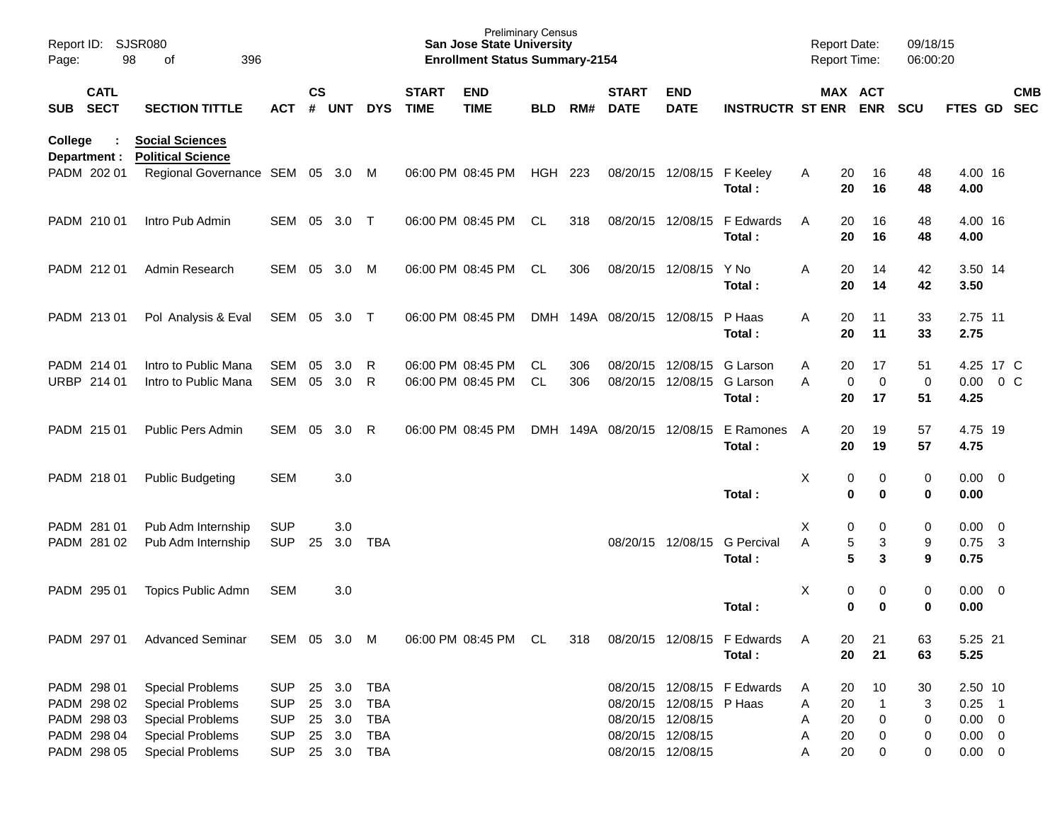Preliminary Census
**San Jose State University**
**Enrollment Status Summary-2154**

Report ID: SJSR080
Report Date: 09/18/15
Report Time: 06:00:20

**College : Social Sciences**
**Department : Political Science**

| SUB | CATL SECT | SECTION TITTLE | ACT | CS # | UNT | DYS | START TIME | END TIME | BLD | RM# | START DATE | END DATE | INSTRUCTR | ST | MAX ENR | ACT ENR | SCU | FTES | GD | CMB SEC |
|---|---|---|---|---|---|---|---|---|---|---|---|---|---|---|---|---|---|---|---|---|
| PADM | 202 01 | Regional Governance | SEM | 05 | 3.0 | M | 06:00 PM | 08:45 PM | HGH | 223 | 08/20/15 | 12/08/15 | F Keeley | A | 20 | 16 | 48 | 4.00 | 16 | |
| | | | | | | | | | | | | | **Total :** | | **20** | **16** | **48** | **4.00** | | |
| PADM | 210 01 | Intro Pub Admin | SEM | 05 | 3.0 | T | 06:00 PM | 08:45 PM | CL | 318 | 08/20/15 | 12/08/15 | F Edwards | A | 20 | 16 | 48 | 4.00 | 16 | |
| | | | | | | | | | | | | | **Total :** | | **20** | **16** | **48** | **4.00** | | |
| PADM | 212 01 | Admin Research | SEM | 05 | 3.0 | M | 06:00 PM | 08:45 PM | CL | 306 | 08/20/15 | 12/08/15 | Y No | A | 20 | 14 | 42 | 3.50 | 14 | |
| | | | | | | | | | | | | | **Total :** | | **20** | **14** | **42** | **3.50** | | |
| PADM | 213 01 | Pol Analysis & Eval | SEM | 05 | 3.0 | T | 06:00 PM | 08:45 PM | DMH | 149A | 08/20/15 | 12/08/15 | P Haas | A | 20 | 11 | 33 | 2.75 | 11 | |
| | | | | | | | | | | | | | **Total :** | | **20** | **11** | **33** | **2.75** | | |
| PADM | 214 01 | Intro to Public Mana | SEM | 05 | 3.0 | R | 06:00 PM | 08:45 PM | CL | 306 | 08/20/15 | 12/08/15 | G Larson | A | 20 | 17 | 51 | 4.25 | 17 | C |
| URBP | 214 01 | Intro to Public Mana | SEM | 05 | 3.0 | R | 06:00 PM | 08:45 PM | CL | 306 | 08/20/15 | 12/08/15 | G Larson | A | 0 | 0 | 0 | 0.00 | 0 | C |
| | | | | | | | | | | | | | **Total :** | | **20** | **17** | **51** | **4.25** | | |
| PADM | 215 01 | Public Pers Admin | SEM | 05 | 3.0 | R | 06:00 PM | 08:45 PM | DMH | 149A | 08/20/15 | 12/08/15 | E Ramones | A | 20 | 19 | 57 | 4.75 | 19 | |
| | | | | | | | | | | | | | **Total :** | | **20** | **19** | **57** | **4.75** | | |
| PADM | 218 01 | Public Budgeting | SEM | | 3.0 | | | | | | | | | X | 0 | 0 | 0 | 0.00 | 0 | |
| | | | | | | | | | | | | | **Total :** | | **0** | **0** | **0** | **0.00** | | |
| PADM | 281 01 | Pub Adm Internship | SUP | | 3.0 | | | | | | | | | X | 0 | 0 | 0 | 0.00 | 0 | |
| PADM | 281 02 | Pub Adm Internship | SUP | 25 | 3.0 | TBA | | | | | 08/20/15 | 12/08/15 | G Percival | A | 5 | 3 | 9 | 0.75 | 3 | |
| | | | | | | | | | | | | | **Total :** | | **5** | **3** | **9** | **0.75** | | |
| PADM | 295 01 | Topics Public Admn | SEM | | 3.0 | | | | | | | | | X | 0 | 0 | 0 | 0.00 | 0 | |
| | | | | | | | | | | | | | **Total :** | | **0** | **0** | **0** | **0.00** | | |
| PADM | 297 01 | Advanced Seminar | SEM | 05 | 3.0 | M | 06:00 PM | 08:45 PM | CL | 318 | 08/20/15 | 12/08/15 | F Edwards | A | 20 | 21 | 63 | 5.25 | 21 | |
| | | | | | | | | | | | | | **Total :** | | **20** | **21** | **63** | **5.25** | | |
| PADM | 298 01 | Special Problems | SUP | 25 | 3.0 | TBA | | | | | 08/20/15 | 12/08/15 | F Edwards | A | 20 | 10 | 30 | 2.50 | 10 | |
| PADM | 298 02 | Special Problems | SUP | 25 | 3.0 | TBA | | | | | 08/20/15 | 12/08/15 | P Haas | A | 20 | 1 | 3 | 0.25 | 1 | |
| PADM | 298 03 | Special Problems | SUP | 25 | 3.0 | TBA | | | | | 08/20/15 | 12/08/15 | | A | 20 | 0 | 0 | 0.00 | 0 | |
| PADM | 298 04 | Special Problems | SUP | 25 | 3.0 | TBA | | | | | 08/20/15 | 12/08/15 | | A | 20 | 0 | 0 | 0.00 | 0 | |
| PADM | 298 05 | Special Problems | SUP | 25 | 3.0 | TBA | | | | | 08/20/15 | 12/08/15 | | A | 20 | 0 | 0 | 0.00 | 0 | |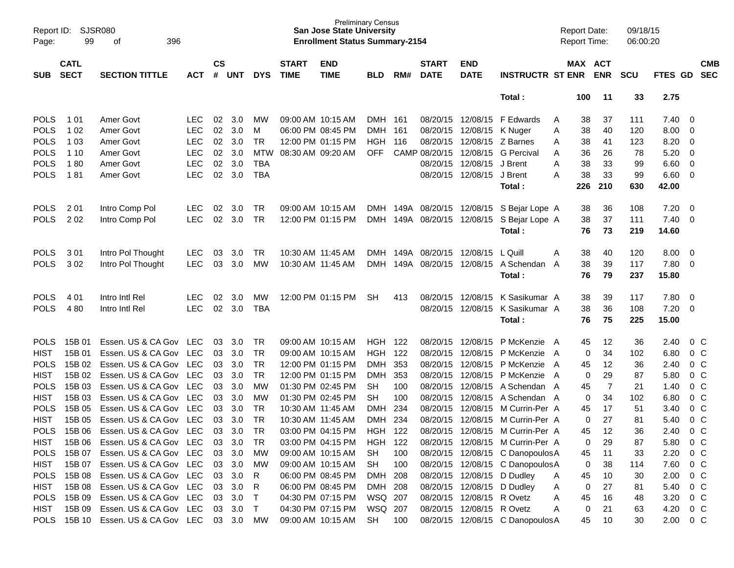Report ID: SJSR080 — Preliminary Census — San Jose State University — Enrollment Status Summary-2154 — Report Date: 09/18/15 — Report Time: 06:00:20

| SUB | CATL SECT | SECTION TITTLE | ACT | CS # | UNT | DYS | START TIME | END TIME | BLD | RM# | START DATE | END DATE | INSTRUCTR | ST | MAX ENR | ACT ENR | SCU | FTES | GD | CMB SEC |
|---|---|---|---|---|---|---|---|---|---|---|---|---|---|---|---|---|---|---|---|---|
| | | | | | | | | | | | | | Total : | | 100 | 11 | 33 | 2.75 | | |
| POLS | 1 01 | Amer Govt | LEC | 02 | 3.0 | MW | 09:00 AM | 10:15 AM | DMH | 161 | 08/20/15 | 12/08/15 | F Edwards | A | 38 | 37 | 111 | 7.40 | 0 | |
| POLS | 1 02 | Amer Govt | LEC | 02 | 3.0 | M | 06:00 PM | 08:45 PM | DMH | 161 | 08/20/15 | 12/08/15 | K Nuger | A | 38 | 40 | 120 | 8.00 | 0 | |
| POLS | 1 03 | Amer Govt | LEC | 02 | 3.0 | TR | 12:00 PM | 01:15 PM | HGH | 116 | 08/20/15 | 12/08/15 | Z Barnes | A | 38 | 41 | 123 | 8.20 | 0 | |
| POLS | 1 10 | Amer Govt | LEC | 02 | 3.0 | MTW | 08:30 AM | 09:20 AM | OFF | CAMP | 08/20/15 | 12/08/15 | G Percival | A | 36 | 26 | 78 | 5.20 | 0 | |
| POLS | 1 80 | Amer Govt | LEC | 02 | 3.0 | TBA | | | | | 08/20/15 | 12/08/15 | J Brent | A | 38 | 33 | 99 | 6.60 | 0 | |
| POLS | 1 81 | Amer Govt | LEC | 02 | 3.0 | TBA | | | | | 08/20/15 | 12/08/15 | J Brent | A | 38 | 33 | 99 | 6.60 | 0 | |
| | | | | | | | | | | | | | Total : | | 226 | 210 | 630 | 42.00 | | |
| POLS | 2 01 | Intro Comp Pol | LEC | 02 | 3.0 | TR | 09:00 AM | 10:15 AM | DMH | 149A | 08/20/15 | 12/08/15 | S Bejar Lope | A | 38 | 36 | 108 | 7.20 | 0 | |
| POLS | 2 02 | Intro Comp Pol | LEC | 02 | 3.0 | TR | 12:00 PM | 01:15 PM | DMH | 149A | 08/20/15 | 12/08/15 | S Bejar Lope | A | 38 | 37 | 111 | 7.40 | 0 | |
| | | | | | | | | | | | | | Total : | | 76 | 73 | 219 | 14.60 | | |
| POLS | 3 01 | Intro Pol Thought | LEC | 03 | 3.0 | TR | 10:30 AM | 11:45 AM | DMH | 149A | 08/20/15 | 12/08/15 | L Quill | A | 38 | 40 | 120 | 8.00 | 0 | |
| POLS | 3 02 | Intro Pol Thought | LEC | 03 | 3.0 | MW | 10:30 AM | 11:45 AM | DMH | 149A | 08/20/15 | 12/08/15 | A Schendan | A | 38 | 39 | 117 | 7.80 | 0 | |
| | | | | | | | | | | | | | Total : | | 76 | 79 | 237 | 15.80 | | |
| POLS | 4 01 | Intro Intl Rel | LEC | 02 | 3.0 | MW | 12:00 PM | 01:15 PM | SH | 413 | 08/20/15 | 12/08/15 | K Sasikumar | A | 38 | 39 | 117 | 7.80 | 0 | |
| POLS | 4 80 | Intro Intl Rel | LEC | 02 | 3.0 | TBA | | | | | 08/20/15 | 12/08/15 | K Sasikumar | A | 38 | 36 | 108 | 7.20 | 0 | |
| | | | | | | | | | | | | | Total : | | 76 | 75 | 225 | 15.00 | | |
| POLS | 15B 01 | Essen. US & CA Gov | LEC | 03 | 3.0 | TR | 09:00 AM | 10:15 AM | HGH | 122 | 08/20/15 | 12/08/15 | P McKenzie | A | 45 | 12 | 36 | 2.40 | 0 | C |
| HIST | 15B 01 | Essen. US & CA Gov | LEC | 03 | 3.0 | TR | 09:00 AM | 10:15 AM | HGH | 122 | 08/20/15 | 12/08/15 | P McKenzie | A | 0 | 34 | 102 | 6.80 | 0 | C |
| POLS | 15B 02 | Essen. US & CA Gov | LEC | 03 | 3.0 | TR | 12:00 PM | 01:15 PM | DMH | 353 | 08/20/15 | 12/08/15 | P McKenzie | A | 45 | 12 | 36 | 2.40 | 0 | C |
| HIST | 15B 02 | Essen. US & CA Gov | LEC | 03 | 3.0 | TR | 12:00 PM | 01:15 PM | DMH | 353 | 08/20/15 | 12/08/15 | P McKenzie | A | 0 | 29 | 87 | 5.80 | 0 | C |
| POLS | 15B 03 | Essen. US & CA Gov | LEC | 03 | 3.0 | MW | 01:30 PM | 02:45 PM | SH | 100 | 08/20/15 | 12/08/15 | A Schendan | A | 45 | 7 | 21 | 1.40 | 0 | C |
| HIST | 15B 03 | Essen. US & CA Gov | LEC | 03 | 3.0 | MW | 01:30 PM | 02:45 PM | SH | 100 | 08/20/15 | 12/08/15 | A Schendan | A | 0 | 34 | 102 | 6.80 | 0 | C |
| POLS | 15B 05 | Essen. US & CA Gov | LEC | 03 | 3.0 | TR | 10:30 AM | 11:45 AM | DMH | 234 | 08/20/15 | 12/08/15 | M Currin-Per | A | 45 | 17 | 51 | 3.40 | 0 | C |
| HIST | 15B 05 | Essen. US & CA Gov | LEC | 03 | 3.0 | TR | 10:30 AM | 11:45 AM | DMH | 234 | 08/20/15 | 12/08/15 | M Currin-Per | A | 0 | 27 | 81 | 5.40 | 0 | C |
| POLS | 15B 06 | Essen. US & CA Gov | LEC | 03 | 3.0 | TR | 03:00 PM | 04:15 PM | HGH | 122 | 08/20/15 | 12/08/15 | M Currin-Per | A | 45 | 12 | 36 | 2.40 | 0 | C |
| HIST | 15B 06 | Essen. US & CA Gov | LEC | 03 | 3.0 | TR | 03:00 PM | 04:15 PM | HGH | 122 | 08/20/15 | 12/08/15 | M Currin-Per | A | 0 | 29 | 87 | 5.80 | 0 | C |
| POLS | 15B 07 | Essen. US & CA Gov | LEC | 03 | 3.0 | MW | 09:00 AM | 10:15 AM | SH | 100 | 08/20/15 | 12/08/15 | C Danopoulos | A | 45 | 11 | 33 | 2.20 | 0 | C |
| HIST | 15B 07 | Essen. US & CA Gov | LEC | 03 | 3.0 | MW | 09:00 AM | 10:15 AM | SH | 100 | 08/20/15 | 12/08/15 | C Danopoulos | A | 0 | 38 | 114 | 7.60 | 0 | C |
| POLS | 15B 08 | Essen. US & CA Gov | LEC | 03 | 3.0 | R | 06:00 PM | 08:45 PM | DMH | 208 | 08/20/15 | 12/08/15 | D Dudley | A | 45 | 10 | 30 | 2.00 | 0 | C |
| HIST | 15B 08 | Essen. US & CA Gov | LEC | 03 | 3.0 | R | 06:00 PM | 08:45 PM | DMH | 208 | 08/20/15 | 12/08/15 | D Dudley | A | 0 | 27 | 81 | 5.40 | 0 | C |
| POLS | 15B 09 | Essen. US & CA Gov | LEC | 03 | 3.0 | T | 04:30 PM | 07:15 PM | WSQ | 207 | 08/20/15 | 12/08/15 | R Ovetz | A | 45 | 16 | 48 | 3.20 | 0 | C |
| HIST | 15B 09 | Essen. US & CA Gov | LEC | 03 | 3.0 | T | 04:30 PM | 07:15 PM | WSQ | 207 | 08/20/15 | 12/08/15 | R Ovetz | A | 0 | 21 | 63 | 4.20 | 0 | C |
| POLS | 15B 10 | Essen. US & CA Gov | LEC | 03 | 3.0 | MW | 09:00 AM | 10:15 AM | SH | 100 | 08/20/15 | 12/08/15 | C Danopoulos | A | 45 | 10 | 30 | 2.00 | 0 | C |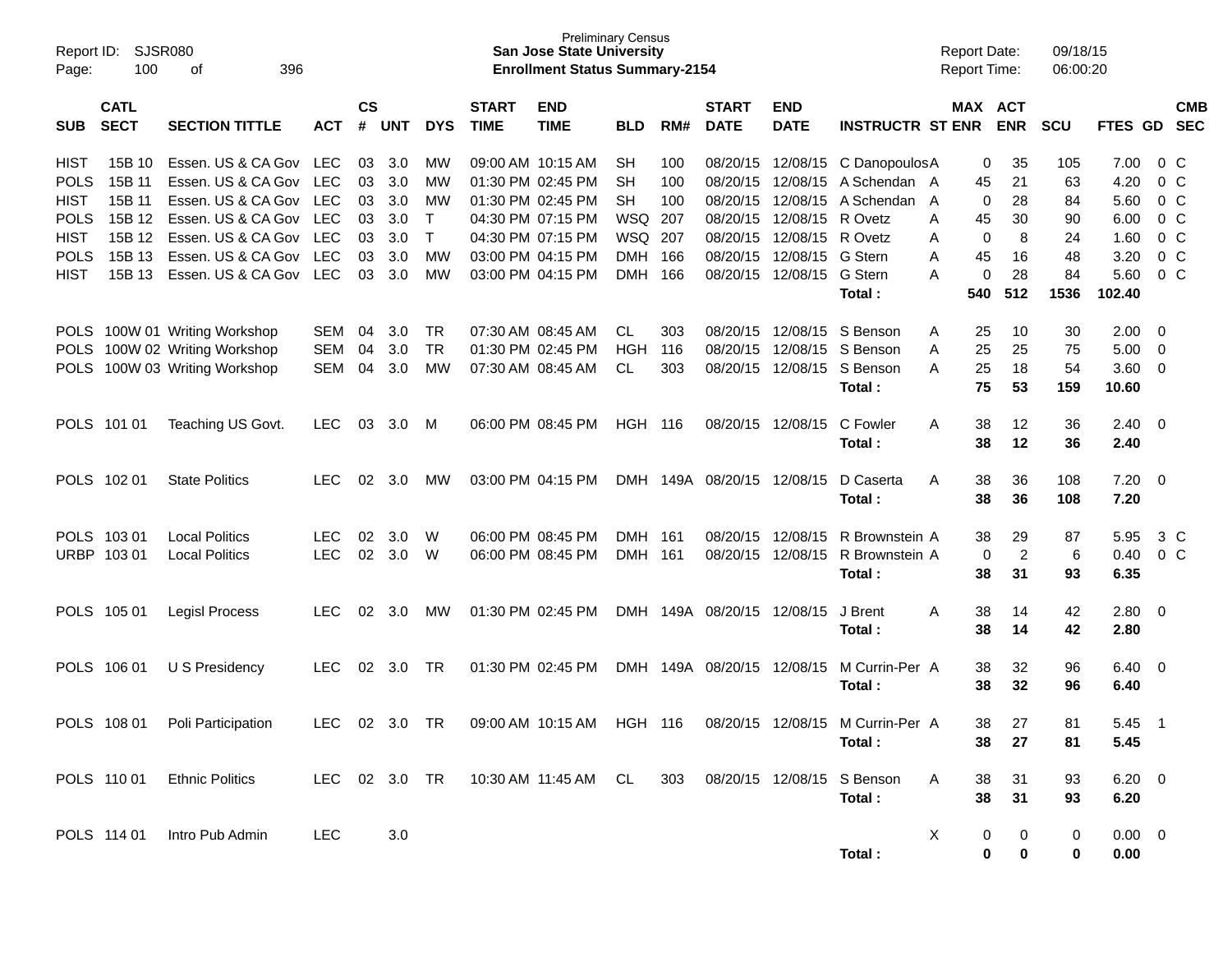Report ID: SJSR080 &nbsp;&nbsp; Page: 100 of 396

**Preliminary Census**
**San Jose State University**
**Enrollment Status Summary-2154**

Report Date: 09/18/15
Report Time: 06:00:20

| SUB | CATL SECT | SECTION TITTLE | ACT | CS # | UNT | DYS | START TIME | END TIME | BLD | RM# | START DATE | END DATE | INSTRUCTR | ST | MAX ENR | ACT ENR | SCU | FTES | GD | CMB SEC |
|---|---|---|---|---|---|---|---|---|---|---|---|---|---|---|---|---|---|---|---|---|
| HIST | 15B 10 | Essen. US & CA Gov | LEC | 03 | 3.0 | MW | 09:00 AM | 10:15 AM | SH | 100 | 08/20/15 | 12/08/15 | C Danopoulos | A | 0 | 35 | 105 | 7.00 | 0 | C |
| POLS | 15B 11 | Essen. US & CA Gov | LEC | 03 | 3.0 | MW | 01:30 PM | 02:45 PM | SH | 100 | 08/20/15 | 12/08/15 | A Schendan | A | 45 | 21 | 63 | 4.20 | 0 | C |
| HIST | 15B 11 | Essen. US & CA Gov | LEC | 03 | 3.0 | MW | 01:30 PM | 02:45 PM | SH | 100 | 08/20/15 | 12/08/15 | A Schendan | A | 0 | 28 | 84 | 5.60 | 0 | C |
| POLS | 15B 12 | Essen. US & CA Gov | LEC | 03 | 3.0 | T | 04:30 PM | 07:15 PM | WSQ | 207 | 08/20/15 | 12/08/15 | R Ovetz | A | 45 | 30 | 90 | 6.00 | 0 | C |
| HIST | 15B 12 | Essen. US & CA Gov | LEC | 03 | 3.0 | T | 04:30 PM | 07:15 PM | WSQ | 207 | 08/20/15 | 12/08/15 | R Ovetz | A | 0 | 8 | 24 | 1.60 | 0 | C |
| POLS | 15B 13 | Essen. US & CA Gov | LEC | 03 | 3.0 | MW | 03:00 PM | 04:15 PM | DMH | 166 | 08/20/15 | 12/08/15 | G Stern | A | 45 | 16 | 48 | 3.20 | 0 | C |
| HIST | 15B 13 | Essen. US & CA Gov | LEC | 03 | 3.0 | MW | 03:00 PM | 04:15 PM | DMH | 166 | 08/20/15 | 12/08/15 | G Stern | A | 0 | 28 | 84 | 5.60 | 0 | C |
| | | | | | | | | | | | | | **Total :** | | **540** | **512** | **1536** | **102.40** | | |
| POLS | 100W 01 | Writing Workshop | SEM | 04 | 3.0 | TR | 07:30 AM | 08:45 AM | CL | 303 | 08/20/15 | 12/08/15 | S Benson | A | 25 | 10 | 30 | 2.00 | 0 | |
| POLS | 100W 02 | Writing Workshop | SEM | 04 | 3.0 | TR | 01:30 PM | 02:45 PM | HGH | 116 | 08/20/15 | 12/08/15 | S Benson | A | 25 | 25 | 75 | 5.00 | 0 | |
| POLS | 100W 03 | Writing Workshop | SEM | 04 | 3.0 | MW | 07:30 AM | 08:45 AM | CL | 303 | 08/20/15 | 12/08/15 | S Benson | A | 25 | 18 | 54 | 3.60 | 0 | |
| | | | | | | | | | | | | | **Total :** | | **75** | **53** | **159** | **10.60** | | |
| POLS | 101 01 | Teaching US Govt. | LEC | 03 | 3.0 | M | 06:00 PM | 08:45 PM | HGH | 116 | 08/20/15 | 12/08/15 | C Fowler | A | 38 | 12 | 36 | 2.40 | 0 | |
| | | | | | | | | | | | | | **Total :** | | **38** | **12** | **36** | **2.40** | | |
| POLS | 102 01 | State Politics | LEC | 02 | 3.0 | MW | 03:00 PM | 04:15 PM | DMH | 149A | 08/20/15 | 12/08/15 | D Caserta | A | 38 | 36 | 108 | 7.20 | 0 | |
| | | | | | | | | | | | | | **Total :** | | **38** | **36** | **108** | **7.20** | | |
| POLS | 103 01 | Local Politics | LEC | 02 | 3.0 | W | 06:00 PM | 08:45 PM | DMH | 161 | 08/20/15 | 12/08/15 | R Brownstein | A | 38 | 29 | 87 | 5.95 | 3 | C |
| URBP | 103 01 | Local Politics | LEC | 02 | 3.0 | W | 06:00 PM | 08:45 PM | DMH | 161 | 08/20/15 | 12/08/15 | R Brownstein | A | 0 | 2 | 6 | 0.40 | 0 | C |
| | | | | | | | | | | | | | **Total :** | | **38** | **31** | **93** | **6.35** | | |
| POLS | 105 01 | Legisl Process | LEC | 02 | 3.0 | MW | 01:30 PM | 02:45 PM | DMH | 149A | 08/20/15 | 12/08/15 | J Brent | A | 38 | 14 | 42 | 2.80 | 0 | |
| | | | | | | | | | | | | | **Total :** | | **38** | **14** | **42** | **2.80** | | |
| POLS | 106 01 | U S Presidency | LEC | 02 | 3.0 | TR | 01:30 PM | 02:45 PM | DMH | 149A | 08/20/15 | 12/08/15 | M Currin-Per | A | 38 | 32 | 96 | 6.40 | 0 | |
| | | | | | | | | | | | | | **Total :** | | **38** | **32** | **96** | **6.40** | | |
| POLS | 108 01 | Poli Participation | LEC | 02 | 3.0 | TR | 09:00 AM | 10:15 AM | HGH | 116 | 08/20/15 | 12/08/15 | M Currin-Per | A | 38 | 27 | 81 | 5.45 | 1 | |
| | | | | | | | | | | | | | **Total :** | | **38** | **27** | **81** | **5.45** | | |
| POLS | 110 01 | Ethnic Politics | LEC | 02 | 3.0 | TR | 10:30 AM | 11:45 AM | CL | 303 | 08/20/15 | 12/08/15 | S Benson | A | 38 | 31 | 93 | 6.20 | 0 | |
| | | | | | | | | | | | | | **Total :** | | **38** | **31** | **93** | **6.20** | | |
| POLS | 114 01 | Intro Pub Admin | LEC | | 3.0 | | | | | | | | | X | 0 | 0 | 0 | 0.00 | 0 | |
| | | | | | | | | | | | | | **Total :** | | **0** | **0** | **0** | **0.00** | | |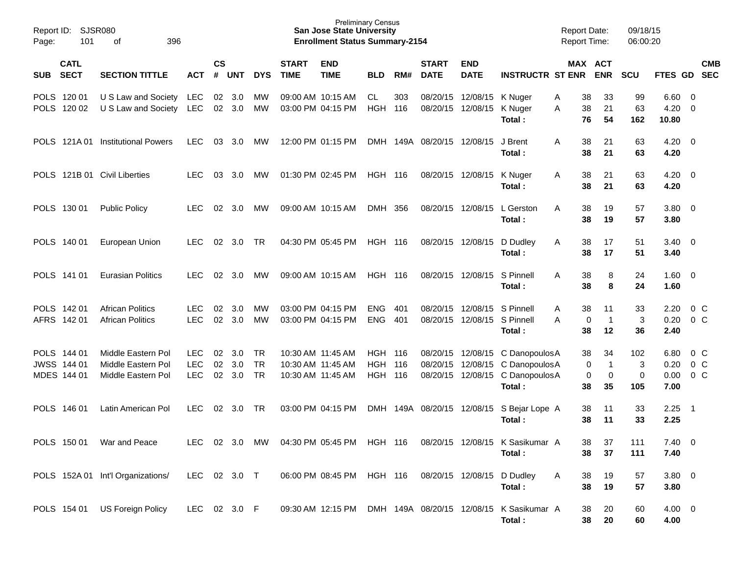Report ID: SJSR080
Preliminary Census
**San Jose State University**
**Enrollment Status Summary-2154**
Report Date: 09/18/15
Report Time: 06:00:20

| SUB | CATL SECT | SECTION TITTLE | ACT | CS # | UNT | DYS | START TIME | END TIME | BLD | RM# | START DATE | END DATE | INSTRUCTR | ST | MAX ENR | ACT ENR | SCU | FTES | GD | CMB SEC |
|---|---|---|---|---|---|---|---|---|---|---|---|---|---|---|---|---|---|---|---|---|
| POLS | 120 01 | U S Law and Society | LEC | 02 | 3.0 | MW | 09:00 AM | 10:15 AM | CL | 303 | 08/20/15 | 12/08/15 | K Nuger | A | 38 | 33 | 99 | 6.60 | 0 | |
| POLS | 120 02 | U S Law and Society | LEC | 02 | 3.0 | MW | 03:00 PM | 04:15 PM | HGH | 116 | 08/20/15 | 12/08/15 | K Nuger | A | 38 | 21 | 63 | 4.20 | 0 | |
| | | | | | | | | | | | | | **Total :** | | **76** | **54** | **162** | **10.80** | | |
| POLS | 121A 01 | Institutional Powers | LEC | 03 | 3.0 | MW | 12:00 PM | 01:15 PM | DMH | 149A | 08/20/15 | 12/08/15 | J Brent | A | 38 | 21 | 63 | 4.20 | 0 | |
| | | | | | | | | | | | | | **Total :** | | **38** | **21** | **63** | **4.20** | | |
| POLS | 121B 01 | Civil Liberties | LEC | 03 | 3.0 | MW | 01:30 PM | 02:45 PM | HGH | 116 | 08/20/15 | 12/08/15 | K Nuger | A | 38 | 21 | 63 | 4.20 | 0 | |
| | | | | | | | | | | | | | **Total :** | | **38** | **21** | **63** | **4.20** | | |
| POLS | 130 01 | Public Policy | LEC | 02 | 3.0 | MW | 09:00 AM | 10:15 AM | DMH | 356 | 08/20/15 | 12/08/15 | L Gerston | A | 38 | 19 | 57 | 3.80 | 0 | |
| | | | | | | | | | | | | | **Total :** | | **38** | **19** | **57** | **3.80** | | |
| POLS | 140 01 | European Union | LEC | 02 | 3.0 | TR | 04:30 PM | 05:45 PM | HGH | 116 | 08/20/15 | 12/08/15 | D Dudley | A | 38 | 17 | 51 | 3.40 | 0 | |
| | | | | | | | | | | | | | **Total :** | | **38** | **17** | **51** | **3.40** | | |
| POLS | 141 01 | Eurasian Politics | LEC | 02 | 3.0 | MW | 09:00 AM | 10:15 AM | HGH | 116 | 08/20/15 | 12/08/15 | S Pinnell | A | 38 | 8 | 24 | 1.60 | 0 | |
| | | | | | | | | | | | | | **Total :** | | **38** | **8** | **24** | **1.60** | | |
| POLS | 142 01 | African Politics | LEC | 02 | 3.0 | MW | 03:00 PM | 04:15 PM | ENG | 401 | 08/20/15 | 12/08/15 | S Pinnell | A | 38 | 11 | 33 | 2.20 | 0 | C |
| AFRS | 142 01 | African Politics | LEC | 02 | 3.0 | MW | 03:00 PM | 04:15 PM | ENG | 401 | 08/20/15 | 12/08/15 | S Pinnell | A | 0 | 1 | 3 | 0.20 | 0 | C |
| | | | | | | | | | | | | | **Total :** | | **38** | **12** | **36** | **2.40** | | |
| POLS | 144 01 | Middle Eastern Pol | LEC | 02 | 3.0 | TR | 10:30 AM | 11:45 AM | HGH | 116 | 08/20/15 | 12/08/15 | C Danopoulos | A | 38 | 34 | 102 | 6.80 | 0 | C |
| JWSS | 144 01 | Middle Eastern Pol | LEC | 02 | 3.0 | TR | 10:30 AM | 11:45 AM | HGH | 116 | 08/20/15 | 12/08/15 | C Danopoulos | A | 0 | 1 | 3 | 0.20 | 0 | C |
| MDES | 144 01 | Middle Eastern Pol | LEC | 02 | 3.0 | TR | 10:30 AM | 11:45 AM | HGH | 116 | 08/20/15 | 12/08/15 | C Danopoulos | A | 0 | 0 | 0 | 0.00 | 0 | C |
| | | | | | | | | | | | | | **Total :** | | **38** | **35** | **105** | **7.00** | | |
| POLS | 146 01 | Latin American Pol | LEC | 02 | 3.0 | TR | 03:00 PM | 04:15 PM | DMH | 149A | 08/20/15 | 12/08/15 | S Bejar Lope | A | 38 | 11 | 33 | 2.25 | 1 | |
| | | | | | | | | | | | | | **Total :** | | **38** | **11** | **33** | **2.25** | | |
| POLS | 150 01 | War and Peace | LEC | 02 | 3.0 | MW | 04:30 PM | 05:45 PM | HGH | 116 | 08/20/15 | 12/08/15 | K Sasikumar | A | 38 | 37 | 111 | 7.40 | 0 | |
| | | | | | | | | | | | | | **Total :** | | **38** | **37** | **111** | **7.40** | | |
| POLS | 152A 01 | Int'l Organizations/ | LEC | 02 | 3.0 | T | 06:00 PM | 08:45 PM | HGH | 116 | 08/20/15 | 12/08/15 | D Dudley | A | 38 | 19 | 57 | 3.80 | 0 | |
| | | | | | | | | | | | | | **Total :** | | **38** | **19** | **57** | **3.80** | | |
| POLS | 154 01 | US Foreign Policy | LEC | 02 | 3.0 | F | 09:30 AM | 12:15 PM | DMH | 149A | 08/20/15 | 12/08/15 | K Sasikumar | A | 38 | 20 | 60 | 4.00 | 0 | |
| | | | | | | | | | | | | | **Total :** | | **38** | **20** | **60** | **4.00** | | |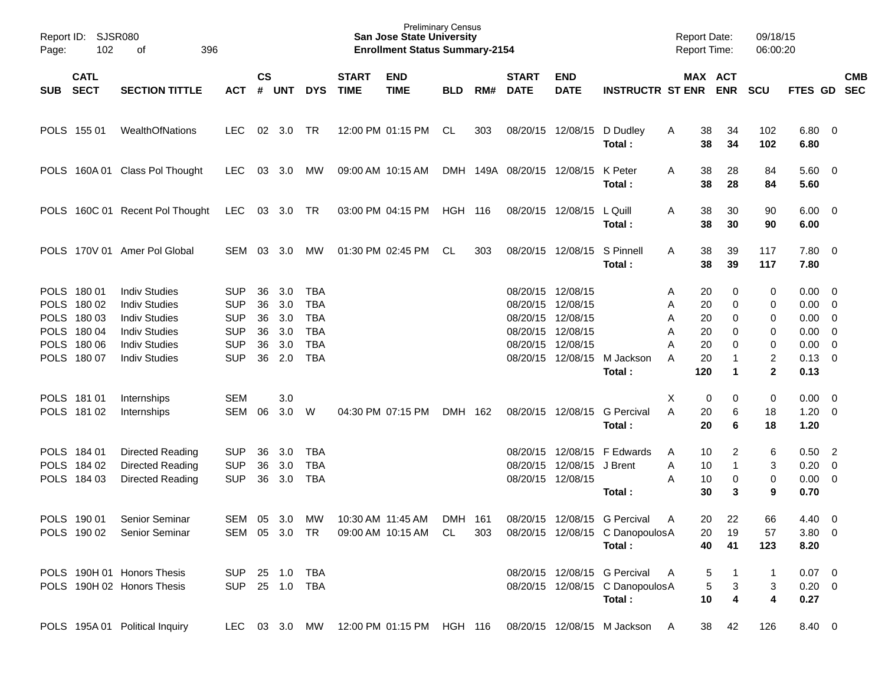| SUB | CATL SECT | SECTION TITTLE | ACT | CS # | UNT | DYS | START TIME | END TIME | BLD | RM# | START DATE | END DATE | INSTRUCTR | ST | MAX ENR | ACT ENR | SCU | FTES | GD | CMB SEC |
|---|---|---|---|---|---|---|---|---|---|---|---|---|---|---|---|---|---|---|---|---|
| POLS | 155 01 | WealthOfNations | LEC | 02 | 3.0 | TR | 12:00 PM | 01:15 PM | CL | 303 | 08/20/15 | 12/08/15 | D Dudley | A | 38 | 34 | 102 | 6.80 | 0 | |
| | | | | | | | | | | | | | **Total :** | | **38** | **34** | **102** | **6.80** | | |
| POLS | 160A 01 | Class Pol Thought | LEC | 03 | 3.0 | MW | 09:00 AM | 10:15 AM | DMH | 149A | 08/20/15 | 12/08/15 | K Peter | A | 38 | 28 | 84 | 5.60 | 0 | |
| | | | | | | | | | | | | | **Total :** | | **38** | **28** | **84** | **5.60** | | |
| POLS | 160C 01 | Recent Pol Thought | LEC | 03 | 3.0 | TR | 03:00 PM | 04:15 PM | HGH | 116 | 08/20/15 | 12/08/15 | L Quill | A | 38 | 30 | 90 | 6.00 | 0 | |
| | | | | | | | | | | | | | **Total :** | | **38** | **30** | **90** | **6.00** | | |
| POLS | 170V 01 | Amer Pol Global | SEM | 03 | 3.0 | MW | 01:30 PM | 02:45 PM | CL | 303 | 08/20/15 | 12/08/15 | S Pinnell | A | 38 | 39 | 117 | 7.80 | 0 | |
| | | | | | | | | | | | | | **Total :** | | **38** | **39** | **117** | **7.80** | | |
| POLS | 180 01 | Indiv Studies | SUP | 36 | 3.0 | TBA | | | | | 08/20/15 | 12/08/15 | | A | 20 | 0 | 0 | 0.00 | 0 | |
| POLS | 180 02 | Indiv Studies | SUP | 36 | 3.0 | TBA | | | | | 08/20/15 | 12/08/15 | | A | 20 | 0 | 0 | 0.00 | 0 | |
| POLS | 180 03 | Indiv Studies | SUP | 36 | 3.0 | TBA | | | | | 08/20/15 | 12/08/15 | | A | 20 | 0 | 0 | 0.00 | 0 | |
| POLS | 180 04 | Indiv Studies | SUP | 36 | 3.0 | TBA | | | | | 08/20/15 | 12/08/15 | | A | 20 | 0 | 0 | 0.00 | 0 | |
| POLS | 180 06 | Indiv Studies | SUP | 36 | 3.0 | TBA | | | | | 08/20/15 | 12/08/15 | | A | 20 | 0 | 0 | 0.00 | 0 | |
| POLS | 180 07 | Indiv Studies | SUP | 36 | 2.0 | TBA | | | | | 08/20/15 | 12/08/15 | M Jackson | A | 20 | 1 | 2 | 0.13 | 0 | |
| | | | | | | | | | | | | | **Total :** | | **120** | **1** | **2** | **0.13** | | |
| POLS | 181 01 | Internships | SEM | | 3.0 | | | | | | | | | X | 0 | 0 | 0 | 0.00 | 0 | |
| POLS | 181 02 | Internships | SEM | 06 | 3.0 | W | 04:30 PM | 07:15 PM | DMH | 162 | 08/20/15 | 12/08/15 | G Percival | A | 20 | 6 | 18 | 1.20 | 0 | |
| | | | | | | | | | | | | | **Total :** | | **20** | **6** | **18** | **1.20** | | |
| POLS | 184 01 | Directed Reading | SUP | 36 | 3.0 | TBA | | | | | 08/20/15 | 12/08/15 | F Edwards | A | 10 | 2 | 6 | 0.50 | 2 | |
| POLS | 184 02 | Directed Reading | SUP | 36 | 3.0 | TBA | | | | | 08/20/15 | 12/08/15 | J Brent | A | 10 | 1 | 3 | 0.20 | 0 | |
| POLS | 184 03 | Directed Reading | SUP | 36 | 3.0 | TBA | | | | | 08/20/15 | 12/08/15 | | A | 10 | 0 | 0 | 0.00 | 0 | |
| | | | | | | | | | | | | | **Total :** | | **30** | **3** | **9** | **0.70** | | |
| POLS | 190 01 | Senior Seminar | SEM | 05 | 3.0 | MW | 10:30 AM | 11:45 AM | DMH | 161 | 08/20/15 | 12/08/15 | G Percival | A | 20 | 22 | 66 | 4.40 | 0 | |
| POLS | 190 02 | Senior Seminar | SEM | 05 | 3.0 | TR | 09:00 AM | 10:15 AM | CL | 303 | 08/20/15 | 12/08/15 | C Danopoulos | A | 20 | 19 | 57 | 3.80 | 0 | |
| | | | | | | | | | | | | | **Total :** | | **40** | **41** | **123** | **8.20** | | |
| POLS | 190H 01 | Honors Thesis | SUP | 25 | 1.0 | TBA | | | | | 08/20/15 | 12/08/15 | G Percival | A | 5 | 1 | 1 | 0.07 | 0 | |
| POLS | 190H 02 | Honors Thesis | SUP | 25 | 1.0 | TBA | | | | | 08/20/15 | 12/08/15 | C Danopoulos | A | 5 | 3 | 3 | 0.20 | 0 | |
| | | | | | | | | | | | | | **Total :** | | **10** | **4** | **4** | **0.27** | | |
| POLS | 195A 01 | Political Inquiry | LEC | 03 | 3.0 | MW | 12:00 PM | 01:15 PM | HGH | 116 | 08/20/15 | 12/08/15 | M Jackson | A | 38 | 42 | 126 | 8.40 | 0 | |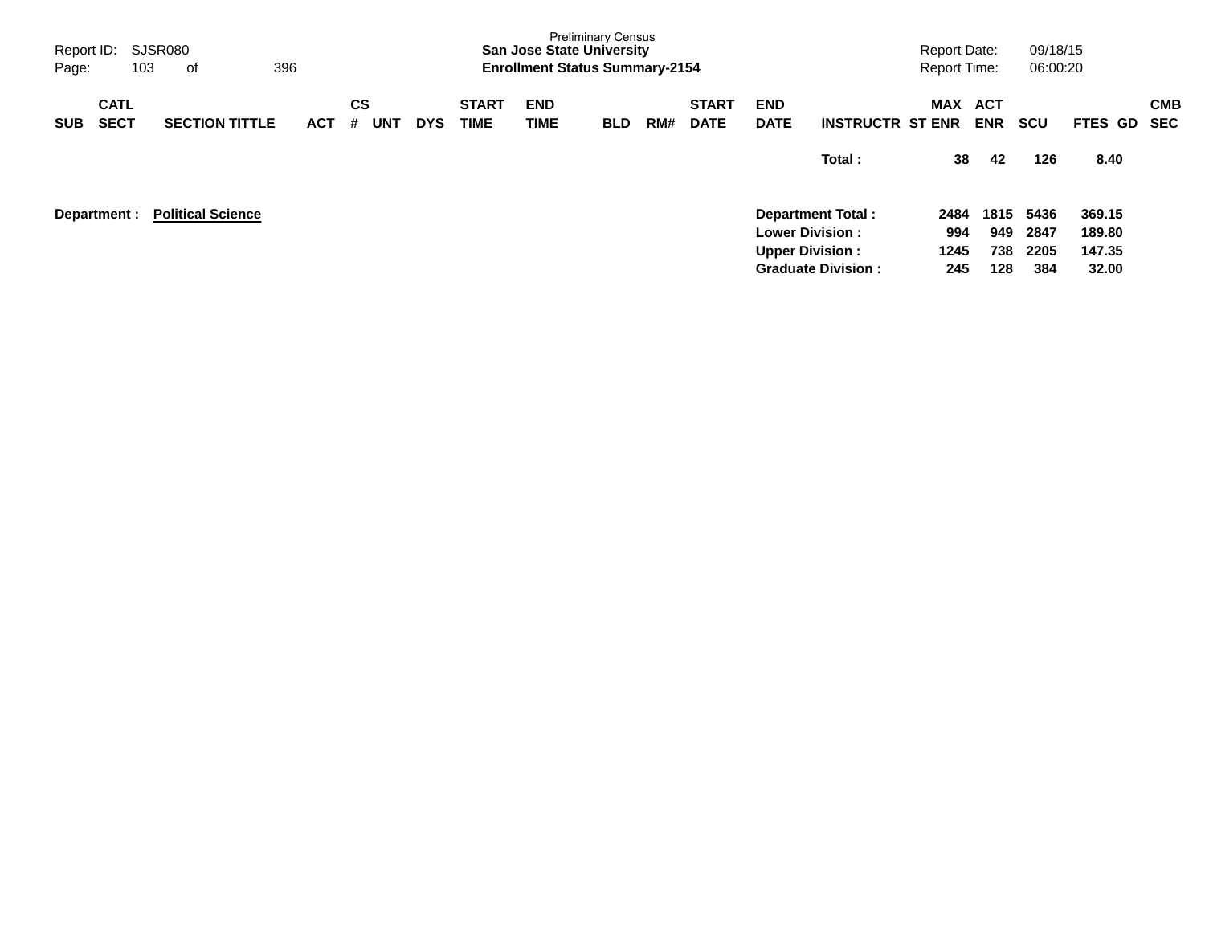Preliminary Census

**San Jose State University**

**Enrollment Status Summary-2154**

Report ID: SJSR080

Report Date: 09/18/15
Report Time: 06:00:20

| SUB | CATL SECT | SECTION TITTLE | ACT | CS # | UNT | DYS | START TIME | END TIME | BLD | RM# | START DATE | END DATE | INSTRUCTR | MAX ST ENR | ACT ENR | SCU | FTES | GD | CMB SEC |
|---|---|---|---|---|---|---|---|---|---|---|---|---|---|---|---|---|---|---|---|
| | | | | | | | | | | | | | **Total :** | **38** | **42** | **126** | **8.40** | | |

**Department : Political Science**

| | MAX ST ENR | ACT ENR | SCU | FTES |
|---|---|---|---|---|
| **Department Total :** | **2484** | **1815** | **5436** | **369.15** |
| **Lower Division :** | **994** | **949** | **2847** | **189.80** |
| **Upper Division :** | **1245** | **738** | **2205** | **147.35** |
| **Graduate Division :** | **245** | **128** | **384** | **32.00** |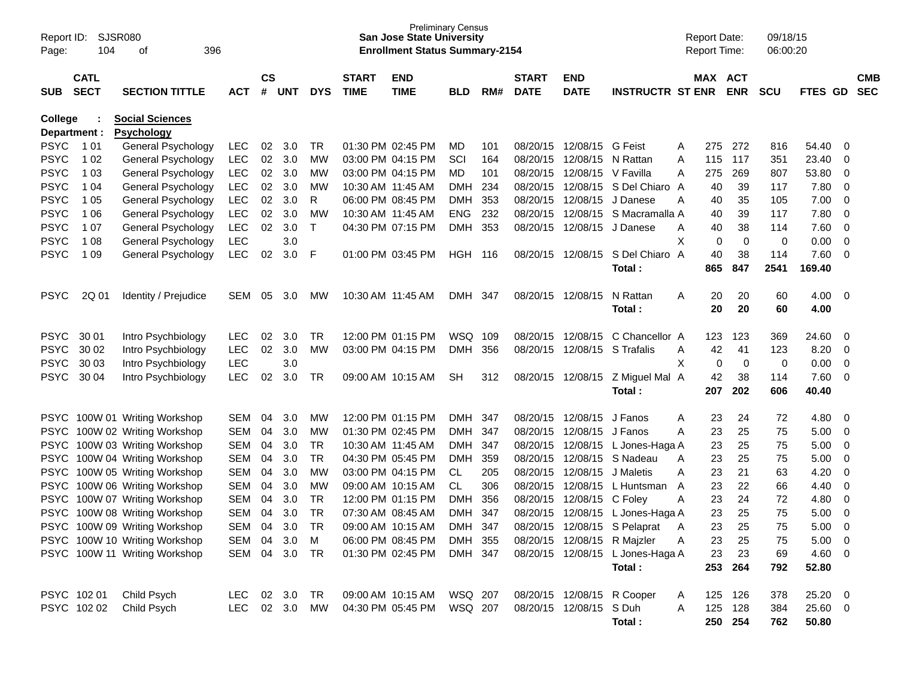Preliminary Census
**San Jose State University**
**Enrollment Status Summary-2154**

Report ID: SJSR080
Report Date: 09/18/15
Report Time: 06:00:20

College : **Social Sciences**
Department : **Psychology**

| SUB | CATL SECT | SECTION TITTLE | ACT | CS # | UNT | DYS | START TIME | END TIME | BLD | RM# | START DATE | END DATE | INSTRUCTR | ST | MAX ENR | ACT ENR | SCU | FTES | GD | CMB SEC |
|---|---|---|---|---|---|---|---|---|---|---|---|---|---|---|---|---|---|---|---|---|
| PSYC | 1 01 | General Psychology | LEC | 02 | 3.0 | TR | 01:30 PM | 02:45 PM | MD | 101 | 08/20/15 | 12/08/15 | G Feist | A | 275 | 272 | 816 | 54.40 | 0 | |
| PSYC | 1 02 | General Psychology | LEC | 02 | 3.0 | MW | 03:00 PM | 04:15 PM | SCI | 164 | 08/20/15 | 12/08/15 | N Rattan | A | 115 | 117 | 351 | 23.40 | 0 | |
| PSYC | 1 03 | General Psychology | LEC | 02 | 3.0 | MW | 03:00 PM | 04:15 PM | MD | 101 | 08/20/15 | 12/08/15 | V Favilla | A | 275 | 269 | 807 | 53.80 | 0 | |
| PSYC | 1 04 | General Psychology | LEC | 02 | 3.0 | MW | 10:30 AM | 11:45 AM | DMH | 234 | 08/20/15 | 12/08/15 | S Del Chiaro | A | 40 | 39 | 117 | 7.80 | 0 | |
| PSYC | 1 05 | General Psychology | LEC | 02 | 3.0 | R | 06:00 PM | 08:45 PM | DMH | 353 | 08/20/15 | 12/08/15 | J Danese | A | 40 | 35 | 105 | 7.00 | 0 | |
| PSYC | 1 06 | General Psychology | LEC | 02 | 3.0 | MW | 10:30 AM | 11:45 AM | ENG | 232 | 08/20/15 | 12/08/15 | S Macramalla | A | 40 | 39 | 117 | 7.80 | 0 | |
| PSYC | 1 07 | General Psychology | LEC | 02 | 3.0 | T | 04:30 PM | 07:15 PM | DMH | 353 | 08/20/15 | 12/08/15 | J Danese | A | 40 | 38 | 114 | 7.60 | 0 | |
| PSYC | 1 08 | General Psychology | LEC | | 3.0 | | | | | | | | | X | 0 | 0 | 0 | 0.00 | 0 | |
| PSYC | 1 09 | General Psychology | LEC | 02 | 3.0 | F | 01:00 PM | 03:45 PM | HGH | 116 | 08/20/15 | 12/08/15 | S Del Chiaro | A | 40 | 38 | 114 | 7.60 | 0 | |
| | | | | | | | | | | | | | **Total :** | | **865** | **847** | **2541** | **169.40** | | |
| PSYC | 2Q 01 | Identity / Prejudice | SEM | 05 | 3.0 | MW | 10:30 AM | 11:45 AM | DMH | 347 | 08/20/15 | 12/08/15 | N Rattan | A | 20 | 20 | 60 | 4.00 | 0 | |
| | | | | | | | | | | | | | **Total :** | | **20** | **20** | **60** | **4.00** | | |
| PSYC | 30 01 | Intro Psychbiology | LEC | 02 | 3.0 | TR | 12:00 PM | 01:15 PM | WSQ | 109 | 08/20/15 | 12/08/15 | C Chancellor | A | 123 | 123 | 369 | 24.60 | 0 | |
| PSYC | 30 02 | Intro Psychbiology | LEC | 02 | 3.0 | MW | 03:00 PM | 04:15 PM | DMH | 356 | 08/20/15 | 12/08/15 | S Trafalis | A | 42 | 41 | 123 | 8.20 | 0 | |
| PSYC | 30 03 | Intro Psychbiology | LEC | | 3.0 | | | | | | | | | X | 0 | 0 | 0 | 0.00 | 0 | |
| PSYC | 30 04 | Intro Psychbiology | LEC | 02 | 3.0 | TR | 09:00 AM | 10:15 AM | SH | 312 | 08/20/15 | 12/08/15 | Z Miguel Mal | A | 42 | 38 | 114 | 7.60 | 0 | |
| | | | | | | | | | | | | | **Total :** | | **207** | **202** | **606** | **40.40** | | |
| PSYC | 100W 01 | Writing Workshop | SEM | 04 | 3.0 | MW | 12:00 PM | 01:15 PM | DMH | 347 | 08/20/15 | 12/08/15 | J Fanos | A | 23 | 24 | 72 | 4.80 | 0 | |
| PSYC | 100W 02 | Writing Workshop | SEM | 04 | 3.0 | MW | 01:30 PM | 02:45 PM | DMH | 347 | 08/20/15 | 12/08/15 | J Fanos | A | 23 | 25 | 75 | 5.00 | 0 | |
| PSYC | 100W 03 | Writing Workshop | SEM | 04 | 3.0 | TR | 10:30 AM | 11:45 AM | DMH | 347 | 08/20/15 | 12/08/15 | L Jones-Haga | A | 23 | 25 | 75 | 5.00 | 0 | |
| PSYC | 100W 04 | Writing Workshop | SEM | 04 | 3.0 | TR | 04:30 PM | 05:45 PM | DMH | 359 | 08/20/15 | 12/08/15 | S Nadeau | A | 23 | 25 | 75 | 5.00 | 0 | |
| PSYC | 100W 05 | Writing Workshop | SEM | 04 | 3.0 | MW | 03:00 PM | 04:15 PM | CL | 205 | 08/20/15 | 12/08/15 | J Maletis | A | 23 | 21 | 63 | 4.20 | 0 | |
| PSYC | 100W 06 | Writing Workshop | SEM | 04 | 3.0 | MW | 09:00 AM | 10:15 AM | CL | 306 | 08/20/15 | 12/08/15 | L Huntsman | A | 23 | 22 | 66 | 4.40 | 0 | |
| PSYC | 100W 07 | Writing Workshop | SEM | 04 | 3.0 | TR | 12:00 PM | 01:15 PM | DMH | 356 | 08/20/15 | 12/08/15 | C Foley | A | 23 | 24 | 72 | 4.80 | 0 | |
| PSYC | 100W 08 | Writing Workshop | SEM | 04 | 3.0 | TR | 07:30 AM | 08:45 AM | DMH | 347 | 08/20/15 | 12/08/15 | L Jones-Haga | A | 23 | 25 | 75 | 5.00 | 0 | |
| PSYC | 100W 09 | Writing Workshop | SEM | 04 | 3.0 | TR | 09:00 AM | 10:15 AM | DMH | 347 | 08/20/15 | 12/08/15 | S Pelaprat | A | 23 | 25 | 75 | 5.00 | 0 | |
| PSYC | 100W 10 | Writing Workshop | SEM | 04 | 3.0 | M | 06:00 PM | 08:45 PM | DMH | 355 | 08/20/15 | 12/08/15 | R Majzler | A | 23 | 25 | 75 | 5.00 | 0 | |
| PSYC | 100W 11 | Writing Workshop | SEM | 04 | 3.0 | TR | 01:30 PM | 02:45 PM | DMH | 347 | 08/20/15 | 12/08/15 | L Jones-Haga | A | 23 | 23 | 69 | 4.60 | 0 | |
| | | | | | | | | | | | | | **Total :** | | **253** | **264** | **792** | **52.80** | | |
| PSYC | 102 01 | Child Psych | LEC | 02 | 3.0 | TR | 09:00 AM | 10:15 AM | WSQ | 207 | 08/20/15 | 12/08/15 | R Cooper | A | 125 | 126 | 378 | 25.20 | 0 | |
| PSYC | 102 02 | Child Psych | LEC | 02 | 3.0 | MW | 04:30 PM | 05:45 PM | WSQ | 207 | 08/20/15 | 12/08/15 | S Duh | A | 125 | 128 | 384 | 25.60 | 0 | |
| | | | | | | | | | | | | | **Total :** | | **250** | **254** | **762** | **50.80** | | |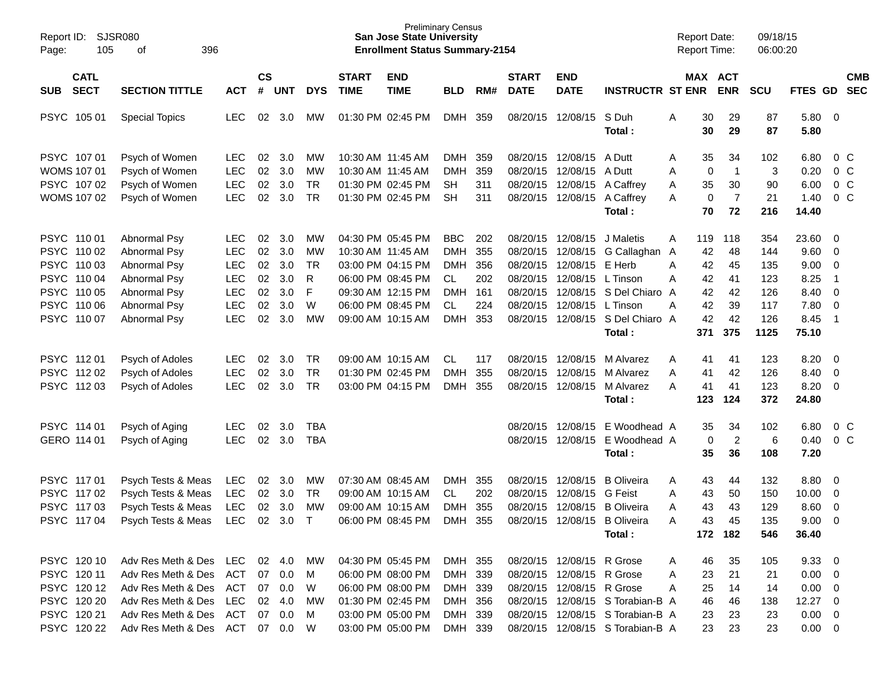Preliminary Census
**San Jose State University**
**Enrollment Status Summary-2154**

Report ID: SJSR080
Report Date: 09/18/15
Report Time: 06:00:20

| SUB | CATL SECT | SECTION TITTLE | ACT | CS # | UNT | DYS | START TIME | END TIME | BLD | RM# | START DATE | END DATE | INSTRUCTR | ST | MAX ENR | ACT ENR | SCU | FTES | GD | CMB SEC |
|---|---|---|---|---|---|---|---|---|---|---|---|---|---|---|---|---|---|---|---|---|
| PSYC | 105 01 | Special Topics | LEC | 02 | 3.0 | MW | 01:30 PM | 02:45 PM | DMH | 359 | 08/20/15 | 12/08/15 | S Duh | A | 30 | 29 | 87 | 5.80 | 0 | |
| | | | | | | | | | | | | | **Total :** | | **30** | **29** | **87** | **5.80** | | |
| PSYC | 107 01 | Psych of Women | LEC | 02 | 3.0 | MW | 10:30 AM | 11:45 AM | DMH | 359 | 08/20/15 | 12/08/15 | A Dutt | A | 35 | 34 | 102 | 6.80 | 0 | C |
| WOMS | 107 01 | Psych of Women | LEC | 02 | 3.0 | MW | 10:30 AM | 11:45 AM | DMH | 359 | 08/20/15 | 12/08/15 | A Dutt | A | 0 | 1 | 3 | 0.20 | 0 | C |
| PSYC | 107 02 | Psych of Women | LEC | 02 | 3.0 | TR | 01:30 PM | 02:45 PM | SH | 311 | 08/20/15 | 12/08/15 | A Caffrey | A | 35 | 30 | 90 | 6.00 | 0 | C |
| WOMS | 107 02 | Psych of Women | LEC | 02 | 3.0 | TR | 01:30 PM | 02:45 PM | SH | 311 | 08/20/15 | 12/08/15 | A Caffrey | A | 0 | 7 | 21 | 1.40 | 0 | C |
| | | | | | | | | | | | | | **Total :** | | **70** | **72** | **216** | **14.40** | | |
| PSYC | 110 01 | Abnormal Psy | LEC | 02 | 3.0 | MW | 04:30 PM | 05:45 PM | BBC | 202 | 08/20/15 | 12/08/15 | J Maletis | A | 119 | 118 | 354 | 23.60 | 0 | |
| PSYC | 110 02 | Abnormal Psy | LEC | 02 | 3.0 | MW | 10:30 AM | 11:45 AM | DMH | 355 | 08/20/15 | 12/08/15 | G Callaghan | A | 42 | 48 | 144 | 9.60 | 0 | |
| PSYC | 110 03 | Abnormal Psy | LEC | 02 | 3.0 | TR | 03:00 PM | 04:15 PM | DMH | 356 | 08/20/15 | 12/08/15 | E Herb | A | 42 | 45 | 135 | 9.00 | 0 | |
| PSYC | 110 04 | Abnormal Psy | LEC | 02 | 3.0 | R | 06:00 PM | 08:45 PM | CL | 202 | 08/20/15 | 12/08/15 | L Tinson | A | 42 | 41 | 123 | 8.25 | 1 | |
| PSYC | 110 05 | Abnormal Psy | LEC | 02 | 3.0 | F | 09:30 AM | 12:15 PM | DMH | 161 | 08/20/15 | 12/08/15 | S Del Chiaro | A | 42 | 42 | 126 | 8.40 | 0 | |
| PSYC | 110 06 | Abnormal Psy | LEC | 02 | 3.0 | W | 06:00 PM | 08:45 PM | CL | 224 | 08/20/15 | 12/08/15 | L Tinson | A | 42 | 39 | 117 | 7.80 | 0 | |
| PSYC | 110 07 | Abnormal Psy | LEC | 02 | 3.0 | MW | 09:00 AM | 10:15 AM | DMH | 353 | 08/20/15 | 12/08/15 | S Del Chiaro | A | 42 | 42 | 126 | 8.45 | 1 | |
| | | | | | | | | | | | | | **Total :** | | **371** | **375** | **1125** | **75.10** | | |
| PSYC | 112 01 | Psych of Adoles | LEC | 02 | 3.0 | TR | 09:00 AM | 10:15 AM | CL | 117 | 08/20/15 | 12/08/15 | M Alvarez | A | 41 | 41 | 123 | 8.20 | 0 | |
| PSYC | 112 02 | Psych of Adoles | LEC | 02 | 3.0 | TR | 01:30 PM | 02:45 PM | DMH | 355 | 08/20/15 | 12/08/15 | M Alvarez | A | 41 | 42 | 126 | 8.40 | 0 | |
| PSYC | 112 03 | Psych of Adoles | LEC | 02 | 3.0 | TR | 03:00 PM | 04:15 PM | DMH | 355 | 08/20/15 | 12/08/15 | M Alvarez | A | 41 | 41 | 123 | 8.20 | 0 | |
| | | | | | | | | | | | | | **Total :** | | **123** | **124** | **372** | **24.80** | | |
| PSYC | 114 01 | Psych of Aging | LEC | 02 | 3.0 | TBA | | | | | 08/20/15 | 12/08/15 | E Woodhead | A | 35 | 34 | 102 | 6.80 | 0 | C |
| GERO | 114 01 | Psych of Aging | LEC | 02 | 3.0 | TBA | | | | | 08/20/15 | 12/08/15 | E Woodhead | A | 0 | 2 | 6 | 0.40 | 0 | C |
| | | | | | | | | | | | | | **Total :** | | **35** | **36** | **108** | **7.20** | | |
| PSYC | 117 01 | Psych Tests & Meas | LEC | 02 | 3.0 | MW | 07:30 AM | 08:45 AM | DMH | 355 | 08/20/15 | 12/08/15 | B Oliveira | A | 43 | 44 | 132 | 8.80 | 0 | |
| PSYC | 117 02 | Psych Tests & Meas | LEC | 02 | 3.0 | TR | 09:00 AM | 10:15 AM | CL | 202 | 08/20/15 | 12/08/15 | G Feist | A | 43 | 50 | 150 | 10.00 | 0 | |
| PSYC | 117 03 | Psych Tests & Meas | LEC | 02 | 3.0 | MW | 09:00 AM | 10:15 AM | DMH | 355 | 08/20/15 | 12/08/15 | B Oliveira | A | 43 | 43 | 129 | 8.60 | 0 | |
| PSYC | 117 04 | Psych Tests & Meas | LEC | 02 | 3.0 | T | 06:00 PM | 08:45 PM | DMH | 355 | 08/20/15 | 12/08/15 | B Oliveira | A | 43 | 45 | 135 | 9.00 | 0 | |
| | | | | | | | | | | | | | **Total :** | | **172** | **182** | **546** | **36.40** | | |
| PSYC | 120 10 | Adv Res Meth & Des | LEC | 02 | 4.0 | MW | 04:30 PM | 05:45 PM | DMH | 355 | 08/20/15 | 12/08/15 | R Grose | A | 46 | 35 | 105 | 9.33 | 0 | |
| PSYC | 120 11 | Adv Res Meth & Des | ACT | 07 | 0.0 | M | 06:00 PM | 08:00 PM | DMH | 339 | 08/20/15 | 12/08/15 | R Grose | A | 23 | 21 | 21 | 0.00 | 0 | |
| PSYC | 120 12 | Adv Res Meth & Des | ACT | 07 | 0.0 | W | 06:00 PM | 08:00 PM | DMH | 339 | 08/20/15 | 12/08/15 | R Grose | A | 25 | 14 | 14 | 0.00 | 0 | |
| PSYC | 120 20 | Adv Res Meth & Des | LEC | 02 | 4.0 | MW | 01:30 PM | 02:45 PM | DMH | 356 | 08/20/15 | 12/08/15 | S Torabian-B | A | 46 | 46 | 138 | 12.27 | 0 | |
| PSYC | 120 21 | Adv Res Meth & Des | ACT | 07 | 0.0 | M | 03:00 PM | 05:00 PM | DMH | 339 | 08/20/15 | 12/08/15 | S Torabian-B | A | 23 | 23 | 23 | 0.00 | 0 | |
| PSYC | 120 22 | Adv Res Meth & Des | ACT | 07 | 0.0 | W | 03:00 PM | 05:00 PM | DMH | 339 | 08/20/15 | 12/08/15 | S Torabian-B | A | 23 | 23 | 23 | 0.00 | 0 | |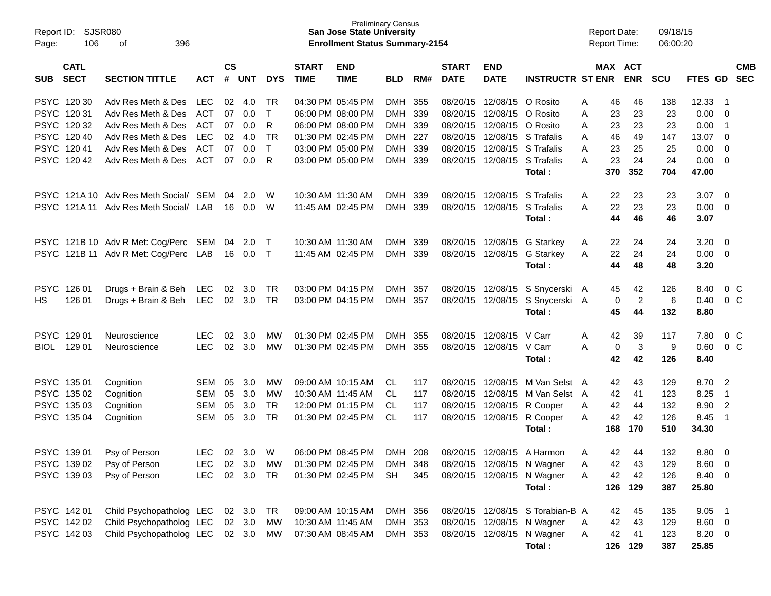Report ID: SJSR080
Page: 106 of 396

Preliminary Census
**San Jose State University**
**Enrollment Status Summary-2154**

Report Date: 09/18/15
Report Time: 06:00:20

| SUB | CATL SECT | SECTION TITTLE | ACT | CS # | UNT | DYS | START TIME | END TIME | BLD | RM# | START DATE | END DATE | INSTRUCTR | ST | MAX ENR | ACT ENR | SCU | FTES | GD | CMB SEC |
|---|---|---|---|---|---|---|---|---|---|---|---|---|---|---|---|---|---|---|---|---|
| PSYC | 120 30 | Adv Res Meth & Des | LEC | 02 | 4.0 | TR | 04:30 PM | 05:45 PM | DMH | 355 | 08/20/15 | 12/08/15 | O Rosito | A | 46 | 46 | 138 | 12.33 | 1 | |
| PSYC | 120 31 | Adv Res Meth & Des | ACT | 07 | 0.0 | T | 06:00 PM | 08:00 PM | DMH | 339 | 08/20/15 | 12/08/15 | O Rosito | A | 23 | 23 | 23 | 0.00 | 0 | |
| PSYC | 120 32 | Adv Res Meth & Des | ACT | 07 | 0.0 | R | 06:00 PM | 08:00 PM | DMH | 339 | 08/20/15 | 12/08/15 | O Rosito | A | 23 | 23 | 23 | 0.00 | 1 | |
| PSYC | 120 40 | Adv Res Meth & Des | LEC | 02 | 4.0 | TR | 01:30 PM | 02:45 PM | DMH | 227 | 08/20/15 | 12/08/15 | S Trafalis | A | 46 | 49 | 147 | 13.07 | 0 | |
| PSYC | 120 41 | Adv Res Meth & Des | ACT | 07 | 0.0 | T | 03:00 PM | 05:00 PM | DMH | 339 | 08/20/15 | 12/08/15 | S Trafalis | A | 23 | 25 | 25 | 0.00 | 0 | |
| PSYC | 120 42 | Adv Res Meth & Des | ACT | 07 | 0.0 | R | 03:00 PM | 05:00 PM | DMH | 339 | 08/20/15 | 12/08/15 | S Trafalis | A | 23 | 24 | 24 | 0.00 | 0 | |
| | | | | | | | | | | | | | **Total :** | | **370** | **352** | **704** | **47.00** | | |
| PSYC | 121A 10 | Adv Res Meth Social/ | SEM | 04 | 2.0 | W | 10:30 AM | 11:30 AM | DMH | 339 | 08/20/15 | 12/08/15 | S Trafalis | A | 22 | 23 | 23 | 3.07 | 0 | |
| PSYC | 121A 11 | Adv Res Meth Social/ | LAB | 16 | 0.0 | W | 11:45 AM | 02:45 PM | DMH | 339 | 08/20/15 | 12/08/15 | S Trafalis | A | 22 | 23 | 23 | 0.00 | 0 | |
| | | | | | | | | | | | | | **Total :** | | **44** | **46** | **46** | **3.07** | | |
| PSYC | 121B 10 | Adv R Met: Cog/Perc | SEM | 04 | 2.0 | T | 10:30 AM | 11:30 AM | DMH | 339 | 08/20/15 | 12/08/15 | G Starkey | A | 22 | 24 | 24 | 3.20 | 0 | |
| PSYC | 121B 11 | Adv R Met: Cog/Perc | LAB | 16 | 0.0 | T | 11:45 AM | 02:45 PM | DMH | 339 | 08/20/15 | 12/08/15 | G Starkey | A | 22 | 24 | 24 | 0.00 | 0 | |
| | | | | | | | | | | | | | **Total :** | | **44** | **48** | **48** | **3.20** | | |
| PSYC | 126 01 | Drugs + Brain & Beh | LEC | 02 | 3.0 | TR | 03:00 PM | 04:15 PM | DMH | 357 | 08/20/15 | 12/08/15 | S Snycerski | A | 45 | 42 | 126 | 8.40 | 0 | C |
| HS | 126 01 | Drugs + Brain & Beh | LEC | 02 | 3.0 | TR | 03:00 PM | 04:15 PM | DMH | 357 | 08/20/15 | 12/08/15 | S Snycerski | A | 0 | 2 | 6 | 0.40 | 0 | C |
| | | | | | | | | | | | | | **Total :** | | **45** | **44** | **132** | **8.80** | | |
| PSYC | 129 01 | Neuroscience | LEC | 02 | 3.0 | MW | 01:30 PM | 02:45 PM | DMH | 355 | 08/20/15 | 12/08/15 | V Carr | A | 42 | 39 | 117 | 7.80 | 0 | C |
| BIOL | 129 01 | Neuroscience | LEC | 02 | 3.0 | MW | 01:30 PM | 02:45 PM | DMH | 355 | 08/20/15 | 12/08/15 | V Carr | A | 0 | 3 | 9 | 0.60 | 0 | C |
| | | | | | | | | | | | | | **Total :** | | **42** | **42** | **126** | **8.40** | | |
| PSYC | 135 01 | Cognition | SEM | 05 | 3.0 | MW | 09:00 AM | 10:15 AM | CL | 117 | 08/20/15 | 12/08/15 | M Van Selst | A | 42 | 43 | 129 | 8.70 | 2 | |
| PSYC | 135 02 | Cognition | SEM | 05 | 3.0 | MW | 10:30 AM | 11:45 AM | CL | 117 | 08/20/15 | 12/08/15 | M Van Selst | A | 42 | 41 | 123 | 8.25 | 1 | |
| PSYC | 135 03 | Cognition | SEM | 05 | 3.0 | TR | 12:00 PM | 01:15 PM | CL | 117 | 08/20/15 | 12/08/15 | R Cooper | A | 42 | 44 | 132 | 8.90 | 2 | |
| PSYC | 135 04 | Cognition | SEM | 05 | 3.0 | TR | 01:30 PM | 02:45 PM | CL | 117 | 08/20/15 | 12/08/15 | R Cooper | A | 42 | 42 | 126 | 8.45 | 1 | |
| | | | | | | | | | | | | | **Total :** | | **168** | **170** | **510** | **34.30** | | |
| PSYC | 139 01 | Psy of Person | LEC | 02 | 3.0 | W | 06:00 PM | 08:45 PM | DMH | 208 | 08/20/15 | 12/08/15 | A Harmon | A | 42 | 44 | 132 | 8.80 | 0 | |
| PSYC | 139 02 | Psy of Person | LEC | 02 | 3.0 | MW | 01:30 PM | 02:45 PM | DMH | 348 | 08/20/15 | 12/08/15 | N Wagner | A | 42 | 43 | 129 | 8.60 | 0 | |
| PSYC | 139 03 | Psy of Person | LEC | 02 | 3.0 | TR | 01:30 PM | 02:45 PM | SH | 345 | 08/20/15 | 12/08/15 | N Wagner | A | 42 | 42 | 126 | 8.40 | 0 | |
| | | | | | | | | | | | | | **Total :** | | **126** | **129** | **387** | **25.80** | | |
| PSYC | 142 01 | Child Psychopatholog | LEC | 02 | 3.0 | TR | 09:00 AM | 10:15 AM | DMH | 356 | 08/20/15 | 12/08/15 | S Torabian-B | A | 42 | 45 | 135 | 9.05 | 1 | |
| PSYC | 142 02 | Child Psychopatholog | LEC | 02 | 3.0 | MW | 10:30 AM | 11:45 AM | DMH | 353 | 08/20/15 | 12/08/15 | N Wagner | A | 42 | 43 | 129 | 8.60 | 0 | |
| PSYC | 142 03 | Child Psychopatholog | LEC | 02 | 3.0 | MW | 07:30 AM | 08:45 AM | DMH | 353 | 08/20/15 | 12/08/15 | N Wagner | A | 42 | 41 | 123 | 8.20 | 0 | |
| | | | | | | | | | | | | | **Total :** | | **126** | **129** | **387** | **25.85** | | |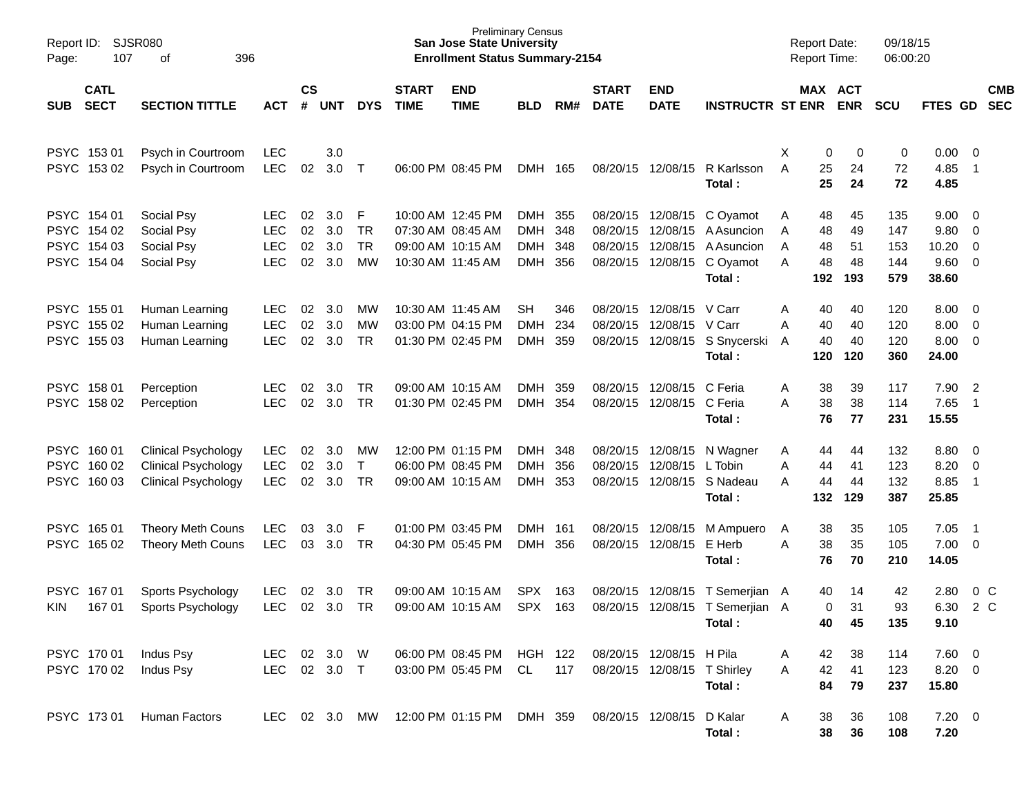Preliminary Census
**San Jose State University**
**Enrollment Status Summary-2154**

Report ID: SJSR080
Report Date: 09/18/15
Report Time: 06:00:20

| SUB | CATL SECT | SECTION TITTLE | ACT | CS # | UNT | DYS | START TIME | END TIME | BLD | RM# | START DATE | END DATE | INSTRUCTR | ST | MAX ENR | ACT ENR | SCU | FTES | GD | CMB SEC |
|---|---|---|---|---|---|---|---|---|---|---|---|---|---|---|---|---|---|---|---|---|
| PSYC | 153 01 | Psych in Courtroom | LEC | | 3.0 | | | | | | | | | X | 0 | 0 | 0 | 0.00 | 0 | |
| PSYC | 153 02 | Psych in Courtroom | LEC | 02 | 3.0 | T | 06:00 PM | 08:45 PM | DMH | 165 | 08/20/15 | 12/08/15 | R Karlsson | A | 25 | 24 | 72 | 4.85 | 1 | |
| | | | | | | | | | | | | | **Total :** | | **25** | **24** | **72** | **4.85** | | |
| PSYC | 154 01 | Social Psy | LEC | 02 | 3.0 | F | 10:00 AM | 12:45 PM | DMH | 355 | 08/20/15 | 12/08/15 | C Oyamot | A | 48 | 45 | 135 | 9.00 | 0 | |
| PSYC | 154 02 | Social Psy | LEC | 02 | 3.0 | TR | 07:30 AM | 08:45 AM | DMH | 348 | 08/20/15 | 12/08/15 | A Asuncion | A | 48 | 49 | 147 | 9.80 | 0 | |
| PSYC | 154 03 | Social Psy | LEC | 02 | 3.0 | TR | 09:00 AM | 10:15 AM | DMH | 348 | 08/20/15 | 12/08/15 | A Asuncion | A | 48 | 51 | 153 | 10.20 | 0 | |
| PSYC | 154 04 | Social Psy | LEC | 02 | 3.0 | MW | 10:30 AM | 11:45 AM | DMH | 356 | 08/20/15 | 12/08/15 | C Oyamot | A | 48 | 48 | 144 | 9.60 | 0 | |
| | | | | | | | | | | | | | **Total :** | | **192** | **193** | **579** | **38.60** | | |
| PSYC | 155 01 | Human Learning | LEC | 02 | 3.0 | MW | 10:30 AM | 11:45 AM | SH | 346 | 08/20/15 | 12/08/15 | V Carr | A | 40 | 40 | 120 | 8.00 | 0 | |
| PSYC | 155 02 | Human Learning | LEC | 02 | 3.0 | MW | 03:00 PM | 04:15 PM | DMH | 234 | 08/20/15 | 12/08/15 | V Carr | A | 40 | 40 | 120 | 8.00 | 0 | |
| PSYC | 155 03 | Human Learning | LEC | 02 | 3.0 | TR | 01:30 PM | 02:45 PM | DMH | 359 | 08/20/15 | 12/08/15 | S Snycerski | A | 40 | 40 | 120 | 8.00 | 0 | |
| | | | | | | | | | | | | | **Total :** | | **120** | **120** | **360** | **24.00** | | |
| PSYC | 158 01 | Perception | LEC | 02 | 3.0 | TR | 09:00 AM | 10:15 AM | DMH | 359 | 08/20/15 | 12/08/15 | C Feria | A | 38 | 39 | 117 | 7.90 | 2 | |
| PSYC | 158 02 | Perception | LEC | 02 | 3.0 | TR | 01:30 PM | 02:45 PM | DMH | 354 | 08/20/15 | 12/08/15 | C Feria | A | 38 | 38 | 114 | 7.65 | 1 | |
| | | | | | | | | | | | | | **Total :** | | **76** | **77** | **231** | **15.55** | | |
| PSYC | 160 01 | Clinical Psychology | LEC | 02 | 3.0 | MW | 12:00 PM | 01:15 PM | DMH | 348 | 08/20/15 | 12/08/15 | N Wagner | A | 44 | 44 | 132 | 8.80 | 0 | |
| PSYC | 160 02 | Clinical Psychology | LEC | 02 | 3.0 | T | 06:00 PM | 08:45 PM | DMH | 356 | 08/20/15 | 12/08/15 | L Tobin | A | 44 | 41 | 123 | 8.20 | 0 | |
| PSYC | 160 03 | Clinical Psychology | LEC | 02 | 3.0 | TR | 09:00 AM | 10:15 AM | DMH | 353 | 08/20/15 | 12/08/15 | S Nadeau | A | 44 | 44 | 132 | 8.85 | 1 | |
| | | | | | | | | | | | | | **Total :** | | **132** | **129** | **387** | **25.85** | | |
| PSYC | 165 01 | Theory Meth Couns | LEC | 03 | 3.0 | F | 01:00 PM | 03:45 PM | DMH | 161 | 08/20/15 | 12/08/15 | M Ampuero | A | 38 | 35 | 105 | 7.05 | 1 | |
| PSYC | 165 02 | Theory Meth Couns | LEC | 03 | 3.0 | TR | 04:30 PM | 05:45 PM | DMH | 356 | 08/20/15 | 12/08/15 | E Herb | A | 38 | 35 | 105 | 7.00 | 0 | |
| | | | | | | | | | | | | | **Total :** | | **76** | **70** | **210** | **14.05** | | |
| PSYC | 167 01 | Sports Psychology | LEC | 02 | 3.0 | TR | 09:00 AM | 10:15 AM | SPX | 163 | 08/20/15 | 12/08/15 | T Semerjian | A | 40 | 14 | 42 | 2.80 | 0 | C |
| KIN | 167 01 | Sports Psychology | LEC | 02 | 3.0 | TR | 09:00 AM | 10:15 AM | SPX | 163 | 08/20/15 | 12/08/15 | T Semerjian | A | 0 | 31 | 93 | 6.30 | 2 | C |
| | | | | | | | | | | | | | **Total :** | | **40** | **45** | **135** | **9.10** | | |
| PSYC | 170 01 | Indus Psy | LEC | 02 | 3.0 | W | 06:00 PM | 08:45 PM | HGH | 122 | 08/20/15 | 12/08/15 | H Pila | A | 42 | 38 | 114 | 7.60 | 0 | |
| PSYC | 170 02 | Indus Psy | LEC | 02 | 3.0 | T | 03:00 PM | 05:45 PM | CL | 117 | 08/20/15 | 12/08/15 | T Shirley | A | 42 | 41 | 123 | 8.20 | 0 | |
| | | | | | | | | | | | | | **Total :** | | **84** | **79** | **237** | **15.80** | | |
| PSYC | 173 01 | Human Factors | LEC | 02 | 3.0 | MW | 12:00 PM | 01:15 PM | DMH | 359 | 08/20/15 | 12/08/15 | D Kalar | A | 38 | 36 | 108 | 7.20 | 0 | |
| | | | | | | | | | | | | | **Total :** | | **38** | **36** | **108** | **7.20** | | |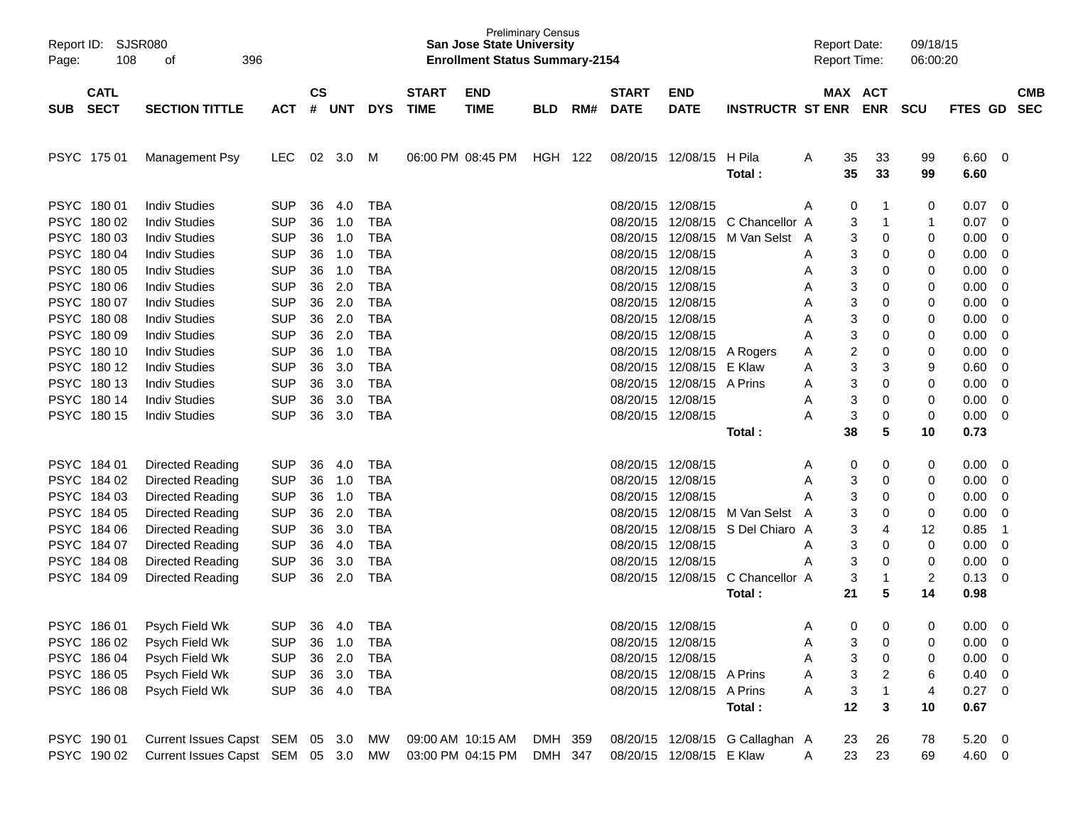Preliminary Census
**San Jose State University**
**Enrollment Status Summary-2154**

Report ID: SJSR080
Report Date: 09/18/15
Report Time: 06:00:20

| SUB | CATL SECT | SECTION TITTLE | ACT | CS # | UNT | DYS | START TIME | END TIME | BLD | RM# | START DATE | END DATE | INSTRUCTR | ST | MAX ENR | ACT ENR | SCU | FTES | GD | CMB SEC |
|---|---|---|---|---|---|---|---|---|---|---|---|---|---|---|---|---|---|---|---|---|
| PSYC | 175 01 | Management Psy | LEC | 02 | 3.0 | M | 06:00 PM | 08:45 PM | HGH | 122 | 08/20/15 | 12/08/15 | H Pila | A | 35 | 33 | 99 | 6.60 | 0 | |
| | | | | | | | | | | | | | **Total :** | | **35** | **33** | **99** | **6.60** | | |
| PSYC | 180 01 | Indiv Studies | SUP | 36 | 4.0 | TBA | | | | | 08/20/15 | 12/08/15 | | A | 0 | 1 | 0 | 0.07 | 0 | |
| PSYC | 180 02 | Indiv Studies | SUP | 36 | 1.0 | TBA | | | | | 08/20/15 | 12/08/15 | C Chancellor | A | 3 | 1 | 1 | 0.07 | 0 | |
| PSYC | 180 03 | Indiv Studies | SUP | 36 | 1.0 | TBA | | | | | 08/20/15 | 12/08/15 | M Van Selst | A | 3 | 0 | 0 | 0.00 | 0 | |
| PSYC | 180 04 | Indiv Studies | SUP | 36 | 1.0 | TBA | | | | | 08/20/15 | 12/08/15 | | A | 3 | 0 | 0 | 0.00 | 0 | |
| PSYC | 180 05 | Indiv Studies | SUP | 36 | 1.0 | TBA | | | | | 08/20/15 | 12/08/15 | | A | 3 | 0 | 0 | 0.00 | 0 | |
| PSYC | 180 06 | Indiv Studies | SUP | 36 | 2.0 | TBA | | | | | 08/20/15 | 12/08/15 | | A | 3 | 0 | 0 | 0.00 | 0 | |
| PSYC | 180 07 | Indiv Studies | SUP | 36 | 2.0 | TBA | | | | | 08/20/15 | 12/08/15 | | A | 3 | 0 | 0 | 0.00 | 0 | |
| PSYC | 180 08 | Indiv Studies | SUP | 36 | 2.0 | TBA | | | | | 08/20/15 | 12/08/15 | | A | 3 | 0 | 0 | 0.00 | 0 | |
| PSYC | 180 09 | Indiv Studies | SUP | 36 | 2.0 | TBA | | | | | 08/20/15 | 12/08/15 | | A | 3 | 0 | 0 | 0.00 | 0 | |
| PSYC | 180 10 | Indiv Studies | SUP | 36 | 1.0 | TBA | | | | | 08/20/15 | 12/08/15 | A Rogers | A | 2 | 0 | 0 | 0.00 | 0 | |
| PSYC | 180 12 | Indiv Studies | SUP | 36 | 3.0 | TBA | | | | | 08/20/15 | 12/08/15 | E Klaw | A | 3 | 3 | 9 | 0.60 | 0 | |
| PSYC | 180 13 | Indiv Studies | SUP | 36 | 3.0 | TBA | | | | | 08/20/15 | 12/08/15 | A Prins | A | 3 | 0 | 0 | 0.00 | 0 | |
| PSYC | 180 14 | Indiv Studies | SUP | 36 | 3.0 | TBA | | | | | 08/20/15 | 12/08/15 | | A | 3 | 0 | 0 | 0.00 | 0 | |
| PSYC | 180 15 | Indiv Studies | SUP | 36 | 3.0 | TBA | | | | | 08/20/15 | 12/08/15 | | A | 3 | 0 | 0 | 0.00 | 0 | |
| | | | | | | | | | | | | | **Total :** | | **38** | **5** | **10** | **0.73** | | |
| PSYC | 184 01 | Directed Reading | SUP | 36 | 4.0 | TBA | | | | | 08/20/15 | 12/08/15 | | A | 0 | 0 | 0 | 0.00 | 0 | |
| PSYC | 184 02 | Directed Reading | SUP | 36 | 1.0 | TBA | | | | | 08/20/15 | 12/08/15 | | A | 3 | 0 | 0 | 0.00 | 0 | |
| PSYC | 184 03 | Directed Reading | SUP | 36 | 1.0 | TBA | | | | | 08/20/15 | 12/08/15 | | A | 3 | 0 | 0 | 0.00 | 0 | |
| PSYC | 184 05 | Directed Reading | SUP | 36 | 2.0 | TBA | | | | | 08/20/15 | 12/08/15 | M Van Selst | A | 3 | 0 | 0 | 0.00 | 0 | |
| PSYC | 184 06 | Directed Reading | SUP | 36 | 3.0 | TBA | | | | | 08/20/15 | 12/08/15 | S Del Chiaro | A | 3 | 4 | 12 | 0.85 | 1 | |
| PSYC | 184 07 | Directed Reading | SUP | 36 | 4.0 | TBA | | | | | 08/20/15 | 12/08/15 | | A | 3 | 0 | 0 | 0.00 | 0 | |
| PSYC | 184 08 | Directed Reading | SUP | 36 | 3.0 | TBA | | | | | 08/20/15 | 12/08/15 | | A | 3 | 0 | 0 | 0.00 | 0 | |
| PSYC | 184 09 | Directed Reading | SUP | 36 | 2.0 | TBA | | | | | 08/20/15 | 12/08/15 | C Chancellor | A | 3 | 1 | 2 | 0.13 | 0 | |
| | | | | | | | | | | | | | **Total :** | | **21** | **5** | **14** | **0.98** | | |
| PSYC | 186 01 | Psych Field Wk | SUP | 36 | 4.0 | TBA | | | | | 08/20/15 | 12/08/15 | | A | 0 | 0 | 0 | 0.00 | 0 | |
| PSYC | 186 02 | Psych Field Wk | SUP | 36 | 1.0 | TBA | | | | | 08/20/15 | 12/08/15 | | A | 3 | 0 | 0 | 0.00 | 0 | |
| PSYC | 186 04 | Psych Field Wk | SUP | 36 | 2.0 | TBA | | | | | 08/20/15 | 12/08/15 | | A | 3 | 0 | 0 | 0.00 | 0 | |
| PSYC | 186 05 | Psych Field Wk | SUP | 36 | 3.0 | TBA | | | | | 08/20/15 | 12/08/15 | A Prins | A | 3 | 2 | 6 | 0.40 | 0 | |
| PSYC | 186 08 | Psych Field Wk | SUP | 36 | 4.0 | TBA | | | | | 08/20/15 | 12/08/15 | A Prins | A | 3 | 1 | 4 | 0.27 | 0 | |
| | | | | | | | | | | | | | **Total :** | | **12** | **3** | **10** | **0.67** | | |
| PSYC | 190 01 | Current Issues Capst | SEM | 05 | 3.0 | MW | 09:00 AM | 10:15 AM | DMH | 359 | 08/20/15 | 12/08/15 | G Callaghan | A | 23 | 26 | 78 | 5.20 | 0 | |
| PSYC | 190 02 | Current Issues Capst | SEM | 05 | 3.0 | MW | 03:00 PM | 04:15 PM | DMH | 347 | 08/20/15 | 12/08/15 | E Klaw | A | 23 | 23 | 69 | 4.60 | 0 | |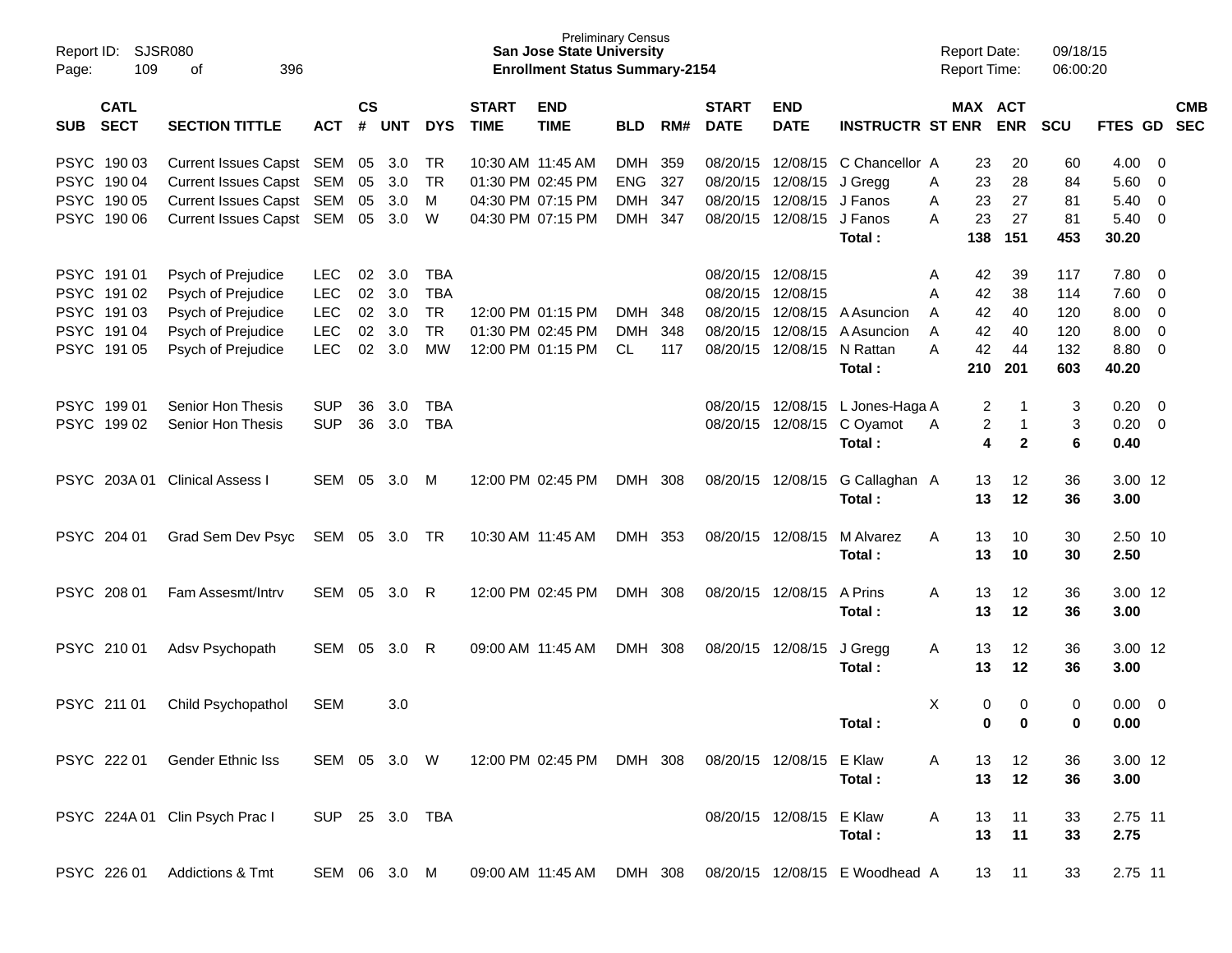Preliminary Census
**San Jose State University**
**Enrollment Status Summary-2154**

Report ID: SJSR080
Report Date: 09/18/15
Report Time: 06:00:20

| SUB | CATL SECT | SECTION TITTLE | ACT | CS # | UNT | DYS | START TIME | END TIME | BLD | RM# | START DATE | END DATE | INSTRUCTR | ST | MAX ENR | ACT ENR | SCU | FTES | GD | CMB SEC |
|---|---|---|---|---|---|---|---|---|---|---|---|---|---|---|---|---|---|---|---|---|
| PSYC | 190 03 | Current Issues Capst | SEM | 05 | 3.0 | TR | 10:30 AM | 11:45 AM | DMH | 359 | 08/20/15 | 12/08/15 | C Chancellor | A | 23 | 20 | 60 | 4.00 | 0 | |
| PSYC | 190 04 | Current Issues Capst | SEM | 05 | 3.0 | TR | 01:30 PM | 02:45 PM | ENG | 327 | 08/20/15 | 12/08/15 | J Gregg | A | 23 | 28 | 84 | 5.60 | 0 | |
| PSYC | 190 05 | Current Issues Capst | SEM | 05 | 3.0 | M | 04:30 PM | 07:15 PM | DMH | 347 | 08/20/15 | 12/08/15 | J Fanos | A | 23 | 27 | 81 | 5.40 | 0 | |
| PSYC | 190 06 | Current Issues Capst | SEM | 05 | 3.0 | W | 04:30 PM | 07:15 PM | DMH | 347 | 08/20/15 | 12/08/15 | J Fanos | A | 23 | 27 | 81 | 5.40 | 0 | |
| | | | | | | | | | | | | | **Total :** | | **138** | **151** | **453** | **30.20** | | |
| PSYC | 191 01 | Psych of Prejudice | LEC | 02 | 3.0 | TBA | | | | | 08/20/15 | 12/08/15 | | A | 42 | 39 | 117 | 7.80 | 0 | |
| PSYC | 191 02 | Psych of Prejudice | LEC | 02 | 3.0 | TBA | | | | | 08/20/15 | 12/08/15 | | A | 42 | 38 | 114 | 7.60 | 0 | |
| PSYC | 191 03 | Psych of Prejudice | LEC | 02 | 3.0 | TR | 12:00 PM | 01:15 PM | DMH | 348 | 08/20/15 | 12/08/15 | A Asuncion | A | 42 | 40 | 120 | 8.00 | 0 | |
| PSYC | 191 04 | Psych of Prejudice | LEC | 02 | 3.0 | TR | 01:30 PM | 02:45 PM | DMH | 348 | 08/20/15 | 12/08/15 | A Asuncion | A | 42 | 40 | 120 | 8.00 | 0 | |
| PSYC | 191 05 | Psych of Prejudice | LEC | 02 | 3.0 | MW | 12:00 PM | 01:15 PM | CL | 117 | 08/20/15 | 12/08/15 | N Rattan | A | 42 | 44 | 132 | 8.80 | 0 | |
| | | | | | | | | | | | | | **Total :** | | **210** | **201** | **603** | **40.20** | | |
| PSYC | 199 01 | Senior Hon Thesis | SUP | 36 | 3.0 | TBA | | | | | 08/20/15 | 12/08/15 | L Jones-Haga | A | 2 | 1 | 3 | 0.20 | 0 | |
| PSYC | 199 02 | Senior Hon Thesis | SUP | 36 | 3.0 | TBA | | | | | 08/20/15 | 12/08/15 | C Oyamot | A | 2 | 1 | 3 | 0.20 | 0 | |
| | | | | | | | | | | | | | **Total :** | | **4** | **2** | **6** | **0.40** | | |
| PSYC | 203A 01 | Clinical Assess I | SEM | 05 | 3.0 | M | 12:00 PM | 02:45 PM | DMH | 308 | 08/20/15 | 12/08/15 | G Callaghan | A | 13 | 12 | 36 | 3.00 | 12 | |
| | | | | | | | | | | | | | **Total :** | | **13** | **12** | **36** | **3.00** | | |
| PSYC | 204 01 | Grad Sem Dev Psyc | SEM | 05 | 3.0 | TR | 10:30 AM | 11:45 AM | DMH | 353 | 08/20/15 | 12/08/15 | M Alvarez | A | 13 | 10 | 30 | 2.50 | 10 | |
| | | | | | | | | | | | | | **Total :** | | **13** | **10** | **30** | **2.50** | | |
| PSYC | 208 01 | Fam Assesmt/Intrv | SEM | 05 | 3.0 | R | 12:00 PM | 02:45 PM | DMH | 308 | 08/20/15 | 12/08/15 | A Prins | A | 13 | 12 | 36 | 3.00 | 12 | |
| | | | | | | | | | | | | | **Total :** | | **13** | **12** | **36** | **3.00** | | |
| PSYC | 210 01 | Adsv Psychopath | SEM | 05 | 3.0 | R | 09:00 AM | 11:45 AM | DMH | 308 | 08/20/15 | 12/08/15 | J Gregg | A | 13 | 12 | 36 | 3.00 | 12 | |
| | | | | | | | | | | | | | **Total :** | | **13** | **12** | **36** | **3.00** | | |
| PSYC | 211 01 | Child Psychopathol | SEM | | 3.0 | | | | | | | | | X | 0 | 0 | 0 | 0.00 | 0 | |
| | | | | | | | | | | | | | **Total :** | | **0** | **0** | **0** | **0.00** | | |
| PSYC | 222 01 | Gender Ethnic Iss | SEM | 05 | 3.0 | W | 12:00 PM | 02:45 PM | DMH | 308 | 08/20/15 | 12/08/15 | E Klaw | A | 13 | 12 | 36 | 3.00 | 12 | |
| | | | | | | | | | | | | | **Total :** | | **13** | **12** | **36** | **3.00** | | |
| PSYC | 224A 01 | Clin Psych Prac I | SUP | 25 | 3.0 | TBA | | | | | 08/20/15 | 12/08/15 | E Klaw | A | 13 | 11 | 33 | 2.75 | 11 | |
| | | | | | | | | | | | | | **Total :** | | **13** | **11** | **33** | **2.75** | | |
| PSYC | 226 01 | Addictions & Tmt | SEM | 06 | 3.0 | M | 09:00 AM | 11:45 AM | DMH | 308 | 08/20/15 | 12/08/15 | E Woodhead | A | 13 | 11 | 33 | 2.75 | 11 | |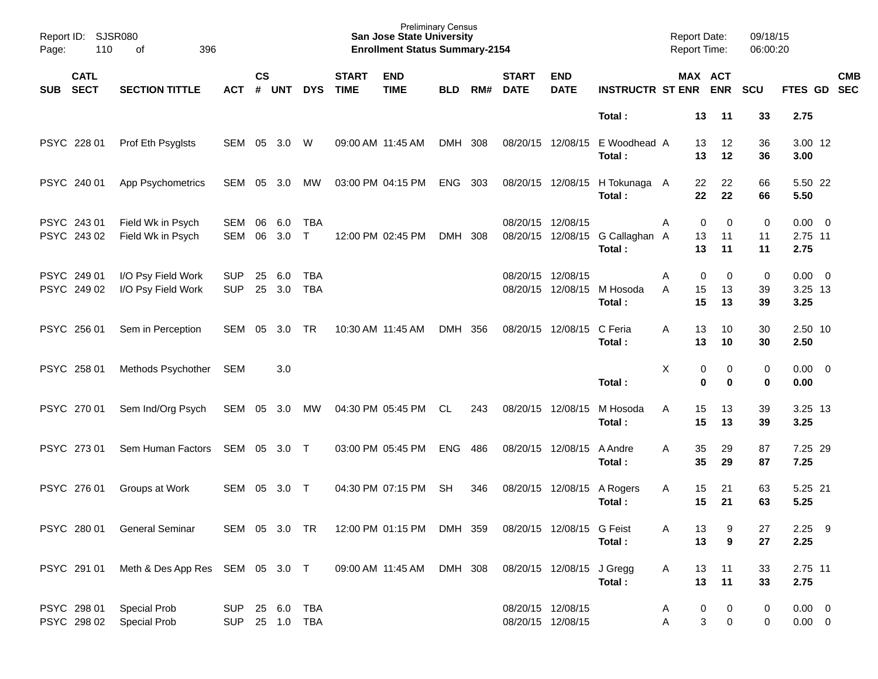| SUB | CATL SECT | SECTION TITTLE | ACT | CS # | UNT | DYS | START TIME | END TIME | BLD | RM# | START DATE | END DATE | INSTRUCTR | ST | MAX ENR | ACT ENR | SCU | FTES | GD | CMB SEC |
|---|---|---|---|---|---|---|---|---|---|---|---|---|---|---|---|---|---|---|---|---|
| | | | | | | | | | | | | | **Total :** | | **13** | **11** | **33** | **2.75** | | |
| PSYC | 228 01 | Prof Eth Psyglsts | SEM | 05 | 3.0 | W | 09:00 AM | 11:45 AM | DMH | 308 | 08/20/15 | 12/08/15 | E Woodhead | A | 13 | 12 | 36 | 3.00 | 12 | |
| | | | | | | | | | | | | | **Total :** | | **13** | **12** | **36** | **3.00** | | |
| PSYC | 240 01 | App Psychometrics | SEM | 05 | 3.0 | MW | 03:00 PM | 04:15 PM | ENG | 303 | 08/20/15 | 12/08/15 | H Tokunaga | A | 22 | 22 | 66 | 5.50 | 22 | |
| | | | | | | | | | | | | | **Total :** | | **22** | **22** | **66** | **5.50** | | |
| PSYC | 243 01 | Field Wk in Psych | SEM | 06 | 6.0 | TBA | | | | | 08/20/15 | 12/08/15 | | A | 0 | 0 | 0 | 0.00 | 0 | |
| PSYC | 243 02 | Field Wk in Psych | SEM | 06 | 3.0 | T | 12:00 PM | 02:45 PM | DMH | 308 | 08/20/15 | 12/08/15 | G Callaghan | A | 13 | 11 | 11 | 2.75 | 11 | |
| | | | | | | | | | | | | | **Total :** | | **13** | **11** | **11** | **2.75** | | |
| PSYC | 249 01 | I/O Psy Field Work | SUP | 25 | 6.0 | TBA | | | | | 08/20/15 | 12/08/15 | | A | 0 | 0 | 0 | 0.00 | 0 | |
| PSYC | 249 02 | I/O Psy Field Work | SUP | 25 | 3.0 | TBA | | | | | 08/20/15 | 12/08/15 | M Hosoda | A | 15 | 13 | 39 | 3.25 | 13 | |
| | | | | | | | | | | | | | **Total :** | | **15** | **13** | **39** | **3.25** | | |
| PSYC | 256 01 | Sem in Perception | SEM | 05 | 3.0 | TR | 10:30 AM | 11:45 AM | DMH | 356 | 08/20/15 | 12/08/15 | C Feria | A | 13 | 10 | 30 | 2.50 | 10 | |
| | | | | | | | | | | | | | **Total :** | | **13** | **10** | **30** | **2.50** | | |
| PSYC | 258 01 | Methods Psychother | SEM | | 3.0 | | | | | | | | | X | 0 | 0 | 0 | 0.00 | 0 | |
| | | | | | | | | | | | | | **Total :** | | **0** | **0** | **0** | **0.00** | | |
| PSYC | 270 01 | Sem Ind/Org Psych | SEM | 05 | 3.0 | MW | 04:30 PM | 05:45 PM | CL | 243 | 08/20/15 | 12/08/15 | M Hosoda | A | 15 | 13 | 39 | 3.25 | 13 | |
| | | | | | | | | | | | | | **Total :** | | **15** | **13** | **39** | **3.25** | | |
| PSYC | 273 01 | Sem Human Factors | SEM | 05 | 3.0 | T | 03:00 PM | 05:45 PM | ENG | 486 | 08/20/15 | 12/08/15 | A Andre | A | 35 | 29 | 87 | 7.25 | 29 | |
| | | | | | | | | | | | | | **Total :** | | **35** | **29** | **87** | **7.25** | | |
| PSYC | 276 01 | Groups at Work | SEM | 05 | 3.0 | T | 04:30 PM | 07:15 PM | SH | 346 | 08/20/15 | 12/08/15 | A Rogers | A | 15 | 21 | 63 | 5.25 | 21 | |
| | | | | | | | | | | | | | **Total :** | | **15** | **21** | **63** | **5.25** | | |
| PSYC | 280 01 | General Seminar | SEM | 05 | 3.0 | TR | 12:00 PM | 01:15 PM | DMH | 359 | 08/20/15 | 12/08/15 | G Feist | A | 13 | 9 | 27 | 2.25 | 9 | |
| | | | | | | | | | | | | | **Total :** | | **13** | **9** | **27** | **2.25** | | |
| PSYC | 291 01 | Meth & Des App Res | SEM | 05 | 3.0 | T | 09:00 AM | 11:45 AM | DMH | 308 | 08/20/15 | 12/08/15 | J Gregg | A | 13 | 11 | 33 | 2.75 | 11 | |
| | | | | | | | | | | | | | **Total :** | | **13** | **11** | **33** | **2.75** | | |
| PSYC | 298 01 | Special Prob | SUP | 25 | 6.0 | TBA | | | | | 08/20/15 | 12/08/15 | | A | 0 | 0 | 0 | 0.00 | 0 | |
| PSYC | 298 02 | Special Prob | SUP | 25 | 1.0 | TBA | | | | | 08/20/15 | 12/08/15 | | A | 3 | 0 | 0 | 0.00 | 0 | |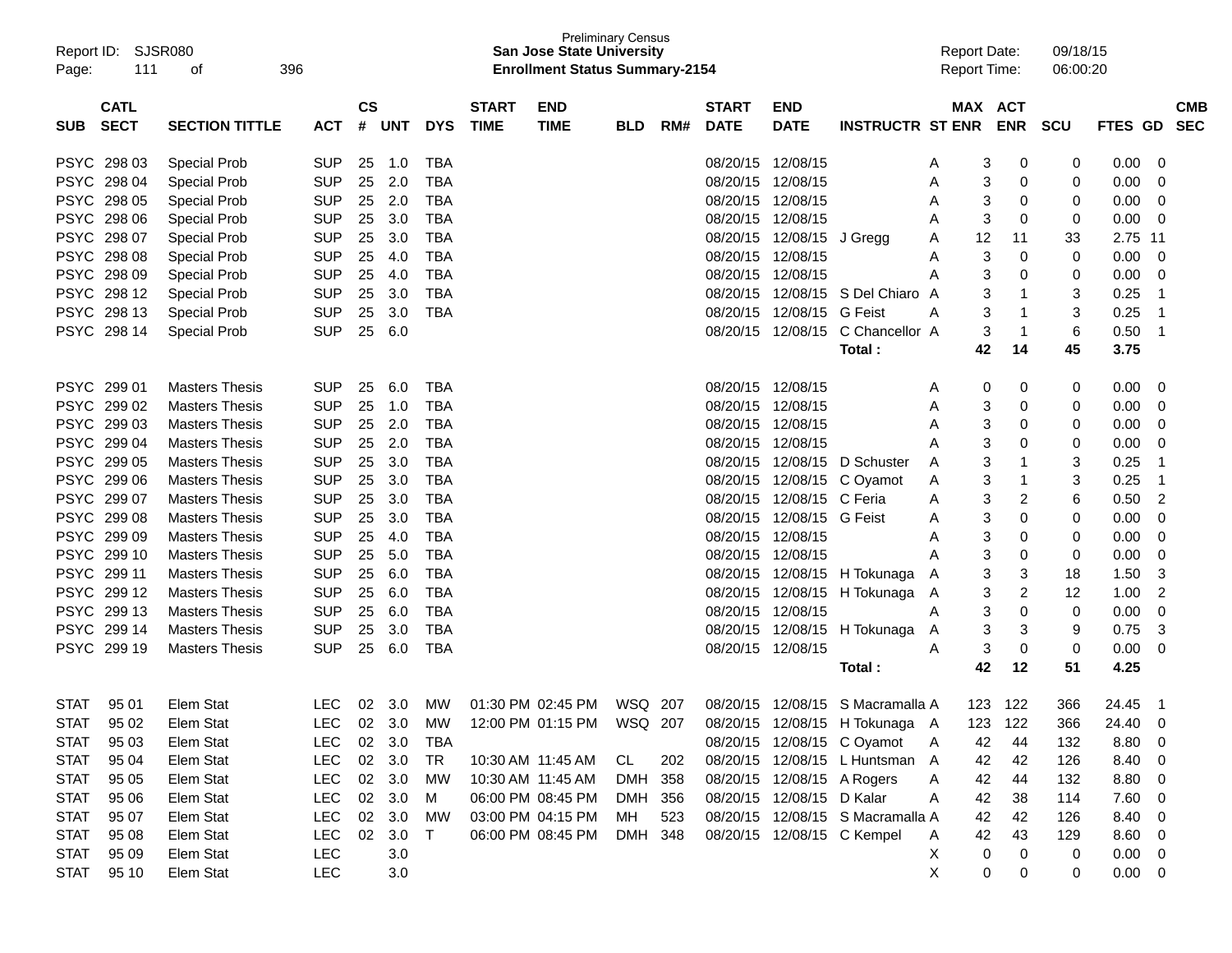Preliminary Census
**San Jose State University**
**Enrollment Status Summary-2154**

Report ID: SJSR080
Report Date: 09/18/15
Report Time: 06:00:20

| SUB | CATL SECT | SECTION TITTLE | ACT | CS # | UNT | DYS | START TIME | END TIME | BLD | RM# | START DATE | END DATE | INSTRUCTR | ST | MAX ENR | ACT ENR | SCU | FTES | GD | CMB SEC |
|---|---|---|---|---|---|---|---|---|---|---|---|---|---|---|---|---|---|---|---|---|
| PSYC | 298 03 | Special Prob | SUP | 25 | 1.0 | TBA | | | | | 08/20/15 | 12/08/15 | | A | 3 | 0 | 0 | 0.00 | 0 | |
| PSYC | 298 04 | Special Prob | SUP | 25 | 2.0 | TBA | | | | | 08/20/15 | 12/08/15 | | A | 3 | 0 | 0 | 0.00 | 0 | |
| PSYC | 298 05 | Special Prob | SUP | 25 | 2.0 | TBA | | | | | 08/20/15 | 12/08/15 | | A | 3 | 0 | 0 | 0.00 | 0 | |
| PSYC | 298 06 | Special Prob | SUP | 25 | 3.0 | TBA | | | | | 08/20/15 | 12/08/15 | | A | 3 | 0 | 0 | 0.00 | 0 | |
| PSYC | 298 07 | Special Prob | SUP | 25 | 3.0 | TBA | | | | | 08/20/15 | 12/08/15 | J Gregg | A | 12 | 11 | 33 | 2.75 | 11 | |
| PSYC | 298 08 | Special Prob | SUP | 25 | 4.0 | TBA | | | | | 08/20/15 | 12/08/15 | | A | 3 | 0 | 0 | 0.00 | 0 | |
| PSYC | 298 09 | Special Prob | SUP | 25 | 4.0 | TBA | | | | | 08/20/15 | 12/08/15 | | A | 3 | 0 | 0 | 0.00 | 0 | |
| PSYC | 298 12 | Special Prob | SUP | 25 | 3.0 | TBA | | | | | 08/20/15 | 12/08/15 | S Del Chiaro | A | 3 | 1 | 3 | 0.25 | 1 | |
| PSYC | 298 13 | Special Prob | SUP | 25 | 3.0 | TBA | | | | | 08/20/15 | 12/08/15 | G Feist | A | 3 | 1 | 3 | 0.25 | 1 | |
| PSYC | 298 14 | Special Prob | SUP | 25 | 6.0 | | | | | | 08/20/15 | 12/08/15 | C Chancellor | A | 3 | 1 | 6 | 0.50 | 1 | |
| | | | | | | | | | | | | | **Total :** | | **42** | **14** | **45** | **3.75** | | |
| PSYC | 299 01 | Masters Thesis | SUP | 25 | 6.0 | TBA | | | | | 08/20/15 | 12/08/15 | | A | 0 | 0 | 0 | 0.00 | 0 | |
| PSYC | 299 02 | Masters Thesis | SUP | 25 | 1.0 | TBA | | | | | 08/20/15 | 12/08/15 | | A | 3 | 0 | 0 | 0.00 | 0 | |
| PSYC | 299 03 | Masters Thesis | SUP | 25 | 2.0 | TBA | | | | | 08/20/15 | 12/08/15 | | A | 3 | 0 | 0 | 0.00 | 0 | |
| PSYC | 299 04 | Masters Thesis | SUP | 25 | 2.0 | TBA | | | | | 08/20/15 | 12/08/15 | | A | 3 | 0 | 0 | 0.00 | 0 | |
| PSYC | 299 05 | Masters Thesis | SUP | 25 | 3.0 | TBA | | | | | 08/20/15 | 12/08/15 | D Schuster | A | 3 | 1 | 3 | 0.25 | 1 | |
| PSYC | 299 06 | Masters Thesis | SUP | 25 | 3.0 | TBA | | | | | 08/20/15 | 12/08/15 | C Oyamot | A | 3 | 1 | 3 | 0.25 | 1 | |
| PSYC | 299 07 | Masters Thesis | SUP | 25 | 3.0 | TBA | | | | | 08/20/15 | 12/08/15 | C Feria | A | 3 | 2 | 6 | 0.50 | 2 | |
| PSYC | 299 08 | Masters Thesis | SUP | 25 | 3.0 | TBA | | | | | 08/20/15 | 12/08/15 | G Feist | A | 3 | 0 | 0 | 0.00 | 0 | |
| PSYC | 299 09 | Masters Thesis | SUP | 25 | 4.0 | TBA | | | | | 08/20/15 | 12/08/15 | | A | 3 | 0 | 0 | 0.00 | 0 | |
| PSYC | 299 10 | Masters Thesis | SUP | 25 | 5.0 | TBA | | | | | 08/20/15 | 12/08/15 | | A | 3 | 0 | 0 | 0.00 | 0 | |
| PSYC | 299 11 | Masters Thesis | SUP | 25 | 6.0 | TBA | | | | | 08/20/15 | 12/08/15 | H Tokunaga | A | 3 | 3 | 18 | 1.50 | 3 | |
| PSYC | 299 12 | Masters Thesis | SUP | 25 | 6.0 | TBA | | | | | 08/20/15 | 12/08/15 | H Tokunaga | A | 3 | 2 | 12 | 1.00 | 2 | |
| PSYC | 299 13 | Masters Thesis | SUP | 25 | 6.0 | TBA | | | | | 08/20/15 | 12/08/15 | | A | 3 | 0 | 0 | 0.00 | 0 | |
| PSYC | 299 14 | Masters Thesis | SUP | 25 | 3.0 | TBA | | | | | 08/20/15 | 12/08/15 | H Tokunaga | A | 3 | 3 | 9 | 0.75 | 3 | |
| PSYC | 299 19 | Masters Thesis | SUP | 25 | 6.0 | TBA | | | | | 08/20/15 | 12/08/15 | | A | 3 | 0 | 0 | 0.00 | 0 | |
| | | | | | | | | | | | | | **Total :** | | **42** | **12** | **51** | **4.25** | | |
| STAT | 95 01 | Elem Stat | LEC | 02 | 3.0 | MW | 01:30 PM | 02:45 PM | WSQ | 207 | 08/20/15 | 12/08/15 | S Macramalla | A | 123 | 122 | 366 | 24.45 | 1 | |
| STAT | 95 02 | Elem Stat | LEC | 02 | 3.0 | MW | 12:00 PM | 01:15 PM | WSQ | 207 | 08/20/15 | 12/08/15 | H Tokunaga | A | 123 | 122 | 366 | 24.40 | 0 | |
| STAT | 95 03 | Elem Stat | LEC | 02 | 3.0 | TBA | | | | | 08/20/15 | 12/08/15 | C Oyamot | A | 42 | 44 | 132 | 8.80 | 0 | |
| STAT | 95 04 | Elem Stat | LEC | 02 | 3.0 | TR | 10:30 AM | 11:45 AM | CL | 202 | 08/20/15 | 12/08/15 | L Huntsman | A | 42 | 42 | 126 | 8.40 | 0 | |
| STAT | 95 05 | Elem Stat | LEC | 02 | 3.0 | MW | 10:30 AM | 11:45 AM | DMH | 358 | 08/20/15 | 12/08/15 | A Rogers | A | 42 | 44 | 132 | 8.80 | 0 | |
| STAT | 95 06 | Elem Stat | LEC | 02 | 3.0 | M | 06:00 PM | 08:45 PM | DMH | 356 | 08/20/15 | 12/08/15 | D Kalar | A | 42 | 38 | 114 | 7.60 | 0 | |
| STAT | 95 07 | Elem Stat | LEC | 02 | 3.0 | MW | 03:00 PM | 04:15 PM | MH | 523 | 08/20/15 | 12/08/15 | S Macramalla | A | 42 | 42 | 126 | 8.40 | 0 | |
| STAT | 95 08 | Elem Stat | LEC | 02 | 3.0 | T | 06:00 PM | 08:45 PM | DMH | 348 | 08/20/15 | 12/08/15 | C Kempel | A | 42 | 43 | 129 | 8.60 | 0 | |
| STAT | 95 09 | Elem Stat | LEC | | 3.0 | | | | | | | | | X | 0 | 0 | 0 | 0.00 | 0 | |
| STAT | 95 10 | Elem Stat | LEC | | 3.0 | | | | | | | | | X | 0 | 0 | 0 | 0.00 | 0 | |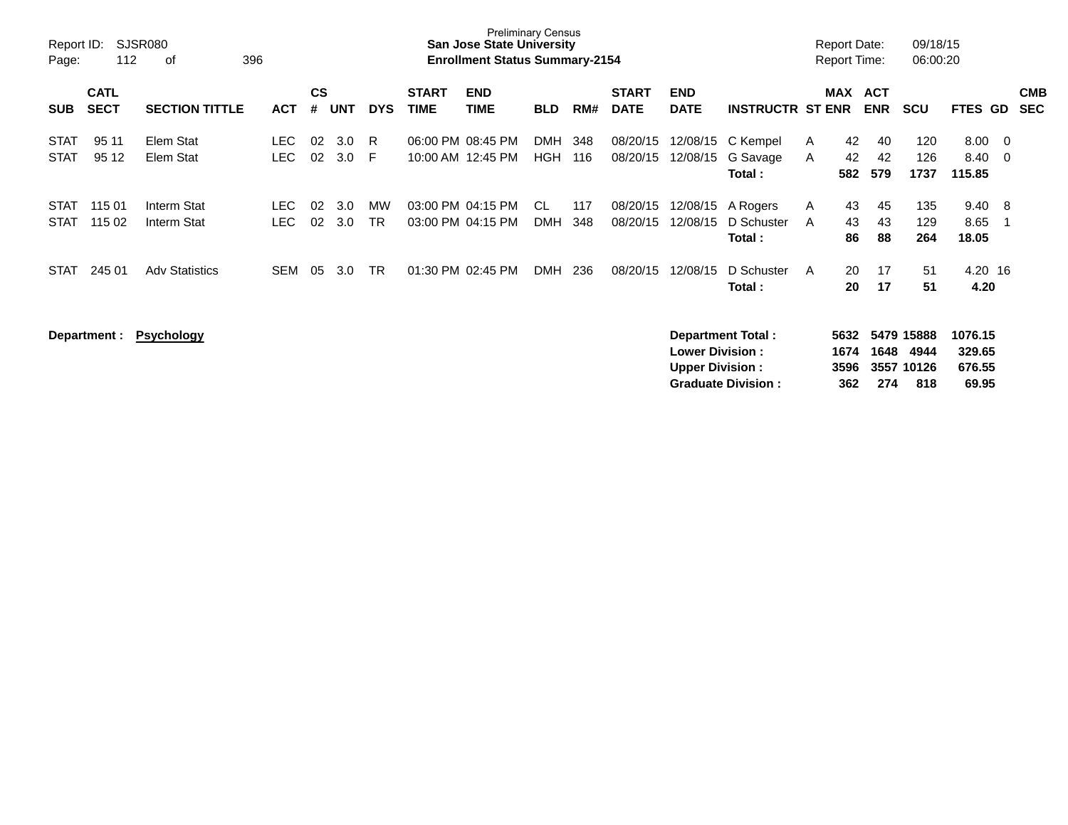Preliminary Census

**San Jose State University**

**Enrollment Status Summary-2154**

Report ID: SJSR080

Report Date: 09/18/15

Report Time: 06:00:20

| SUB | CATL SECT | SECTION TITTLE | ACT | CS # | UNT | DYS | START TIME | END TIME | BLD | RM# | START DATE | END DATE | INSTRUCTR | ST | MAX ENR | ACT ENR | SCU | FTES | GD | CMB SEC |
|---|---|---|---|---|---|---|---|---|---|---|---|---|---|---|---|---|---|---|---|---|
| STAT | 95 11 | Elem Stat | LEC | 02 | 3.0 | R | 06:00 PM | 08:45 PM | DMH | 348 | 08/20/15 | 12/08/15 | C Kempel | A | 42 | 40 | 120 | 8.00 | 0 | |
| STAT | 95 12 | Elem Stat | LEC | 02 | 3.0 | F | 10:00 AM | 12:45 PM | HGH | 116 | 08/20/15 | 12/08/15 | G Savage | A | 42 | 42 | 126 | 8.40 | 0 | |
| | | | | | | | | | | | | | **Total :** | | **582** | **579** | **1737** | **115.85** | | |
| STAT | 115 01 | Interm Stat | LEC | 02 | 3.0 | MW | 03:00 PM | 04:15 PM | CL | 117 | 08/20/15 | 12/08/15 | A Rogers | A | 43 | 45 | 135 | 9.40 | 8 | |
| STAT | 115 02 | Interm Stat | LEC | 02 | 3.0 | TR | 03:00 PM | 04:15 PM | DMH | 348 | 08/20/15 | 12/08/15 | D Schuster | A | 43 | 43 | 129 | 8.65 | 1 | |
| | | | | | | | | | | | | | **Total :** | | **86** | **88** | **264** | **18.05** | | |
| STAT | 245 01 | Adv Statistics | SEM | 05 | 3.0 | TR | 01:30 PM | 02:45 PM | DMH | 236 | 08/20/15 | 12/08/15 | D Schuster | A | 20 | 17 | 51 | 4.20 | 16 | |
| | | | | | | | | | | | | | **Total :** | | **20** | **17** | **51** | **4.20** | | |

**Department :** **Psychology**

| | MAX ENR | ACT ENR | SCU | FTES |
|---|---|---|---|---|
| **Department Total :** | **5632** | **5479** | **15888** | **1076.15** |
| **Lower Division :** | **1674** | **1648** | **4944** | **329.65** |
| **Upper Division :** | **3596** | **3557** | **10126** | **676.55** |
| **Graduate Division :** | **362** | **274** | **818** | **69.95** |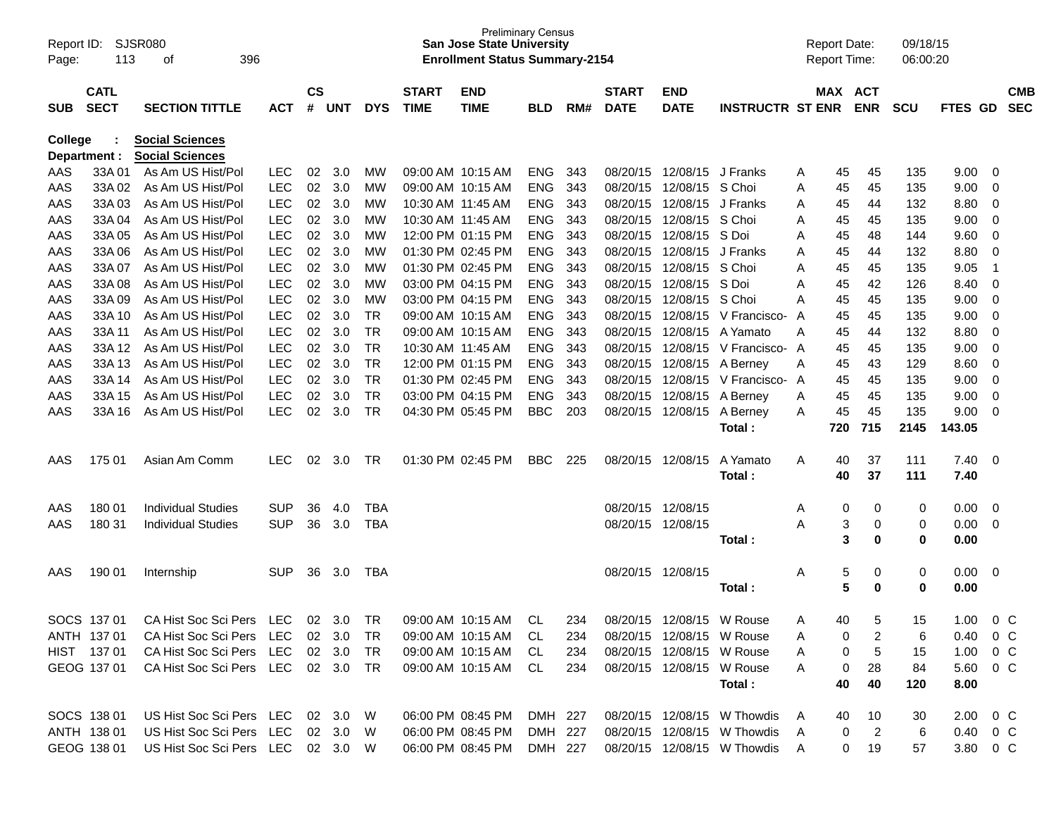Preliminary Census
**San Jose State University**
**Enrollment Status Summary-2154**

Report ID: SJSR080
Report Date: 09/18/15
Report Time: 06:00:20

**College : Social Sciences**
**Department : Social Sciences**

| SUB | CATL SECT | SECTION TITTLE | ACT | CS # | UNT | DYS | START TIME | END TIME | BLD | RM# | START DATE | END DATE | INSTRUCTR | ST | MAX ENR | ACT ENR | SCU | FTES | GD | CMB SEC |
|---|---|---|---|---|---|---|---|---|---|---|---|---|---|---|---|---|---|---|---|---|
| AAS | 33A 01 | As Am US Hist/Pol | LEC | 02 | 3.0 | MW | 09:00 AM | 10:15 AM | ENG | 343 | 08/20/15 | 12/08/15 | J Franks | A | 45 | 45 | 135 | 9.00 | 0 | |
| AAS | 33A 02 | As Am US Hist/Pol | LEC | 02 | 3.0 | MW | 09:00 AM | 10:15 AM | ENG | 343 | 08/20/15 | 12/08/15 | S Choi | A | 45 | 45 | 135 | 9.00 | 0 | |
| AAS | 33A 03 | As Am US Hist/Pol | LEC | 02 | 3.0 | MW | 10:30 AM | 11:45 AM | ENG | 343 | 08/20/15 | 12/08/15 | J Franks | A | 45 | 44 | 132 | 8.80 | 0 | |
| AAS | 33A 04 | As Am US Hist/Pol | LEC | 02 | 3.0 | MW | 10:30 AM | 11:45 AM | ENG | 343 | 08/20/15 | 12/08/15 | S Choi | A | 45 | 45 | 135 | 9.00 | 0 | |
| AAS | 33A 05 | As Am US Hist/Pol | LEC | 02 | 3.0 | MW | 12:00 PM | 01:15 PM | ENG | 343 | 08/20/15 | 12/08/15 | S Doi | A | 45 | 48 | 144 | 9.60 | 0 | |
| AAS | 33A 06 | As Am US Hist/Pol | LEC | 02 | 3.0 | MW | 01:30 PM | 02:45 PM | ENG | 343 | 08/20/15 | 12/08/15 | J Franks | A | 45 | 44 | 132 | 8.80 | 0 | |
| AAS | 33A 07 | As Am US Hist/Pol | LEC | 02 | 3.0 | MW | 01:30 PM | 02:45 PM | ENG | 343 | 08/20/15 | 12/08/15 | S Choi | A | 45 | 45 | 135 | 9.05 | 1 | |
| AAS | 33A 08 | As Am US Hist/Pol | LEC | 02 | 3.0 | MW | 03:00 PM | 04:15 PM | ENG | 343 | 08/20/15 | 12/08/15 | S Doi | A | 45 | 42 | 126 | 8.40 | 0 | |
| AAS | 33A 09 | As Am US Hist/Pol | LEC | 02 | 3.0 | MW | 03:00 PM | 04:15 PM | ENG | 343 | 08/20/15 | 12/08/15 | S Choi | A | 45 | 45 | 135 | 9.00 | 0 | |
| AAS | 33A 10 | As Am US Hist/Pol | LEC | 02 | 3.0 | TR | 09:00 AM | 10:15 AM | ENG | 343 | 08/20/15 | 12/08/15 | V Francisco- | A | 45 | 45 | 135 | 9.00 | 0 | |
| AAS | 33A 11 | As Am US Hist/Pol | LEC | 02 | 3.0 | TR | 09:00 AM | 10:15 AM | ENG | 343 | 08/20/15 | 12/08/15 | A Yamato | A | 45 | 44 | 132 | 8.80 | 0 | |
| AAS | 33A 12 | As Am US Hist/Pol | LEC | 02 | 3.0 | TR | 10:30 AM | 11:45 AM | ENG | 343 | 08/20/15 | 12/08/15 | V Francisco- | A | 45 | 45 | 135 | 9.00 | 0 | |
| AAS | 33A 13 | As Am US Hist/Pol | LEC | 02 | 3.0 | TR | 12:00 PM | 01:15 PM | ENG | 343 | 08/20/15 | 12/08/15 | A Berney | A | 45 | 43 | 129 | 8.60 | 0 | |
| AAS | 33A 14 | As Am US Hist/Pol | LEC | 02 | 3.0 | TR | 01:30 PM | 02:45 PM | ENG | 343 | 08/20/15 | 12/08/15 | V Francisco- | A | 45 | 45 | 135 | 9.00 | 0 | |
| AAS | 33A 15 | As Am US Hist/Pol | LEC | 02 | 3.0 | TR | 03:00 PM | 04:15 PM | ENG | 343 | 08/20/15 | 12/08/15 | A Berney | A | 45 | 45 | 135 | 9.00 | 0 | |
| AAS | 33A 16 | As Am US Hist/Pol | LEC | 02 | 3.0 | TR | 04:30 PM | 05:45 PM | BBC | 203 | 08/20/15 | 12/08/15 | A Berney | A | 45 | 45 | 135 | 9.00 | 0 | |
| | | | | | | | | | | | | | **Total :** | | **720** | **715** | **2145** | **143.05** | | |
| AAS | 175 01 | Asian Am Comm | LEC | 02 | 3.0 | TR | 01:30 PM | 02:45 PM | BBC | 225 | 08/20/15 | 12/08/15 | A Yamato | A | 40 | 37 | 111 | 7.40 | 0 | |
| | | | | | | | | | | | | | **Total :** | | **40** | **37** | **111** | **7.40** | | |
| AAS | 180 01 | Individual Studies | SUP | 36 | 4.0 | TBA | | | | | 08/20/15 | 12/08/15 | | A | 0 | 0 | 0 | 0.00 | 0 | |
| AAS | 180 31 | Individual Studies | SUP | 36 | 3.0 | TBA | | | | | 08/20/15 | 12/08/15 | | A | 3 | 0 | 0 | 0.00 | 0 | |
| | | | | | | | | | | | | | **Total :** | | **3** | **0** | **0** | **0.00** | | |
| AAS | 190 01 | Internship | SUP | 36 | 3.0 | TBA | | | | | 08/20/15 | 12/08/15 | | A | 5 | 0 | 0 | 0.00 | 0 | |
| | | | | | | | | | | | | | **Total :** | | **5** | **0** | **0** | **0.00** | | |
| SOCS | 137 01 | CA Hist Soc Sci Pers | LEC | 02 | 3.0 | TR | 09:00 AM | 10:15 AM | CL | 234 | 08/20/15 | 12/08/15 | W Rouse | A | 40 | 5 | 15 | 1.00 | 0 | C |
| ANTH | 137 01 | CA Hist Soc Sci Pers | LEC | 02 | 3.0 | TR | 09:00 AM | 10:15 AM | CL | 234 | 08/20/15 | 12/08/15 | W Rouse | A | 0 | 2 | 6 | 0.40 | 0 | C |
| HIST | 137 01 | CA Hist Soc Sci Pers | LEC | 02 | 3.0 | TR | 09:00 AM | 10:15 AM | CL | 234 | 08/20/15 | 12/08/15 | W Rouse | A | 0 | 5 | 15 | 1.00 | 0 | C |
| GEOG | 137 01 | CA Hist Soc Sci Pers | LEC | 02 | 3.0 | TR | 09:00 AM | 10:15 AM | CL | 234 | 08/20/15 | 12/08/15 | W Rouse | A | 0 | 28 | 84 | 5.60 | 0 | C |
| | | | | | | | | | | | | | **Total :** | | **40** | **40** | **120** | **8.00** | | |
| SOCS | 138 01 | US Hist Soc Sci Pers | LEC | 02 | 3.0 | W | 06:00 PM | 08:45 PM | DMH | 227 | 08/20/15 | 12/08/15 | W Thowdis | A | 40 | 10 | 30 | 2.00 | 0 | C |
| ANTH | 138 01 | US Hist Soc Sci Pers | LEC | 02 | 3.0 | W | 06:00 PM | 08:45 PM | DMH | 227 | 08/20/15 | 12/08/15 | W Thowdis | A | 0 | 2 | 6 | 0.40 | 0 | C |
| GEOG | 138 01 | US Hist Soc Sci Pers | LEC | 02 | 3.0 | W | 06:00 PM | 08:45 PM | DMH | 227 | 08/20/15 | 12/08/15 | W Thowdis | A | 0 | 19 | 57 | 3.80 | 0 | C |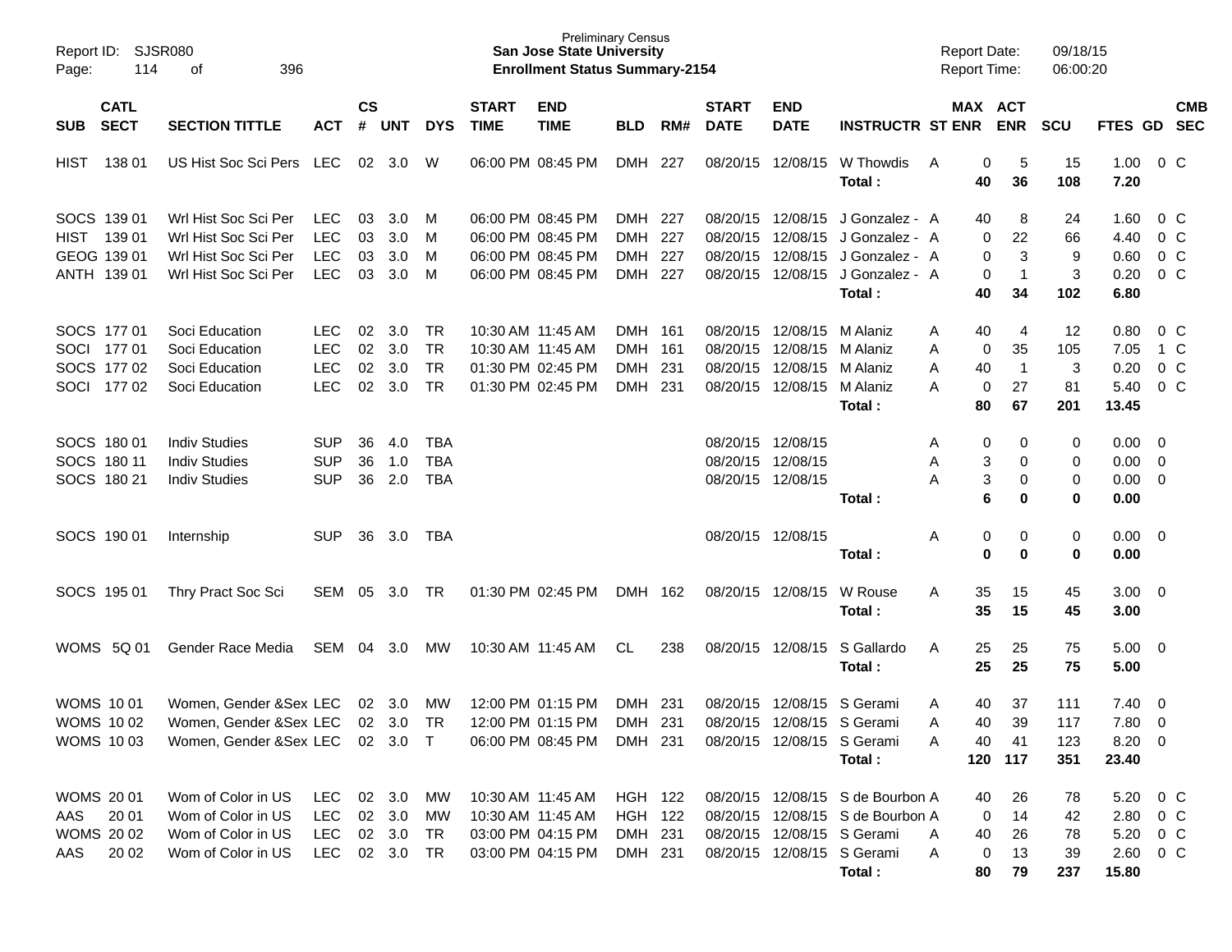| SUB | CATL SECT | SECTION TITTLE | ACT | CS # | UNT | DYS | START TIME | END TIME | BLD | RM# | START DATE | END DATE | INSTRUCTR | ST | MAX ENR | ACT ENR | SCU | FTES | GD | CMB SEC |
|---|---|---|---|---|---|---|---|---|---|---|---|---|---|---|---|---|---|---|---|---|
| HIST | 138 01 | US Hist Soc Sci Pers | LEC | 02 | 3.0 | W | 06:00 PM | 08:45 PM | DMH | 227 | 08/20/15 | 12/08/15 | W Thowdis | A | 0 | 5 | 15 | 1.00 | 0 | C |
| | | | | | | | | | | | | | Total : | | **40** | **36** | **108** | **7.20** | | |
| SOCS | 139 01 | Wrl Hist Soc Sci Per | LEC | 03 | 3.0 | M | 06:00 PM | 08:45 PM | DMH | 227 | 08/20/15 | 12/08/15 | J Gonzalez - | A | 40 | 8 | 24 | 1.60 | 0 | C |
| HIST | 139 01 | Wrl Hist Soc Sci Per | LEC | 03 | 3.0 | M | 06:00 PM | 08:45 PM | DMH | 227 | 08/20/15 | 12/08/15 | J Gonzalez - | A | 0 | 22 | 66 | 4.40 | 0 | C |
| GEOG | 139 01 | Wrl Hist Soc Sci Per | LEC | 03 | 3.0 | M | 06:00 PM | 08:45 PM | DMH | 227 | 08/20/15 | 12/08/15 | J Gonzalez - | A | 0 | 3 | 9 | 0.60 | 0 | C |
| ANTH | 139 01 | Wrl Hist Soc Sci Per | LEC | 03 | 3.0 | M | 06:00 PM | 08:45 PM | DMH | 227 | 08/20/15 | 12/08/15 | J Gonzalez - | A | 0 | 1 | 3 | 0.20 | 0 | C |
| | | | | | | | | | | | | | Total : | | **40** | **34** | **102** | **6.80** | | |
| SOCS | 177 01 | Soci Education | LEC | 02 | 3.0 | TR | 10:30 AM | 11:45 AM | DMH | 161 | 08/20/15 | 12/08/15 | M Alaniz | A | 40 | 4 | 12 | 0.80 | 0 | C |
| SOCI | 177 01 | Soci Education | LEC | 02 | 3.0 | TR | 10:30 AM | 11:45 AM | DMH | 161 | 08/20/15 | 12/08/15 | M Alaniz | A | 0 | 35 | 105 | 7.05 | 1 | C |
| SOCS | 177 02 | Soci Education | LEC | 02 | 3.0 | TR | 01:30 PM | 02:45 PM | DMH | 231 | 08/20/15 | 12/08/15 | M Alaniz | A | 40 | 1 | 3 | 0.20 | 0 | C |
| SOCI | 177 02 | Soci Education | LEC | 02 | 3.0 | TR | 01:30 PM | 02:45 PM | DMH | 231 | 08/20/15 | 12/08/15 | M Alaniz | A | 0 | 27 | 81 | 5.40 | 0 | C |
| | | | | | | | | | | | | | Total : | | **80** | **67** | **201** | **13.45** | | |
| SOCS | 180 01 | Indiv Studies | SUP | 36 | 4.0 | TBA | | | | | 08/20/15 | 12/08/15 | | A | 0 | 0 | 0 | 0.00 | 0 | |
| SOCS | 180 11 | Indiv Studies | SUP | 36 | 1.0 | TBA | | | | | 08/20/15 | 12/08/15 | | A | 3 | 0 | 0 | 0.00 | 0 | |
| SOCS | 180 21 | Indiv Studies | SUP | 36 | 2.0 | TBA | | | | | 08/20/15 | 12/08/15 | | A | 3 | 0 | 0 | 0.00 | 0 | |
| | | | | | | | | | | | | | Total : | | **6** | **0** | **0** | **0.00** | | |
| SOCS | 190 01 | Internship | SUP | 36 | 3.0 | TBA | | | | | 08/20/15 | 12/08/15 | | A | 0 | 0 | 0 | 0.00 | 0 | |
| | | | | | | | | | | | | | Total : | | **0** | **0** | **0** | **0.00** | | |
| SOCS | 195 01 | Thry Pract Soc Sci | SEM | 05 | 3.0 | TR | 01:30 PM | 02:45 PM | DMH | 162 | 08/20/15 | 12/08/15 | W Rouse | A | 35 | 15 | 45 | 3.00 | 0 | |
| | | | | | | | | | | | | | Total : | | **35** | **15** | **45** | **3.00** | | |
| WOMS | 5Q 01 | Gender Race Media | SEM | 04 | 3.0 | MW | 10:30 AM | 11:45 AM | CL | 238 | 08/20/15 | 12/08/15 | S Gallardo | A | 25 | 25 | 75 | 5.00 | 0 | |
| | | | | | | | | | | | | | Total : | | **25** | **25** | **75** | **5.00** | | |
| WOMS | 10 01 | Women, Gender &Sex | LEC | 02 | 3.0 | MW | 12:00 PM | 01:15 PM | DMH | 231 | 08/20/15 | 12/08/15 | S Gerami | A | 40 | 37 | 111 | 7.40 | 0 | |
| WOMS | 10 02 | Women, Gender &Sex | LEC | 02 | 3.0 | TR | 12:00 PM | 01:15 PM | DMH | 231 | 08/20/15 | 12/08/15 | S Gerami | A | 40 | 39 | 117 | 7.80 | 0 | |
| WOMS | 10 03 | Women, Gender &Sex | LEC | 02 | 3.0 | T | 06:00 PM | 08:45 PM | DMH | 231 | 08/20/15 | 12/08/15 | S Gerami | A | 40 | 41 | 123 | 8.20 | 0 | |
| | | | | | | | | | | | | | Total : | | **120** | **117** | **351** | **23.40** | | |
| WOMS | 20 01 | Wom of Color in US | LEC | 02 | 3.0 | MW | 10:30 AM | 11:45 AM | HGH | 122 | 08/20/15 | 12/08/15 | S de Bourbon | A | 40 | 26 | 78 | 5.20 | 0 | C |
| AAS | 20 01 | Wom of Color in US | LEC | 02 | 3.0 | MW | 10:30 AM | 11:45 AM | HGH | 122 | 08/20/15 | 12/08/15 | S de Bourbon | A | 0 | 14 | 42 | 2.80 | 0 | C |
| WOMS | 20 02 | Wom of Color in US | LEC | 02 | 3.0 | TR | 03:00 PM | 04:15 PM | DMH | 231 | 08/20/15 | 12/08/15 | S Gerami | A | 40 | 26 | 78 | 5.20 | 0 | C |
| AAS | 20 02 | Wom of Color in US | LEC | 02 | 3.0 | TR | 03:00 PM | 04:15 PM | DMH | 231 | 08/20/15 | 12/08/15 | S Gerami | A | 0 | 13 | 39 | 2.60 | 0 | C |
| | | | | | | | | | | | | | Total : | | **80** | **79** | **237** | **15.80** | | |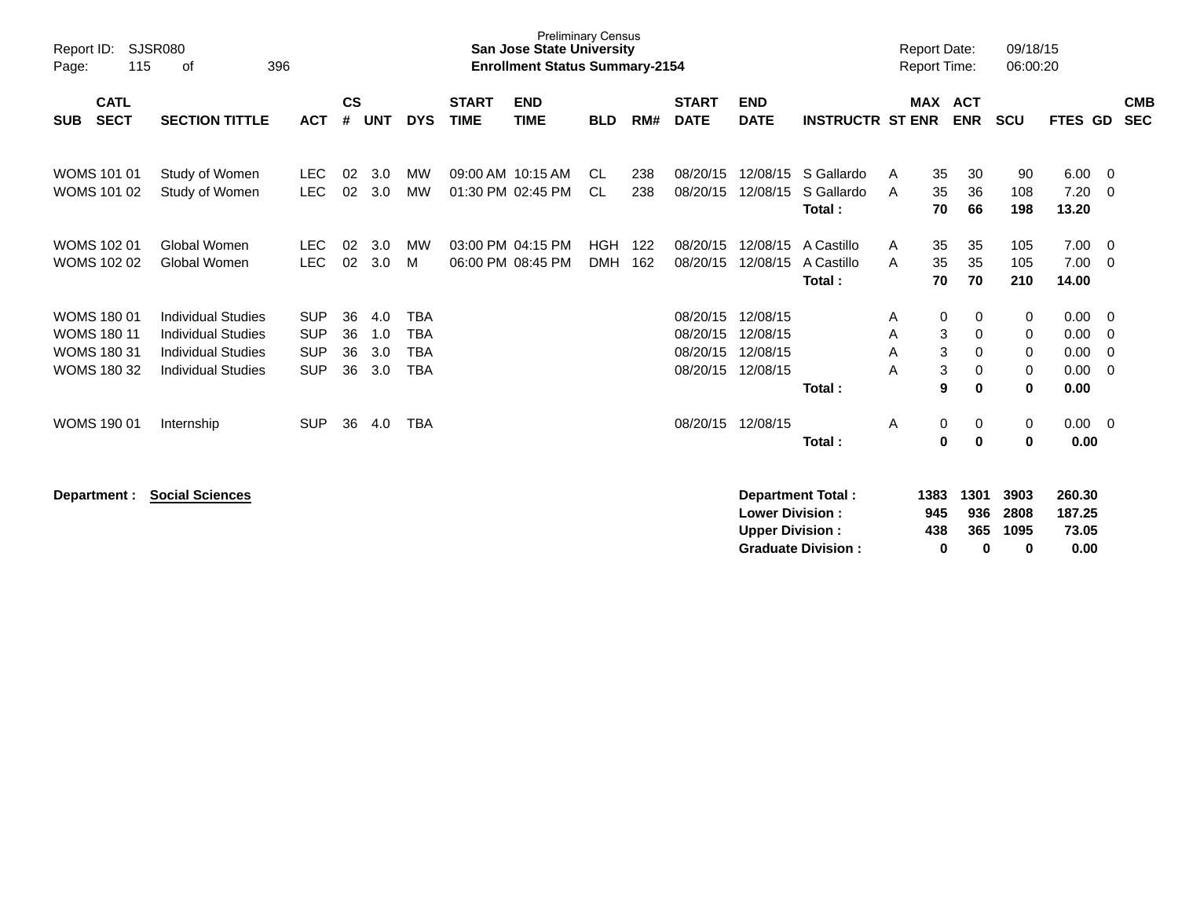Preliminary Census
**San Jose State University**
**Enrollment Status Summary-2154**

Report ID: SJSR080
Page: 115 of 396

Report Date: 09/18/15
Report Time: 06:00:20

| SUB | CATL SECT | SECTION TITTLE | ACT | CS # | UNT | DYS | START TIME | END TIME | BLD | RM# | START DATE | END DATE | INSTRUCTR | ST | MAX ENR | ACT ENR | SCU | FTES | GD | CMB SEC |
|---|---|---|---|---|---|---|---|---|---|---|---|---|---|---|---|---|---|---|---|---|
| WOMS | 101 01 | Study of Women | LEC | 02 | 3.0 | MW | 09:00 AM | 10:15 AM | CL | 238 | 08/20/15 | 12/08/15 | S Gallardo | A | 35 | 30 | 90 | 6.00 | 0 | |
| WOMS | 101 02 | Study of Women | LEC | 02 | 3.0 | MW | 01:30 PM | 02:45 PM | CL | 238 | 08/20/15 | 12/08/15 | S Gallardo | A | 35 | 36 | 108 | 7.20 | 0 | |
| | | | | | | | | | | | | | **Total :** | | **70** | **66** | **198** | **13.20** | | |
| WOMS | 102 01 | Global Women | LEC | 02 | 3.0 | MW | 03:00 PM | 04:15 PM | HGH | 122 | 08/20/15 | 12/08/15 | A Castillo | A | 35 | 35 | 105 | 7.00 | 0 | |
| WOMS | 102 02 | Global Women | LEC | 02 | 3.0 | M | 06:00 PM | 08:45 PM | DMH | 162 | 08/20/15 | 12/08/15 | A Castillo | A | 35 | 35 | 105 | 7.00 | 0 | |
| | | | | | | | | | | | | | **Total :** | | **70** | **70** | **210** | **14.00** | | |
| WOMS | 180 01 | Individual Studies | SUP | 36 | 4.0 | TBA | | | | | 08/20/15 | 12/08/15 | | A | 0 | 0 | 0 | 0.00 | 0 | |
| WOMS | 180 11 | Individual Studies | SUP | 36 | 1.0 | TBA | | | | | 08/20/15 | 12/08/15 | | A | 3 | 0 | 0 | 0.00 | 0 | |
| WOMS | 180 31 | Individual Studies | SUP | 36 | 3.0 | TBA | | | | | 08/20/15 | 12/08/15 | | A | 3 | 0 | 0 | 0.00 | 0 | |
| WOMS | 180 32 | Individual Studies | SUP | 36 | 3.0 | TBA | | | | | 08/20/15 | 12/08/15 | | A | 3 | 0 | 0 | 0.00 | 0 | |
| | | | | | | | | | | | | | **Total :** | | **9** | **0** | **0** | **0.00** | | |
| WOMS | 190 01 | Internship | SUP | 36 | 4.0 | TBA | | | | | 08/20/15 | 12/08/15 | | A | 0 | 0 | 0 | 0.00 | 0 | |
| | | | | | | | | | | | | | **Total :** | | **0** | **0** | **0** | **0.00** | | |

**Department : Social Sciences**

| | MAX ENR | ACT ENR | SCU | FTES |
|---|---|---|---|---|
| **Department Total :** | **1383** | **1301** | **3903** | **260.30** |
| **Lower Division :** | **945** | **936** | **2808** | **187.25** |
| **Upper Division :** | **438** | **365** | **1095** | **73.05** |
| **Graduate Division :** | **0** | **0** | **0** | **0.00** |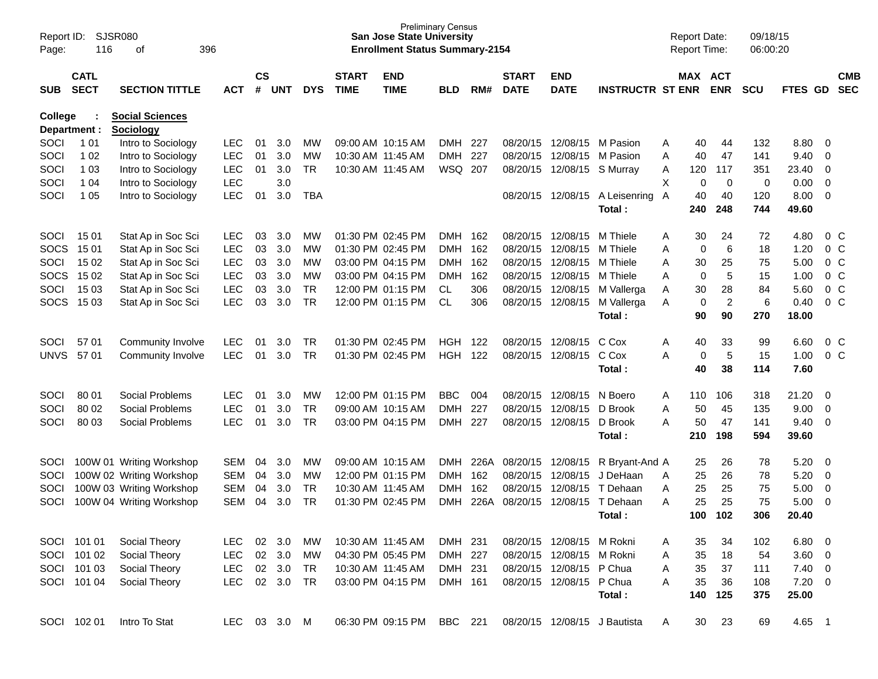Preliminary Census
**San Jose State University**
**Enrollment Status Summary-2154**

Report ID: SJSR080
Report Date: 09/18/15
Report Time: 06:00:20

| SUB | CATL SECT | SECTION TITTLE | ACT | CS # | UNT | DYS | START TIME | END TIME | BLD | RM# | START DATE | END DATE | INSTRUCTR | ST | MAX ENR | ACT ENR | SCU | FTES | GD | CMB SEC |
|---|---|---|---|---|---|---|---|---|---|---|---|---|---|---|---|---|---|---|---|---|
| **College :** | | **Social Sciences** | | | | | | | | | | | | | | | | | | |
| **Department :** | | **Sociology** | | | | | | | | | | | | | | | | | | |
| SOCI | 1 01 | Intro to Sociology | LEC | 01 | 3.0 | MW | 09:00 AM | 10:15 AM | DMH | 227 | 08/20/15 | 12/08/15 | M Pasion | A | 40 | 44 | 132 | 8.80 | 0 | |
| SOCI | 1 02 | Intro to Sociology | LEC | 01 | 3.0 | MW | 10:30 AM | 11:45 AM | DMH | 227 | 08/20/15 | 12/08/15 | M Pasion | A | 40 | 47 | 141 | 9.40 | 0 | |
| SOCI | 1 03 | Intro to Sociology | LEC | 01 | 3.0 | TR | 10:30 AM | 11:45 AM | WSQ | 207 | 08/20/15 | 12/08/15 | S Murray | A | 120 | 117 | 351 | 23.40 | 0 | |
| SOCI | 1 04 | Intro to Sociology | LEC | | 3.0 | | | | | | | | | X | 0 | 0 | 0 | 0.00 | 0 | |
| SOCI | 1 05 | Intro to Sociology | LEC | 01 | 3.0 | TBA | | | | | 08/20/15 | 12/08/15 | A Leisenring | A | 40 | 40 | 120 | 8.00 | 0 | |
| | | | | | | | | | | | | | **Total :** | | **240** | **248** | **744** | **49.60** | | |
| SOCI | 15 01 | Stat Ap in Soc Sci | LEC | 03 | 3.0 | MW | 01:30 PM | 02:45 PM | DMH | 162 | 08/20/15 | 12/08/15 | M Thiele | A | 30 | 24 | 72 | 4.80 | 0 | C |
| SOCS | 15 01 | Stat Ap in Soc Sci | LEC | 03 | 3.0 | MW | 01:30 PM | 02:45 PM | DMH | 162 | 08/20/15 | 12/08/15 | M Thiele | A | 0 | 6 | 18 | 1.20 | 0 | C |
| SOCI | 15 02 | Stat Ap in Soc Sci | LEC | 03 | 3.0 | MW | 03:00 PM | 04:15 PM | DMH | 162 | 08/20/15 | 12/08/15 | M Thiele | A | 30 | 25 | 75 | 5.00 | 0 | C |
| SOCS | 15 02 | Stat Ap in Soc Sci | LEC | 03 | 3.0 | MW | 03:00 PM | 04:15 PM | DMH | 162 | 08/20/15 | 12/08/15 | M Thiele | A | 0 | 5 | 15 | 1.00 | 0 | C |
| SOCI | 15 03 | Stat Ap in Soc Sci | LEC | 03 | 3.0 | TR | 12:00 PM | 01:15 PM | CL | 306 | 08/20/15 | 12/08/15 | M Vallerga | A | 30 | 28 | 84 | 5.60 | 0 | C |
| SOCS | 15 03 | Stat Ap in Soc Sci | LEC | 03 | 3.0 | TR | 12:00 PM | 01:15 PM | CL | 306 | 08/20/15 | 12/08/15 | M Vallerga | A | 0 | 2 | 6 | 0.40 | 0 | C |
| | | | | | | | | | | | | | **Total :** | | **90** | **90** | **270** | **18.00** | | |
| SOCI | 57 01 | Community Involve | LEC | 01 | 3.0 | TR | 01:30 PM | 02:45 PM | HGH | 122 | 08/20/15 | 12/08/15 | C Cox | A | 40 | 33 | 99 | 6.60 | 0 | C |
| UNVS | 57 01 | Community Involve | LEC | 01 | 3.0 | TR | 01:30 PM | 02:45 PM | HGH | 122 | 08/20/15 | 12/08/15 | C Cox | A | 0 | 5 | 15 | 1.00 | 0 | C |
| | | | | | | | | | | | | | **Total :** | | **40** | **38** | **114** | **7.60** | | |
| SOCI | 80 01 | Social Problems | LEC | 01 | 3.0 | MW | 12:00 PM | 01:15 PM | BBC | 004 | 08/20/15 | 12/08/15 | N Boero | A | 110 | 106 | 318 | 21.20 | 0 | |
| SOCI | 80 02 | Social Problems | LEC | 01 | 3.0 | TR | 09:00 AM | 10:15 AM | DMH | 227 | 08/20/15 | 12/08/15 | D Brook | A | 50 | 45 | 135 | 9.00 | 0 | |
| SOCI | 80 03 | Social Problems | LEC | 01 | 3.0 | TR | 03:00 PM | 04:15 PM | DMH | 227 | 08/20/15 | 12/08/15 | D Brook | A | 50 | 47 | 141 | 9.40 | 0 | |
| | | | | | | | | | | | | | **Total :** | | **210** | **198** | **594** | **39.60** | | |
| SOCI | 100W 01 | Writing Workshop | SEM | 04 | 3.0 | MW | 09:00 AM | 10:15 AM | DMH | 226A | 08/20/15 | 12/08/15 | R Bryant-And | A | 25 | 26 | 78 | 5.20 | 0 | |
| SOCI | 100W 02 | Writing Workshop | SEM | 04 | 3.0 | MW | 12:00 PM | 01:15 PM | DMH | 162 | 08/20/15 | 12/08/15 | J DeHaan | A | 25 | 26 | 78 | 5.20 | 0 | |
| SOCI | 100W 03 | Writing Workshop | SEM | 04 | 3.0 | TR | 10:30 AM | 11:45 AM | DMH | 162 | 08/20/15 | 12/08/15 | T Dehaan | A | 25 | 25 | 75 | 5.00 | 0 | |
| SOCI | 100W 04 | Writing Workshop | SEM | 04 | 3.0 | TR | 01:30 PM | 02:45 PM | DMH | 226A | 08/20/15 | 12/08/15 | T Dehaan | A | 25 | 25 | 75 | 5.00 | 0 | |
| | | | | | | | | | | | | | **Total :** | | **100** | **102** | **306** | **20.40** | | |
| SOCI | 101 01 | Social Theory | LEC | 02 | 3.0 | MW | 10:30 AM | 11:45 AM | DMH | 231 | 08/20/15 | 12/08/15 | M Rokni | A | 35 | 34 | 102 | 6.80 | 0 | |
| SOCI | 101 02 | Social Theory | LEC | 02 | 3.0 | MW | 04:30 PM | 05:45 PM | DMH | 227 | 08/20/15 | 12/08/15 | M Rokni | A | 35 | 18 | 54 | 3.60 | 0 | |
| SOCI | 101 03 | Social Theory | LEC | 02 | 3.0 | TR | 10:30 AM | 11:45 AM | DMH | 231 | 08/20/15 | 12/08/15 | P Chua | A | 35 | 37 | 111 | 7.40 | 0 | |
| SOCI | 101 04 | Social Theory | LEC | 02 | 3.0 | TR | 03:00 PM | 04:15 PM | DMH | 161 | 08/20/15 | 12/08/15 | P Chua | A | 35 | 36 | 108 | 7.20 | 0 | |
| | | | | | | | | | | | | | **Total :** | | **140** | **125** | **375** | **25.00** | | |
| SOCI | 102 01 | Intro To Stat | LEC | 03 | 3.0 | M | 06:30 PM | 09:15 PM | BBC | 221 | 08/20/15 | 12/08/15 | J Bautista | A | 30 | 23 | 69 | 4.65 | 1 | |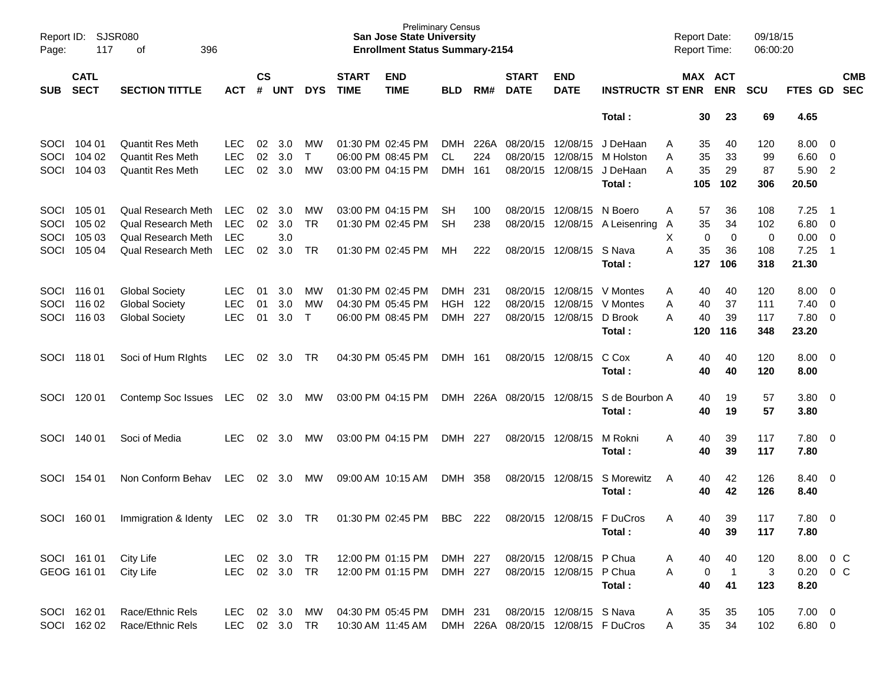| SUB | CATL SECT | SECTION TITTLE | ACT | CS # | UNT | DYS | START TIME | END TIME | BLD | RM# | START DATE | END DATE | INSTRUCTR | ST | MAX ENR | ACT ENR | SCU | FTES | GD | CMB SEC |
|---|---|---|---|---|---|---|---|---|---|---|---|---|---|---|---|---|---|---|---|---|
| | | | | | | | | | | | | | Total : | | 30 | 23 | 69 | 4.65 | | |
| SOCI | 104 01 | Quantit Res Meth | LEC | 02 | 3.0 | MW | 01:30 PM | 02:45 PM | DMH | 226A | 08/20/15 | 12/08/15 | J DeHaan | A | 35 | 40 | 120 | 8.00 | 0 | |
| SOCI | 104 02 | Quantit Res Meth | LEC | 02 | 3.0 | T | 06:00 PM | 08:45 PM | CL | 224 | 08/20/15 | 12/08/15 | M Holston | A | 35 | 33 | 99 | 6.60 | 0 | |
| SOCI | 104 03 | Quantit Res Meth | LEC | 02 | 3.0 | MW | 03:00 PM | 04:15 PM | DMH | 161 | 08/20/15 | 12/08/15 | J DeHaan | A | 35 | 29 | 87 | 5.90 | 2 | |
| | | | | | | | | | | | | | Total : | | 105 | 102 | 306 | 20.50 | | |
| SOCI | 105 01 | Qual Research Meth | LEC | 02 | 3.0 | MW | 03:00 PM | 04:15 PM | SH | 100 | 08/20/15 | 12/08/15 | N Boero | A | 57 | 36 | 108 | 7.25 | 1 | |
| SOCI | 105 02 | Qual Research Meth | LEC | 02 | 3.0 | TR | 01:30 PM | 02:45 PM | SH | 238 | 08/20/15 | 12/08/15 | A Leisenring | A | 35 | 34 | 102 | 6.80 | 0 | |
| SOCI | 105 03 | Qual Research Meth | LEC | | 3.0 | | | | | | | | | X | 0 | 0 | 0 | 0.00 | 0 | |
| SOCI | 105 04 | Qual Research Meth | LEC | 02 | 3.0 | TR | 01:30 PM | 02:45 PM | MH | 222 | 08/20/15 | 12/08/15 | S Nava | A | 35 | 36 | 108 | 7.25 | 1 | |
| | | | | | | | | | | | | | Total : | | 127 | 106 | 318 | 21.30 | | |
| SOCI | 116 01 | Global Society | LEC | 01 | 3.0 | MW | 01:30 PM | 02:45 PM | DMH | 231 | 08/20/15 | 12/08/15 | V Montes | A | 40 | 40 | 120 | 8.00 | 0 | |
| SOCI | 116 02 | Global Society | LEC | 01 | 3.0 | MW | 04:30 PM | 05:45 PM | HGH | 122 | 08/20/15 | 12/08/15 | V Montes | A | 40 | 37 | 111 | 7.40 | 0 | |
| SOCI | 116 03 | Global Society | LEC | 01 | 3.0 | T | 06:00 PM | 08:45 PM | DMH | 227 | 08/20/15 | 12/08/15 | D Brook | A | 40 | 39 | 117 | 7.80 | 0 | |
| | | | | | | | | | | | | | Total : | | 120 | 116 | 348 | 23.20 | | |
| SOCI | 118 01 | Soci of Hum RIghts | LEC | 02 | 3.0 | TR | 04:30 PM | 05:45 PM | DMH | 161 | 08/20/15 | 12/08/15 | C Cox | A | 40 | 40 | 120 | 8.00 | 0 | |
| | | | | | | | | | | | | | Total : | | 40 | 40 | 120 | 8.00 | | |
| SOCI | 120 01 | Contemp Soc Issues | LEC | 02 | 3.0 | MW | 03:00 PM | 04:15 PM | DMH | 226A | 08/20/15 | 12/08/15 | S de Bourbon | A | 40 | 19 | 57 | 3.80 | 0 | |
| | | | | | | | | | | | | | Total : | | 40 | 19 | 57 | 3.80 | | |
| SOCI | 140 01 | Soci of Media | LEC | 02 | 3.0 | MW | 03:00 PM | 04:15 PM | DMH | 227 | 08/20/15 | 12/08/15 | M Rokni | A | 40 | 39 | 117 | 7.80 | 0 | |
| | | | | | | | | | | | | | Total : | | 40 | 39 | 117 | 7.80 | | |
| SOCI | 154 01 | Non Conform Behav | LEC | 02 | 3.0 | MW | 09:00 AM | 10:15 AM | DMH | 358 | 08/20/15 | 12/08/15 | S Morewitz | A | 40 | 42 | 126 | 8.40 | 0 | |
| | | | | | | | | | | | | | Total : | | 40 | 42 | 126 | 8.40 | | |
| SOCI | 160 01 | Immigration & Identy | LEC | 02 | 3.0 | TR | 01:30 PM | 02:45 PM | BBC | 222 | 08/20/15 | 12/08/15 | F DuCros | A | 40 | 39 | 117 | 7.80 | 0 | |
| | | | | | | | | | | | | | Total : | | 40 | 39 | 117 | 7.80 | | |
| SOCI | 161 01 | City Life | LEC | 02 | 3.0 | TR | 12:00 PM | 01:15 PM | DMH | 227 | 08/20/15 | 12/08/15 | P Chua | A | 40 | 40 | 120 | 8.00 | 0 | C |
| GEOG | 161 01 | City Life | LEC | 02 | 3.0 | TR | 12:00 PM | 01:15 PM | DMH | 227 | 08/20/15 | 12/08/15 | P Chua | A | 0 | 1 | 3 | 0.20 | 0 | C |
| | | | | | | | | | | | | | Total : | | 40 | 41 | 123 | 8.20 | | |
| SOCI | 162 01 | Race/Ethnic Rels | LEC | 02 | 3.0 | MW | 04:30 PM | 05:45 PM | DMH | 231 | 08/20/15 | 12/08/15 | S Nava | A | 35 | 35 | 105 | 7.00 | 0 | |
| SOCI | 162 02 | Race/Ethnic Rels | LEC | 02 | 3.0 | TR | 10:30 AM | 11:45 AM | DMH | 226A | 08/20/15 | 12/08/15 | F DuCros | A | 35 | 34 | 102 | 6.80 | 0 | |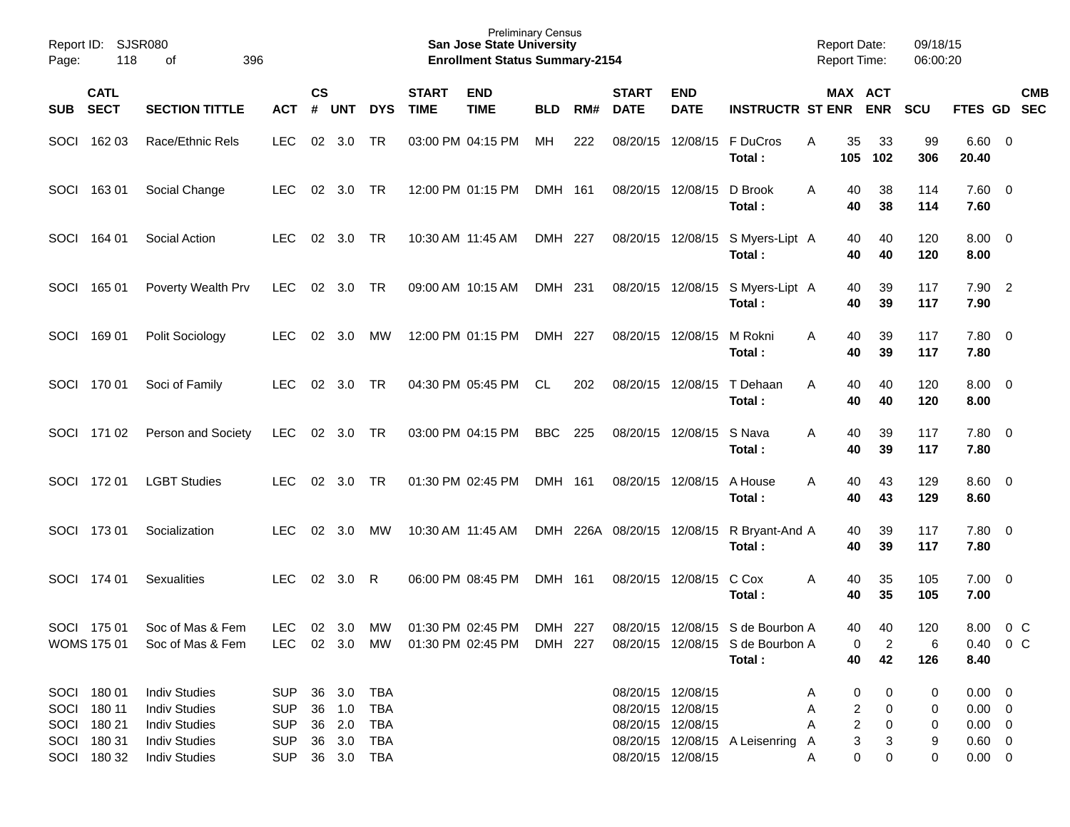Report ID: SJSR080
Preliminary Census
**San Jose State University**
**Enrollment Status Summary-2154**
Report Date: 09/18/15
Report Time: 06:00:20

| SUB | CATL SECT | SECTION TITTLE | ACT | CS # | UNT | DYS | START TIME | END TIME | BLD | RM# | START DATE | END DATE | INSTRUCTR | ST | MAX ENR | ACT ENR | SCU | FTES | GD | CMB SEC |
|---|---|---|---|---|---|---|---|---|---|---|---|---|---|---|---|---|---|---|---|---|
| SOCI | 162 03 | Race/Ethnic Rels | LEC | 02 | 3.0 | TR | 03:00 PM | 04:15 PM | MH | 222 | 08/20/15 | 12/08/15 | F DuCros | A | 35 | 33 | 99 | 6.60 | 0 | |
| | | | | | | | | | | | | | **Total :** | | **105** | **102** | **306** | **20.40** | | |
| SOCI | 163 01 | Social Change | LEC | 02 | 3.0 | TR | 12:00 PM | 01:15 PM | DMH | 161 | 08/20/15 | 12/08/15 | D Brook | A | 40 | 38 | 114 | 7.60 | 0 | |
| | | | | | | | | | | | | | **Total :** | | **40** | **38** | **114** | **7.60** | | |
| SOCI | 164 01 | Social Action | LEC | 02 | 3.0 | TR | 10:30 AM | 11:45 AM | DMH | 227 | 08/20/15 | 12/08/15 | S Myers-Lipt | A | 40 | 40 | 120 | 8.00 | 0 | |
| | | | | | | | | | | | | | **Total :** | | **40** | **40** | **120** | **8.00** | | |
| SOCI | 165 01 | Poverty Wealth Prv | LEC | 02 | 3.0 | TR | 09:00 AM | 10:15 AM | DMH | 231 | 08/20/15 | 12/08/15 | S Myers-Lipt | A | 40 | 39 | 117 | 7.90 | 2 | |
| | | | | | | | | | | | | | **Total :** | | **40** | **39** | **117** | **7.90** | | |
| SOCI | 169 01 | Polit Sociology | LEC | 02 | 3.0 | MW | 12:00 PM | 01:15 PM | DMH | 227 | 08/20/15 | 12/08/15 | M Rokni | A | 40 | 39 | 117 | 7.80 | 0 | |
| | | | | | | | | | | | | | **Total :** | | **40** | **39** | **117** | **7.80** | | |
| SOCI | 170 01 | Soci of Family | LEC | 02 | 3.0 | TR | 04:30 PM | 05:45 PM | CL | 202 | 08/20/15 | 12/08/15 | T Dehaan | A | 40 | 40 | 120 | 8.00 | 0 | |
| | | | | | | | | | | | | | **Total :** | | **40** | **40** | **120** | **8.00** | | |
| SOCI | 171 02 | Person and Society | LEC | 02 | 3.0 | TR | 03:00 PM | 04:15 PM | BBC | 225 | 08/20/15 | 12/08/15 | S Nava | A | 40 | 39 | 117 | 7.80 | 0 | |
| | | | | | | | | | | | | | **Total :** | | **40** | **39** | **117** | **7.80** | | |
| SOCI | 172 01 | LGBT Studies | LEC | 02 | 3.0 | TR | 01:30 PM | 02:45 PM | DMH | 161 | 08/20/15 | 12/08/15 | A House | A | 40 | 43 | 129 | 8.60 | 0 | |
| | | | | | | | | | | | | | **Total :** | | **40** | **43** | **129** | **8.60** | | |
| SOCI | 173 01 | Socialization | LEC | 02 | 3.0 | MW | 10:30 AM | 11:45 AM | DMH | 226A | 08/20/15 | 12/08/15 | R Bryant-And | A | 40 | 39 | 117 | 7.80 | 0 | |
| | | | | | | | | | | | | | **Total :** | | **40** | **39** | **117** | **7.80** | | |
| SOCI | 174 01 | Sexualities | LEC | 02 | 3.0 | R | 06:00 PM | 08:45 PM | DMH | 161 | 08/20/15 | 12/08/15 | C Cox | A | 40 | 35 | 105 | 7.00 | 0 | |
| | | | | | | | | | | | | | **Total :** | | **40** | **35** | **105** | **7.00** | | |
| SOCI | 175 01 | Soc of Mas & Fem | LEC | 02 | 3.0 | MW | 01:30 PM | 02:45 PM | DMH | 227 | 08/20/15 | 12/08/15 | S de Bourbon | A | 40 | 40 | 120 | 8.00 | 0 | C |
| WOMS | 175 01 | Soc of Mas & Fem | LEC | 02 | 3.0 | MW | 01:30 PM | 02:45 PM | DMH | 227 | 08/20/15 | 12/08/15 | S de Bourbon | A | 0 | 2 | 6 | 0.40 | 0 | C |
| | | | | | | | | | | | | | **Total :** | | **40** | **42** | **126** | **8.40** | | |
| SOCI | 180 01 | Indiv Studies | SUP | 36 | 3.0 | TBA | | | | | 08/20/15 | 12/08/15 | | A | 0 | 0 | 0 | 0.00 | 0 | |
| SOCI | 180 11 | Indiv Studies | SUP | 36 | 1.0 | TBA | | | | | 08/20/15 | 12/08/15 | | A | 2 | 0 | 0 | 0.00 | 0 | |
| SOCI | 180 21 | Indiv Studies | SUP | 36 | 2.0 | TBA | | | | | 08/20/15 | 12/08/15 | | A | 2 | 0 | 0 | 0.00 | 0 | |
| SOCI | 180 31 | Indiv Studies | SUP | 36 | 3.0 | TBA | | | | | 08/20/15 | 12/08/15 | A Leisenring | A | 3 | 3 | 9 | 0.60 | 0 | |
| SOCI | 180 32 | Indiv Studies | SUP | 36 | 3.0 | TBA | | | | | 08/20/15 | 12/08/15 | | A | 0 | 0 | 0 | 0.00 | 0 | |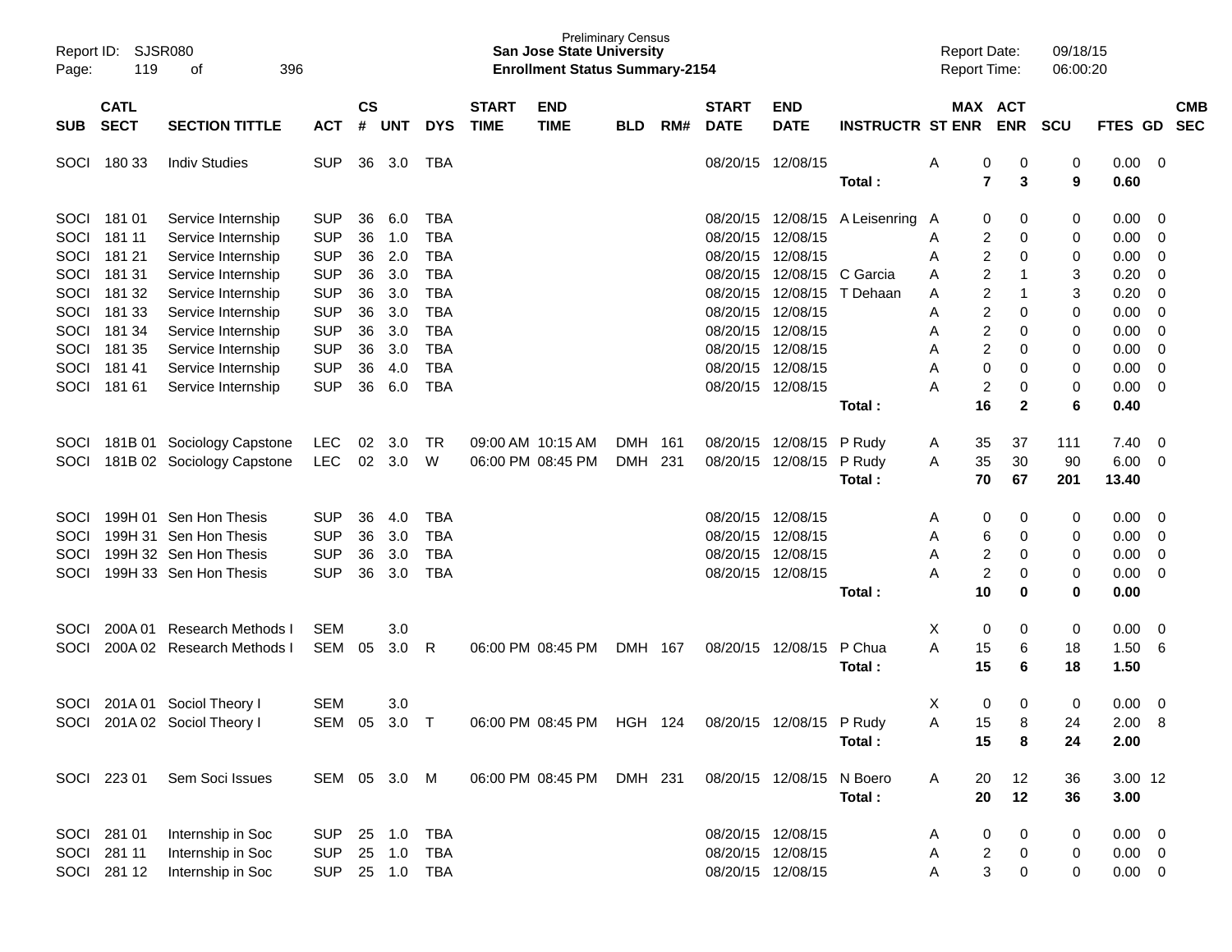Preliminary Census
**San Jose State University**
**Enrollment Status Summary-2154**

Report ID: SJSR080
Report Date: 09/18/15
Report Time: 06:00:20

| SUB | CATL SECT | SECTION TITTLE | ACT | CS # | UNT | DYS | START TIME | END TIME | BLD | RM# | START DATE | END DATE | INSTRUCTR | ST | MAX ENR | ACT ENR | SCU | FTES | GD | CMB SEC |
|---|---|---|---|---|---|---|---|---|---|---|---|---|---|---|---|---|---|---|---|---|
| SOCI | 180 33 | Indiv Studies | SUP | 36 | 3.0 | TBA | | | | | 08/20/15 | 12/08/15 | | A | 0 | 0 | 0 | 0.00 | 0 | |
| | | | | | | | | | | | | | **Total :** | | **7** | **3** | **9** | **0.60** | | |
| SOCI | 181 01 | Service Internship | SUP | 36 | 6.0 | TBA | | | | | 08/20/15 | 12/08/15 | A Leisenring | A | 0 | 0 | 0 | 0.00 | 0 | |
| SOCI | 181 11 | Service Internship | SUP | 36 | 1.0 | TBA | | | | | 08/20/15 | 12/08/15 | | A | 2 | 0 | 0 | 0.00 | 0 | |
| SOCI | 181 21 | Service Internship | SUP | 36 | 2.0 | TBA | | | | | 08/20/15 | 12/08/15 | | A | 2 | 0 | 0 | 0.00 | 0 | |
| SOCI | 181 31 | Service Internship | SUP | 36 | 3.0 | TBA | | | | | 08/20/15 | 12/08/15 | C Garcia | A | 2 | 1 | 3 | 0.20 | 0 | |
| SOCI | 181 32 | Service Internship | SUP | 36 | 3.0 | TBA | | | | | 08/20/15 | 12/08/15 | T Dehaan | A | 2 | 1 | 3 | 0.20 | 0 | |
| SOCI | 181 33 | Service Internship | SUP | 36 | 3.0 | TBA | | | | | 08/20/15 | 12/08/15 | | A | 2 | 0 | 0 | 0.00 | 0 | |
| SOCI | 181 34 | Service Internship | SUP | 36 | 3.0 | TBA | | | | | 08/20/15 | 12/08/15 | | A | 2 | 0 | 0 | 0.00 | 0 | |
| SOCI | 181 35 | Service Internship | SUP | 36 | 3.0 | TBA | | | | | 08/20/15 | 12/08/15 | | A | 2 | 0 | 0 | 0.00 | 0 | |
| SOCI | 181 41 | Service Internship | SUP | 36 | 4.0 | TBA | | | | | 08/20/15 | 12/08/15 | | A | 0 | 0 | 0 | 0.00 | 0 | |
| SOCI | 181 61 | Service Internship | SUP | 36 | 6.0 | TBA | | | | | 08/20/15 | 12/08/15 | | A | 2 | 0 | 0 | 0.00 | 0 | |
| | | | | | | | | | | | | | **Total :** | | **16** | **2** | **6** | **0.40** | | |
| SOCI | 181B 01 | Sociology Capstone | LEC | 02 | 3.0 | TR | 09:00 AM | 10:15 AM | DMH | 161 | 08/20/15 | 12/08/15 | P Rudy | A | 35 | 37 | 111 | 7.40 | 0 | |
| SOCI | 181B 02 | Sociology Capstone | LEC | 02 | 3.0 | W | 06:00 PM | 08:45 PM | DMH | 231 | 08/20/15 | 12/08/15 | P Rudy | A | 35 | 30 | 90 | 6.00 | 0 | |
| | | | | | | | | | | | | | **Total :** | | **70** | **67** | **201** | **13.40** | | |
| SOCI | 199H 01 | Sen Hon Thesis | SUP | 36 | 4.0 | TBA | | | | | 08/20/15 | 12/08/15 | | A | 0 | 0 | 0 | 0.00 | 0 | |
| SOCI | 199H 31 | Sen Hon Thesis | SUP | 36 | 3.0 | TBA | | | | | 08/20/15 | 12/08/15 | | A | 6 | 0 | 0 | 0.00 | 0 | |
| SOCI | 199H 32 | Sen Hon Thesis | SUP | 36 | 3.0 | TBA | | | | | 08/20/15 | 12/08/15 | | A | 2 | 0 | 0 | 0.00 | 0 | |
| SOCI | 199H 33 | Sen Hon Thesis | SUP | 36 | 3.0 | TBA | | | | | 08/20/15 | 12/08/15 | | A | 2 | 0 | 0 | 0.00 | 0 | |
| | | | | | | | | | | | | | **Total :** | | **10** | **0** | **0** | **0.00** | | |
| SOCI | 200A 01 | Research Methods I | SEM | | 3.0 | | | | | | | | | X | 0 | 0 | 0 | 0.00 | 0 | |
| SOCI | 200A 02 | Research Methods I | SEM | 05 | 3.0 | R | 06:00 PM | 08:45 PM | DMH | 167 | 08/20/15 | 12/08/15 | P Chua | A | 15 | 6 | 18 | 1.50 | 6 | |
| | | | | | | | | | | | | | **Total :** | | **15** | **6** | **18** | **1.50** | | |
| SOCI | 201A 01 | Sociol Theory I | SEM | | 3.0 | | | | | | | | | X | 0 | 0 | 0 | 0.00 | 0 | |
| SOCI | 201A 02 | Sociol Theory I | SEM | 05 | 3.0 | T | 06:00 PM | 08:45 PM | HGH | 124 | 08/20/15 | 12/08/15 | P Rudy | A | 15 | 8 | 24 | 2.00 | 8 | |
| | | | | | | | | | | | | | **Total :** | | **15** | **8** | **24** | **2.00** | | |
| SOCI | 223 01 | Sem Soci Issues | SEM | 05 | 3.0 | M | 06:00 PM | 08:45 PM | DMH | 231 | 08/20/15 | 12/08/15 | N Boero | A | 20 | 12 | 36 | 3.00 | 12 | |
| | | | | | | | | | | | | | **Total :** | | **20** | **12** | **36** | **3.00** | | |
| SOCI | 281 01 | Internship in Soc | SUP | 25 | 1.0 | TBA | | | | | 08/20/15 | 12/08/15 | | A | 0 | 0 | 0 | 0.00 | 0 | |
| SOCI | 281 11 | Internship in Soc | SUP | 25 | 1.0 | TBA | | | | | 08/20/15 | 12/08/15 | | A | 2 | 0 | 0 | 0.00 | 0 | |
| SOCI | 281 12 | Internship in Soc | SUP | 25 | 1.0 | TBA | | | | | 08/20/15 | 12/08/15 | | A | 3 | 0 | 0 | 0.00 | 0 | |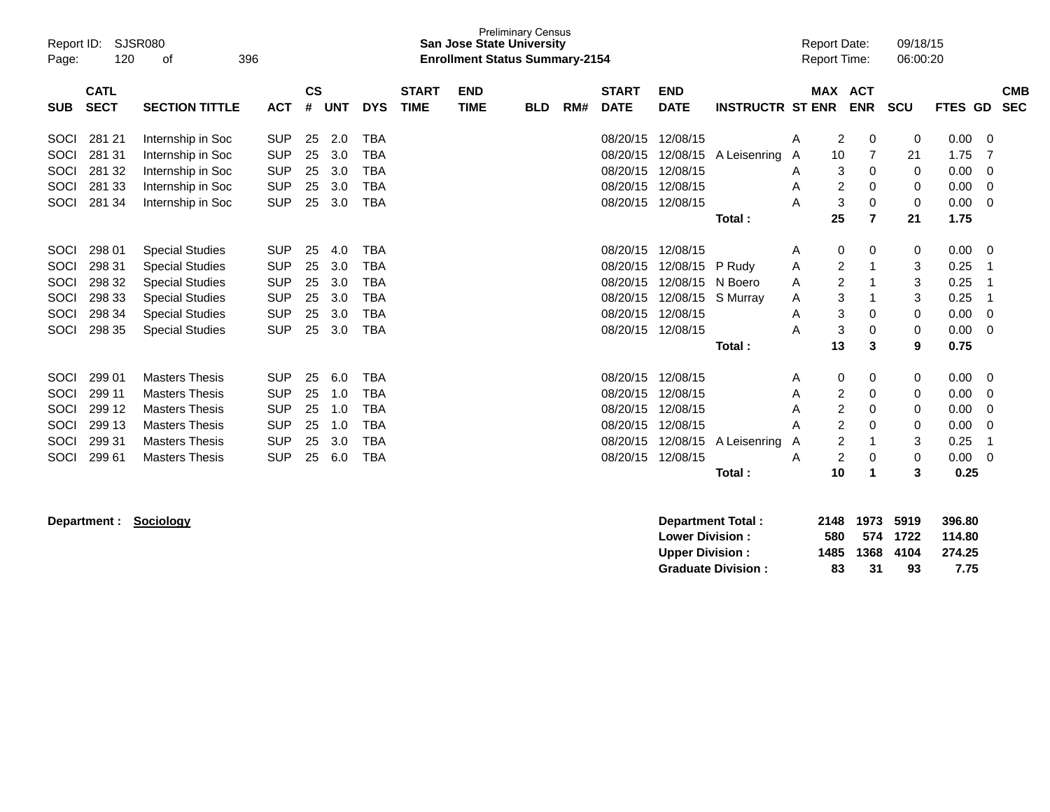Preliminary Census
**San Jose State University**
**Enrollment Status Summary-2154**

Report ID: SJSR080
Report Date: 09/18/15
Report Time: 06:00:20

| SUB | CATL SECT | SECTION TITTLE | ACT | CS # | UNT | DYS | START TIME | END TIME | BLD | RM# | START DATE | END DATE | INSTRUCTR | ST | MAX ENR | ACT ENR | SCU | FTES | GD | CMB SEC |
|---|---|---|---|---|---|---|---|---|---|---|---|---|---|---|---|---|---|---|---|---|
| SOCI | 281 21 | Internship in Soc | SUP | 25 | 2.0 | TBA | | | | | 08/20/15 | 12/08/15 | | A | 2 | 0 | 0 | 0.00 | 0 | |
| SOCI | 281 31 | Internship in Soc | SUP | 25 | 3.0 | TBA | | | | | 08/20/15 | 12/08/15 | A Leisenring | A | 10 | 7 | 21 | 1.75 | 7 | |
| SOCI | 281 32 | Internship in Soc | SUP | 25 | 3.0 | TBA | | | | | 08/20/15 | 12/08/15 | | A | 3 | 0 | 0 | 0.00 | 0 | |
| SOCI | 281 33 | Internship in Soc | SUP | 25 | 3.0 | TBA | | | | | 08/20/15 | 12/08/15 | | A | 2 | 0 | 0 | 0.00 | 0 | |
| SOCI | 281 34 | Internship in Soc | SUP | 25 | 3.0 | TBA | | | | | 08/20/15 | 12/08/15 | | A | 3 | 0 | 0 | 0.00 | 0 | |
| | | | | | | | | | | | | | **Total :** | | **25** | **7** | **21** | **1.75** | | |
| SOCI | 298 01 | Special Studies | SUP | 25 | 4.0 | TBA | | | | | 08/20/15 | 12/08/15 | | A | 0 | 0 | 0 | 0.00 | 0 | |
| SOCI | 298 31 | Special Studies | SUP | 25 | 3.0 | TBA | | | | | 08/20/15 | 12/08/15 | P Rudy | A | 2 | 1 | 3 | 0.25 | 1 | |
| SOCI | 298 32 | Special Studies | SUP | 25 | 3.0 | TBA | | | | | 08/20/15 | 12/08/15 | N Boero | A | 2 | 1 | 3 | 0.25 | 1 | |
| SOCI | 298 33 | Special Studies | SUP | 25 | 3.0 | TBA | | | | | 08/20/15 | 12/08/15 | S Murray | A | 3 | 1 | 3 | 0.25 | 1 | |
| SOCI | 298 34 | Special Studies | SUP | 25 | 3.0 | TBA | | | | | 08/20/15 | 12/08/15 | | A | 3 | 0 | 0 | 0.00 | 0 | |
| SOCI | 298 35 | Special Studies | SUP | 25 | 3.0 | TBA | | | | | 08/20/15 | 12/08/15 | | A | 3 | 0 | 0 | 0.00 | 0 | |
| | | | | | | | | | | | | | **Total :** | | **13** | **3** | **9** | **0.75** | | |
| SOCI | 299 01 | Masters Thesis | SUP | 25 | 6.0 | TBA | | | | | 08/20/15 | 12/08/15 | | A | 0 | 0 | 0 | 0.00 | 0 | |
| SOCI | 299 11 | Masters Thesis | SUP | 25 | 1.0 | TBA | | | | | 08/20/15 | 12/08/15 | | A | 2 | 0 | 0 | 0.00 | 0 | |
| SOCI | 299 12 | Masters Thesis | SUP | 25 | 1.0 | TBA | | | | | 08/20/15 | 12/08/15 | | A | 2 | 0 | 0 | 0.00 | 0 | |
| SOCI | 299 13 | Masters Thesis | SUP | 25 | 1.0 | TBA | | | | | 08/20/15 | 12/08/15 | | A | 2 | 0 | 0 | 0.00 | 0 | |
| SOCI | 299 31 | Masters Thesis | SUP | 25 | 3.0 | TBA | | | | | 08/20/15 | 12/08/15 | A Leisenring | A | 2 | 1 | 3 | 0.25 | 1 | |
| SOCI | 299 61 | Masters Thesis | SUP | 25 | 6.0 | TBA | | | | | 08/20/15 | 12/08/15 | | A | 2 | 0 | 0 | 0.00 | 0 | |
| | | | | | | | | | | | | | **Total :** | | **10** | **1** | **3** | **0.25** | | |

**Department :** **Sociology**

| | MAX ENR | ACT ENR | SCU | FTES |
|---|---|---|---|---|
| **Department Total :** | **2148** | **1973** | **5919** | **396.80** |
| **Lower Division :** | **580** | **574** | **1722** | **114.80** |
| **Upper Division :** | **1485** | **1368** | **4104** | **274.25** |
| **Graduate Division :** | **83** | **31** | **93** | **7.75** |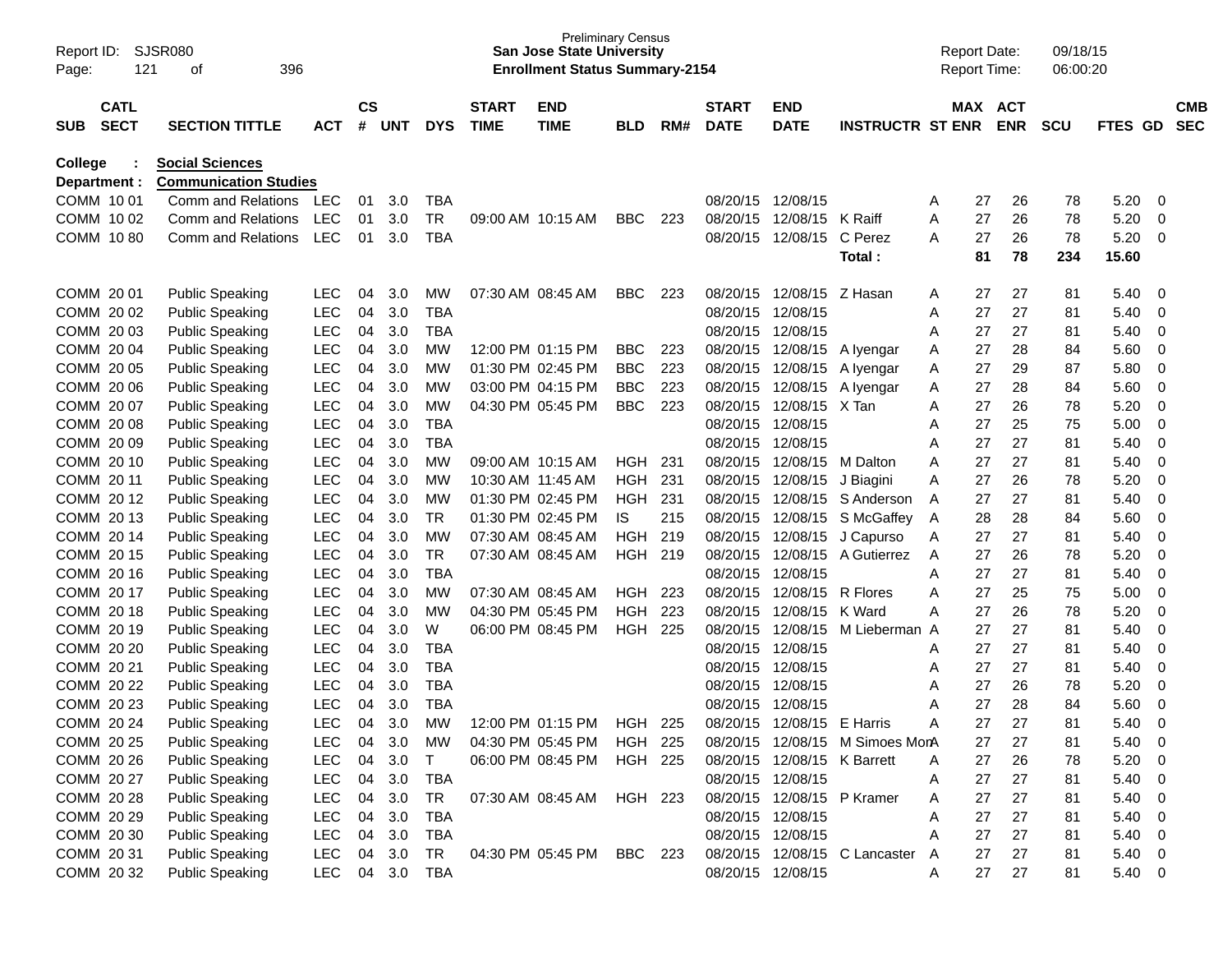Preliminary Census
**San Jose State University**
**Enrollment Status Summary-2154**

Report ID: SJSR080
Report Date: 09/18/15
Report Time: 06:00:20

| SUB | CATL SECT | SECTION TITTLE | ACT | CS # | UNT | DYS | START TIME | END TIME | BLD | RM# | START DATE | END DATE | INSTRUCTR | ST | MAX ENR | ACT ENR | SCU | FTES | GD | CMB SEC |
|---|---|---|---|---|---|---|---|---|---|---|---|---|---|---|---|---|---|---|---|---|
| **College :** | | **Social Sciences** | | | | | | | | | | | | | | | | | | |
| **Department :** | | **Communication Studies** | | | | | | | | | | | | | | | | | | |
| COMM | 10 01 | Comm and Relations | LEC | 01 | 3.0 | TBA | | | | | 08/20/15 | 12/08/15 | | A | 27 | 26 | 78 | 5.20 | 0 | |
| COMM | 10 02 | Comm and Relations | LEC | 01 | 3.0 | TR | 09:00 AM | 10:15 AM | BBC | 223 | 08/20/15 | 12/08/15 | K Raiff | A | 27 | 26 | 78 | 5.20 | 0 | |
| COMM | 10 80 | Comm and Relations | LEC | 01 | 3.0 | TBA | | | | | 08/20/15 | 12/08/15 | C Perez | A | 27 | 26 | 78 | 5.20 | 0 | |
| | | | | | | | | | | | | | **Total :** | | **81** | **78** | **234** | **15.60** | | |
| COMM | 20 01 | Public Speaking | LEC | 04 | 3.0 | MW | 07:30 AM | 08:45 AM | BBC | 223 | 08/20/15 | 12/08/15 | Z Hasan | A | 27 | 27 | 81 | 5.40 | 0 | |
| COMM | 20 02 | Public Speaking | LEC | 04 | 3.0 | TBA | | | | | 08/20/15 | 12/08/15 | | A | 27 | 27 | 81 | 5.40 | 0 | |
| COMM | 20 03 | Public Speaking | LEC | 04 | 3.0 | TBA | | | | | 08/20/15 | 12/08/15 | | A | 27 | 27 | 81 | 5.40 | 0 | |
| COMM | 20 04 | Public Speaking | LEC | 04 | 3.0 | MW | 12:00 PM | 01:15 PM | BBC | 223 | 08/20/15 | 12/08/15 | A Iyengar | A | 27 | 28 | 84 | 5.60 | 0 | |
| COMM | 20 05 | Public Speaking | LEC | 04 | 3.0 | MW | 01:30 PM | 02:45 PM | BBC | 223 | 08/20/15 | 12/08/15 | A Iyengar | A | 27 | 29 | 87 | 5.80 | 0 | |
| COMM | 20 06 | Public Speaking | LEC | 04 | 3.0 | MW | 03:00 PM | 04:15 PM | BBC | 223 | 08/20/15 | 12/08/15 | A Iyengar | A | 27 | 28 | 84 | 5.60 | 0 | |
| COMM | 20 07 | Public Speaking | LEC | 04 | 3.0 | MW | 04:30 PM | 05:45 PM | BBC | 223 | 08/20/15 | 12/08/15 | X Tan | A | 27 | 26 | 78 | 5.20 | 0 | |
| COMM | 20 08 | Public Speaking | LEC | 04 | 3.0 | TBA | | | | | 08/20/15 | 12/08/15 | | A | 27 | 25 | 75 | 5.00 | 0 | |
| COMM | 20 09 | Public Speaking | LEC | 04 | 3.0 | TBA | | | | | 08/20/15 | 12/08/15 | | A | 27 | 27 | 81 | 5.40 | 0 | |
| COMM | 20 10 | Public Speaking | LEC | 04 | 3.0 | MW | 09:00 AM | 10:15 AM | HGH | 231 | 08/20/15 | 12/08/15 | M Dalton | A | 27 | 27 | 81 | 5.40 | 0 | |
| COMM | 20 11 | Public Speaking | LEC | 04 | 3.0 | MW | 10:30 AM | 11:45 AM | HGH | 231 | 08/20/15 | 12/08/15 | J Biagini | A | 27 | 26 | 78 | 5.20 | 0 | |
| COMM | 20 12 | Public Speaking | LEC | 04 | 3.0 | MW | 01:30 PM | 02:45 PM | HGH | 231 | 08/20/15 | 12/08/15 | S Anderson | A | 27 | 27 | 81 | 5.40 | 0 | |
| COMM | 20 13 | Public Speaking | LEC | 04 | 3.0 | TR | 01:30 PM | 02:45 PM | IS | 215 | 08/20/15 | 12/08/15 | S McGaffey | A | 28 | 28 | 84 | 5.60 | 0 | |
| COMM | 20 14 | Public Speaking | LEC | 04 | 3.0 | MW | 07:30 AM | 08:45 AM | HGH | 219 | 08/20/15 | 12/08/15 | J Capurso | A | 27 | 27 | 81 | 5.40 | 0 | |
| COMM | 20 15 | Public Speaking | LEC | 04 | 3.0 | TR | 07:30 AM | 08:45 AM | HGH | 219 | 08/20/15 | 12/08/15 | A Gutierrez | A | 27 | 26 | 78 | 5.20 | 0 | |
| COMM | 20 16 | Public Speaking | LEC | 04 | 3.0 | TBA | | | | | 08/20/15 | 12/08/15 | | A | 27 | 27 | 81 | 5.40 | 0 | |
| COMM | 20 17 | Public Speaking | LEC | 04 | 3.0 | MW | 07:30 AM | 08:45 AM | HGH | 223 | 08/20/15 | 12/08/15 | R Flores | A | 27 | 25 | 75 | 5.00 | 0 | |
| COMM | 20 18 | Public Speaking | LEC | 04 | 3.0 | MW | 04:30 PM | 05:45 PM | HGH | 223 | 08/20/15 | 12/08/15 | K Ward | A | 27 | 26 | 78 | 5.20 | 0 | |
| COMM | 20 19 | Public Speaking | LEC | 04 | 3.0 | W | 06:00 PM | 08:45 PM | HGH | 225 | 08/20/15 | 12/08/15 | M Lieberman | A | 27 | 27 | 81 | 5.40 | 0 | |
| COMM | 20 20 | Public Speaking | LEC | 04 | 3.0 | TBA | | | | | 08/20/15 | 12/08/15 | | A | 27 | 27 | 81 | 5.40 | 0 | |
| COMM | 20 21 | Public Speaking | LEC | 04 | 3.0 | TBA | | | | | 08/20/15 | 12/08/15 | | A | 27 | 27 | 81 | 5.40 | 0 | |
| COMM | 20 22 | Public Speaking | LEC | 04 | 3.0 | TBA | | | | | 08/20/15 | 12/08/15 | | A | 27 | 26 | 78 | 5.20 | 0 | |
| COMM | 20 23 | Public Speaking | LEC | 04 | 3.0 | TBA | | | | | 08/20/15 | 12/08/15 | | A | 27 | 28 | 84 | 5.60 | 0 | |
| COMM | 20 24 | Public Speaking | LEC | 04 | 3.0 | MW | 12:00 PM | 01:15 PM | HGH | 225 | 08/20/15 | 12/08/15 | E Harris | A | 27 | 27 | 81 | 5.40 | 0 | |
| COMM | 20 25 | Public Speaking | LEC | 04 | 3.0 | MW | 04:30 PM | 05:45 PM | HGH | 225 | 08/20/15 | 12/08/15 | M Simoes Mon | A | 27 | 27 | 81 | 5.40 | 0 | |
| COMM | 20 26 | Public Speaking | LEC | 04 | 3.0 | T | 06:00 PM | 08:45 PM | HGH | 225 | 08/20/15 | 12/08/15 | K Barrett | A | 27 | 26 | 78 | 5.20 | 0 | |
| COMM | 20 27 | Public Speaking | LEC | 04 | 3.0 | TBA | | | | | 08/20/15 | 12/08/15 | | A | 27 | 27 | 81 | 5.40 | 0 | |
| COMM | 20 28 | Public Speaking | LEC | 04 | 3.0 | TR | 07:30 AM | 08:45 AM | HGH | 223 | 08/20/15 | 12/08/15 | P Kramer | A | 27 | 27 | 81 | 5.40 | 0 | |
| COMM | 20 29 | Public Speaking | LEC | 04 | 3.0 | TBA | | | | | 08/20/15 | 12/08/15 | | A | 27 | 27 | 81 | 5.40 | 0 | |
| COMM | 20 30 | Public Speaking | LEC | 04 | 3.0 | TBA | | | | | 08/20/15 | 12/08/15 | | A | 27 | 27 | 81 | 5.40 | 0 | |
| COMM | 20 31 | Public Speaking | LEC | 04 | 3.0 | TR | 04:30 PM | 05:45 PM | BBC | 223 | 08/20/15 | 12/08/15 | C Lancaster | A | 27 | 27 | 81 | 5.40 | 0 | |
| COMM | 20 32 | Public Speaking | LEC | 04 | 3.0 | TBA | | | | | 08/20/15 | 12/08/15 | | A | 27 | 27 | 81 | 5.40 | 0 | |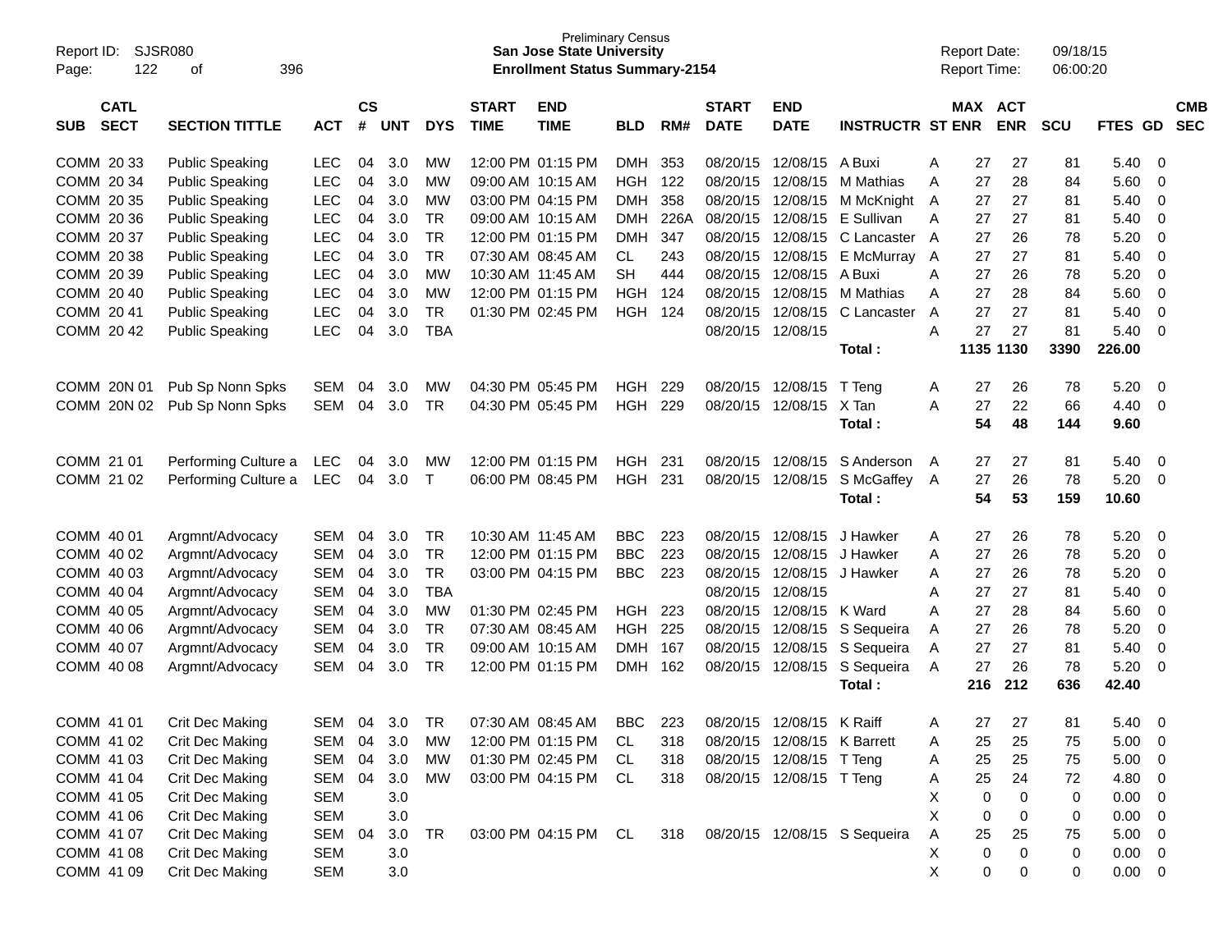Preliminary Census
**San Jose State University**
**Enrollment Status Summary-2154**

Report ID: SJSR080
Report Date: 09/18/15
Report Time: 06:00:20

| SUB | CATL SECT | SECTION TITTLE | ACT | CS # | UNT | DYS | START TIME | END TIME | BLD | RM# | START DATE | END DATE | INSTRUCTR | ST | MAX ENR | ACT ENR | SCU | FTES | GD | CMB SEC |
|---|---|---|---|---|---|---|---|---|---|---|---|---|---|---|---|---|---|---|---|---|
| COMM | 20 33 | Public Speaking | LEC | 04 | 3.0 | MW | 12:00 PM | 01:15 PM | DMH | 353 | 08/20/15 | 12/08/15 | A Buxi | A | 27 | 27 | 81 | 5.40 | 0 | |
| COMM | 20 34 | Public Speaking | LEC | 04 | 3.0 | MW | 09:00 AM | 10:15 AM | HGH | 122 | 08/20/15 | 12/08/15 | M Mathias | A | 27 | 28 | 84 | 5.60 | 0 | |
| COMM | 20 35 | Public Speaking | LEC | 04 | 3.0 | MW | 03:00 PM | 04:15 PM | DMH | 358 | 08/20/15 | 12/08/15 | M McKnight | A | 27 | 27 | 81 | 5.40 | 0 | |
| COMM | 20 36 | Public Speaking | LEC | 04 | 3.0 | TR | 09:00 AM | 10:15 AM | DMH | 226A | 08/20/15 | 12/08/15 | E Sullivan | A | 27 | 27 | 81 | 5.40 | 0 | |
| COMM | 20 37 | Public Speaking | LEC | 04 | 3.0 | TR | 12:00 PM | 01:15 PM | DMH | 347 | 08/20/15 | 12/08/15 | C Lancaster | A | 27 | 26 | 78 | 5.20 | 0 | |
| COMM | 20 38 | Public Speaking | LEC | 04 | 3.0 | TR | 07:30 AM | 08:45 AM | CL | 243 | 08/20/15 | 12/08/15 | E McMurray | A | 27 | 27 | 81 | 5.40 | 0 | |
| COMM | 20 39 | Public Speaking | LEC | 04 | 3.0 | MW | 10:30 AM | 11:45 AM | SH | 444 | 08/20/15 | 12/08/15 | A Buxi | A | 27 | 26 | 78 | 5.20 | 0 | |
| COMM | 20 40 | Public Speaking | LEC | 04 | 3.0 | MW | 12:00 PM | 01:15 PM | HGH | 124 | 08/20/15 | 12/08/15 | M Mathias | A | 27 | 28 | 84 | 5.60 | 0 | |
| COMM | 20 41 | Public Speaking | LEC | 04 | 3.0 | TR | 01:30 PM | 02:45 PM | HGH | 124 | 08/20/15 | 12/08/15 | C Lancaster | A | 27 | 27 | 81 | 5.40 | 0 | |
| COMM | 20 42 | Public Speaking | LEC | 04 | 3.0 | TBA | | | | | 08/20/15 | 12/08/15 | | A | 27 | 27 | 81 | 5.40 | 0 | |
| | | | | | | | | | | | | | **Total :** | | **1135** | **1130** | **3390** | **226.00** | | |
| COMM | 20N 01 | Pub Sp Nonn Spks | SEM | 04 | 3.0 | MW | 04:30 PM | 05:45 PM | HGH | 229 | 08/20/15 | 12/08/15 | T Teng | A | 27 | 26 | 78 | 5.20 | 0 | |
| COMM | 20N 02 | Pub Sp Nonn Spks | SEM | 04 | 3.0 | TR | 04:30 PM | 05:45 PM | HGH | 229 | 08/20/15 | 12/08/15 | X Tan | A | 27 | 22 | 66 | 4.40 | 0 | |
| | | | | | | | | | | | | | **Total :** | | **54** | **48** | **144** | **9.60** | | |
| COMM | 21 01 | Performing Culture a | LEC | 04 | 3.0 | MW | 12:00 PM | 01:15 PM | HGH | 231 | 08/20/15 | 12/08/15 | S Anderson | A | 27 | 27 | 81 | 5.40 | 0 | |
| COMM | 21 02 | Performing Culture a | LEC | 04 | 3.0 | T | 06:00 PM | 08:45 PM | HGH | 231 | 08/20/15 | 12/08/15 | S McGaffey | A | 27 | 26 | 78 | 5.20 | 0 | |
| | | | | | | | | | | | | | **Total :** | | **54** | **53** | **159** | **10.60** | | |
| COMM | 40 01 | Argmnt/Advocacy | SEM | 04 | 3.0 | TR | 10:30 AM | 11:45 AM | BBC | 223 | 08/20/15 | 12/08/15 | J Hawker | A | 27 | 26 | 78 | 5.20 | 0 | |
| COMM | 40 02 | Argmnt/Advocacy | SEM | 04 | 3.0 | TR | 12:00 PM | 01:15 PM | BBC | 223 | 08/20/15 | 12/08/15 | J Hawker | A | 27 | 26 | 78 | 5.20 | 0 | |
| COMM | 40 03 | Argmnt/Advocacy | SEM | 04 | 3.0 | TR | 03:00 PM | 04:15 PM | BBC | 223 | 08/20/15 | 12/08/15 | J Hawker | A | 27 | 26 | 78 | 5.20 | 0 | |
| COMM | 40 04 | Argmnt/Advocacy | SEM | 04 | 3.0 | TBA | | | | | 08/20/15 | 12/08/15 | | A | 27 | 27 | 81 | 5.40 | 0 | |
| COMM | 40 05 | Argmnt/Advocacy | SEM | 04 | 3.0 | MW | 01:30 PM | 02:45 PM | HGH | 223 | 08/20/15 | 12/08/15 | K Ward | A | 27 | 28 | 84 | 5.60 | 0 | |
| COMM | 40 06 | Argmnt/Advocacy | SEM | 04 | 3.0 | TR | 07:30 AM | 08:45 AM | HGH | 225 | 08/20/15 | 12/08/15 | S Sequeira | A | 27 | 26 | 78 | 5.20 | 0 | |
| COMM | 40 07 | Argmnt/Advocacy | SEM | 04 | 3.0 | TR | 09:00 AM | 10:15 AM | DMH | 167 | 08/20/15 | 12/08/15 | S Sequeira | A | 27 | 27 | 81 | 5.40 | 0 | |
| COMM | 40 08 | Argmnt/Advocacy | SEM | 04 | 3.0 | TR | 12:00 PM | 01:15 PM | DMH | 162 | 08/20/15 | 12/08/15 | S Sequeira | A | 27 | 26 | 78 | 5.20 | 0 | |
| | | | | | | | | | | | | | **Total :** | | **216** | **212** | **636** | **42.40** | | |
| COMM | 41 01 | Crit Dec Making | SEM | 04 | 3.0 | TR | 07:30 AM | 08:45 AM | BBC | 223 | 08/20/15 | 12/08/15 | K Raiff | A | 27 | 27 | 81 | 5.40 | 0 | |
| COMM | 41 02 | Crit Dec Making | SEM | 04 | 3.0 | MW | 12:00 PM | 01:15 PM | CL | 318 | 08/20/15 | 12/08/15 | K Barrett | A | 25 | 25 | 75 | 5.00 | 0 | |
| COMM | 41 03 | Crit Dec Making | SEM | 04 | 3.0 | MW | 01:30 PM | 02:45 PM | CL | 318 | 08/20/15 | 12/08/15 | T Teng | A | 25 | 25 | 75 | 5.00 | 0 | |
| COMM | 41 04 | Crit Dec Making | SEM | 04 | 3.0 | MW | 03:00 PM | 04:15 PM | CL | 318 | 08/20/15 | 12/08/15 | T Teng | A | 25 | 24 | 72 | 4.80 | 0 | |
| COMM | 41 05 | Crit Dec Making | SEM | | 3.0 | | | | | | | | | X | 0 | 0 | 0 | 0.00 | 0 | |
| COMM | 41 06 | Crit Dec Making | SEM | | 3.0 | | | | | | | | | X | 0 | 0 | 0 | 0.00 | 0 | |
| COMM | 41 07 | Crit Dec Making | SEM | 04 | 3.0 | TR | 03:00 PM | 04:15 PM | CL | 318 | 08/20/15 | 12/08/15 | S Sequeira | A | 25 | 25 | 75 | 5.00 | 0 | |
| COMM | 41 08 | Crit Dec Making | SEM | | 3.0 | | | | | | | | | X | 0 | 0 | 0 | 0.00 | 0 | |
| COMM | 41 09 | Crit Dec Making | SEM | | 3.0 | | | | | | | | | X | 0 | 0 | 0 | 0.00 | 0 | |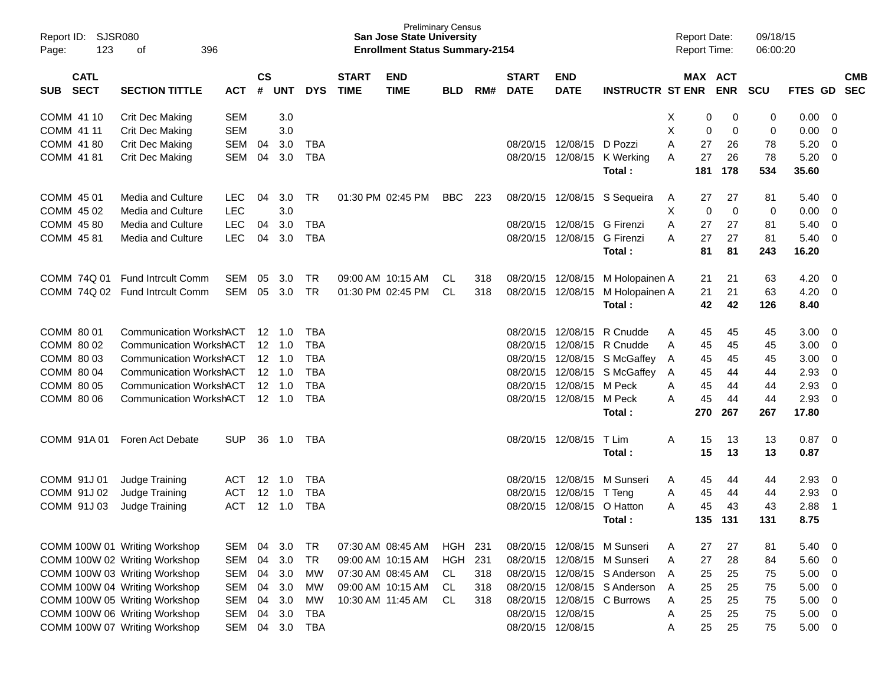| SUB | CATL SECT | SECTION TITTLE | ACT | CS # | UNT | DYS | START TIME | END TIME | BLD | RM# | START DATE | END DATE | INSTRUCTR | ST | MAX ENR | ACT ENR | SCU | FTES | GD | CMB SEC |
|---|---|---|---|---|---|---|---|---|---|---|---|---|---|---|---|---|---|---|---|---|
| COMM | 41 10 | Crit Dec Making | SEM | | 3.0 | | | | | | | | | X | 0 | 0 | 0 | 0.00 | 0 | |
| COMM | 41 11 | Crit Dec Making | SEM | | 3.0 | | | | | | | | | X | 0 | 0 | 0 | 0.00 | 0 | |
| COMM | 41 80 | Crit Dec Making | SEM | 04 | 3.0 | TBA | | | | | 08/20/15 | 12/08/15 | D Pozzi | A | 27 | 26 | 78 | 5.20 | 0 | |
| COMM | 41 81 | Crit Dec Making | SEM | 04 | 3.0 | TBA | | | | | 08/20/15 | 12/08/15 | K Werking | A | 27 | 26 | 78 | 5.20 | 0 | |
| | | | | | | | | | | | | | **Total :** | | **181** | **178** | **534** | **35.60** | | |
| COMM | 45 01 | Media and Culture | LEC | 04 | 3.0 | TR | 01:30 PM | 02:45 PM | BBC | 223 | 08/20/15 | 12/08/15 | S Sequeira | A | 27 | 27 | 81 | 5.40 | 0 | |
| COMM | 45 02 | Media and Culture | LEC | | 3.0 | | | | | | | | | X | 0 | 0 | 0 | 0.00 | 0 | |
| COMM | 45 80 | Media and Culture | LEC | 04 | 3.0 | TBA | | | | | 08/20/15 | 12/08/15 | G Firenzi | A | 27 | 27 | 81 | 5.40 | 0 | |
| COMM | 45 81 | Media and Culture | LEC | 04 | 3.0 | TBA | | | | | 08/20/15 | 12/08/15 | G Firenzi | A | 27 | 27 | 81 | 5.40 | 0 | |
| | | | | | | | | | | | | | **Total :** | | **81** | **81** | **243** | **16.20** | | |
| COMM | 74Q 01 | Fund Intrcult Comm | SEM | 05 | 3.0 | TR | 09:00 AM | 10:15 AM | CL | 318 | 08/20/15 | 12/08/15 | M Holopainen | A | 21 | 21 | 63 | 4.20 | 0 | |
| COMM | 74Q 02 | Fund Intrcult Comm | SEM | 05 | 3.0 | TR | 01:30 PM | 02:45 PM | CL | 318 | 08/20/15 | 12/08/15 | M Holopainen | A | 21 | 21 | 63 | 4.20 | 0 | |
| | | | | | | | | | | | | | **Total :** | | **42** | **42** | **126** | **8.40** | | |
| COMM | 80 01 | Communication Workshop | ACT | 12 | 1.0 | TBA | | | | | 08/20/15 | 12/08/15 | R Cnudde | A | 45 | 45 | 45 | 3.00 | 0 | |
| COMM | 80 02 | Communication Workshop | ACT | 12 | 1.0 | TBA | | | | | 08/20/15 | 12/08/15 | R Cnudde | A | 45 | 45 | 45 | 3.00 | 0 | |
| COMM | 80 03 | Communication Workshop | ACT | 12 | 1.0 | TBA | | | | | 08/20/15 | 12/08/15 | S McGaffey | A | 45 | 45 | 45 | 3.00 | 0 | |
| COMM | 80 04 | Communication Workshop | ACT | 12 | 1.0 | TBA | | | | | 08/20/15 | 12/08/15 | S McGaffey | A | 45 | 44 | 44 | 2.93 | 0 | |
| COMM | 80 05 | Communication Workshop | ACT | 12 | 1.0 | TBA | | | | | 08/20/15 | 12/08/15 | M Peck | A | 45 | 44 | 44 | 2.93 | 0 | |
| COMM | 80 06 | Communication Workshop | ACT | 12 | 1.0 | TBA | | | | | 08/20/15 | 12/08/15 | M Peck | A | 45 | 44 | 44 | 2.93 | 0 | |
| | | | | | | | | | | | | | **Total :** | | **270** | **267** | **267** | **17.80** | | |
| COMM | 91A 01 | Foren Act Debate | SUP | 36 | 1.0 | TBA | | | | | 08/20/15 | 12/08/15 | T Lim | A | 15 | 13 | 13 | 0.87 | 0 | |
| | | | | | | | | | | | | | **Total :** | | **15** | **13** | **13** | **0.87** | | |
| COMM | 91J 01 | Judge Training | ACT | 12 | 1.0 | TBA | | | | | 08/20/15 | 12/08/15 | M Sunseri | A | 45 | 44 | 44 | 2.93 | 0 | |
| COMM | 91J 02 | Judge Training | ACT | 12 | 1.0 | TBA | | | | | 08/20/15 | 12/08/15 | T Teng | A | 45 | 44 | 44 | 2.93 | 0 | |
| COMM | 91J 03 | Judge Training | ACT | 12 | 1.0 | TBA | | | | | 08/20/15 | 12/08/15 | O Hatton | A | 45 | 43 | 43 | 2.88 | 1 | |
| | | | | | | | | | | | | | **Total :** | | **135** | **131** | **131** | **8.75** | | |
| COMM | 100W 01 | Writing Workshop | SEM | 04 | 3.0 | TR | 07:30 AM | 08:45 AM | HGH | 231 | 08/20/15 | 12/08/15 | M Sunseri | A | 27 | 27 | 81 | 5.40 | 0 | |
| COMM | 100W 02 | Writing Workshop | SEM | 04 | 3.0 | TR | 09:00 AM | 10:15 AM | HGH | 231 | 08/20/15 | 12/08/15 | M Sunseri | A | 27 | 28 | 84 | 5.60 | 0 | |
| COMM | 100W 03 | Writing Workshop | SEM | 04 | 3.0 | MW | 07:30 AM | 08:45 AM | CL | 318 | 08/20/15 | 12/08/15 | S Anderson | A | 25 | 25 | 75 | 5.00 | 0 | |
| COMM | 100W 04 | Writing Workshop | SEM | 04 | 3.0 | MW | 09:00 AM | 10:15 AM | CL | 318 | 08/20/15 | 12/08/15 | S Anderson | A | 25 | 25 | 75 | 5.00 | 0 | |
| COMM | 100W 05 | Writing Workshop | SEM | 04 | 3.0 | MW | 10:30 AM | 11:45 AM | CL | 318 | 08/20/15 | 12/08/15 | C Burrows | A | 25 | 25 | 75 | 5.00 | 0 | |
| COMM | 100W 06 | Writing Workshop | SEM | 04 | 3.0 | TBA | | | | | 08/20/15 | 12/08/15 | | A | 25 | 25 | 75 | 5.00 | 0 | |
| COMM | 100W 07 | Writing Workshop | SEM | 04 | 3.0 | TBA | | | | | 08/20/15 | 12/08/15 | | A | 25 | 25 | 75 | 5.00 | 0 | |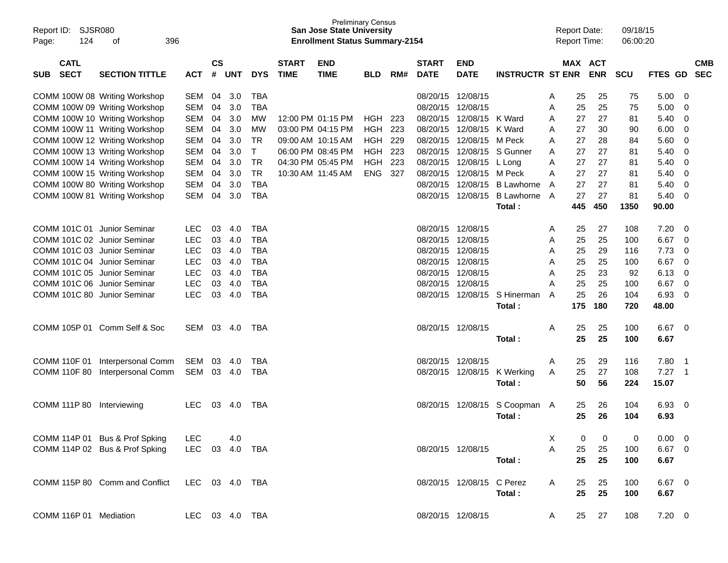Preliminary Census
**San Jose State University**
**Enrollment Status Summary-2154**

Report ID: SJSR080
Report Date: 09/18/15
Report Time: 06:00:20

| SUB | CATL SECT | SECTION TITTLE | ACT | CS # | UNT | DYS | START TIME | END TIME | BLD | RM# | START DATE | END DATE | INSTRUCTR | ST | MAX ENR | ACT ENR | SCU | FTES | GD | CMB SEC |
|---|---|---|---|---|---|---|---|---|---|---|---|---|---|---|---|---|---|---|---|---|
| COMM | 100W 08 | Writing Workshop | SEM | 04 | 3.0 | TBA | | | | | 08/20/15 | 12/08/15 | | A | 25 | 25 | 75 | 5.00 | 0 | |
| COMM | 100W 09 | Writing Workshop | SEM | 04 | 3.0 | TBA | | | | | 08/20/15 | 12/08/15 | | A | 25 | 25 | 75 | 5.00 | 0 | |
| COMM | 100W 10 | Writing Workshop | SEM | 04 | 3.0 | MW | 12:00 PM | 01:15 PM | HGH | 223 | 08/20/15 | 12/08/15 | K Ward | A | 27 | 27 | 81 | 5.40 | 0 | |
| COMM | 100W 11 | Writing Workshop | SEM | 04 | 3.0 | MW | 03:00 PM | 04:15 PM | HGH | 223 | 08/20/15 | 12/08/15 | K Ward | A | 27 | 30 | 90 | 6.00 | 0 | |
| COMM | 100W 12 | Writing Workshop | SEM | 04 | 3.0 | TR | 09:00 AM | 10:15 AM | HGH | 229 | 08/20/15 | 12/08/15 | M Peck | A | 27 | 28 | 84 | 5.60 | 0 | |
| COMM | 100W 13 | Writing Workshop | SEM | 04 | 3.0 | T | 06:00 PM | 08:45 PM | HGH | 223 | 08/20/15 | 12/08/15 | S Gunner | A | 27 | 27 | 81 | 5.40 | 0 | |
| COMM | 100W 14 | Writing Workshop | SEM | 04 | 3.0 | TR | 04:30 PM | 05:45 PM | HGH | 223 | 08/20/15 | 12/08/15 | L Long | A | 27 | 27 | 81 | 5.40 | 0 | |
| COMM | 100W 15 | Writing Workshop | SEM | 04 | 3.0 | TR | 10:30 AM | 11:45 AM | ENG | 327 | 08/20/15 | 12/08/15 | M Peck | A | 27 | 27 | 81 | 5.40 | 0 | |
| COMM | 100W 80 | Writing Workshop | SEM | 04 | 3.0 | TBA | | | | | 08/20/15 | 12/08/15 | B Lawhorne | A | 27 | 27 | 81 | 5.40 | 0 | |
| COMM | 100W 81 | Writing Workshop | SEM | 04 | 3.0 | TBA | | | | | 08/20/15 | 12/08/15 | B Lawhorne | A | 27 | 27 | 81 | 5.40 | 0 | |
| | | | | | | | | | | | | | **Total :** | | **445** | **450** | **1350** | **90.00** | | |
| COMM | 101C 01 | Junior Seminar | LEC | 03 | 4.0 | TBA | | | | | 08/20/15 | 12/08/15 | | A | 25 | 27 | 108 | 7.20 | 0 | |
| COMM | 101C 02 | Junior Seminar | LEC | 03 | 4.0 | TBA | | | | | 08/20/15 | 12/08/15 | | A | 25 | 25 | 100 | 6.67 | 0 | |
| COMM | 101C 03 | Junior Seminar | LEC | 03 | 4.0 | TBA | | | | | 08/20/15 | 12/08/15 | | A | 25 | 29 | 116 | 7.73 | 0 | |
| COMM | 101C 04 | Junior Seminar | LEC | 03 | 4.0 | TBA | | | | | 08/20/15 | 12/08/15 | | A | 25 | 25 | 100 | 6.67 | 0 | |
| COMM | 101C 05 | Junior Seminar | LEC | 03 | 4.0 | TBA | | | | | 08/20/15 | 12/08/15 | | A | 25 | 23 | 92 | 6.13 | 0 | |
| COMM | 101C 06 | Junior Seminar | LEC | 03 | 4.0 | TBA | | | | | 08/20/15 | 12/08/15 | | A | 25 | 25 | 100 | 6.67 | 0 | |
| COMM | 101C 80 | Junior Seminar | LEC | 03 | 4.0 | TBA | | | | | 08/20/15 | 12/08/15 | S Hinerman | A | 25 | 26 | 104 | 6.93 | 0 | |
| | | | | | | | | | | | | | **Total :** | | **175** | **180** | **720** | **48.00** | | |
| COMM | 105P 01 | Comm Self & Soc | SEM | 03 | 4.0 | TBA | | | | | 08/20/15 | 12/08/15 | | A | 25 | 25 | 100 | 6.67 | 0 | |
| | | | | | | | | | | | | | **Total :** | | **25** | **25** | **100** | **6.67** | | |
| COMM | 110F 01 | Interpersonal Comm | SEM | 03 | 4.0 | TBA | | | | | 08/20/15 | 12/08/15 | | A | 25 | 29 | 116 | 7.80 | 1 | |
| COMM | 110F 80 | Interpersonal Comm | SEM | 03 | 4.0 | TBA | | | | | 08/20/15 | 12/08/15 | K Werking | A | 25 | 27 | 108 | 7.27 | 1 | |
| | | | | | | | | | | | | | **Total :** | | **50** | **56** | **224** | **15.07** | | |
| COMM | 111P 80 | Interviewing | LEC | 03 | 4.0 | TBA | | | | | 08/20/15 | 12/08/15 | S Coopman | A | 25 | 26 | 104 | 6.93 | 0 | |
| | | | | | | | | | | | | | **Total :** | | **25** | **26** | **104** | **6.93** | | |
| COMM | 114P 01 | Bus & Prof Spking | LEC | | 4.0 | | | | | | | | | X | 0 | 0 | 0 | 0.00 | 0 | |
| COMM | 114P 02 | Bus & Prof Spking | LEC | 03 | 4.0 | TBA | | | | | 08/20/15 | 12/08/15 | | A | 25 | 25 | 100 | 6.67 | 0 | |
| | | | | | | | | | | | | | **Total :** | | **25** | **25** | **100** | **6.67** | | |
| COMM | 115P 80 | Comm and Conflict | LEC | 03 | 4.0 | TBA | | | | | 08/20/15 | 12/08/15 | C Perez | A | 25 | 25 | 100 | 6.67 | 0 | |
| | | | | | | | | | | | | | **Total :** | | **25** | **25** | **100** | **6.67** | | |
| COMM | 116P 01 | Mediation | LEC | 03 | 4.0 | TBA | | | | | 08/20/15 | 12/08/15 | | A | 25 | 27 | 108 | 7.20 | 0 | |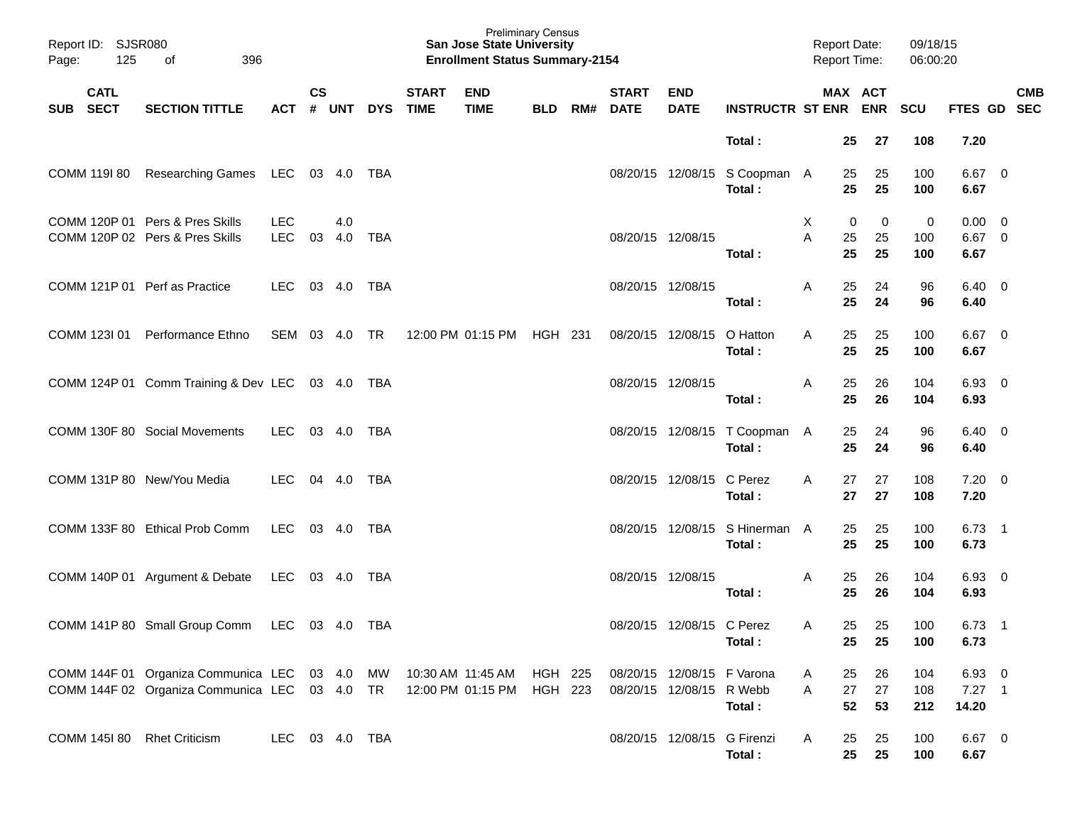Preliminary Census
**San Jose State University**
**Enrollment Status Summary-2154**

Report ID: SJSR080
Report Date: 09/18/15
Report Time: 06:00:20

| SUB | CATL SECT | SECTION TITTLE | ACT | CS # | UNT | DYS | START TIME | END TIME | BLD | RM# | START DATE | END DATE | INSTRUCTR | ST | MAX ENR | ACT ENR | SCU | FTES | GD | CMB SEC |
|---|---|---|---|---|---|---|---|---|---|---|---|---|---|---|---|---|---|---|---|---|
| | | | | | | | | | | | | | **Total :** | | **25** | **27** | **108** | **7.20** | | |
| COMM | 119I 80 | Researching Games | LEC | 03 | 4.0 | TBA | | | | | 08/20/15 | 12/08/15 | S Coopman | A | 25 | 25 | 100 | 6.67 | 0 | |
| | | | | | | | | | | | | | **Total :** | | **25** | **25** | **100** | **6.67** | | |
| COMM | 120P 01 | Pers & Pres Skills | LEC | | 4.0 | | | | | | | | | X | 0 | 0 | 0 | 0.00 | 0 | |
| COMM | 120P 02 | Pers & Pres Skills | LEC | 03 | 4.0 | TBA | | | | | 08/20/15 | 12/08/15 | | A | 25 | 25 | 100 | 6.67 | 0 | |
| | | | | | | | | | | | | | **Total :** | | **25** | **25** | **100** | **6.67** | | |
| COMM | 121P 01 | Perf as Practice | LEC | 03 | 4.0 | TBA | | | | | 08/20/15 | 12/08/15 | | A | 25 | 24 | 96 | 6.40 | 0 | |
| | | | | | | | | | | | | | **Total :** | | **25** | **24** | **96** | **6.40** | | |
| COMM | 123I 01 | Performance Ethno | SEM | 03 | 4.0 | TR | 12:00 PM | 01:15 PM | HGH | 231 | 08/20/15 | 12/08/15 | O Hatton | A | 25 | 25 | 100 | 6.67 | 0 | |
| | | | | | | | | | | | | | **Total :** | | **25** | **25** | **100** | **6.67** | | |
| COMM | 124P 01 | Comm Training & Dev | LEC | 03 | 4.0 | TBA | | | | | 08/20/15 | 12/08/15 | | A | 25 | 26 | 104 | 6.93 | 0 | |
| | | | | | | | | | | | | | **Total :** | | **25** | **26** | **104** | **6.93** | | |
| COMM | 130F 80 | Social Movements | LEC | 03 | 4.0 | TBA | | | | | 08/20/15 | 12/08/15 | T Coopman | A | 25 | 24 | 96 | 6.40 | 0 | |
| | | | | | | | | | | | | | **Total :** | | **25** | **24** | **96** | **6.40** | | |
| COMM | 131P 80 | New/You Media | LEC | 04 | 4.0 | TBA | | | | | 08/20/15 | 12/08/15 | C Perez | A | 27 | 27 | 108 | 7.20 | 0 | |
| | | | | | | | | | | | | | **Total :** | | **27** | **27** | **108** | **7.20** | | |
| COMM | 133F 80 | Ethical Prob Comm | LEC | 03 | 4.0 | TBA | | | | | 08/20/15 | 12/08/15 | S Hinerman | A | 25 | 25 | 100 | 6.73 | 1 | |
| | | | | | | | | | | | | | **Total :** | | **25** | **25** | **100** | **6.73** | | |
| COMM | 140P 01 | Argument & Debate | LEC | 03 | 4.0 | TBA | | | | | 08/20/15 | 12/08/15 | | A | 25 | 26 | 104 | 6.93 | 0 | |
| | | | | | | | | | | | | | **Total :** | | **25** | **26** | **104** | **6.93** | | |
| COMM | 141P 80 | Small Group Comm | LEC | 03 | 4.0 | TBA | | | | | 08/20/15 | 12/08/15 | C Perez | A | 25 | 25 | 100 | 6.73 | 1 | |
| | | | | | | | | | | | | | **Total :** | | **25** | **25** | **100** | **6.73** | | |
| COMM | 144F 01 | Organiza Communica | LEC | 03 | 4.0 | MW | 10:30 AM | 11:45 AM | HGH | 225 | 08/20/15 | 12/08/15 | F Varona | A | 25 | 26 | 104 | 6.93 | 0 | |
| COMM | 144F 02 | Organiza Communica | LEC | 03 | 4.0 | TR | 12:00 PM | 01:15 PM | HGH | 223 | 08/20/15 | 12/08/15 | R Webb | A | 27 | 27 | 108 | 7.27 | 1 | |
| | | | | | | | | | | | | | **Total :** | | **52** | **53** | **212** | **14.20** | | |
| COMM | 145I 80 | Rhet Criticism | LEC | 03 | 4.0 | TBA | | | | | 08/20/15 | 12/08/15 | G Firenzi | A | 25 | 25 | 100 | 6.67 | 0 | |
| | | | | | | | | | | | | | **Total :** | | **25** | **25** | **100** | **6.67** | | |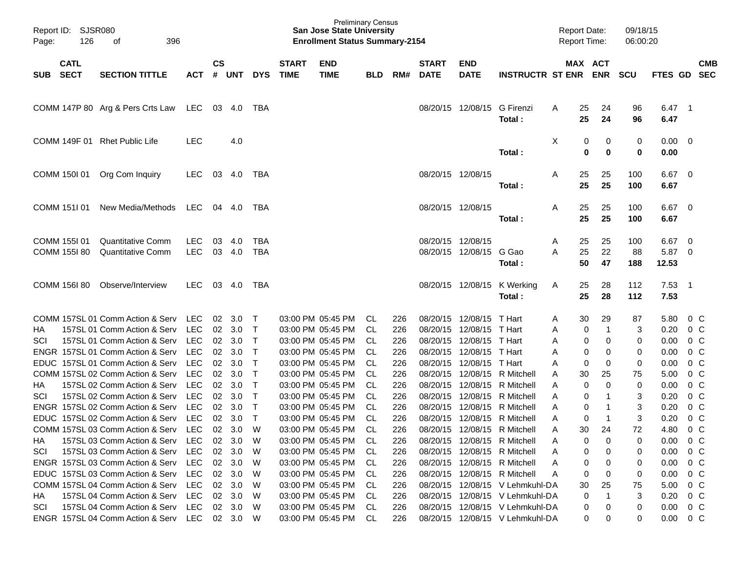Preliminary Census
**San Jose State University**
**Enrollment Status Summary-2154**

Report ID: SJSR080
Report Date: 09/18/15
Report Time: 06:00:20

| SUB | CATL SECT | SECTION TITTLE | ACT | CS # | UNT | DYS | START TIME | END TIME | BLD | RM# | START DATE | END DATE | INSTRUCTR | ST | MAX ENR | ACT ENR | SCU | FTES | GD | CMB SEC |
|---|---|---|---|---|---|---|---|---|---|---|---|---|---|---|---|---|---|---|---|---|
| COMM | 147P 80 | Arg & Pers Crts Law | LEC | 03 | 4.0 | TBA | | | | | 08/20/15 | 12/08/15 | G Firenzi | A | 25 | 24 | 96 | 6.47 | 1 | |
| | | | | | | | | | | | | | **Total :** | | **25** | **24** | **96** | **6.47** | | |
| COMM | 149F 01 | Rhet Public Life | LEC | | 4.0 | | | | | | | | | X | 0 | 0 | 0 | 0.00 | 0 | |
| | | | | | | | | | | | | | **Total :** | | **0** | **0** | **0** | **0.00** | | |
| COMM | 150I 01 | Org Com Inquiry | LEC | 03 | 4.0 | TBA | | | | | 08/20/15 | 12/08/15 | | A | 25 | 25 | 100 | 6.67 | 0 | |
| | | | | | | | | | | | | | **Total :** | | **25** | **25** | **100** | **6.67** | | |
| COMM | 151I 01 | New Media/Methods | LEC | 04 | 4.0 | TBA | | | | | 08/20/15 | 12/08/15 | | A | 25 | 25 | 100 | 6.67 | 0 | |
| | | | | | | | | | | | | | **Total :** | | **25** | **25** | **100** | **6.67** | | |
| COMM | 155I 01 | Quantitative Comm | LEC | 03 | 4.0 | TBA | | | | | 08/20/15 | 12/08/15 | | A | 25 | 25 | 100 | 6.67 | 0 | |
| COMM | 155I 80 | Quantitative Comm | LEC | 03 | 4.0 | TBA | | | | | 08/20/15 | 12/08/15 | G Gao | A | 25 | 22 | 88 | 5.87 | 0 | |
| | | | | | | | | | | | | | **Total :** | | **50** | **47** | **188** | **12.53** | | |
| COMM | 156I 80 | Observe/Interview | LEC | 03 | 4.0 | TBA | | | | | 08/20/15 | 12/08/15 | K Werking | A | 25 | 28 | 112 | 7.53 | 1 | |
| | | | | | | | | | | | | | **Total :** | | **25** | **28** | **112** | **7.53** | | |
| COMM | 157SL 01 | Comm Action & Serv | LEC | 02 | 3.0 | T | 03:00 PM | 05:45 PM | CL | 226 | 08/20/15 | 12/08/15 | T Hart | A | 30 | 29 | 87 | 5.80 | 0 | C |
| HA | 157SL 01 | Comm Action & Serv | LEC | 02 | 3.0 | T | 03:00 PM | 05:45 PM | CL | 226 | 08/20/15 | 12/08/15 | T Hart | A | 0 | 1 | 3 | 0.20 | 0 | C |
| SCI | 157SL 01 | Comm Action & Serv | LEC | 02 | 3.0 | T | 03:00 PM | 05:45 PM | CL | 226 | 08/20/15 | 12/08/15 | T Hart | A | 0 | 0 | 0 | 0.00 | 0 | C |
| ENGR | 157SL 01 | Comm Action & Serv | LEC | 02 | 3.0 | T | 03:00 PM | 05:45 PM | CL | 226 | 08/20/15 | 12/08/15 | T Hart | A | 0 | 0 | 0 | 0.00 | 0 | C |
| EDUC | 157SL 01 | Comm Action & Serv | LEC | 02 | 3.0 | T | 03:00 PM | 05:45 PM | CL | 226 | 08/20/15 | 12/08/15 | T Hart | A | 0 | 0 | 0 | 0.00 | 0 | C |
| COMM | 157SL 02 | Comm Action & Serv | LEC | 02 | 3.0 | T | 03:00 PM | 05:45 PM | CL | 226 | 08/20/15 | 12/08/15 | R Mitchell | A | 30 | 25 | 75 | 5.00 | 0 | C |
| HA | 157SL 02 | Comm Action & Serv | LEC | 02 | 3.0 | T | 03:00 PM | 05:45 PM | CL | 226 | 08/20/15 | 12/08/15 | R Mitchell | A | 0 | 0 | 0 | 0.00 | 0 | C |
| SCI | 157SL 02 | Comm Action & Serv | LEC | 02 | 3.0 | T | 03:00 PM | 05:45 PM | CL | 226 | 08/20/15 | 12/08/15 | R Mitchell | A | 0 | 1 | 3 | 0.20 | 0 | C |
| ENGR | 157SL 02 | Comm Action & Serv | LEC | 02 | 3.0 | T | 03:00 PM | 05:45 PM | CL | 226 | 08/20/15 | 12/08/15 | R Mitchell | A | 0 | 1 | 3 | 0.20 | 0 | C |
| EDUC | 157SL 02 | Comm Action & Serv | LEC | 02 | 3.0 | T | 03:00 PM | 05:45 PM | CL | 226 | 08/20/15 | 12/08/15 | R Mitchell | A | 0 | 1 | 3 | 0.20 | 0 | C |
| COMM | 157SL 03 | Comm Action & Serv | LEC | 02 | 3.0 | W | 03:00 PM | 05:45 PM | CL | 226 | 08/20/15 | 12/08/15 | R Mitchell | A | 30 | 24 | 72 | 4.80 | 0 | C |
| HA | 157SL 03 | Comm Action & Serv | LEC | 02 | 3.0 | W | 03:00 PM | 05:45 PM | CL | 226 | 08/20/15 | 12/08/15 | R Mitchell | A | 0 | 0 | 0 | 0.00 | 0 | C |
| SCI | 157SL 03 | Comm Action & Serv | LEC | 02 | 3.0 | W | 03:00 PM | 05:45 PM | CL | 226 | 08/20/15 | 12/08/15 | R Mitchell | A | 0 | 0 | 0 | 0.00 | 0 | C |
| ENGR | 157SL 03 | Comm Action & Serv | LEC | 02 | 3.0 | W | 03:00 PM | 05:45 PM | CL | 226 | 08/20/15 | 12/08/15 | R Mitchell | A | 0 | 0 | 0 | 0.00 | 0 | C |
| EDUC | 157SL 03 | Comm Action & Serv | LEC | 02 | 3.0 | W | 03:00 PM | 05:45 PM | CL | 226 | 08/20/15 | 12/08/15 | R Mitchell | A | 0 | 0 | 0 | 0.00 | 0 | C |
| COMM | 157SL 04 | Comm Action & Serv | LEC | 02 | 3.0 | W | 03:00 PM | 05:45 PM | CL | 226 | 08/20/15 | 12/08/15 | V Lehmkuhl-D | A | 30 | 25 | 75 | 5.00 | 0 | C |
| HA | 157SL 04 | Comm Action & Serv | LEC | 02 | 3.0 | W | 03:00 PM | 05:45 PM | CL | 226 | 08/20/15 | 12/08/15 | V Lehmkuhl-D | A | 0 | 1 | 3 | 0.20 | 0 | C |
| SCI | 157SL 04 | Comm Action & Serv | LEC | 02 | 3.0 | W | 03:00 PM | 05:45 PM | CL | 226 | 08/20/15 | 12/08/15 | V Lehmkuhl-D | A | 0 | 0 | 0 | 0.00 | 0 | C |
| ENGR | 157SL 04 | Comm Action & Serv | LEC | 02 | 3.0 | W | 03:00 PM | 05:45 PM | CL | 226 | 08/20/15 | 12/08/15 | V Lehmkuhl-D | A | 0 | 0 | 0 | 0.00 | 0 | C |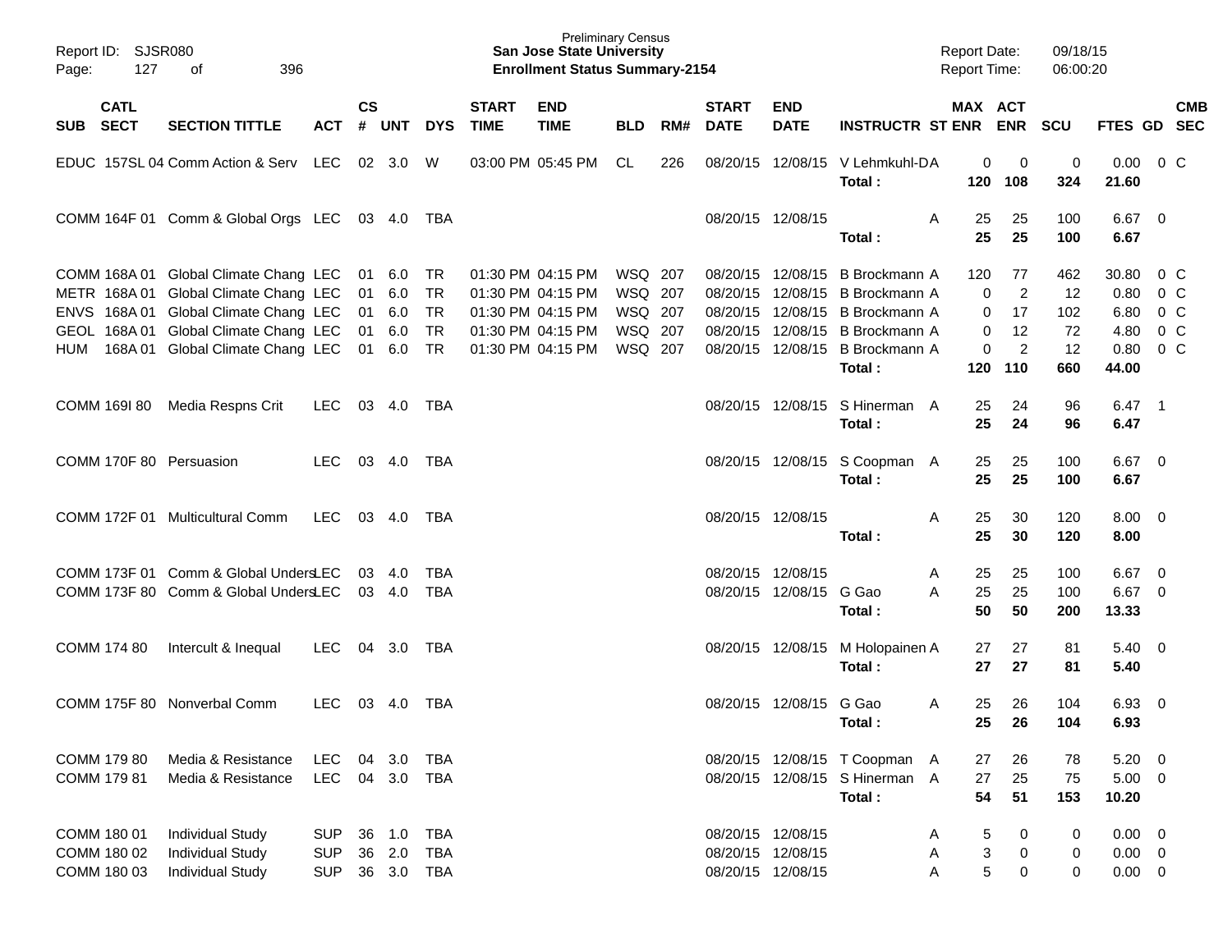Preliminary Census
**San Jose State University**
**Enrollment Status Summary-2154**

Report ID: SJSR080
Report Date: 09/18/15
Report Time: 06:00:20

| SUB | CATL SECT | SECTION TITTLE | ACT | CS # | UNT | DYS | START TIME | END TIME | BLD | RM# | START DATE | END DATE | INSTRUCTR | ST | MAX ENR | ACT ENR | SCU | FTES | GD | CMB SEC |
|---|---|---|---|---|---|---|---|---|---|---|---|---|---|---|---|---|---|---|---|---|
| EDUC | 157SL 04 | Comm Action & Serv | LEC | 02 | 3.0 | W | 03:00 PM | 05:45 PM | CL | 226 | 08/20/15 | 12/08/15 | V Lehmkuhl-D | A | 0 | 0 | 0 | 0.00 | 0 | C |
| | | | | | | | | | | | | | **Total :** | | **120** | **108** | **324** | **21.60** | | |
| COMM | 164F 01 | Comm & Global Orgs | LEC | 03 | 4.0 | TBA | | | | | 08/20/15 | 12/08/15 | | A | 25 | 25 | 100 | 6.67 | 0 | |
| | | | | | | | | | | | | | **Total :** | | **25** | **25** | **100** | **6.67** | | |
| COMM | 168A 01 | Global Climate Chang | LEC | 01 | 6.0 | TR | 01:30 PM | 04:15 PM | WSQ | 207 | 08/20/15 | 12/08/15 | B Brockmann | A | 120 | 77 | 462 | 30.80 | 0 | C |
| METR | 168A 01 | Global Climate Chang | LEC | 01 | 6.0 | TR | 01:30 PM | 04:15 PM | WSQ | 207 | 08/20/15 | 12/08/15 | B Brockmann | A | 0 | 2 | 12 | 0.80 | 0 | C |
| ENVS | 168A 01 | Global Climate Chang | LEC | 01 | 6.0 | TR | 01:30 PM | 04:15 PM | WSQ | 207 | 08/20/15 | 12/08/15 | B Brockmann | A | 0 | 17 | 102 | 6.80 | 0 | C |
| GEOL | 168A 01 | Global Climate Chang | LEC | 01 | 6.0 | TR | 01:30 PM | 04:15 PM | WSQ | 207 | 08/20/15 | 12/08/15 | B Brockmann | A | 0 | 12 | 72 | 4.80 | 0 | C |
| HUM | 168A 01 | Global Climate Chang | LEC | 01 | 6.0 | TR | 01:30 PM | 04:15 PM | WSQ | 207 | 08/20/15 | 12/08/15 | B Brockmann | A | 0 | 2 | 12 | 0.80 | 0 | C |
| | | | | | | | | | | | | | **Total :** | | **120** | **110** | **660** | **44.00** | | |
| COMM | 169I 80 | Media Respns Crit | LEC | 03 | 4.0 | TBA | | | | | 08/20/15 | 12/08/15 | S Hinerman | A | 25 | 24 | 96 | 6.47 | 1 | |
| | | | | | | | | | | | | | **Total :** | | **25** | **24** | **96** | **6.47** | | |
| COMM | 170F 80 | Persuasion | LEC | 03 | 4.0 | TBA | | | | | 08/20/15 | 12/08/15 | S Coopman | A | 25 | 25 | 100 | 6.67 | 0 | |
| | | | | | | | | | | | | | **Total :** | | **25** | **25** | **100** | **6.67** | | |
| COMM | 172F 01 | Multicultural Comm | LEC | 03 | 4.0 | TBA | | | | | 08/20/15 | 12/08/15 | | A | 25 | 30 | 120 | 8.00 | 0 | |
| | | | | | | | | | | | | | **Total :** | | **25** | **30** | **120** | **8.00** | | |
| COMM | 173F 01 | Comm & Global Unders | LEC | 03 | 4.0 | TBA | | | | | 08/20/15 | 12/08/15 | | A | 25 | 25 | 100 | 6.67 | 0 | |
| COMM | 173F 80 | Comm & Global Unders | LEC | 03 | 4.0 | TBA | | | | | 08/20/15 | 12/08/15 | G Gao | A | 25 | 25 | 100 | 6.67 | 0 | |
| | | | | | | | | | | | | | **Total :** | | **50** | **50** | **200** | **13.33** | | |
| COMM | 174 80 | Intercult & Inequal | LEC | 04 | 3.0 | TBA | | | | | 08/20/15 | 12/08/15 | M Holopainen | A | 27 | 27 | 81 | 5.40 | 0 | |
| | | | | | | | | | | | | | **Total :** | | **27** | **27** | **81** | **5.40** | | |
| COMM | 175F 80 | Nonverbal Comm | LEC | 03 | 4.0 | TBA | | | | | 08/20/15 | 12/08/15 | G Gao | A | 25 | 26 | 104 | 6.93 | 0 | |
| | | | | | | | | | | | | | **Total :** | | **25** | **26** | **104** | **6.93** | | |
| COMM | 179 80 | Media & Resistance | LEC | 04 | 3.0 | TBA | | | | | 08/20/15 | 12/08/15 | T Coopman | A | 27 | 26 | 78 | 5.20 | 0 | |
| COMM | 179 81 | Media & Resistance | LEC | 04 | 3.0 | TBA | | | | | 08/20/15 | 12/08/15 | S Hinerman | A | 27 | 25 | 75 | 5.00 | 0 | |
| | | | | | | | | | | | | | **Total :** | | **54** | **51** | **153** | **10.20** | | |
| COMM | 180 01 | Individual Study | SUP | 36 | 1.0 | TBA | | | | | 08/20/15 | 12/08/15 | | A | 5 | 0 | 0 | 0.00 | 0 | |
| COMM | 180 02 | Individual Study | SUP | 36 | 2.0 | TBA | | | | | 08/20/15 | 12/08/15 | | A | 3 | 0 | 0 | 0.00 | 0 | |
| COMM | 180 03 | Individual Study | SUP | 36 | 3.0 | TBA | | | | | 08/20/15 | 12/08/15 | | A | 5 | 0 | 0 | 0.00 | 0 | |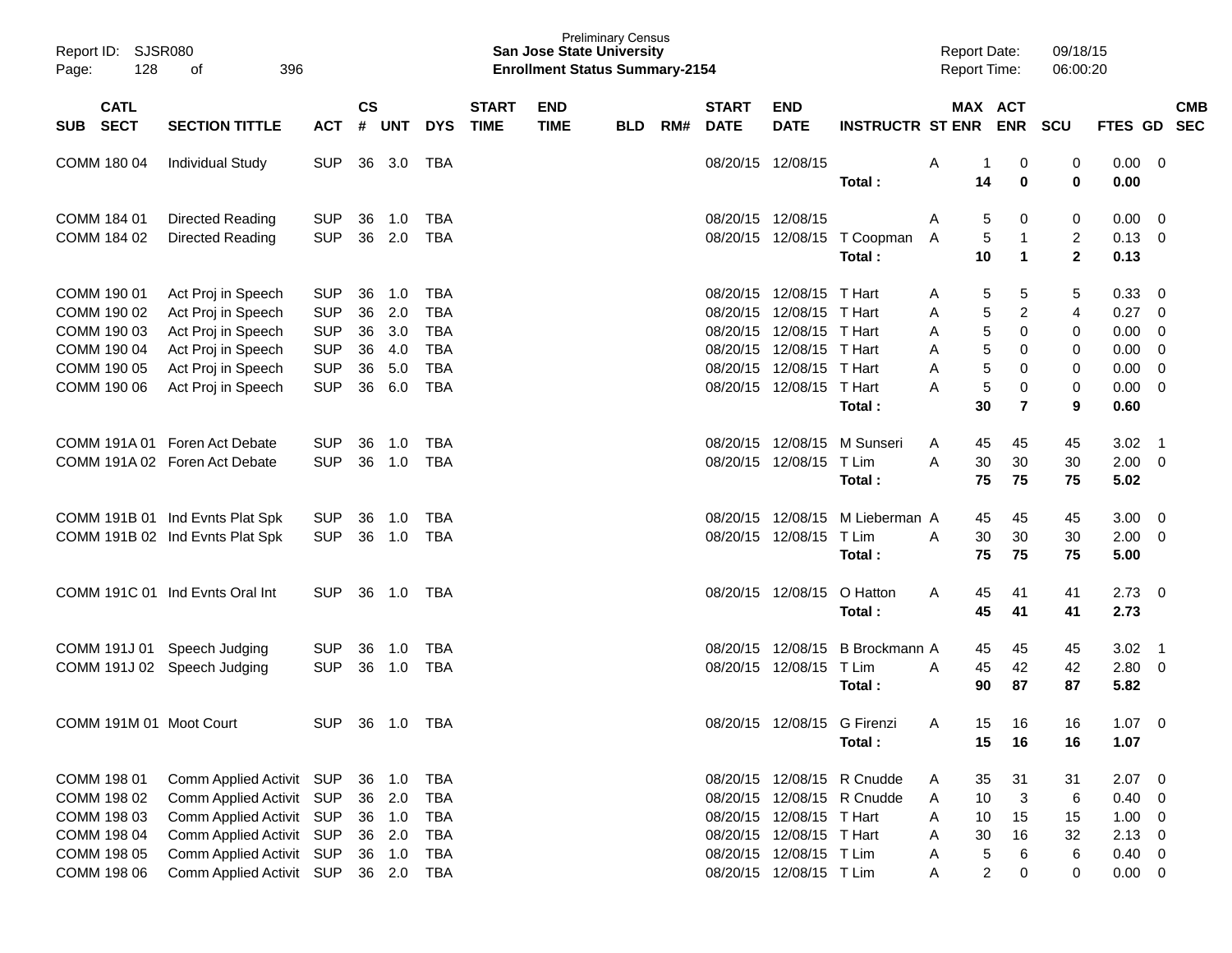Preliminary Census
**San Jose State University**
**Enrollment Status Summary-2154**

Report ID: SJSR080
Report Date: 09/18/15
Report Time: 06:00:20

| SUB | CATL SECT | SECTION TITTLE | ACT | CS # | UNT | DYS | START TIME | END TIME | BLD | RM# | START DATE | END DATE | INSTRUCTR | ST | MAX ENR | ACT ENR | SCU | FTES | GD | CMB SEC |
|---|---|---|---|---|---|---|---|---|---|---|---|---|---|---|---|---|---|---|---|---|
| COMM | 180 04 | Individual Study | SUP | 36 | 3.0 | TBA | | | | | 08/20/15 | 12/08/15 | | A | 1 | 0 | 0 | 0.00 | 0 | |
| | | | | | | | | | | | | | **Total :** | | **14** | **0** | **0** | **0.00** | | |
| COMM | 184 01 | Directed Reading | SUP | 36 | 1.0 | TBA | | | | | 08/20/15 | 12/08/15 | | A | 5 | 0 | 0 | 0.00 | 0 | |
| COMM | 184 02 | Directed Reading | SUP | 36 | 2.0 | TBA | | | | | 08/20/15 | 12/08/15 | T Coopman | A | 5 | 1 | 2 | 0.13 | 0 | |
| | | | | | | | | | | | | | **Total :** | | **10** | **1** | **2** | **0.13** | | |
| COMM | 190 01 | Act Proj in Speech | SUP | 36 | 1.0 | TBA | | | | | 08/20/15 | 12/08/15 | T Hart | A | 5 | 5 | 5 | 0.33 | 0 | |
| COMM | 190 02 | Act Proj in Speech | SUP | 36 | 2.0 | TBA | | | | | 08/20/15 | 12/08/15 | T Hart | A | 5 | 2 | 4 | 0.27 | 0 | |
| COMM | 190 03 | Act Proj in Speech | SUP | 36 | 3.0 | TBA | | | | | 08/20/15 | 12/08/15 | T Hart | A | 5 | 0 | 0 | 0.00 | 0 | |
| COMM | 190 04 | Act Proj in Speech | SUP | 36 | 4.0 | TBA | | | | | 08/20/15 | 12/08/15 | T Hart | A | 5 | 0 | 0 | 0.00 | 0 | |
| COMM | 190 05 | Act Proj in Speech | SUP | 36 | 5.0 | TBA | | | | | 08/20/15 | 12/08/15 | T Hart | A | 5 | 0 | 0 | 0.00 | 0 | |
| COMM | 190 06 | Act Proj in Speech | SUP | 36 | 6.0 | TBA | | | | | 08/20/15 | 12/08/15 | T Hart | A | 5 | 0 | 0 | 0.00 | 0 | |
| | | | | | | | | | | | | | **Total :** | | **30** | **7** | **9** | **0.60** | | |
| COMM | 191A 01 | Foren Act Debate | SUP | 36 | 1.0 | TBA | | | | | 08/20/15 | 12/08/15 | M Sunseri | A | 45 | 45 | 45 | 3.02 | 1 | |
| COMM | 191A 02 | Foren Act Debate | SUP | 36 | 1.0 | TBA | | | | | 08/20/15 | 12/08/15 | T Lim | A | 30 | 30 | 30 | 2.00 | 0 | |
| | | | | | | | | | | | | | **Total :** | | **75** | **75** | **75** | **5.02** | | |
| COMM | 191B 01 | Ind Evnts Plat Spk | SUP | 36 | 1.0 | TBA | | | | | 08/20/15 | 12/08/15 | M Lieberman | A | 45 | 45 | 45 | 3.00 | 0 | |
| COMM | 191B 02 | Ind Evnts Plat Spk | SUP | 36 | 1.0 | TBA | | | | | 08/20/15 | 12/08/15 | T Lim | A | 30 | 30 | 30 | 2.00 | 0 | |
| | | | | | | | | | | | | | **Total :** | | **75** | **75** | **75** | **5.00** | | |
| COMM | 191C 01 | Ind Evnts Oral Int | SUP | 36 | 1.0 | TBA | | | | | 08/20/15 | 12/08/15 | O Hatton | A | 45 | 41 | 41 | 2.73 | 0 | |
| | | | | | | | | | | | | | **Total :** | | **45** | **41** | **41** | **2.73** | | |
| COMM | 191J 01 | Speech Judging | SUP | 36 | 1.0 | TBA | | | | | 08/20/15 | 12/08/15 | B Brockmann | A | 45 | 45 | 45 | 3.02 | 1 | |
| COMM | 191J 02 | Speech Judging | SUP | 36 | 1.0 | TBA | | | | | 08/20/15 | 12/08/15 | T Lim | A | 45 | 42 | 42 | 2.80 | 0 | |
| | | | | | | | | | | | | | **Total :** | | **90** | **87** | **87** | **5.82** | | |
| COMM | 191M 01 | Moot Court | SUP | 36 | 1.0 | TBA | | | | | 08/20/15 | 12/08/15 | G Firenzi | A | 15 | 16 | 16 | 1.07 | 0 | |
| | | | | | | | | | | | | | **Total :** | | **15** | **16** | **16** | **1.07** | | |
| COMM | 198 01 | Comm Applied Activit | SUP | 36 | 1.0 | TBA | | | | | 08/20/15 | 12/08/15 | R Cnudde | A | 35 | 31 | 31 | 2.07 | 0 | |
| COMM | 198 02 | Comm Applied Activit | SUP | 36 | 2.0 | TBA | | | | | 08/20/15 | 12/08/15 | R Cnudde | A | 10 | 3 | 6 | 0.40 | 0 | |
| COMM | 198 03 | Comm Applied Activit | SUP | 36 | 1.0 | TBA | | | | | 08/20/15 | 12/08/15 | T Hart | A | 10 | 15 | 15 | 1.00 | 0 | |
| COMM | 198 04 | Comm Applied Activit | SUP | 36 | 2.0 | TBA | | | | | 08/20/15 | 12/08/15 | T Hart | A | 30 | 16 | 32 | 2.13 | 0 | |
| COMM | 198 05 | Comm Applied Activit | SUP | 36 | 1.0 | TBA | | | | | 08/20/15 | 12/08/15 | T Lim | A | 5 | 6 | 6 | 0.40 | 0 | |
| COMM | 198 06 | Comm Applied Activit | SUP | 36 | 2.0 | TBA | | | | | 08/20/15 | 12/08/15 | T Lim | A | 2 | 0 | 0 | 0.00 | 0 | |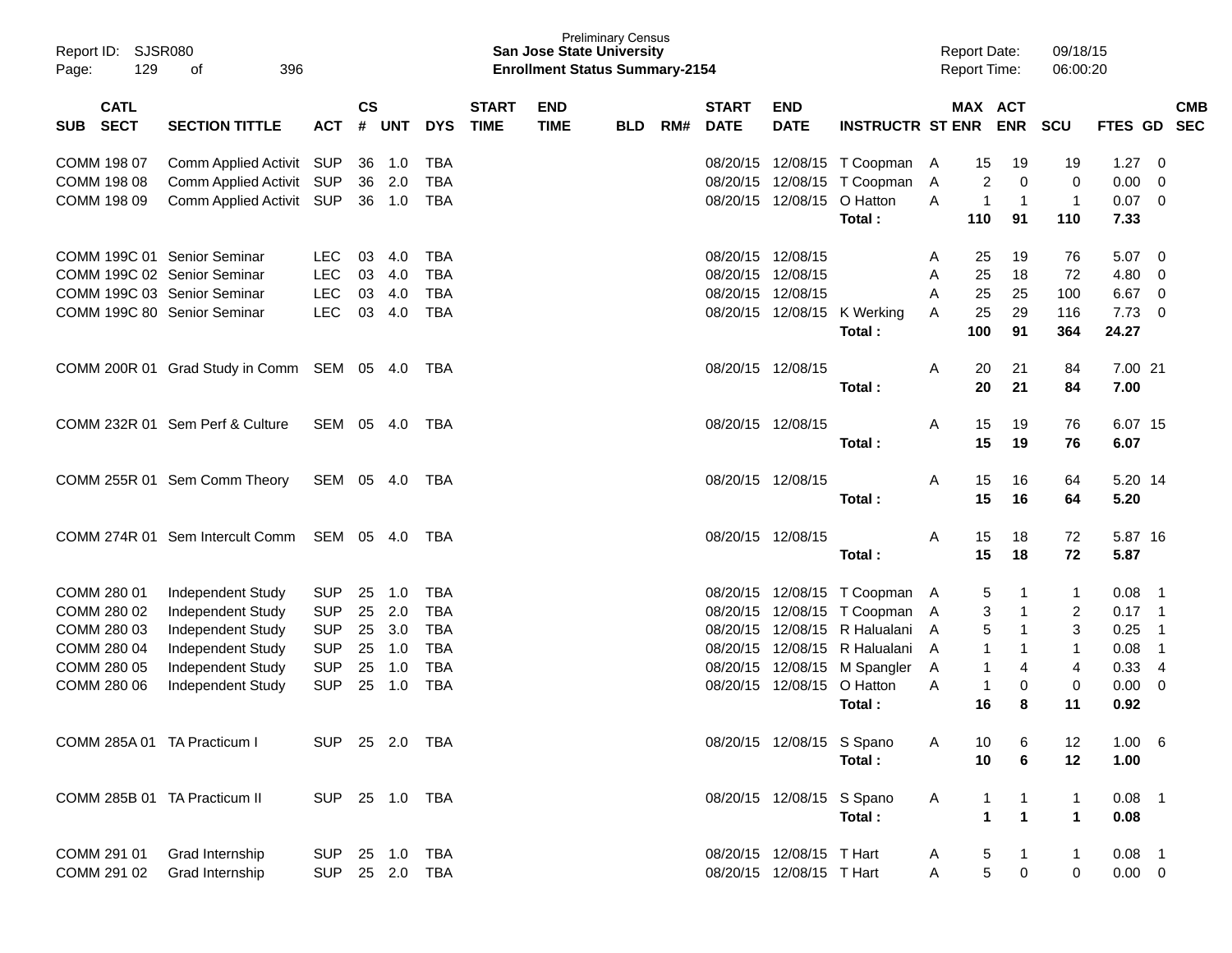Preliminary Census
**San Jose State University**
**Enrollment Status Summary-2154**

Report ID: SJSR080
Report Date: 09/18/15
Report Time: 06:00:20

| SUB | CATL SECT | SECTION TITTLE | ACT | CS # | UNT | DYS | START TIME | END TIME | BLD | RM# | START DATE | END DATE | INSTRUCTR | ST | MAX ENR | ACT ENR | SCU | FTES | GD | CMB SEC |
|---|---|---|---|---|---|---|---|---|---|---|---|---|---|---|---|---|---|---|---|---|
| COMM | 198 07 | Comm Applied Activit | SUP | 36 | 1.0 | TBA | | | | | 08/20/15 | 12/08/15 | T Coopman | A | 15 | 19 | 19 | 1.27 | 0 | |
| COMM | 198 08 | Comm Applied Activit | SUP | 36 | 2.0 | TBA | | | | | 08/20/15 | 12/08/15 | T Coopman | A | 2 | 0 | 0 | 0.00 | 0 | |
| COMM | 198 09 | Comm Applied Activit | SUP | 36 | 1.0 | TBA | | | | | 08/20/15 | 12/08/15 | O Hatton | A | 1 | 1 | 1 | 0.07 | 0 | |
| | | | | | | | | | | | | | **Total :** | | **110** | **91** | **110** | **7.33** | | |
| COMM | 199C 01 | Senior Seminar | LEC | 03 | 4.0 | TBA | | | | | 08/20/15 | 12/08/15 | | A | 25 | 19 | 76 | 5.07 | 0 | |
| COMM | 199C 02 | Senior Seminar | LEC | 03 | 4.0 | TBA | | | | | 08/20/15 | 12/08/15 | | A | 25 | 18 | 72 | 4.80 | 0 | |
| COMM | 199C 03 | Senior Seminar | LEC | 03 | 4.0 | TBA | | | | | 08/20/15 | 12/08/15 | | A | 25 | 25 | 100 | 6.67 | 0 | |
| COMM | 199C 80 | Senior Seminar | LEC | 03 | 4.0 | TBA | | | | | 08/20/15 | 12/08/15 | K Werking | A | 25 | 29 | 116 | 7.73 | 0 | |
| | | | | | | | | | | | | | **Total :** | | **100** | **91** | **364** | **24.27** | | |
| COMM | 200R 01 | Grad Study in Comm | SEM | 05 | 4.0 | TBA | | | | | 08/20/15 | 12/08/15 | | A | 20 | 21 | 84 | 7.00 | 21 | |
| | | | | | | | | | | | | | **Total :** | | **20** | **21** | **84** | **7.00** | | |
| COMM | 232R 01 | Sem Perf & Culture | SEM | 05 | 4.0 | TBA | | | | | 08/20/15 | 12/08/15 | | A | 15 | 19 | 76 | 6.07 | 15 | |
| | | | | | | | | | | | | | **Total :** | | **15** | **19** | **76** | **6.07** | | |
| COMM | 255R 01 | Sem Comm Theory | SEM | 05 | 4.0 | TBA | | | | | 08/20/15 | 12/08/15 | | A | 15 | 16 | 64 | 5.20 | 14 | |
| | | | | | | | | | | | | | **Total :** | | **15** | **16** | **64** | **5.20** | | |
| COMM | 274R 01 | Sem Intercult Comm | SEM | 05 | 4.0 | TBA | | | | | 08/20/15 | 12/08/15 | | A | 15 | 18 | 72 | 5.87 | 16 | |
| | | | | | | | | | | | | | **Total :** | | **15** | **18** | **72** | **5.87** | | |
| COMM | 280 01 | Independent Study | SUP | 25 | 1.0 | TBA | | | | | 08/20/15 | 12/08/15 | T Coopman | A | 5 | 1 | 1 | 0.08 | 1 | |
| COMM | 280 02 | Independent Study | SUP | 25 | 2.0 | TBA | | | | | 08/20/15 | 12/08/15 | T Coopman | A | 3 | 1 | 2 | 0.17 | 1 | |
| COMM | 280 03 | Independent Study | SUP | 25 | 3.0 | TBA | | | | | 08/20/15 | 12/08/15 | R Halualani | A | 5 | 1 | 3 | 0.25 | 1 | |
| COMM | 280 04 | Independent Study | SUP | 25 | 1.0 | TBA | | | | | 08/20/15 | 12/08/15 | R Halualani | A | 1 | 1 | 1 | 0.08 | 1 | |
| COMM | 280 05 | Independent Study | SUP | 25 | 1.0 | TBA | | | | | 08/20/15 | 12/08/15 | M Spangler | A | 1 | 4 | 4 | 0.33 | 4 | |
| COMM | 280 06 | Independent Study | SUP | 25 | 1.0 | TBA | | | | | 08/20/15 | 12/08/15 | O Hatton | A | 1 | 0 | 0 | 0.00 | 0 | |
| | | | | | | | | | | | | | **Total :** | | **16** | **8** | **11** | **0.92** | | |
| COMM | 285A 01 | TA Practicum I | SUP | 25 | 2.0 | TBA | | | | | 08/20/15 | 12/08/15 | S Spano | A | 10 | 6 | 12 | 1.00 | 6 | |
| | | | | | | | | | | | | | **Total :** | | **10** | **6** | **12** | **1.00** | | |
| COMM | 285B 01 | TA Practicum II | SUP | 25 | 1.0 | TBA | | | | | 08/20/15 | 12/08/15 | S Spano | A | 1 | 1 | 1 | 0.08 | 1 | |
| | | | | | | | | | | | | | **Total :** | | **1** | **1** | **1** | **0.08** | | |
| COMM | 291 01 | Grad Internship | SUP | 25 | 1.0 | TBA | | | | | 08/20/15 | 12/08/15 | T Hart | A | 5 | 1 | 1 | 0.08 | 1 | |
| COMM | 291 02 | Grad Internship | SUP | 25 | 2.0 | TBA | | | | | 08/20/15 | 12/08/15 | T Hart | A | 5 | 0 | 0 | 0.00 | 0 | |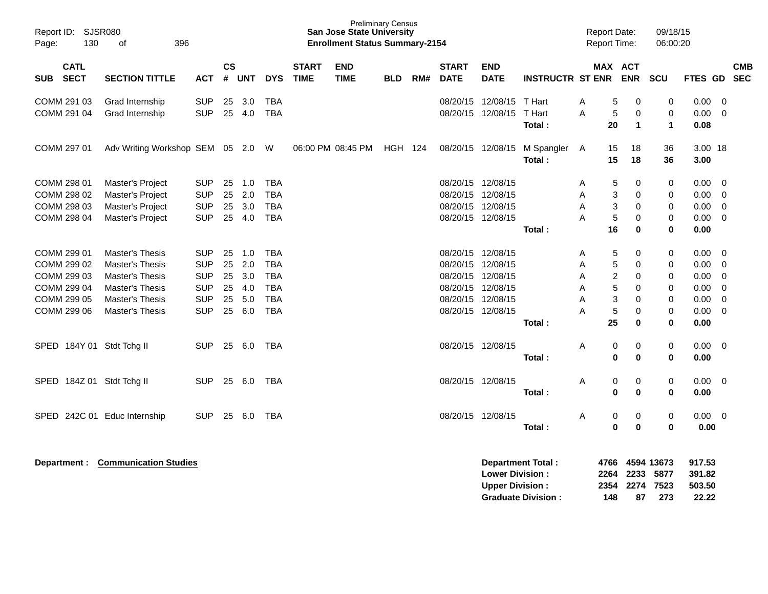Preliminary Census
**San Jose State University**
**Enrollment Status Summary-2154**

Report ID: SJSR080
Report Date: 09/18/15
Report Time: 06:00:20

| SUB | CATL SECT | SECTION TITTLE | ACT | CS # | UNT | DYS | START TIME | END TIME | BLD | RM# | START DATE | END DATE | INSTRUCTR | ST | MAX ENR | ACT ENR | SCU | FTES | GD | CMB SEC |
|---|---|---|---|---|---|---|---|---|---|---|---|---|---|---|---|---|---|---|---|---|
| COMM | 291 03 | Grad Internship | SUP | 25 | 3.0 | TBA | | | | | 08/20/15 | 12/08/15 | T Hart | A | 5 | 0 | 0 | 0.00 | 0 | |
| COMM | 291 04 | Grad Internship | SUP | 25 | 4.0 | TBA | | | | | 08/20/15 | 12/08/15 | T Hart | A | 5 | 0 | 0 | 0.00 | 0 | |
| | | | | | | | | | | | | | **Total :** | | **20** | **1** | **1** | **0.08** | | |
| COMM | 297 01 | Adv Writing Workshop | SEM | 05 | 2.0 | W | 06:00 PM | 08:45 PM | HGH | 124 | 08/20/15 | 12/08/15 | M Spangler | A | 15 | 18 | 36 | 3.00 | 18 | |
| | | | | | | | | | | | | | **Total :** | | **15** | **18** | **36** | **3.00** | | |
| COMM | 298 01 | Master's Project | SUP | 25 | 1.0 | TBA | | | | | 08/20/15 | 12/08/15 | | A | 5 | 0 | 0 | 0.00 | 0 | |
| COMM | 298 02 | Master's Project | SUP | 25 | 2.0 | TBA | | | | | 08/20/15 | 12/08/15 | | A | 3 | 0 | 0 | 0.00 | 0 | |
| COMM | 298 03 | Master's Project | SUP | 25 | 3.0 | TBA | | | | | 08/20/15 | 12/08/15 | | A | 3 | 0 | 0 | 0.00 | 0 | |
| COMM | 298 04 | Master's Project | SUP | 25 | 4.0 | TBA | | | | | 08/20/15 | 12/08/15 | | A | 5 | 0 | 0 | 0.00 | 0 | |
| | | | | | | | | | | | | | **Total :** | | **16** | **0** | **0** | **0.00** | | |
| COMM | 299 01 | Master's Thesis | SUP | 25 | 1.0 | TBA | | | | | 08/20/15 | 12/08/15 | | A | 5 | 0 | 0 | 0.00 | 0 | |
| COMM | 299 02 | Master's Thesis | SUP | 25 | 2.0 | TBA | | | | | 08/20/15 | 12/08/15 | | A | 5 | 0 | 0 | 0.00 | 0 | |
| COMM | 299 03 | Master's Thesis | SUP | 25 | 3.0 | TBA | | | | | 08/20/15 | 12/08/15 | | A | 2 | 0 | 0 | 0.00 | 0 | |
| COMM | 299 04 | Master's Thesis | SUP | 25 | 4.0 | TBA | | | | | 08/20/15 | 12/08/15 | | A | 5 | 0 | 0 | 0.00 | 0 | |
| COMM | 299 05 | Master's Thesis | SUP | 25 | 5.0 | TBA | | | | | 08/20/15 | 12/08/15 | | A | 3 | 0 | 0 | 0.00 | 0 | |
| COMM | 299 06 | Master's Thesis | SUP | 25 | 6.0 | TBA | | | | | 08/20/15 | 12/08/15 | | A | 5 | 0 | 0 | 0.00 | 0 | |
| | | | | | | | | | | | | | **Total :** | | **25** | **0** | **0** | **0.00** | | |
| SPED | 184Y 01 | Stdt Tchg II | SUP | 25 | 6.0 | TBA | | | | | 08/20/15 | 12/08/15 | | A | 0 | 0 | 0 | 0.00 | 0 | |
| | | | | | | | | | | | | | **Total :** | | **0** | **0** | **0** | **0.00** | | |
| SPED | 184Z 01 | Stdt Tchg II | SUP | 25 | 6.0 | TBA | | | | | 08/20/15 | 12/08/15 | | A | 0 | 0 | 0 | 0.00 | 0 | |
| | | | | | | | | | | | | | **Total :** | | **0** | **0** | **0** | **0.00** | | |
| SPED | 242C 01 | Educ Internship | SUP | 25 | 6.0 | TBA | | | | | 08/20/15 | 12/08/15 | | A | 0 | 0 | 0 | 0.00 | 0 | |
| | | | | | | | | | | | | | **Total :** | | **0** | **0** | **0** | **0.00** | | |

**Department : Communication Studies**

| | MAX ENR | ACT ENR | SCU | FTES |
|---|---|---|---|---|
| **Department Total :** | **4766** | **4594** | **13673** | **917.53** |
| **Lower Division :** | **2264** | **2233** | **5877** | **391.82** |
| **Upper Division :** | **2354** | **2274** | **7523** | **503.50** |
| **Graduate Division :** | **148** | **87** | **273** | **22.22** |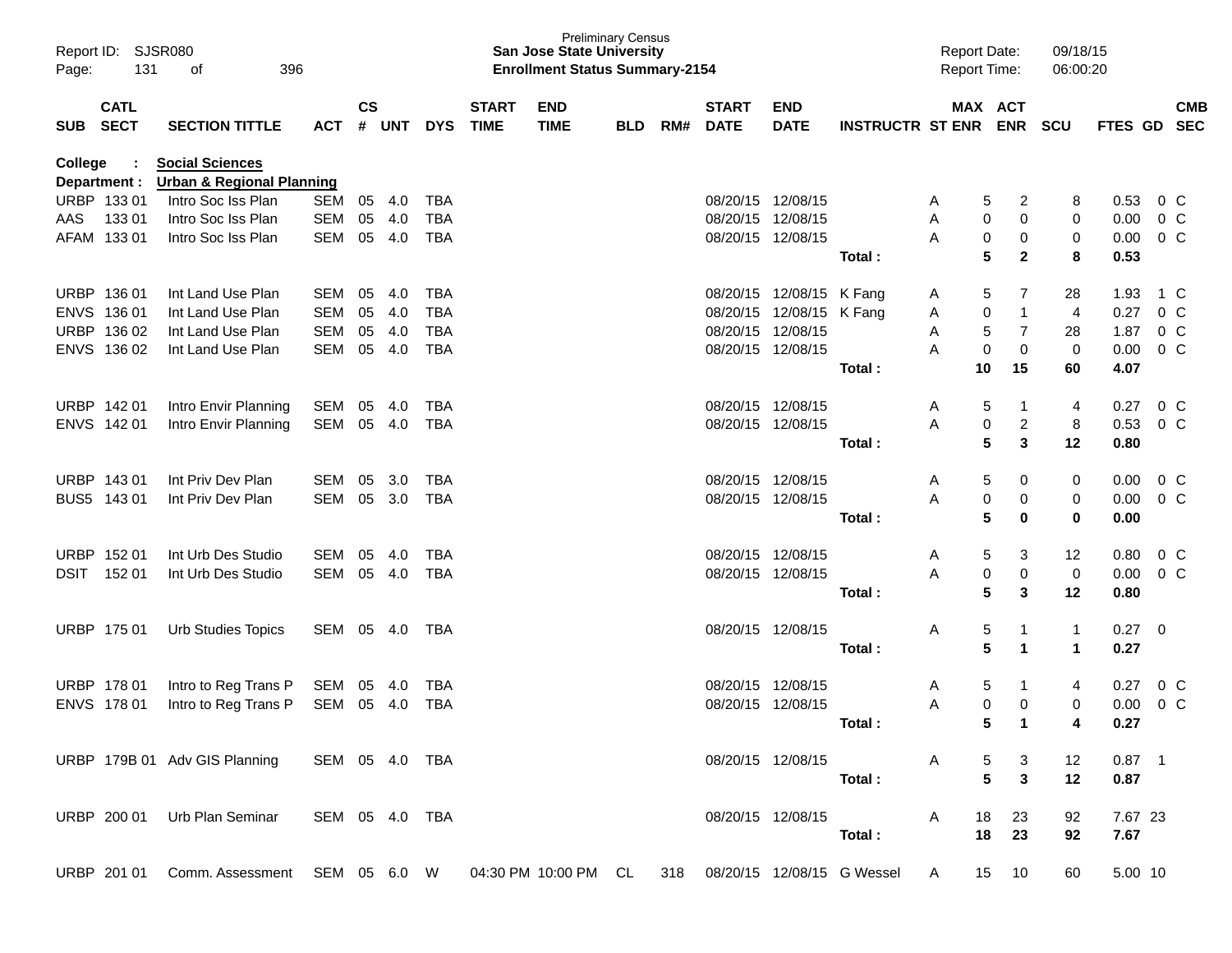Preliminary Census
**San Jose State University**
**Enrollment Status Summary-2154**

Report ID: SJSR080
Report Date: 09/18/15
Report Time: 06:00:20

| SUB | CATL SECT | SECTION TITTLE | ACT | CS # | UNT | DYS | START TIME | END TIME | BLD | RM# | START DATE | END DATE | INSTRUCTR | ST | MAX ENR | ACT ENR | SCU | FTES | GD | CMB SEC |
|---|---|---|---|---|---|---|---|---|---|---|---|---|---|---|---|---|---|---|---|---|
| **College : Social Sciences** | | | | | | | | | | | | | | | | | | | | |
| **Department : Urban & Regional Planning** | | | | | | | | | | | | | | | | | | | | |
| URBP | 133 01 | Intro Soc Iss Plan | SEM | 05 | 4.0 | TBA | | | | | 08/20/15 | 12/08/15 | | A | 5 | 2 | 8 | 0.53 | 0 | C |
| AAS | 133 01 | Intro Soc Iss Plan | SEM | 05 | 4.0 | TBA | | | | | 08/20/15 | 12/08/15 | | A | 0 | 0 | 0 | 0.00 | 0 | C |
| AFAM | 133 01 | Intro Soc Iss Plan | SEM | 05 | 4.0 | TBA | | | | | 08/20/15 | 12/08/15 | | A | 0 | 0 | 0 | 0.00 | 0 | C |
| | | | | | | | | | | | | | **Total :** | | **5** | **2** | **8** | **0.53** | | |
| URBP | 136 01 | Int Land Use Plan | SEM | 05 | 4.0 | TBA | | | | | 08/20/15 | 12/08/15 | K Fang | A | 5 | 7 | 28 | 1.93 | 1 | C |
| ENVS | 136 01 | Int Land Use Plan | SEM | 05 | 4.0 | TBA | | | | | 08/20/15 | 12/08/15 | K Fang | A | 0 | 1 | 4 | 0.27 | 0 | C |
| URBP | 136 02 | Int Land Use Plan | SEM | 05 | 4.0 | TBA | | | | | 08/20/15 | 12/08/15 | | A | 5 | 7 | 28 | 1.87 | 0 | C |
| ENVS | 136 02 | Int Land Use Plan | SEM | 05 | 4.0 | TBA | | | | | 08/20/15 | 12/08/15 | | A | 0 | 0 | 0 | 0.00 | 0 | C |
| | | | | | | | | | | | | | **Total :** | | **10** | **15** | **60** | **4.07** | | |
| URBP | 142 01 | Intro Envir Planning | SEM | 05 | 4.0 | TBA | | | | | 08/20/15 | 12/08/15 | | A | 5 | 1 | 4 | 0.27 | 0 | C |
| ENVS | 142 01 | Intro Envir Planning | SEM | 05 | 4.0 | TBA | | | | | 08/20/15 | 12/08/15 | | A | 0 | 2 | 8 | 0.53 | 0 | C |
| | | | | | | | | | | | | | **Total :** | | **5** | **3** | **12** | **0.80** | | |
| URBP | 143 01 | Int Priv Dev Plan | SEM | 05 | 3.0 | TBA | | | | | 08/20/15 | 12/08/15 | | A | 5 | 0 | 0 | 0.00 | 0 | C |
| BUS5 | 143 01 | Int Priv Dev Plan | SEM | 05 | 3.0 | TBA | | | | | 08/20/15 | 12/08/15 | | A | 0 | 0 | 0 | 0.00 | 0 | C |
| | | | | | | | | | | | | | **Total :** | | **5** | **0** | **0** | **0.00** | | |
| URBP | 152 01 | Int Urb Des Studio | SEM | 05 | 4.0 | TBA | | | | | 08/20/15 | 12/08/15 | | A | 5 | 3 | 12 | 0.80 | 0 | C |
| DSIT | 152 01 | Int Urb Des Studio | SEM | 05 | 4.0 | TBA | | | | | 08/20/15 | 12/08/15 | | A | 0 | 0 | 0 | 0.00 | 0 | C |
| | | | | | | | | | | | | | **Total :** | | **5** | **3** | **12** | **0.80** | | |
| URBP | 175 01 | Urb Studies Topics | SEM | 05 | 4.0 | TBA | | | | | 08/20/15 | 12/08/15 | | A | 5 | 1 | 1 | 0.27 | 0 | |
| | | | | | | | | | | | | | **Total :** | | **5** | **1** | **1** | **0.27** | | |
| URBP | 178 01 | Intro to Reg Trans P | SEM | 05 | 4.0 | TBA | | | | | 08/20/15 | 12/08/15 | | A | 5 | 1 | 4 | 0.27 | 0 | C |
| ENVS | 178 01 | Intro to Reg Trans P | SEM | 05 | 4.0 | TBA | | | | | 08/20/15 | 12/08/15 | | A | 0 | 0 | 0 | 0.00 | 0 | C |
| | | | | | | | | | | | | | **Total :** | | **5** | **1** | **4** | **0.27** | | |
| URBP | 179B 01 | Adv GIS Planning | SEM | 05 | 4.0 | TBA | | | | | 08/20/15 | 12/08/15 | | A | 5 | 3 | 12 | 0.87 | 1 | |
| | | | | | | | | | | | | | **Total :** | | **5** | **3** | **12** | **0.87** | | |
| URBP | 200 01 | Urb Plan Seminar | SEM | 05 | 4.0 | TBA | | | | | 08/20/15 | 12/08/15 | | A | 18 | 23 | 92 | 7.67 | 23 | |
| | | | | | | | | | | | | | **Total :** | | **18** | **23** | **92** | **7.67** | | |
| URBP | 201 01 | Comm. Assessment | SEM | 05 | 6.0 | W | 04:30 PM | 10:00 PM | CL | 318 | 08/20/15 | 12/08/15 | G Wessel | A | 15 | 10 | 60 | 5.00 | 10 | |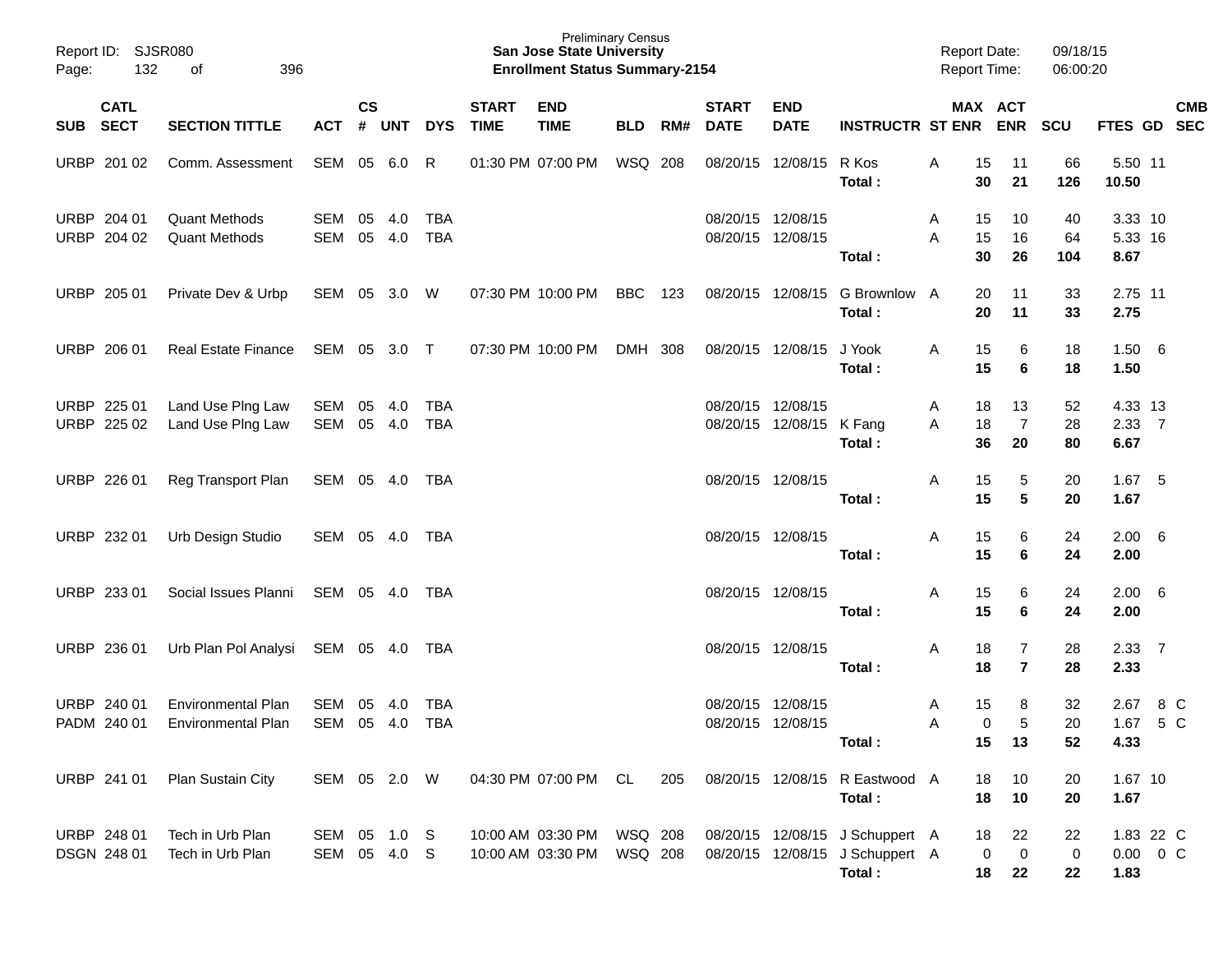Preliminary Census
**San Jose State University**
**Enrollment Status Summary-2154**

Report ID: SJSR080
Report Date: 09/18/15
Report Time: 06:00:20

| SUB | CATL SECT | SECTION TITTLE | ACT | CS # | UNT | DYS | START TIME | END TIME | BLD | RM# | START DATE | END DATE | INSTRUCTR | ST | MAX ENR | ACT ENR | SCU | FTES | GD | CMB SEC |
|---|---|---|---|---|---|---|---|---|---|---|---|---|---|---|---|---|---|---|---|---|
| URBP | 201 02 | Comm. Assessment | SEM | 05 | 6.0 | R | 01:30 PM | 07:00 PM | WSQ | 208 | 08/20/15 | 12/08/15 | R Kos | A | 15 | 11 | 66 | 5.50 | 11 | |
| | | | | | | | | | | | | | **Total :** | | **30** | **21** | **126** | **10.50** | | |
| URBP | 204 01 | Quant Methods | SEM | 05 | 4.0 | TBA | | | | | 08/20/15 | 12/08/15 | | A | 15 | 10 | 40 | 3.33 | 10 | |
| URBP | 204 02 | Quant Methods | SEM | 05 | 4.0 | TBA | | | | | 08/20/15 | 12/08/15 | | A | 15 | 16 | 64 | 5.33 | 16 | |
| | | | | | | | | | | | | | **Total :** | | **30** | **26** | **104** | **8.67** | | |
| URBP | 205 01 | Private Dev & Urbp | SEM | 05 | 3.0 | W | 07:30 PM | 10:00 PM | BBC | 123 | 08/20/15 | 12/08/15 | G Brownlow | A | 20 | 11 | 33 | 2.75 | 11 | |
| | | | | | | | | | | | | | **Total :** | | **20** | **11** | **33** | **2.75** | | |
| URBP | 206 01 | Real Estate Finance | SEM | 05 | 3.0 | T | 07:30 PM | 10:00 PM | DMH | 308 | 08/20/15 | 12/08/15 | J Yook | A | 15 | 6 | 18 | 1.50 | 6 | |
| | | | | | | | | | | | | | **Total :** | | **15** | **6** | **18** | **1.50** | | |
| URBP | 225 01 | Land Use Plng Law | SEM | 05 | 4.0 | TBA | | | | | 08/20/15 | 12/08/15 | | A | 18 | 13 | 52 | 4.33 | 13 | |
| URBP | 225 02 | Land Use Plng Law | SEM | 05 | 4.0 | TBA | | | | | 08/20/15 | 12/08/15 | K Fang | A | 18 | 7 | 28 | 2.33 | 7 | |
| | | | | | | | | | | | | | **Total :** | | **36** | **20** | **80** | **6.67** | | |
| URBP | 226 01 | Reg Transport Plan | SEM | 05 | 4.0 | TBA | | | | | 08/20/15 | 12/08/15 | | A | 15 | 5 | 20 | 1.67 | 5 | |
| | | | | | | | | | | | | | **Total :** | | **15** | **5** | **20** | **1.67** | | |
| URBP | 232 01 | Urb Design Studio | SEM | 05 | 4.0 | TBA | | | | | 08/20/15 | 12/08/15 | | A | 15 | 6 | 24 | 2.00 | 6 | |
| | | | | | | | | | | | | | **Total :** | | **15** | **6** | **24** | **2.00** | | |
| URBP | 233 01 | Social Issues Planni | SEM | 05 | 4.0 | TBA | | | | | 08/20/15 | 12/08/15 | | A | 15 | 6 | 24 | 2.00 | 6 | |
| | | | | | | | | | | | | | **Total :** | | **15** | **6** | **24** | **2.00** | | |
| URBP | 236 01 | Urb Plan Pol Analysi | SEM | 05 | 4.0 | TBA | | | | | 08/20/15 | 12/08/15 | | A | 18 | 7 | 28 | 2.33 | 7 | |
| | | | | | | | | | | | | | **Total :** | | **18** | **7** | **28** | **2.33** | | |
| URBP | 240 01 | Environmental Plan | SEM | 05 | 4.0 | TBA | | | | | 08/20/15 | 12/08/15 | | A | 15 | 8 | 32 | 2.67 | 8 | C |
| PADM | 240 01 | Environmental Plan | SEM | 05 | 4.0 | TBA | | | | | 08/20/15 | 12/08/15 | | A | 0 | 5 | 20 | 1.67 | 5 | C |
| | | | | | | | | | | | | | **Total :** | | **15** | **13** | **52** | **4.33** | | |
| URBP | 241 01 | Plan Sustain City | SEM | 05 | 2.0 | W | 04:30 PM | 07:00 PM | CL | 205 | 08/20/15 | 12/08/15 | R Eastwood | A | 18 | 10 | 20 | 1.67 | 10 | |
| | | | | | | | | | | | | | **Total :** | | **18** | **10** | **20** | **1.67** | | |
| URBP | 248 01 | Tech in Urb Plan | SEM | 05 | 1.0 | S | 10:00 AM | 03:30 PM | WSQ | 208 | 08/20/15 | 12/08/15 | J Schuppert | A | 18 | 22 | 22 | 1.83 | 22 | C |
| DSGN | 248 01 | Tech in Urb Plan | SEM | 05 | 4.0 | S | 10:00 AM | 03:30 PM | WSQ | 208 | 08/20/15 | 12/08/15 | J Schuppert | A | 0 | 0 | 0 | 0.00 | 0 | C |
| | | | | | | | | | | | | | **Total :** | | **18** | **22** | **22** | **1.83** | | |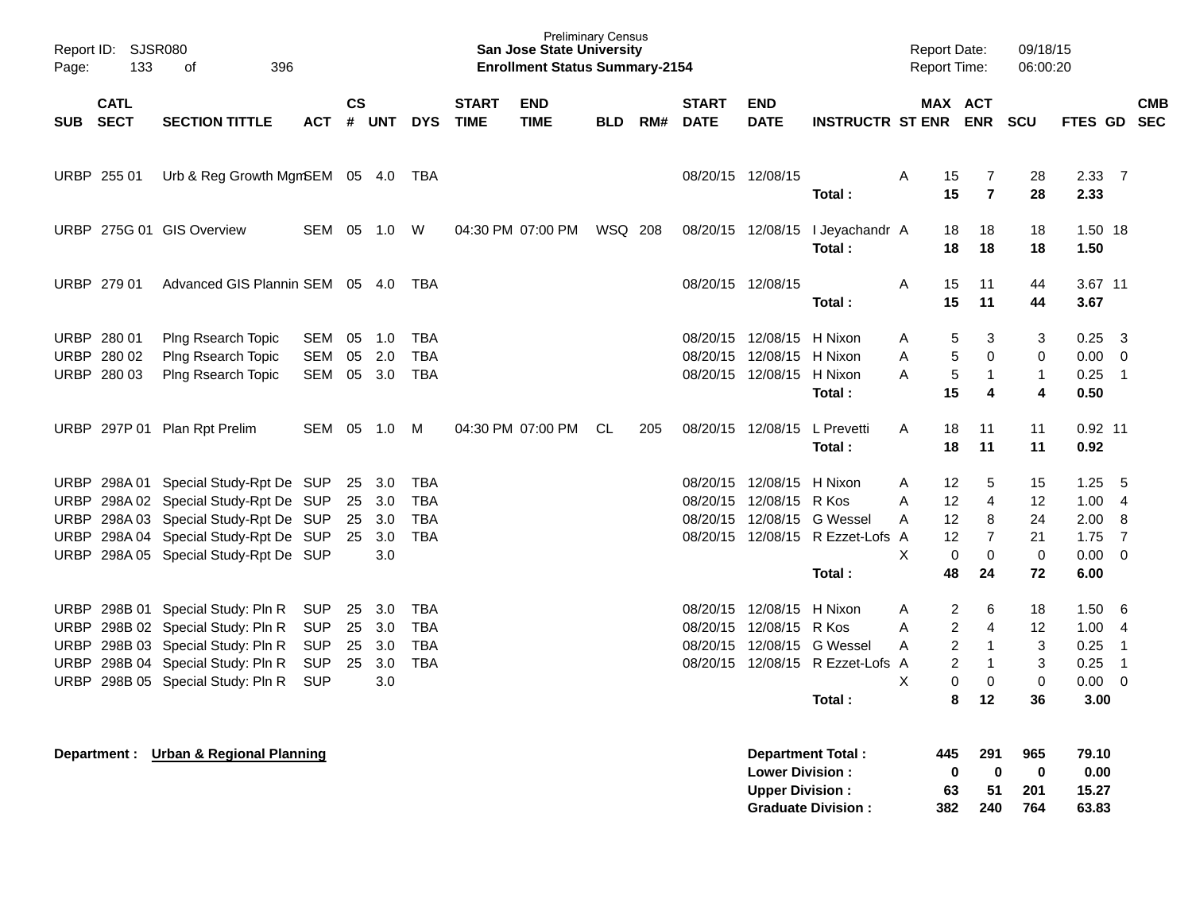Report ID: SJSR080

**Preliminary Census**
**San Jose State University**
**Enrollment Status Summary-2154**

Report Date: 09/18/15
Report Time: 06:00:20

| SUB | CATL SECT | SECTION TITTLE | ACT | CS # | UNT | DYS | START TIME | END TIME | BLD | RM# | START DATE | END DATE | INSTRUCTR | ST | MAX ENR | ACT ENR | SCU | FTES | GD | CMB SEC |
|---|---|---|---|---|---|---|---|---|---|---|---|---|---|---|---|---|---|---|---|---|
| URBP | 255 01 | Urb & Reg Growth Mgm | SEM | 05 | 4.0 | TBA | | | | | 08/20/15 | 12/08/15 | | A | 15 | 7 | 28 | 2.33 | 7 | |
| | | | | | | | | | | | | | **Total :** | | **15** | **7** | **28** | **2.33** | | |
| URBP | 275G 01 | GIS Overview | SEM | 05 | 1.0 | W | 04:30 PM | 07:00 PM | WSQ | 208 | 08/20/15 | 12/08/15 | I Jeyachandr | A | 18 | 18 | 18 | 1.50 | 18 | |
| | | | | | | | | | | | | | **Total :** | | **18** | **18** | **18** | **1.50** | | |
| URBP | 279 01 | Advanced GIS Plannin | SEM | 05 | 4.0 | TBA | | | | | 08/20/15 | 12/08/15 | | A | 15 | 11 | 44 | 3.67 | 11 | |
| | | | | | | | | | | | | | **Total :** | | **15** | **11** | **44** | **3.67** | | |
| URBP | 280 01 | Plng Rsearch Topic | SEM | 05 | 1.0 | TBA | | | | | 08/20/15 | 12/08/15 | H Nixon | A | 5 | 3 | 3 | 0.25 | 3 | |
| URBP | 280 02 | Plng Rsearch Topic | SEM | 05 | 2.0 | TBA | | | | | 08/20/15 | 12/08/15 | H Nixon | A | 5 | 0 | 0 | 0.00 | 0 | |
| URBP | 280 03 | Plng Rsearch Topic | SEM | 05 | 3.0 | TBA | | | | | 08/20/15 | 12/08/15 | H Nixon | A | 5 | 1 | 1 | 0.25 | 1 | |
| | | | | | | | | | | | | | **Total :** | | **15** | **4** | **4** | **0.50** | | |
| URBP | 297P 01 | Plan Rpt Prelim | SEM | 05 | 1.0 | M | 04:30 PM | 07:00 PM | CL | 205 | 08/20/15 | 12/08/15 | L Prevetti | A | 18 | 11 | 11 | 0.92 | 11 | |
| | | | | | | | | | | | | | **Total :** | | **18** | **11** | **11** | **0.92** | | |
| URBP | 298A 01 | Special Study-Rpt De | SUP | 25 | 3.0 | TBA | | | | | 08/20/15 | 12/08/15 | H Nixon | A | 12 | 5 | 15 | 1.25 | 5 | |
| URBP | 298A 02 | Special Study-Rpt De | SUP | 25 | 3.0 | TBA | | | | | 08/20/15 | 12/08/15 | R Kos | A | 12 | 4 | 12 | 1.00 | 4 | |
| URBP | 298A 03 | Special Study-Rpt De | SUP | 25 | 3.0 | TBA | | | | | 08/20/15 | 12/08/15 | G Wessel | A | 12 | 8 | 24 | 2.00 | 8 | |
| URBP | 298A 04 | Special Study-Rpt De | SUP | 25 | 3.0 | TBA | | | | | 08/20/15 | 12/08/15 | R Ezzet-Lofs | A | 12 | 7 | 21 | 1.75 | 7 | |
| URBP | 298A 05 | Special Study-Rpt De | SUP | | 3.0 | | | | | | | | | X | 0 | 0 | 0 | 0.00 | 0 | |
| | | | | | | | | | | | | | **Total :** | | **48** | **24** | **72** | **6.00** | | |
| URBP | 298B 01 | Special Study: Pln R | SUP | 25 | 3.0 | TBA | | | | | 08/20/15 | 12/08/15 | H Nixon | A | 2 | 6 | 18 | 1.50 | 6 | |
| URBP | 298B 02 | Special Study: Pln R | SUP | 25 | 3.0 | TBA | | | | | 08/20/15 | 12/08/15 | R Kos | A | 2 | 4 | 12 | 1.00 | 4 | |
| URBP | 298B 03 | Special Study: Pln R | SUP | 25 | 3.0 | TBA | | | | | 08/20/15 | 12/08/15 | G Wessel | A | 2 | 1 | 3 | 0.25 | 1 | |
| URBP | 298B 04 | Special Study: Pln R | SUP | 25 | 3.0 | TBA | | | | | 08/20/15 | 12/08/15 | R Ezzet-Lofs | A | 2 | 1 | 3 | 0.25 | 1 | |
| URBP | 298B 05 | Special Study: Pln R | SUP | | 3.0 | | | | | | | | | X | 0 | 0 | 0 | 0.00 | 0 | |
| | | | | | | | | | | | | | **Total :** | | **8** | **12** | **36** | **3.00** | | |

**Department : Urban & Regional Planning**

| | MAX ENR | ACT ENR | SCU | FTES |
|---|---|---|---|---|
| **Department Total :** | **445** | **291** | **965** | **79.10** |
| **Lower Division :** | **0** | **0** | **0** | **0.00** |
| **Upper Division :** | **63** | **51** | **201** | **15.27** |
| **Graduate Division :** | **382** | **240** | **764** | **63.83** |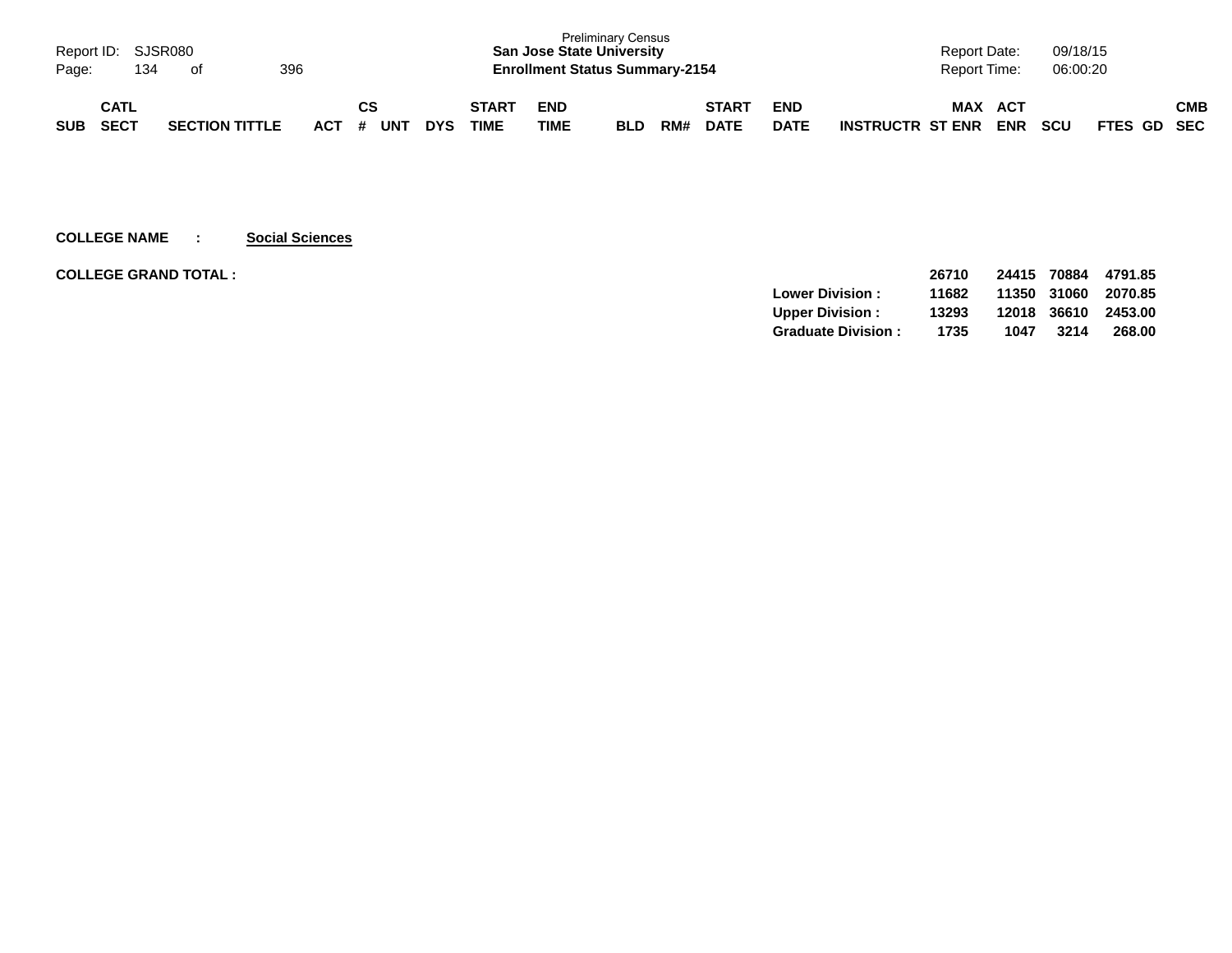Preliminary Census
**San Jose State University**
**Enrollment Status Summary-2154**

Report ID: SJSR080
Report Date: 09/18/15
Report Time: 06:00:20

| SUB | CATL SECT | SECTION TITTLE | ACT | CS # | UNT | DYS | START TIME | END TIME | BLD | RM# | START DATE | END DATE | INSTRUCTR | MAX ST ENR | ACT ENR | SCU | FTES | GD | CMB SEC |
|---|---|---|---|---|---|---|---|---|---|---|---|---|---|---|---|---|---|---|---|

**COLLEGE NAME : Social Sciences**

**COLLEGE GRAND TOTAL :**

| | MAX ST ENR | ACT ENR | SCU | FTES |
|---|---|---|---|---|
| | **26710** | **24415** | **70884** | **4791.85** |
| **Lower Division :** | **11682** | **11350** | **31060** | **2070.85** |
| **Upper Division :** | **13293** | **12018** | **36610** | **2453.00** |
| **Graduate Division :** | **1735** | **1047** | **3214** | **268.00** |